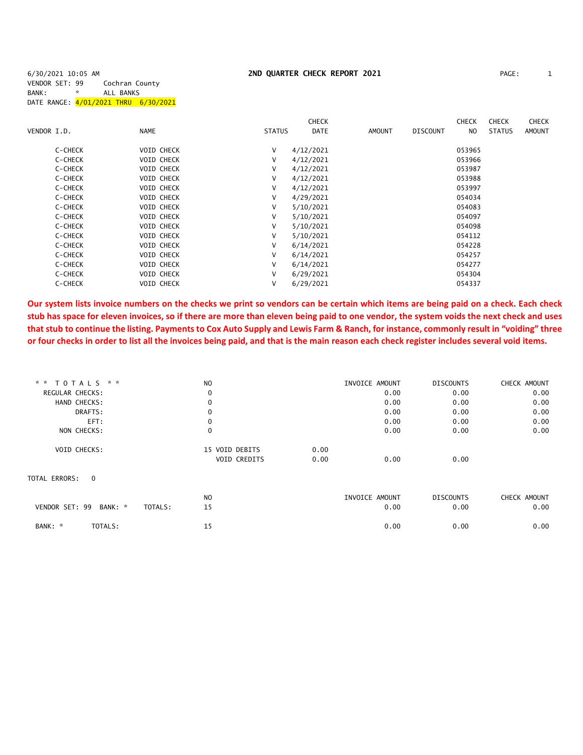6/30/2021 10:05 AM

## 2ND QUARTER CHECK REPORT 2021

VENDOR SET: 99 Cochran County
BANK: * ALL BANKS
DATE RANGE: 4/01/2021 THRU 6/30/2021

| VENDOR I.D. | NAME | STATUS | CHECK DATE | AMOUNT | DISCOUNT | CHECK NO | CHECK STATUS | CHECK AMOUNT |
|---|---|---|---|---|---|---|---|---|
| C-CHECK | VOID CHECK | V | 4/12/2021 | | | 053965 | | |
| C-CHECK | VOID CHECK | V | 4/12/2021 | | | 053966 | | |
| C-CHECK | VOID CHECK | V | 4/12/2021 | | | 053987 | | |
| C-CHECK | VOID CHECK | V | 4/12/2021 | | | 053988 | | |
| C-CHECK | VOID CHECK | V | 4/12/2021 | | | 053997 | | |
| C-CHECK | VOID CHECK | V | 4/29/2021 | | | 054034 | | |
| C-CHECK | VOID CHECK | V | 5/10/2021 | | | 054083 | | |
| C-CHECK | VOID CHECK | V | 5/10/2021 | | | 054097 | | |
| C-CHECK | VOID CHECK | V | 5/10/2021 | | | 054098 | | |
| C-CHECK | VOID CHECK | V | 5/10/2021 | | | 054112 | | |
| C-CHECK | VOID CHECK | V | 6/14/2021 | | | 054228 | | |
| C-CHECK | VOID CHECK | V | 6/14/2021 | | | 054257 | | |
| C-CHECK | VOID CHECK | V | 6/14/2021 | | | 054277 | | |
| C-CHECK | VOID CHECK | V | 6/29/2021 | | | 054304 | | |
| C-CHECK | VOID CHECK | V | 6/29/2021 | | | 054337 | | |

**Our system lists invoice numbers on the checks we print so vendors can be certain which items are being paid on a check. Each check stub has space for eleven invoices, so if there are more than eleven being paid to one vendor, the system voids the next check and uses that stub to continue the listing. Payments to Cox Auto Supply and Lewis Farm & Ranch, for instance, commonly result in "voiding" three or four checks in order to list all the invoices being paid, and that is the main reason each check register includes several void items.**

| ** TOTALS ** | NO | | | INVOICE AMOUNT | DISCOUNTS | CHECK AMOUNT |
|---|---|---|---|---|---|---|
| REGULAR CHECKS: | 0 | | | 0.00 | 0.00 | 0.00 |
| HAND CHECKS: | 0 | | | 0.00 | 0.00 | 0.00 |
| DRAFTS: | 0 | | | 0.00 | 0.00 | 0.00 |
| EFT: | 0 | | | 0.00 | 0.00 | 0.00 |
| NON CHECKS: | 0 | | | 0.00 | 0.00 | 0.00 |
| VOID CHECKS: | 15 | VOID DEBITS | 0.00 | | | |
| | | VOID CREDITS | 0.00 | 0.00 | 0.00 | |

TOTAL ERRORS: 0

| | NO | INVOICE AMOUNT | DISCOUNTS | CHECK AMOUNT |
|---|---|---|---|---|
| VENDOR SET: 99 BANK: * TOTALS: | 15 | 0.00 | 0.00 | 0.00 |
| BANK: * TOTALS: | 15 | 0.00 | 0.00 | 0.00 |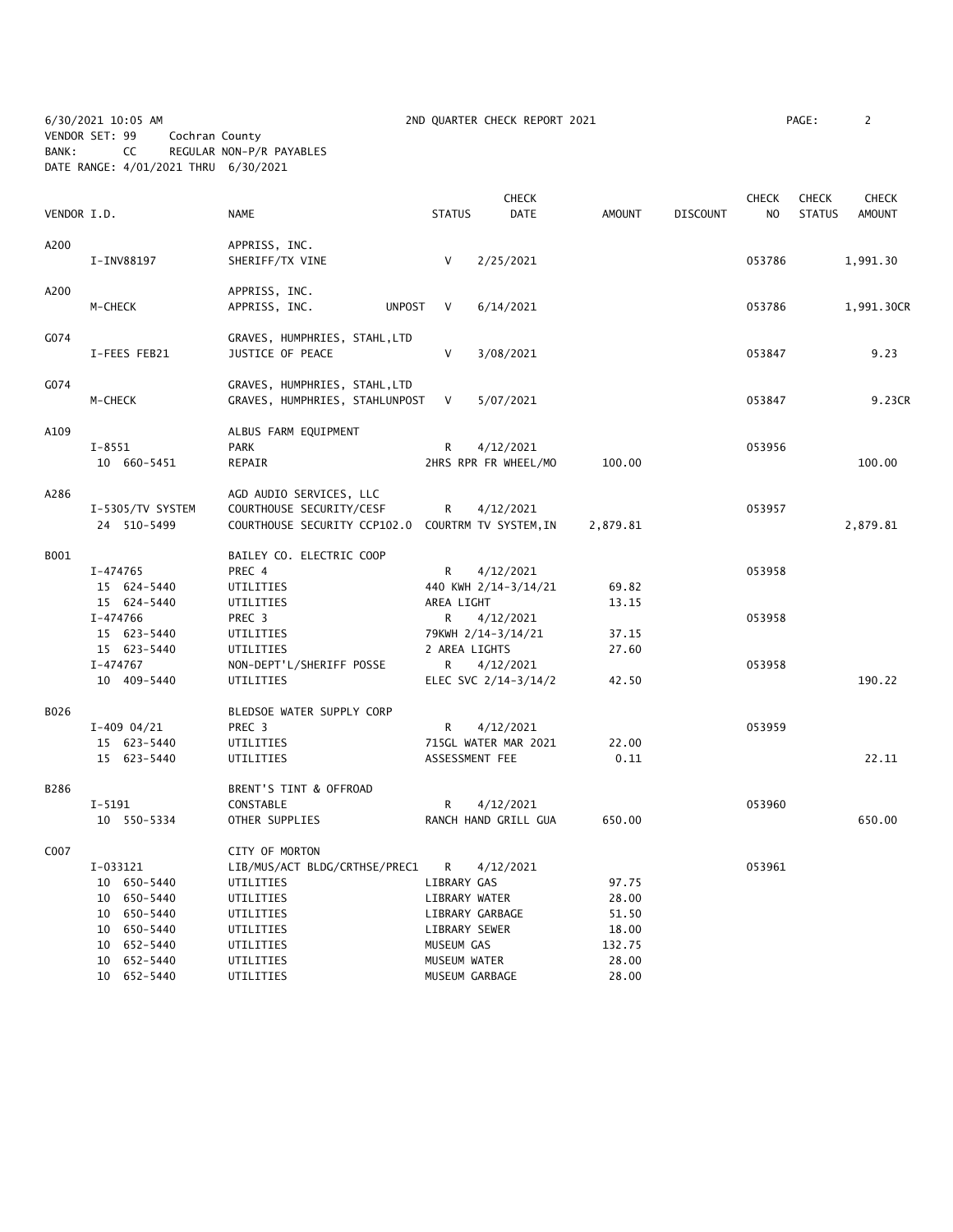6/30/2021 10:05 AM 2ND QUARTER CHECK REPORT 2021

VENDOR SET: 99 Cochran County
BANK: CC REGULAR NON-P/R PAYABLES
DATE RANGE: 4/01/2021 THRU 6/30/2021

| VENDOR I.D. | NAME | STATUS | CHECK DATE | AMOUNT | DISCOUNT | CHECK NO | CHECK STATUS | CHECK AMOUNT |
|---|---|---|---|---|---|---|---|---|
| A200 | APPRISS, INC. | | | | | | | |
| I-INV88197 | SHERIFF/TX VINE | V | 2/25/2021 | | | 053786 | | 1,991.30 |
| A200 | APPRISS, INC. | | | | | | | |
| M-CHECK | APPRISS, INC. UNPOST | V | 6/14/2021 | | | 053786 | | 1,991.30CR |
| G074 | GRAVES, HUMPHRIES, STAHL,LTD | | | | | | | |
| I-FEES FEB21 | JUSTICE OF PEACE | V | 3/08/2021 | | | 053847 | | 9.23 |
| G074 | GRAVES, HUMPHRIES, STAHL,LTD | | | | | | | |
| M-CHECK | GRAVES, HUMPHRIES, STAHLUNPOST | V | 5/07/2021 | | | 053847 | | 9.23CR |
| A109 | ALBUS FARM EQUIPMENT | | | | | | | |
| I-8551 | PARK | R | 4/12/2021 | | | 053956 | | |
| 10 660-5451 | REPAIR | | 2HRS RPR FR WHEEL/MO | 100.00 | | | | 100.00 |
| A286 | AGD AUDIO SERVICES, LLC | | | | | | | |
| I-5305/TV SYSTEM | COURTHOUSE SECURITY/CESF | R | 4/12/2021 | | | 053957 | | |
| 24 510-5499 | COURTHOUSE SECURITY CCP102.0 | | COURTRM TV SYSTEM,IN | 2,879.81 | | | | 2,879.81 |
| B001 | BAILEY CO. ELECTRIC COOP | | | | | | | |
| I-474765 | PREC 4 | R | 4/12/2021 | | | 053958 | | |
| 15 624-5440 | UTILITIES | | 440 KWH 2/14-3/14/21 | 69.82 | | | | |
| 15 624-5440 | UTILITIES | | AREA LIGHT | 13.15 | | | | |
| I-474766 | PREC 3 | R | 4/12/2021 | | | 053958 | | |
| 15 623-5440 | UTILITIES | | 79KWH 2/14-3/14/21 | 37.15 | | | | |
| 15 623-5440 | UTILITIES | | 2 AREA LIGHTS | 27.60 | | | | |
| I-474767 | NON-DEPT'L/SHERIFF POSSE | R | 4/12/2021 | | | 053958 | | |
| 10 409-5440 | UTILITIES | | ELEC SVC 2/14-3/14/2 | 42.50 | | | | 190.22 |
| B026 | BLEDSOE WATER SUPPLY CORP | | | | | | | |
| I-409 04/21 | PREC 3 | R | 4/12/2021 | | | 053959 | | |
| 15 623-5440 | UTILITIES | | 715GL WATER MAR 2021 | 22.00 | | | | |
| 15 623-5440 | UTILITIES | | ASSESSMENT FEE | 0.11 | | | | 22.11 |
| B286 | BRENT'S TINT & OFFROAD | | | | | | | |
| I-5191 | CONSTABLE | R | 4/12/2021 | | | 053960 | | |
| 10 550-5334 | OTHER SUPPLIES | | RANCH HAND GRILL GUA | 650.00 | | | | 650.00 |
| C007 | CITY OF MORTON | | | | | | | |
| I-033121 | LIB/MUS/ACT BLDG/CRTHSE/PREC1 | R | 4/12/2021 | | | 053961 | | |
| 10 650-5440 | UTILITIES | | LIBRARY GAS | 97.75 | | | | |
| 10 650-5440 | UTILITIES | | LIBRARY WATER | 28.00 | | | | |
| 10 650-5440 | UTILITIES | | LIBRARY GARBAGE | 51.50 | | | | |
| 10 650-5440 | UTILITIES | | LIBRARY SEWER | 18.00 | | | | |
| 10 652-5440 | UTILITIES | | MUSEUM GAS | 132.75 | | | | |
| 10 652-5440 | UTILITIES | | MUSEUM WATER | 28.00 | | | | |
| 10 652-5440 | UTILITIES | | MUSEUM GARBAGE | 28.00 | | | | |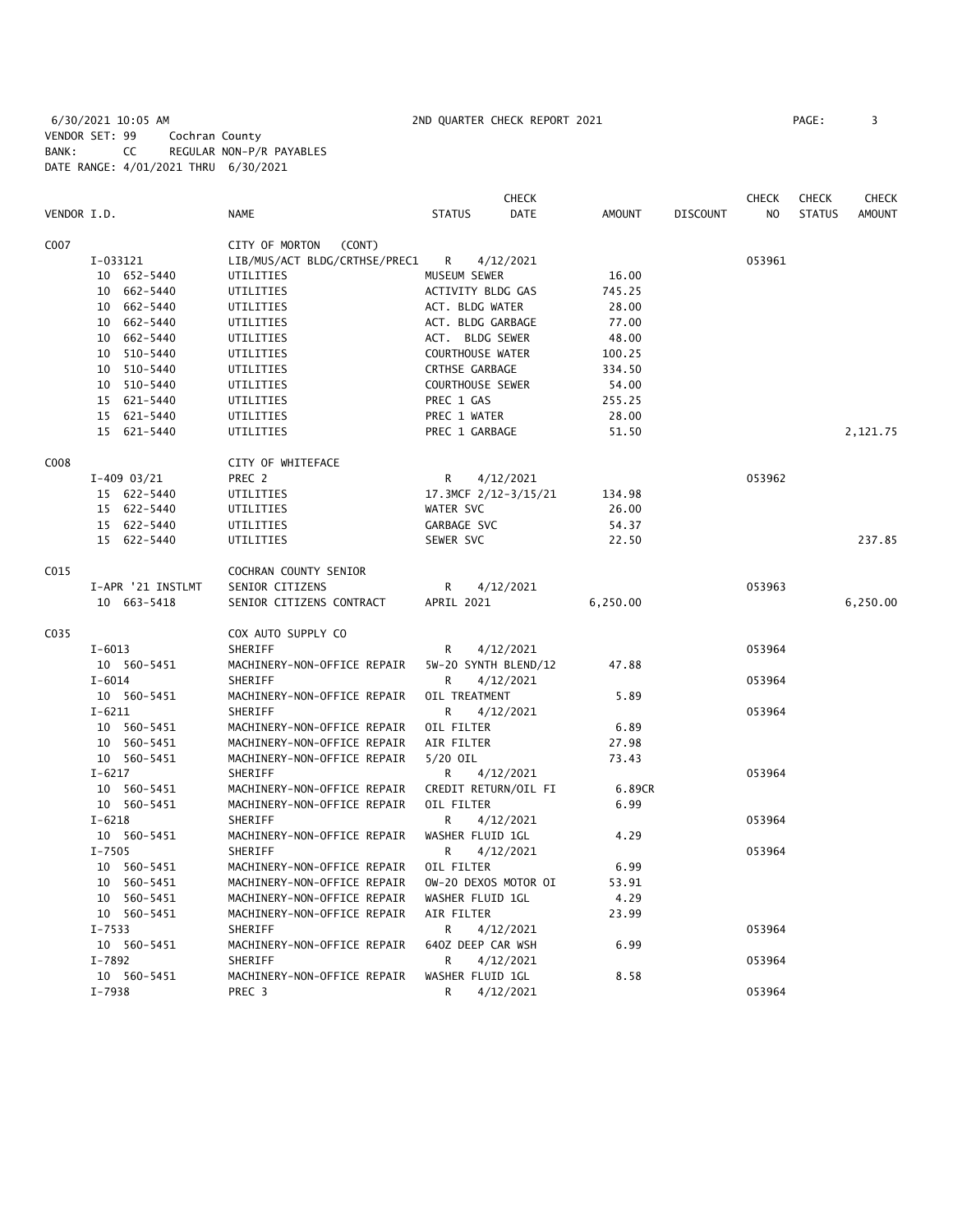6/30/2021 10:05 AM 2ND QUARTER CHECK REPORT 2021 PAGE: 3

VENDOR SET: 99 Cochran County
BANK: CC REGULAR NON-P/R PAYABLES
DATE RANGE: 4/01/2021 THRU 6/30/2021

| VENDOR I.D. | NAME | STATUS | CHECK DATE | AMOUNT | DISCOUNT | CHECK NO | CHECK STATUS | CHECK AMOUNT |
|---|---|---|---|---|---|---|---|---|
| C007 | CITY OF MORTON (CONT) | | | | | | | |
| I-033121 | LIB/MUS/ACT BLDG/CRTHSE/PREC1 | R | 4/12/2021 | | | 053961 | | |
| 10 652-5440 | UTILITIES | MUSEUM SEWER | | 16.00 | | | | |
| 10 662-5440 | UTILITIES | ACTIVITY BLDG GAS | | 745.25 | | | | |
| 10 662-5440 | UTILITIES | ACT. BLDG WATER | | 28.00 | | | | |
| 10 662-5440 | UTILITIES | ACT. BLDG GARBAGE | | 77.00 | | | | |
| 10 662-5440 | UTILITIES | ACT. BLDG SEWER | | 48.00 | | | | |
| 10 510-5440 | UTILITIES | COURTHOUSE WATER | | 100.25 | | | | |
| 10 510-5440 | UTILITIES | CRTHSE GARBAGE | | 334.50 | | | | |
| 10 510-5440 | UTILITIES | COURTHOUSE SEWER | | 54.00 | | | | |
| 15 621-5440 | UTILITIES | PREC 1 GAS | | 255.25 | | | | |
| 15 621-5440 | UTILITIES | PREC 1 WATER | | 28.00 | | | | |
| 15 621-5440 | UTILITIES | PREC 1 GARBAGE | | 51.50 | | | | 2,121.75 |
| C008 | CITY OF WHITEFACE | | | | | | | |
| I-409 03/21 | PREC 2 | R | 4/12/2021 | | | 053962 | | |
| 15 622-5440 | UTILITIES | 17.3MCF 2/12-3/15/21 | | 134.98 | | | | |
| 15 622-5440 | UTILITIES | WATER SVC | | 26.00 | | | | |
| 15 622-5440 | UTILITIES | GARBAGE SVC | | 54.37 | | | | |
| 15 622-5440 | UTILITIES | SEWER SVC | | 22.50 | | | | 237.85 |
| C015 | COCHRAN COUNTY SENIOR | | | | | | | |
| I-APR '21 INSTLMT | SENIOR CITIZENS | R | 4/12/2021 | | | 053963 | | |
| 10 663-5418 | SENIOR CITIZENS CONTRACT | APRIL 2021 | | 6,250.00 | | | | 6,250.00 |
| C035 | COX AUTO SUPPLY CO | | | | | | | |
| I-6013 | SHERIFF | R | 4/12/2021 | | | 053964 | | |
| 10 560-5451 | MACHINERY-NON-OFFICE REPAIR | 5W-20 SYNTH BLEND/12 | | 47.88 | | | | |
| I-6014 | SHERIFF | R | 4/12/2021 | | | 053964 | | |
| 10 560-5451 | MACHINERY-NON-OFFICE REPAIR | OIL TREATMENT | | 5.89 | | | | |
| I-6211 | SHERIFF | R | 4/12/2021 | | | 053964 | | |
| 10 560-5451 | MACHINERY-NON-OFFICE REPAIR | OIL FILTER | | 6.89 | | | | |
| 10 560-5451 | MACHINERY-NON-OFFICE REPAIR | AIR FILTER | | 27.98 | | | | |
| 10 560-5451 | MACHINERY-NON-OFFICE REPAIR | 5/20 OIL | | 73.43 | | | | |
| I-6217 | SHERIFF | R | 4/12/2021 | | | 053964 | | |
| 10 560-5451 | MACHINERY-NON-OFFICE REPAIR | CREDIT RETURN/OIL FI | | 6.89CR | | | | |
| 10 560-5451 | MACHINERY-NON-OFFICE REPAIR | OIL FILTER | | 6.99 | | | | |
| I-6218 | SHERIFF | R | 4/12/2021 | | | 053964 | | |
| 10 560-5451 | MACHINERY-NON-OFFICE REPAIR | WASHER FLUID 1GL | | 4.29 | | | | |
| I-7505 | SHERIFF | R | 4/12/2021 | | | 053964 | | |
| 10 560-5451 | MACHINERY-NON-OFFICE REPAIR | OIL FILTER | | 6.99 | | | | |
| 10 560-5451 | MACHINERY-NON-OFFICE REPAIR | OW-20 DEXOS MOTOR OI | | 53.91 | | | | |
| 10 560-5451 | MACHINERY-NON-OFFICE REPAIR | WASHER FLUID 1GL | | 4.29 | | | | |
| 10 560-5451 | MACHINERY-NON-OFFICE REPAIR | AIR FILTER | | 23.99 | | | | |
| I-7533 | SHERIFF | R | 4/12/2021 | | | 053964 | | |
| 10 560-5451 | MACHINERY-NON-OFFICE REPAIR | 64OZ DEEP CAR WSH | | 6.99 | | | | |
| I-7892 | SHERIFF | R | 4/12/2021 | | | 053964 | | |
| 10 560-5451 | MACHINERY-NON-OFFICE REPAIR | WASHER FLUID 1GL | | 8.58 | | | | |
| I-7938 | PREC 3 | R | 4/12/2021 | | | 053964 | | |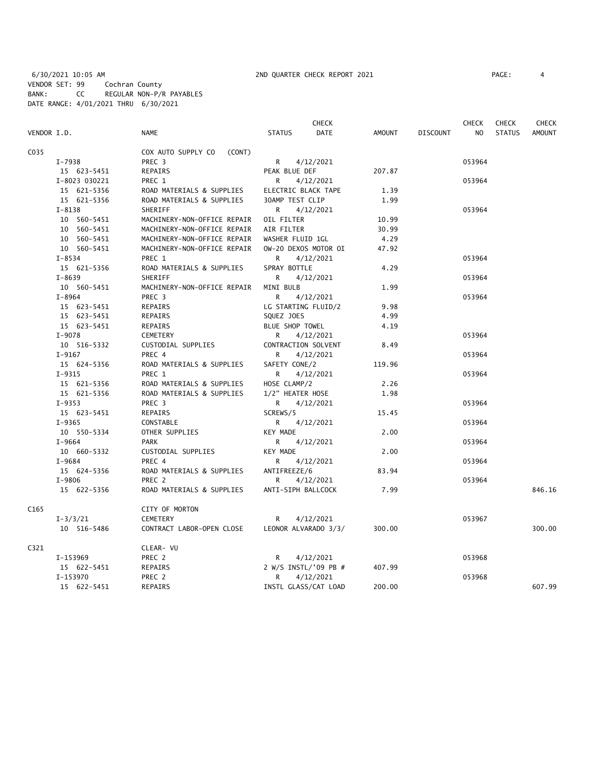6/30/2021 10:05 AM 2ND QUARTER CHECK REPORT 2021
VENDOR SET: 99 Cochran County
BANK: CC REGULAR NON-P/R PAYABLES
DATE RANGE: 4/01/2021 THRU 6/30/2021

| VENDOR I.D. | NAME | STATUS | CHECK DATE | AMOUNT | DISCOUNT | CHECK NO | CHECK STATUS | CHECK AMOUNT |
|---|---|---|---|---|---|---|---|---|
| C035 | COX AUTO SUPPLY CO (CONT) | | | | | | | |
| I-7938 | PREC 3 | R | 4/12/2021 | | | 053964 | | |
| 15 623-5451 | REPAIRS | PEAK BLUE DEF | | 207.87 | | | | |
| I-8023 030221 | PREC 1 | R | 4/12/2021 | | | 053964 | | |
| 15 621-5356 | ROAD MATERIALS & SUPPLIES | ELECTRIC BLACK TAPE | | 1.39 | | | | |
| 15 621-5356 | ROAD MATERIALS & SUPPLIES | 30AMP TEST CLIP | | 1.99 | | | | |
| I-8138 | SHERIFF | R | 4/12/2021 | | | 053964 | | |
| 10 560-5451 | MACHINERY-NON-OFFICE REPAIR | OIL FILTER | | 10.99 | | | | |
| 10 560-5451 | MACHINERY-NON-OFFICE REPAIR | AIR FILTER | | 30.99 | | | | |
| 10 560-5451 | MACHINERY-NON-OFFICE REPAIR | WASHER FLUID 1GL | | 4.29 | | | | |
| 10 560-5451 | MACHINERY-NON-OFFICE REPAIR | OW-20 DEXOS MOTOR OI | | 47.92 | | | | |
| I-8534 | PREC 1 | R | 4/12/2021 | | | 053964 | | |
| 15 621-5356 | ROAD MATERIALS & SUPPLIES | SPRAY BOTTLE | | 4.29 | | | | |
| I-8639 | SHERIFF | R | 4/12/2021 | | | 053964 | | |
| 10 560-5451 | MACHINERY-NON-OFFICE REPAIR | MINI BULB | | 1.99 | | | | |
| I-8964 | PREC 3 | R | 4/12/2021 | | | 053964 | | |
| 15 623-5451 | REPAIRS | LG STARTING FLUID/2 | | 9.98 | | | | |
| 15 623-5451 | REPAIRS | SQUEZ JOES | | 4.99 | | | | |
| 15 623-5451 | REPAIRS | BLUE SHOP TOWEL | | 4.19 | | | | |
| I-9078 | CEMETERY | R | 4/12/2021 | | | 053964 | | |
| 10 516-5332 | CUSTODIAL SUPPLIES | CONTRACTION SOLVENT | | 8.49 | | | | |
| I-9167 | PREC 4 | R | 4/12/2021 | | | 053964 | | |
| 15 624-5356 | ROAD MATERIALS & SUPPLIES | SAFETY CONE/2 | | 119.96 | | | | |
| I-9315 | PREC 1 | R | 4/12/2021 | | | 053964 | | |
| 15 621-5356 | ROAD MATERIALS & SUPPLIES | HOSE CLAMP/2 | | 2.26 | | | | |
| 15 621-5356 | ROAD MATERIALS & SUPPLIES | 1/2" HEATER HOSE | | 1.98 | | | | |
| I-9353 | PREC 3 | R | 4/12/2021 | | | 053964 | | |
| 15 623-5451 | REPAIRS | SCREWS/5 | | 15.45 | | | | |
| I-9365 | CONSTABLE | R | 4/12/2021 | | | 053964 | | |
| 10 550-5334 | OTHER SUPPLIES | KEY MADE | | 2.00 | | | | |
| I-9664 | PARK | R | 4/12/2021 | | | 053964 | | |
| 10 660-5332 | CUSTODIAL SUPPLIES | KEY MADE | | 2.00 | | | | |
| I-9684 | PREC 4 | R | 4/12/2021 | | | 053964 | | |
| 15 624-5356 | ROAD MATERIALS & SUPPLIES | ANTIFREEZE/6 | | 83.94 | | | | |
| I-9806 | PREC 2 | R | 4/12/2021 | | | 053964 | | |
| 15 622-5356 | ROAD MATERIALS & SUPPLIES | ANTI-SIPH BALLCOCK | | 7.99 | | | | 846.16 |
| C165 | CITY OF MORTON | | | | | | | |
| I-3/3/21 | CEMETERY | R | 4/12/2021 | | | 053967 | | |
| 10 516-5486 | CONTRACT LABOR-OPEN CLOSE | LEONOR ALVARADO 3/3/ | | 300.00 | | | | 300.00 |
| C321 | CLEAR- VU | | | | | | | |
| I-153969 | PREC 2 | R | 4/12/2021 | | | 053968 | | |
| 15 622-5451 | REPAIRS | 2 W/S INSTL/'09 PB # | | 407.99 | | | | |
| I-153970 | PREC 2 | R | 4/12/2021 | | | 053968 | | |
| 15 622-5451 | REPAIRS | INSTL GLASS/CAT LOAD | | 200.00 | | | | 607.99 |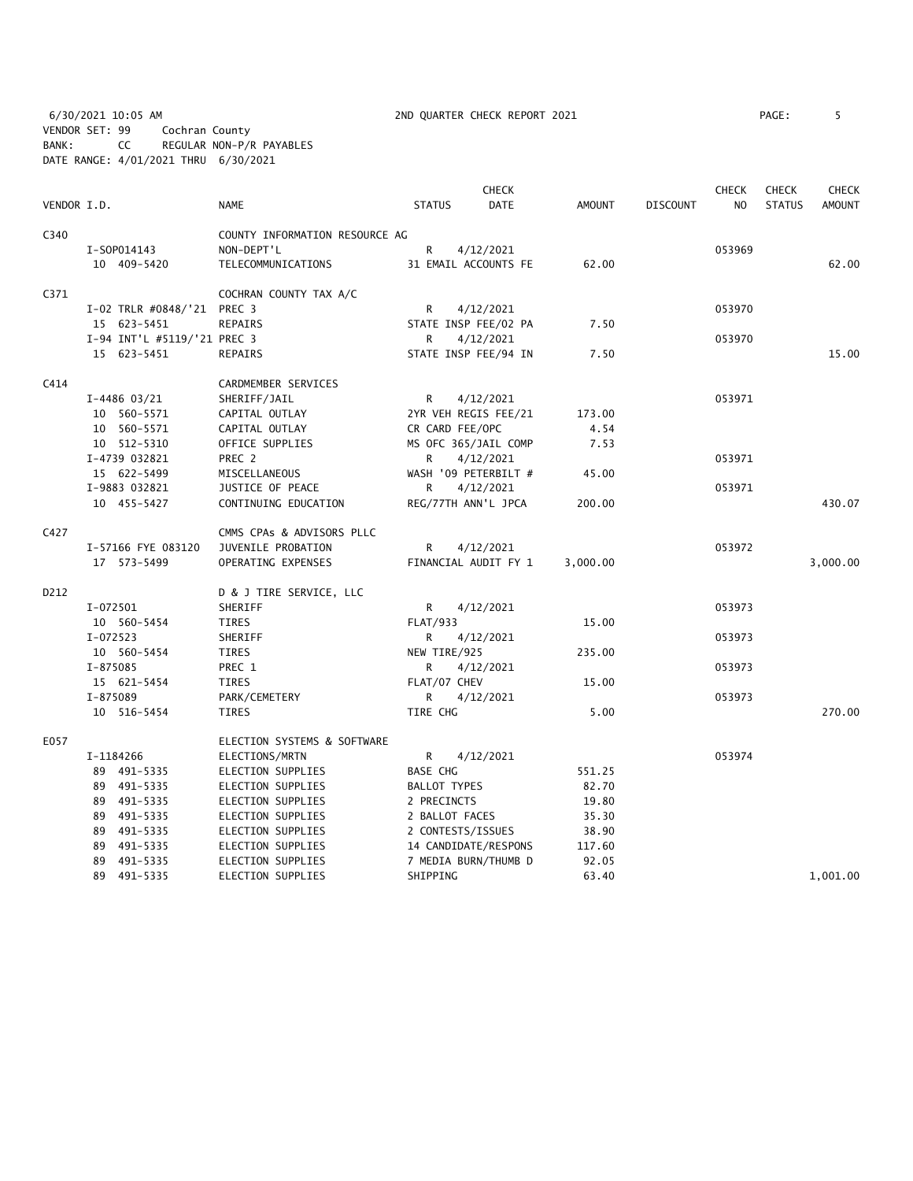6/30/2021 10:05 AM 2ND QUARTER CHECK REPORT 2021
VENDOR SET: 99 Cochran County
BANK: CC REGULAR NON-P/R PAYABLES
DATE RANGE: 4/01/2021 THRU 6/30/2021

| VENDOR I.D. | | NAME | STATUS | CHECK DATE | AMOUNT | DISCOUNT | CHECK NO | CHECK STATUS | CHECK AMOUNT |
|---|---|---|---|---|---|---|---|---|---|
| C340 | | COUNTY INFORMATION RESOURCE AG | | | | | | | |
| | I-SOP014143 | NON-DEPT'L | R | 4/12/2021 | | | 053969 | | |
| | 10 409-5420 | TELECOMMUNICATIONS | 31 EMAIL ACCOUNTS FE | | 62.00 | | | | 62.00 |
| C371 | | COCHRAN COUNTY TAX A/C | | | | | | | |
| | I-02 TRLR #0848/'21 | PREC 3 | R | 4/12/2021 | | | 053970 | | |
| | 15 623-5451 | REPAIRS | STATE INSP FEE/02 PA | | 7.50 | | | | |
| | I-94 INT'L #5119/'21 | PREC 3 | R | 4/12/2021 | | | 053970 | | |
| | 15 623-5451 | REPAIRS | STATE INSP FEE/94 IN | | 7.50 | | | | 15.00 |
| C414 | | CARDMEMBER SERVICES | | | | | | | |
| | I-4486 03/21 | SHERIFF/JAIL | R | 4/12/2021 | | | 053971 | | |
| | 10 560-5571 | CAPITAL OUTLAY | 2YR VEH REGIS FEE/21 | | 173.00 | | | | |
| | 10 560-5571 | CAPITAL OUTLAY | CR CARD FEE/OPC | | 4.54 | | | | |
| | 10 512-5310 | OFFICE SUPPLIES | MS OFC 365/JAIL COMP | | 7.53 | | | | |
| | I-4739 032821 | PREC 2 | R | 4/12/2021 | | | 053971 | | |
| | 15 622-5499 | MISCELLANEOUS | WASH '09 PETERBILT # | | 45.00 | | | | |
| | I-9883 032821 | JUSTICE OF PEACE | R | 4/12/2021 | | | 053971 | | |
| | 10 455-5427 | CONTINUING EDUCATION | REG/77TH ANN'L JPCA | | 200.00 | | | | 430.07 |
| C427 | | CMMS CPAs & ADVISORS PLLC | | | | | | | |
| | I-57166 FYE 083120 | JUVENILE PROBATION | R | 4/12/2021 | | | 053972 | | |
| | 17 573-5499 | OPERATING EXPENSES | FINANCIAL AUDIT FY 1 | | 3,000.00 | | | | 3,000.00 |
| D212 | | D & J TIRE SERVICE, LLC | | | | | | | |
| | I-072501 | SHERIFF | R | 4/12/2021 | | | 053973 | | |
| | 10 560-5454 | TIRES | FLAT/933 | | 15.00 | | | | |
| | I-072523 | SHERIFF | R | 4/12/2021 | | | 053973 | | |
| | 10 560-5454 | TIRES | NEW TIRE/925 | | 235.00 | | | | |
| | I-875085 | PREC 1 | R | 4/12/2021 | | | 053973 | | |
| | 15 621-5454 | TIRES | FLAT/07 CHEV | | 15.00 | | | | |
| | I-875089 | PARK/CEMETERY | R | 4/12/2021 | | | 053973 | | |
| | 10 516-5454 | TIRES | TIRE CHG | | 5.00 | | | | 270.00 |
| E057 | | ELECTION SYSTEMS & SOFTWARE | | | | | | | |
| | I-1184266 | ELECTIONS/MRTN | R | 4/12/2021 | | | 053974 | | |
| | 89 491-5335 | ELECTION SUPPLIES | BASE CHG | | 551.25 | | | | |
| | 89 491-5335 | ELECTION SUPPLIES | BALLOT TYPES | | 82.70 | | | | |
| | 89 491-5335 | ELECTION SUPPLIES | 2 PRECINCTS | | 19.80 | | | | |
| | 89 491-5335 | ELECTION SUPPLIES | 2 BALLOT FACES | | 35.30 | | | | |
| | 89 491-5335 | ELECTION SUPPLIES | 2 CONTESTS/ISSUES | | 38.90 | | | | |
| | 89 491-5335 | ELECTION SUPPLIES | 14 CANDIDATE/RESPONS | | 117.60 | | | | |
| | 89 491-5335 | ELECTION SUPPLIES | 7 MEDIA BURN/THUMB D | | 92.05 | | | | |
| | 89 491-5335 | ELECTION SUPPLIES | SHIPPING | | 63.40 | | | | 1,001.00 |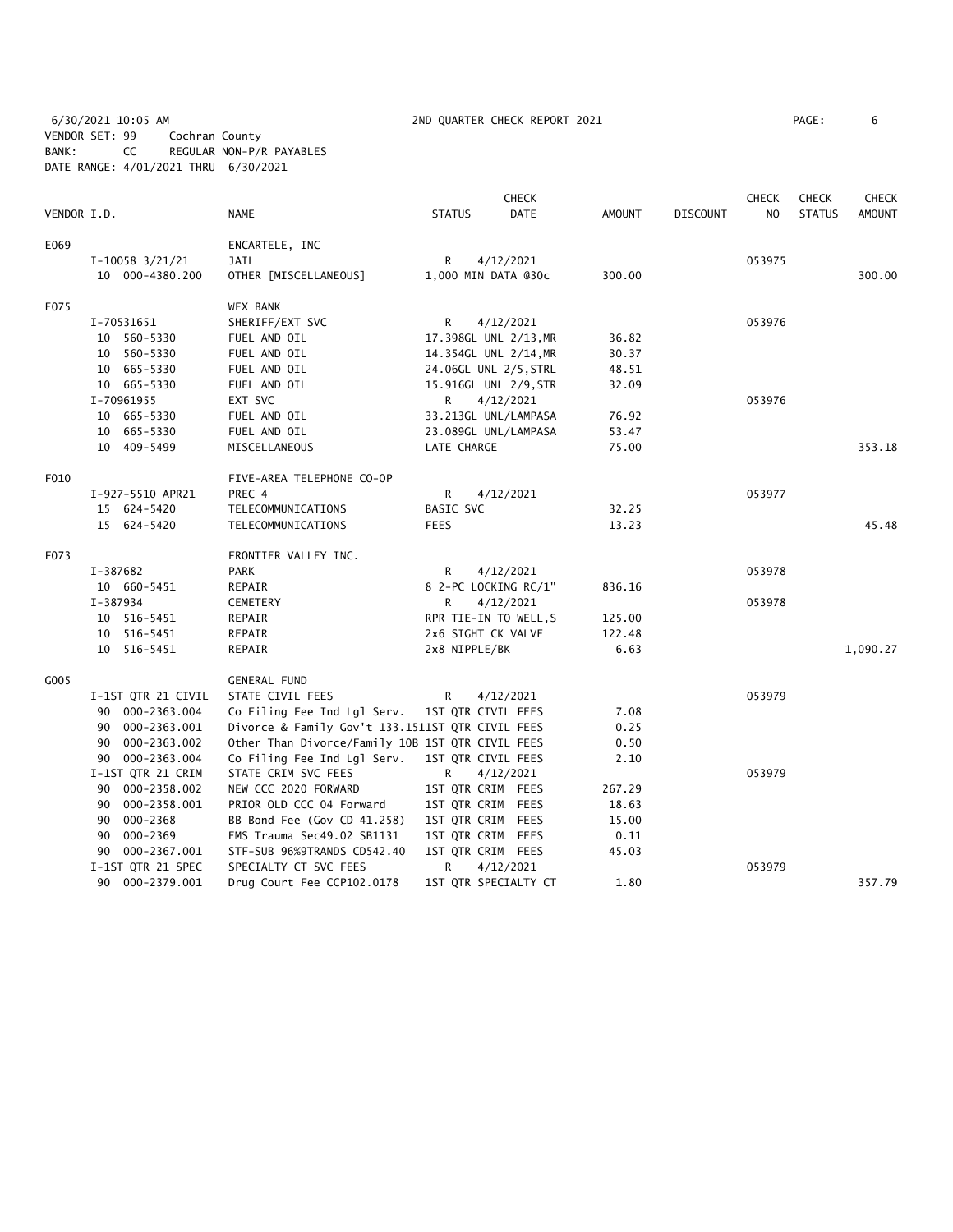6/30/2021 10:05 AM 2ND QUARTER CHECK REPORT 2021

VENDOR SET: 99 Cochran County
BANK: CC REGULAR NON-P/R PAYABLES
DATE RANGE: 4/01/2021 THRU 6/30/2021

| VENDOR I.D. | | NAME | STATUS | CHECK DATE | AMOUNT | DISCOUNT | CHECK NO | CHECK STATUS | CHECK AMOUNT |
|---|---|---|---|---|---|---|---|---|---|
| E069 | | ENCARTELE, INC | | | | | | | |
| | I-10058 3/21/21 | JAIL | R | 4/12/2021 | | | 053975 | | |
| | 10 000-4380.200 | OTHER [MISCELLANEOUS] | 1,000 MIN DATA @30c | | 300.00 | | | | 300.00 |
| E075 | | WEX BANK | | | | | | | |
| | I-70531651 | SHERIFF/EXT SVC | R | 4/12/2021 | | | 053976 | | |
| | 10 560-5330 | FUEL AND OIL | 17.398GL UNL 2/13,MR | | 36.82 | | | | |
| | 10 560-5330 | FUEL AND OIL | 14.354GL UNL 2/14,MR | | 30.37 | | | | |
| | 10 665-5330 | FUEL AND OIL | 24.06GL UNL 2/5,STRL | | 48.51 | | | | |
| | 10 665-5330 | FUEL AND OIL | 15.916GL UNL 2/9,STR | | 32.09 | | | | |
| | I-70961955 | EXT SVC | R | 4/12/2021 | | | 053976 | | |
| | 10 665-5330 | FUEL AND OIL | 33.213GL UNL/LAMPASA | | 76.92 | | | | |
| | 10 665-5330 | FUEL AND OIL | 23.089GL UNL/LAMPASA | | 53.47 | | | | |
| | 10 409-5499 | MISCELLANEOUS | LATE CHARGE | | 75.00 | | | | 353.18 |
| F010 | | FIVE-AREA TELEPHONE CO-OP | | | | | | | |
| | I-927-5510 APR21 | PREC 4 | R | 4/12/2021 | | | 053977 | | |
| | 15 624-5420 | TELECOMMUNICATIONS | BASIC SVC | | 32.25 | | | | |
| | 15 624-5420 | TELECOMMUNICATIONS | FEES | | 13.23 | | | | 45.48 |
| F073 | | FRONTIER VALLEY INC. | | | | | | | |
| | I-387682 | PARK | R | 4/12/2021 | | | 053978 | | |
| | 10 660-5451 | REPAIR | 8 2-PC LOCKING RC/1" | | 836.16 | | | | |
| | I-387934 | CEMETERY | R | 4/12/2021 | | | 053978 | | |
| | 10 516-5451 | REPAIR | RPR TIE-IN TO WELL,S | | 125.00 | | | | |
| | 10 516-5451 | REPAIR | 2x6 SIGHT CK VALVE | | 122.48 | | | | |
| | 10 516-5451 | REPAIR | 2x8 NIPPLE/BK | | 6.63 | | | | 1,090.27 |
| G005 | | GENERAL FUND | | | | | | | |
| | I-1ST QTR 21 CIVIL | STATE CIVIL FEES | R | 4/12/2021 | | | 053979 | | |
| | 90 000-2363.004 | Co Filing Fee Ind Lgl Serv. | 1ST QTR CIVIL FEES | | 7.08 | | | | |
| | 90 000-2363.001 | Divorce & Family Gov't 133.151 | 1ST QTR CIVIL FEES | | 0.25 | | | | |
| | 90 000-2363.002 | Other Than Divorce/Family 10B | 1ST QTR CIVIL FEES | | 0.50 | | | | |
| | 90 000-2363.004 | Co Filing Fee Ind Lgl Serv. | 1ST QTR CIVIL FEES | | 2.10 | | | | |
| | I-1ST QTR 21 CRIM | STATE CRIM SVC FEES | R | 4/12/2021 | | | 053979 | | |
| | 90 000-2358.002 | NEW CCC 2020 FORWARD | 1ST QTR CRIM FEES | | 267.29 | | | | |
| | 90 000-2358.001 | PRIOR OLD CCC 04 Forward | 1ST QTR CRIM FEES | | 18.63 | | | | |
| | 90 000-2368 | BB Bond Fee (Gov CD 41.258) | 1ST QTR CRIM FEES | | 15.00 | | | | |
| | 90 000-2369 | EMS Trauma Sec49.02 SB1131 | 1ST QTR CRIM FEES | | 0.11 | | | | |
| | 90 000-2367.001 | STF-SUB 96%9TRANDS CD542.40 | 1ST QTR CRIM FEES | | 45.03 | | | | |
| | I-1ST QTR 21 SPEC | SPECIALTY CT SVC FEES | R | 4/12/2021 | | | 053979 | | |
| | 90 000-2379.001 | Drug Court Fee CCP102.0178 | 1ST QTR SPECIALTY CT | | 1.80 | | | | 357.79 |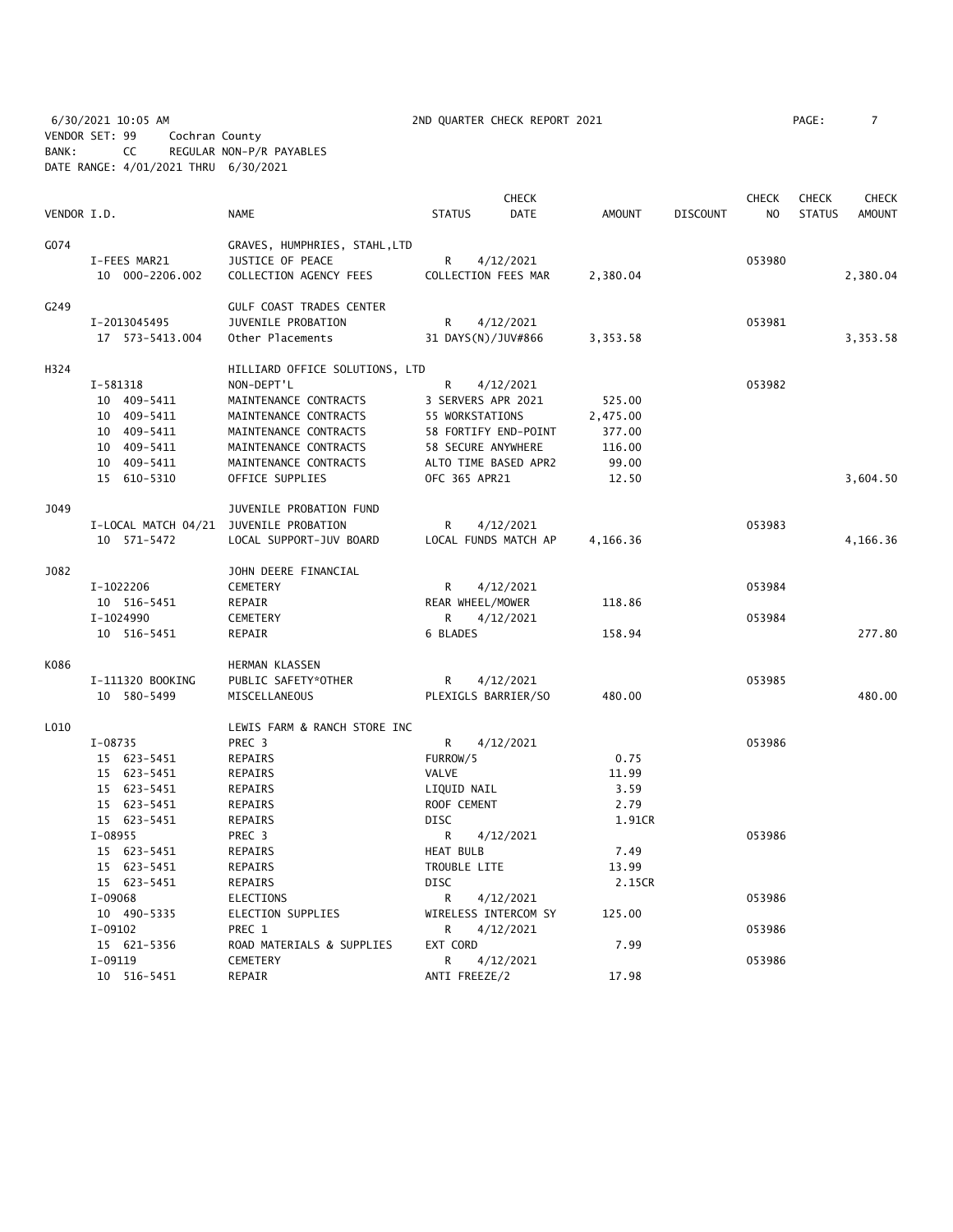6/30/2021 10:05 AM    2ND QUARTER CHECK REPORT 2021

VENDOR SET: 99    Cochran County
BANK: CC    REGULAR NON-P/R PAYABLES
DATE RANGE: 4/01/2021 THRU 6/30/2021

| VENDOR I.D. | NAME | STATUS | CHECK DATE | AMOUNT | DISCOUNT | CHECK NO | CHECK STATUS | CHECK AMOUNT |
|---|---|---|---|---|---|---|---|---|
| G074 | GRAVES, HUMPHRIES, STAHL,LTD | | | | | | | |
| I-FEES MAR21 | JUSTICE OF PEACE | R | 4/12/2021 | | | 053980 | | |
| 10 000-2206.002 | COLLECTION AGENCY FEES | COLLECTION FEES MAR | | 2,380.04 | | | | 2,380.04 |
| G249 | GULF COAST TRADES CENTER | | | | | | | |
| I-2013045495 | JUVENILE PROBATION | R | 4/12/2021 | | | 053981 | | |
| 17 573-5413.004 | Other Placements | 31 DAYS(N)/JUV#866 | | 3,353.58 | | | | 3,353.58 |
| H324 | HILLIARD OFFICE SOLUTIONS, LTD | | | | | | | |
| I-581318 | NON-DEPT'L | R | 4/12/2021 | | | 053982 | | |
| 10 409-5411 | MAINTENANCE CONTRACTS | 3 SERVERS APR 2021 | | 525.00 | | | | |
| 10 409-5411 | MAINTENANCE CONTRACTS | 55 WORKSTATIONS | | 2,475.00 | | | | |
| 10 409-5411 | MAINTENANCE CONTRACTS | 58 FORTIFY END-POINT | | 377.00 | | | | |
| 10 409-5411 | MAINTENANCE CONTRACTS | 58 SECURE ANYWHERE | | 116.00 | | | | |
| 10 409-5411 | MAINTENANCE CONTRACTS | ALTO TIME BASED APR2 | | 99.00 | | | | |
| 15 610-5310 | OFFICE SUPPLIES | OFC 365 APR21 | | 12.50 | | | | 3,604.50 |
| J049 | JUVENILE PROBATION FUND | | | | | | | |
| I-LOCAL MATCH 04/21 | JUVENILE PROBATION | R | 4/12/2021 | | | 053983 | | |
| 10 571-5472 | LOCAL SUPPORT-JUV BOARD | LOCAL FUNDS MATCH AP | | 4,166.36 | | | | 4,166.36 |
| J082 | JOHN DEERE FINANCIAL | | | | | | | |
| I-1022206 | CEMETERY | R | 4/12/2021 | | | 053984 | | |
| 10 516-5451 | REPAIR | REAR WHEEL/MOWER | | 118.86 | | | | |
| I-1024990 | CEMETERY | R | 4/12/2021 | | | 053984 | | |
| 10 516-5451 | REPAIR | 6 BLADES | | 158.94 | | | | 277.80 |
| K086 | HERMAN KLASSEN | | | | | | | |
| I-111320 BOOKING | PUBLIC SAFETY*OTHER | R | 4/12/2021 | | | 053985 | | |
| 10 580-5499 | MISCELLANEOUS | PLEXIGLS BARRIER/SO | | 480.00 | | | | 480.00 |
| L010 | LEWIS FARM & RANCH STORE INC | | | | | | | |
| I-08735 | PREC 3 | R | 4/12/2021 | | | 053986 | | |
| 15 623-5451 | REPAIRS | FURROW/5 | | 0.75 | | | | |
| 15 623-5451 | REPAIRS | VALVE | | 11.99 | | | | |
| 15 623-5451 | REPAIRS | LIQUID NAIL | | 3.59 | | | | |
| 15 623-5451 | REPAIRS | ROOF CEMENT | | 2.79 | | | | |
| 15 623-5451 | REPAIRS | DISC | | 1.91CR | | | | |
| I-08955 | PREC 3 | R | 4/12/2021 | | | 053986 | | |
| 15 623-5451 | REPAIRS | HEAT BULB | | 7.49 | | | | |
| 15 623-5451 | REPAIRS | TROUBLE LITE | | 13.99 | | | | |
| 15 623-5451 | REPAIRS | DISC | | 2.15CR | | | | |
| I-09068 | ELECTIONS | R | 4/12/2021 | | | 053986 | | |
| 10 490-5335 | ELECTION SUPPLIES | WIRELESS INTERCOM SY | | 125.00 | | | | |
| I-09102 | PREC 1 | R | 4/12/2021 | | | 053986 | | |
| 15 621-5356 | ROAD MATERIALS & SUPPLIES | EXT CORD | | 7.99 | | | | |
| I-09119 | CEMETERY | R | 4/12/2021 | | | 053986 | | |
| 10 516-5451 | REPAIR | ANTI FREEZE/2 | | 17.98 | | | | |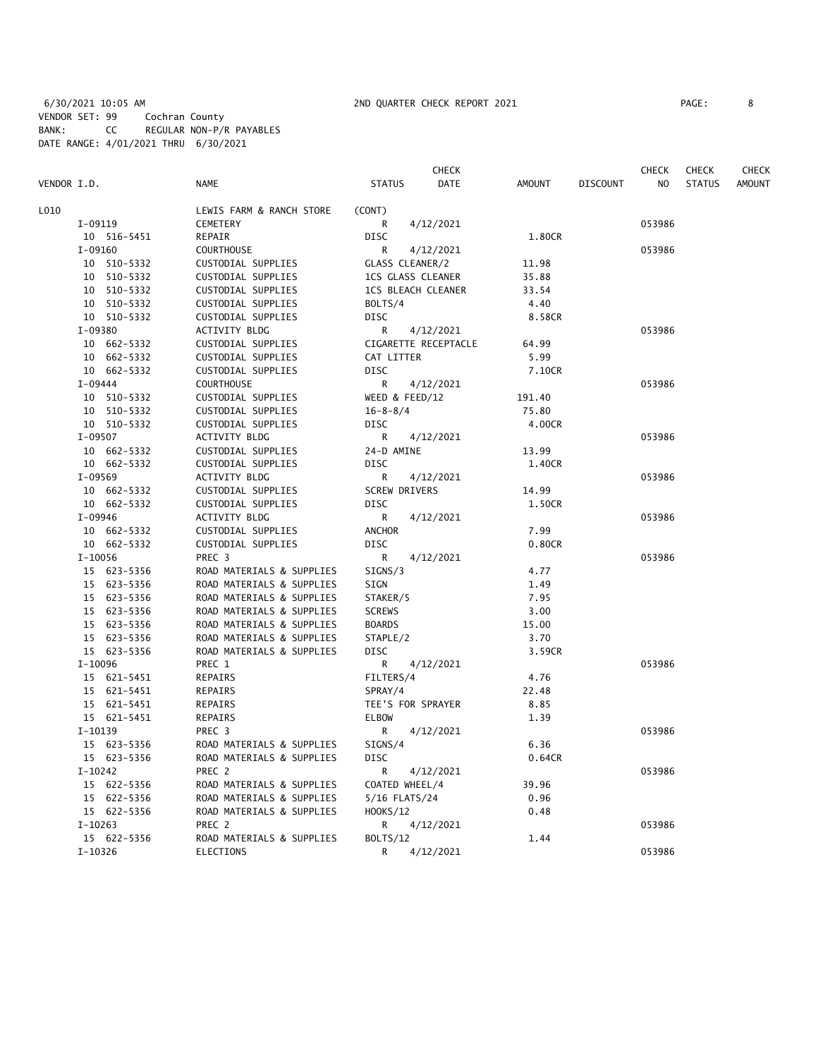6/30/2021 10:05 AM 2ND QUARTER CHECK REPORT 2021

VENDOR SET: 99 Cochran County
BANK: CC REGULAR NON-P/R PAYABLES
DATE RANGE: 4/01/2021 THRU 6/30/2021

| VENDOR I.D. | NAME | STATUS | CHECK DATE | AMOUNT | DISCOUNT | CHECK NO | CHECK STATUS | CHECK AMOUNT |
|---|---|---|---|---|---|---|---|---|
| L010 | LEWIS FARM & RANCH STORE | (CONT) | | | | | | |
| I-09119 | CEMETERY | R | 4/12/2021 | | | 053986 | | |
| 10 516-5451 | REPAIR | DISC | | 1.80CR | | | | |
| I-09160 | COURTHOUSE | R | 4/12/2021 | | | 053986 | | |
| 10 510-5332 | CUSTODIAL SUPPLIES | GLASS CLEANER/2 | | 11.98 | | | | |
| 10 510-5332 | CUSTODIAL SUPPLIES | 1CS GLASS CLEANER | | 35.88 | | | | |
| 10 510-5332 | CUSTODIAL SUPPLIES | 1CS BLEACH CLEANER | | 33.54 | | | | |
| 10 510-5332 | CUSTODIAL SUPPLIES | BOLTS/4 | | 4.40 | | | | |
| 10 510-5332 | CUSTODIAL SUPPLIES | DISC | | 8.58CR | | | | |
| I-09380 | ACTIVITY BLDG | R | 4/12/2021 | | | 053986 | | |
| 10 662-5332 | CUSTODIAL SUPPLIES | CIGARETTE RECEPTACLE | | 64.99 | | | | |
| 10 662-5332 | CUSTODIAL SUPPLIES | CAT LITTER | | 5.99 | | | | |
| 10 662-5332 | CUSTODIAL SUPPLIES | DISC | | 7.10CR | | | | |
| I-09444 | COURTHOUSE | R | 4/12/2021 | | | 053986 | | |
| 10 510-5332 | CUSTODIAL SUPPLIES | WEED & FEED/12 | | 191.40 | | | | |
| 10 510-5332 | CUSTODIAL SUPPLIES | 16-8-8/4 | | 75.80 | | | | |
| 10 510-5332 | CUSTODIAL SUPPLIES | DISC | | 4.00CR | | | | |
| I-09507 | ACTIVITY BLDG | R | 4/12/2021 | | | 053986 | | |
| 10 662-5332 | CUSTODIAL SUPPLIES | 24-D AMINE | | 13.99 | | | | |
| 10 662-5332 | CUSTODIAL SUPPLIES | DISC | | 1.40CR | | | | |
| I-09569 | ACTIVITY BLDG | R | 4/12/2021 | | | 053986 | | |
| 10 662-5332 | CUSTODIAL SUPPLIES | SCREW DRIVERS | | 14.99 | | | | |
| 10 662-5332 | CUSTODIAL SUPPLIES | DISC | | 1.50CR | | | | |
| I-09946 | ACTIVITY BLDG | R | 4/12/2021 | | | 053986 | | |
| 10 662-5332 | CUSTODIAL SUPPLIES | ANCHOR | | 7.99 | | | | |
| 10 662-5332 | CUSTODIAL SUPPLIES | DISC | | 0.80CR | | | | |
| I-10056 | PREC 3 | R | 4/12/2021 | | | 053986 | | |
| 15 623-5356 | ROAD MATERIALS & SUPPLIES | SIGNS/3 | | 4.77 | | | | |
| 15 623-5356 | ROAD MATERIALS & SUPPLIES | SIGN | | 1.49 | | | | |
| 15 623-5356 | ROAD MATERIALS & SUPPLIES | STAKER/5 | | 7.95 | | | | |
| 15 623-5356 | ROAD MATERIALS & SUPPLIES | SCREWS | | 3.00 | | | | |
| 15 623-5356 | ROAD MATERIALS & SUPPLIES | BOARDS | | 15.00 | | | | |
| 15 623-5356 | ROAD MATERIALS & SUPPLIES | STAPLE/2 | | 3.70 | | | | |
| 15 623-5356 | ROAD MATERIALS & SUPPLIES | DISC | | 3.59CR | | | | |
| I-10096 | PREC 1 | R | 4/12/2021 | | | 053986 | | |
| 15 621-5451 | REPAIRS | FILTERS/4 | | 4.76 | | | | |
| 15 621-5451 | REPAIRS | SPRAY/4 | | 22.48 | | | | |
| 15 621-5451 | REPAIRS | TEE'S FOR SPRAYER | | 8.85 | | | | |
| 15 621-5451 | REPAIRS | ELBOW | | 1.39 | | | | |
| I-10139 | PREC 3 | R | 4/12/2021 | | | 053986 | | |
| 15 623-5356 | ROAD MATERIALS & SUPPLIES | SIGNS/4 | | 6.36 | | | | |
| 15 623-5356 | ROAD MATERIALS & SUPPLIES | DISC | | 0.64CR | | | | |
| I-10242 | PREC 2 | R | 4/12/2021 | | | 053986 | | |
| 15 622-5356 | ROAD MATERIALS & SUPPLIES | COATED WHEEL/4 | | 39.96 | | | | |
| 15 622-5356 | ROAD MATERIALS & SUPPLIES | 5/16 FLATS/24 | | 0.96 | | | | |
| 15 622-5356 | ROAD MATERIALS & SUPPLIES | HOOKS/12 | | 0.48 | | | | |
| I-10263 | PREC 2 | R | 4/12/2021 | | | 053986 | | |
| 15 622-5356 | ROAD MATERIALS & SUPPLIES | BOLTS/12 | | 1.44 | | | | |
| I-10326 | ELECTIONS | R | 4/12/2021 | | | 053986 | | |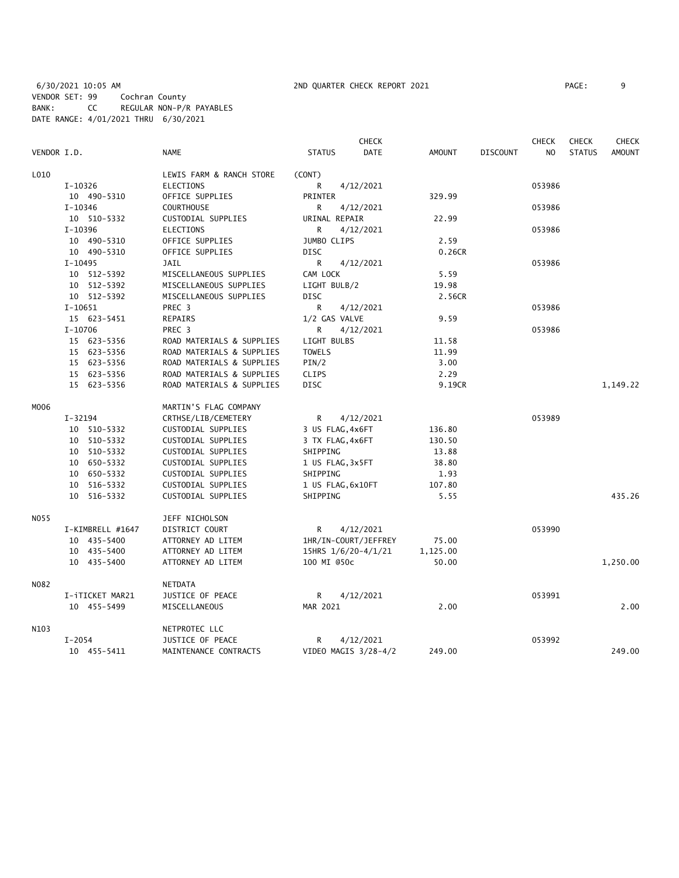6/30/2021 10:05 AM 2ND QUARTER CHECK REPORT 2021

VENDOR SET: 99 Cochran County
BANK: CC REGULAR NON-P/R PAYABLES
DATE RANGE: 4/01/2021 THRU 6/30/2021

| VENDOR I.D. | NAME | STATUS | CHECK DATE | AMOUNT | DISCOUNT | CHECK NO | CHECK STATUS | CHECK AMOUNT |
|---|---|---|---|---|---|---|---|---|
| L010 | LEWIS FARM & RANCH STORE | (CONT) | | | | | | |
| I-10326 | ELECTIONS | R | 4/12/2021 | | | 053986 | | |
| 10 490-5310 | OFFICE SUPPLIES | PRINTER | | 329.99 | | | | |
| I-10346 | COURTHOUSE | R | 4/12/2021 | | | 053986 | | |
| 10 510-5332 | CUSTODIAL SUPPLIES | URINAL REPAIR | | 22.99 | | | | |
| I-10396 | ELECTIONS | R | 4/12/2021 | | | 053986 | | |
| 10 490-5310 | OFFICE SUPPLIES | JUMBO CLIPS | | 2.59 | | | | |
| 10 490-5310 | OFFICE SUPPLIES | DISC | | 0.26CR | | | | |
| I-10495 | JAIL | R | 4/12/2021 | | | 053986 | | |
| 10 512-5392 | MISCELLANEOUS SUPPLIES | CAM LOCK | | 5.59 | | | | |
| 10 512-5392 | MISCELLANEOUS SUPPLIES | LIGHT BULB/2 | | 19.98 | | | | |
| 10 512-5392 | MISCELLANEOUS SUPPLIES | DISC | | 2.56CR | | | | |
| I-10651 | PREC 3 | R | 4/12/2021 | | | 053986 | | |
| 15 623-5451 | REPAIRS | 1/2 GAS VALVE | | 9.59 | | | | |
| I-10706 | PREC 3 | R | 4/12/2021 | | | 053986 | | |
| 15 623-5356 | ROAD MATERIALS & SUPPLIES | LIGHT BULBS | | 11.58 | | | | |
| 15 623-5356 | ROAD MATERIALS & SUPPLIES | TOWELS | | 11.99 | | | | |
| 15 623-5356 | ROAD MATERIALS & SUPPLIES | PIN/2 | | 3.00 | | | | |
| 15 623-5356 | ROAD MATERIALS & SUPPLIES | CLIPS | | 2.29 | | | | |
| 15 623-5356 | ROAD MATERIALS & SUPPLIES | DISC | | 9.19CR | | | | 1,149.22 |
| M006 | MARTIN'S FLAG COMPANY | | | | | | | |
| I-32194 | CRTHSE/LIB/CEMETERY | R | 4/12/2021 | | | 053989 | | |
| 10 510-5332 | CUSTODIAL SUPPLIES | 3 US FLAG,4x6FT | | 136.80 | | | | |
| 10 510-5332 | CUSTODIAL SUPPLIES | 3 TX FLAG,4x6FT | | 130.50 | | | | |
| 10 510-5332 | CUSTODIAL SUPPLIES | SHIPPING | | 13.88 | | | | |
| 10 650-5332 | CUSTODIAL SUPPLIES | 1 US FLAG,3x5FT | | 38.80 | | | | |
| 10 650-5332 | CUSTODIAL SUPPLIES | SHIPPING | | 1.93 | | | | |
| 10 516-5332 | CUSTODIAL SUPPLIES | 1 US FLAG,6x10FT | | 107.80 | | | | |
| 10 516-5332 | CUSTODIAL SUPPLIES | SHIPPING | | 5.55 | | | | 435.26 |
| N055 | JEFF NICHOLSON | | | | | | | |
| I-KIMBRELL #1647 | DISTRICT COURT | R | 4/12/2021 | | | 053990 | | |
| 10 435-5400 | ATTORNEY AD LITEM | 1HR/IN-COURT/JEFFREY | | 75.00 | | | | |
| 10 435-5400 | ATTORNEY AD LITEM | 15HRS 1/6/20-4/1/21 | | 1,125.00 | | | | |
| 10 435-5400 | ATTORNEY AD LITEM | 100 MI @50c | | 50.00 | | | | 1,250.00 |
| N082 | NETDATA | | | | | | | |
| I-iTICKET MAR21 | JUSTICE OF PEACE | R | 4/12/2021 | | | 053991 | | |
| 10 455-5499 | MISCELLANEOUS | MAR 2021 | | 2.00 | | | | 2.00 |
| N103 | NETPROTEC LLC | | | | | | | |
| I-2054 | JUSTICE OF PEACE | R | 4/12/2021 | | | 053992 | | |
| 10 455-5411 | MAINTENANCE CONTRACTS | VIDEO MAGIS 3/28-4/2 | | 249.00 | | | | 249.00 |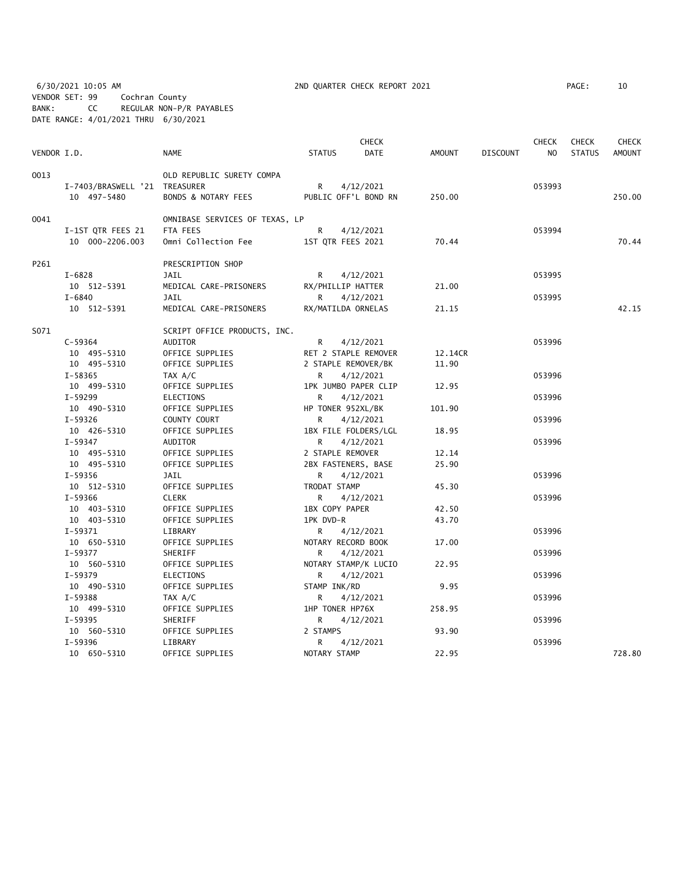6/30/2021 10:05 AM 2ND QUARTER CHECK REPORT 2021
VENDOR SET: 99 Cochran County
BANK: CC REGULAR NON-P/R PAYABLES
DATE RANGE: 4/01/2021 THRU 6/30/2021

| VENDOR I.D. | NAME | STATUS | CHECK DATE | AMOUNT | DISCOUNT | CHECK NO | CHECK STATUS | CHECK AMOUNT |
|---|---|---|---|---|---|---|---|---|
| 0013 | OLD REPUBLIC SURETY COMPA | | | | | | | |
| I-7403/BRASWELL '21 | TREASURER | R | 4/12/2021 | | | 053993 | | |
| 10 497-5480 | BONDS & NOTARY FEES | PUBLIC OFF'L BOND RN | | 250.00 | | | | 250.00 |
| 0041 | OMNIBASE SERVICES OF TEXAS, LP | | | | | | | |
| I-1ST QTR FEES 21 | FTA FEES | R | 4/12/2021 | | | 053994 | | |
| 10 000-2206.003 | Omni Collection Fee | 1ST QTR FEES 2021 | | 70.44 | | | | 70.44 |
| P261 | PRESCRIPTION SHOP | | | | | | | |
| I-6828 | JAIL | R | 4/12/2021 | | | 053995 | | |
| 10 512-5391 | MEDICAL CARE-PRISONERS | RX/PHILLIP HATTER | | 21.00 | | | | |
| I-6840 | JAIL | R | 4/12/2021 | | | 053995 | | |
| 10 512-5391 | MEDICAL CARE-PRISONERS | RX/MATILDA ORNELAS | | 21.15 | | | | 42.15 |
| S071 | SCRIPT OFFICE PRODUCTS, INC. | | | | | | | |
| C-59364 | AUDITOR | R | 4/12/2021 | | | 053996 | | |
| 10 495-5310 | OFFICE SUPPLIES | RET 2 STAPLE REMOVER | | 12.14CR | | | | |
| 10 495-5310 | OFFICE SUPPLIES | 2 STAPLE REMOVER/BK | | 11.90 | | | | |
| I-58365 | TAX A/C | R | 4/12/2021 | | | 053996 | | |
| 10 499-5310 | OFFICE SUPPLIES | 1PK JUMBO PAPER CLIP | | 12.95 | | | | |
| I-59299 | ELECTIONS | R | 4/12/2021 | | | 053996 | | |
| 10 490-5310 | OFFICE SUPPLIES | HP TONER 952XL/BK | | 101.90 | | | | |
| I-59326 | COUNTY COURT | R | 4/12/2021 | | | 053996 | | |
| 10 426-5310 | OFFICE SUPPLIES | 1BX FILE FOLDERS/LGL | | 18.95 | | | | |
| I-59347 | AUDITOR | R | 4/12/2021 | | | 053996 | | |
| 10 495-5310 | OFFICE SUPPLIES | 2 STAPLE REMOVER | | 12.14 | | | | |
| 10 495-5310 | OFFICE SUPPLIES | 2BX FASTENERS, BASE | | 25.90 | | | | |
| I-59356 | JAIL | R | 4/12/2021 | | | 053996 | | |
| 10 512-5310 | OFFICE SUPPLIES | TRODAT STAMP | | 45.30 | | | | |
| I-59366 | CLERK | R | 4/12/2021 | | | 053996 | | |
| 10 403-5310 | OFFICE SUPPLIES | 1BX COPY PAPER | | 42.50 | | | | |
| 10 403-5310 | OFFICE SUPPLIES | 1PK DVD-R | | 43.70 | | | | |
| I-59371 | LIBRARY | R | 4/12/2021 | | | 053996 | | |
| 10 650-5310 | OFFICE SUPPLIES | NOTARY RECORD BOOK | | 17.00 | | | | |
| I-59377 | SHERIFF | R | 4/12/2021 | | | 053996 | | |
| 10 560-5310 | OFFICE SUPPLIES | NOTARY STAMP/K LUCIO | | 22.95 | | | | |
| I-59379 | ELECTIONS | R | 4/12/2021 | | | 053996 | | |
| 10 490-5310 | OFFICE SUPPLIES | STAMP INK/RD | | 9.95 | | | | |
| I-59388 | TAX A/C | R | 4/12/2021 | | | 053996 | | |
| 10 499-5310 | OFFICE SUPPLIES | 1HP TONER HP76X | | 258.95 | | | | |
| I-59395 | SHERIFF | R | 4/12/2021 | | | 053996 | | |
| 10 560-5310 | OFFICE SUPPLIES | 2 STAMPS | | 93.90 | | | | |
| I-59396 | LIBRARY | R | 4/12/2021 | | | 053996 | | |
| 10 650-5310 | OFFICE SUPPLIES | NOTARY STAMP | | 22.95 | | | | 728.80 |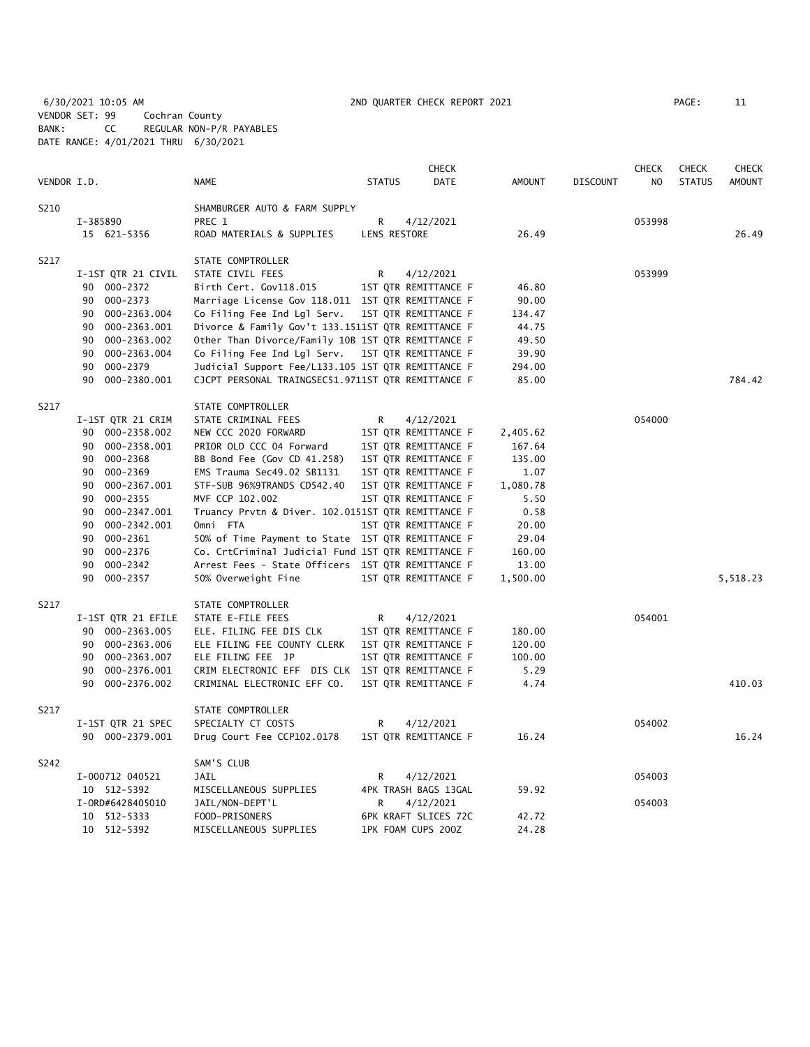6/30/2021 10:05 AM — 2ND QUARTER CHECK REPORT 2021

VENDOR SET: 99 Cochran County
BANK: CC REGULAR NON-P/R PAYABLES
DATE RANGE: 4/01/2021 THRU 6/30/2021

| VENDOR I.D. | NAME | STATUS | CHECK DATE | AMOUNT | DISCOUNT | CHECK NO | CHECK STATUS | CHECK AMOUNT |
|---|---|---|---|---|---|---|---|---|
| S210 | SHAMBURGER AUTO & FARM SUPPLY | | | | | | | |
| I-385890 | PREC 1 | R | 4/12/2021 | | | 053998 | | |
| 15 621-5356 | ROAD MATERIALS & SUPPLIES | LENS RESTORE | | 26.49 | | | | 26.49 |
| S217 | STATE COMPTROLLER | | | | | | | |
| I-1ST QTR 21 CIVIL | STATE CIVIL FEES | R | 4/12/2021 | | | 053999 | | |
| 90 000-2372 | Birth Cert. Gov118.015 | 1ST QTR REMITTANCE F | | 46.80 | | | | |
| 90 000-2373 | Marriage License Gov 118.011 | 1ST QTR REMITTANCE F | | 90.00 | | | | |
| 90 000-2363.004 | Co Filing Fee Ind Lgl Serv. | 1ST QTR REMITTANCE F | | 134.47 | | | | |
| 90 000-2363.001 | Divorce & Family Gov't 133.151 | 1ST QTR REMITTANCE F | | 44.75 | | | | |
| 90 000-2363.002 | Other Than Divorce/Family 10B | 1ST QTR REMITTANCE F | | 49.50 | | | | |
| 90 000-2363.004 | Co Filing Fee Ind Lgl Serv. | 1ST QTR REMITTANCE F | | 39.90 | | | | |
| 90 000-2379 | Judicial Support Fee/L133.105 | 1ST QTR REMITTANCE F | | 294.00 | | | | |
| 90 000-2380.001 | CJCPT PERSONAL TRAINGSEC51.971 | 1ST QTR REMITTANCE F | | 85.00 | | | | 784.42 |
| S217 | STATE COMPTROLLER | | | | | | | |
| I-1ST QTR 21 CRIM | STATE CRIMINAL FEES | R | 4/12/2021 | | | 054000 | | |
| 90 000-2358.002 | NEW CCC 2020 FORWARD | 1ST QTR REMITTANCE F | | 2,405.62 | | | | |
| 90 000-2358.001 | PRIOR OLD CCC 04 Forward | 1ST QTR REMITTANCE F | | 167.64 | | | | |
| 90 000-2368 | BB Bond Fee (Gov CD 41.258) | 1ST QTR REMITTANCE F | | 135.00 | | | | |
| 90 000-2369 | EMS Trauma Sec49.02 SB1131 | 1ST QTR REMITTANCE F | | 1.07 | | | | |
| 90 000-2367.001 | STF-SUB 96%9TRANDS CD542.40 | 1ST QTR REMITTANCE F | | 1,080.78 | | | | |
| 90 000-2355 | MVF CCP 102.002 | 1ST QTR REMITTANCE F | | 5.50 | | | | |
| 90 000-2347.001 | Truancy Prvtn & Diver. 102.015 | 1ST QTR REMITTANCE F | | 0.58 | | | | |
| 90 000-2342.001 | Omni FTA | 1ST QTR REMITTANCE F | | 20.00 | | | | |
| 90 000-2361 | 50% of Time Payment to State | 1ST QTR REMITTANCE F | | 29.04 | | | | |
| 90 000-2376 | Co. CrtCriminal Judicial Fund | 1ST QTR REMITTANCE F | | 160.00 | | | | |
| 90 000-2342 | Arrest Fees - State Officers | 1ST QTR REMITTANCE F | | 13.00 | | | | |
| 90 000-2357 | 50% Overweight Fine | 1ST QTR REMITTANCE F | | 1,500.00 | | | | 5,518.23 |
| S217 | STATE COMPTROLLER | | | | | | | |
| I-1ST QTR 21 EFILE | STATE E-FILE FEES | R | 4/12/2021 | | | 054001 | | |
| 90 000-2363.005 | ELE. FILING FEE DIS CLK | 1ST QTR REMITTANCE F | | 180.00 | | | | |
| 90 000-2363.006 | ELE FILING FEE COUNTY CLERK | 1ST QTR REMITTANCE F | | 120.00 | | | | |
| 90 000-2363.007 | ELE FILING FEE JP | 1ST QTR REMITTANCE F | | 100.00 | | | | |
| 90 000-2376.001 | CRIM ELECTRONIC EFF DIS CLK | 1ST QTR REMITTANCE F | | 5.29 | | | | |
| 90 000-2376.002 | CRIMINAL ELECTRONIC EFF CO. | 1ST QTR REMITTANCE F | | 4.74 | | | | 410.03 |
| S217 | STATE COMPTROLLER | | | | | | | |
| I-1ST QTR 21 SPEC | SPECIALTY CT COSTS | R | 4/12/2021 | | | 054002 | | |
| 90 000-2379.001 | Drug Court Fee CCP102.0178 | 1ST QTR REMITTANCE F | | 16.24 | | | | 16.24 |
| S242 | SAM'S CLUB | | | | | | | |
| I-000712 040521 | JAIL | R | 4/12/2021 | | | 054003 | | |
| 10 512-5392 | MISCELLANEOUS SUPPLIES | 4PK TRASH BAGS 13GAL | | 59.92 | | | | |
| I-ORD#6428405010 | JAIL/NON-DEPT'L | R | 4/12/2021 | | | 054003 | | |
| 10 512-5333 | FOOD-PRISONERS | 6PK KRAFT SLICES 72C | | 42.72 | | | | |
| 10 512-5392 | MISCELLANEOUS SUPPLIES | 1PK FOAM CUPS 20OZ | | 24.28 | | | | |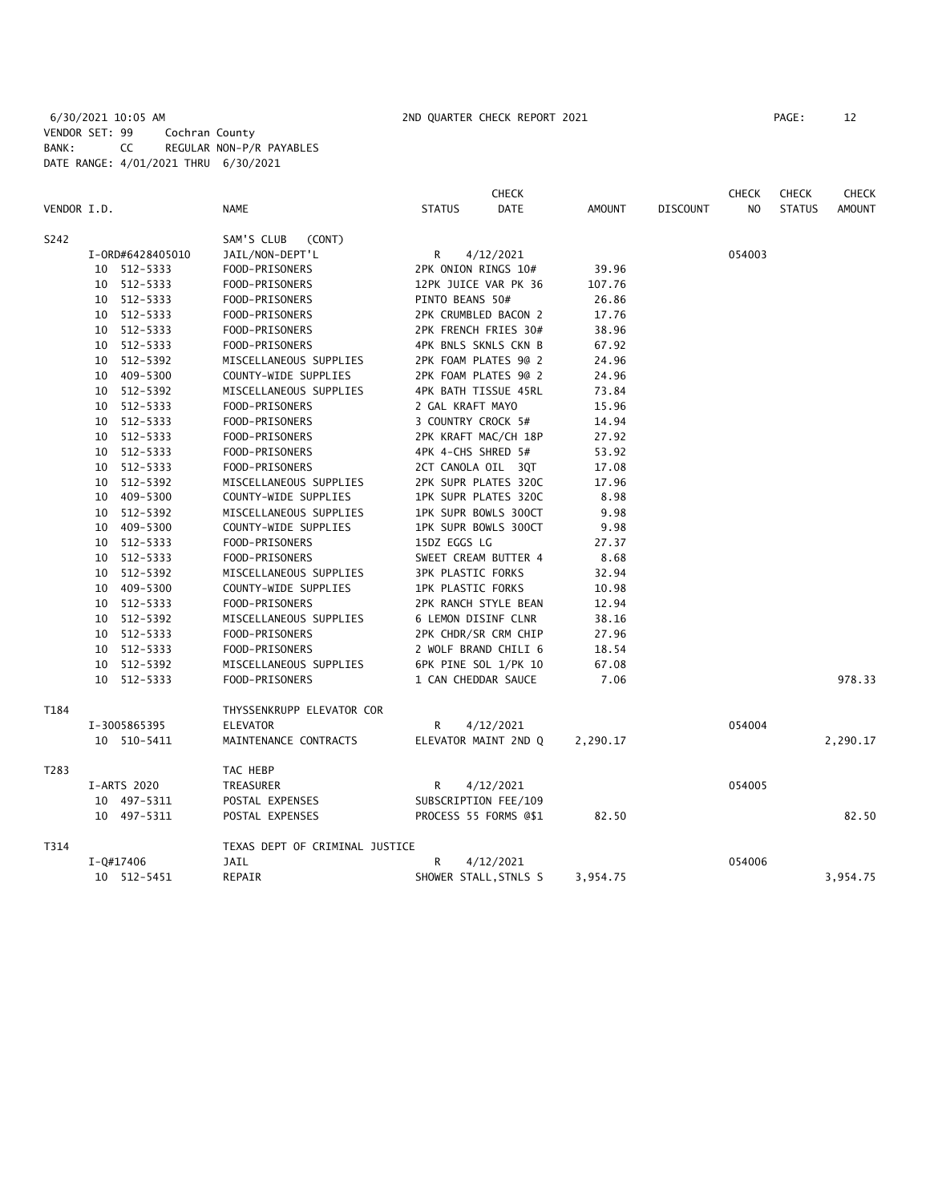6/30/2021 10:05 AM 2ND QUARTER CHECK REPORT 2021 PAGE: 12
VENDOR SET: 99 Cochran County
BANK: CC REGULAR NON-P/R PAYABLES
DATE RANGE: 4/01/2021 THRU 6/30/2021

| VENDOR I.D. | NAME | STATUS | CHECK DATE | AMOUNT | DISCOUNT | CHECK NO | CHECK STATUS | CHECK AMOUNT |
|---|---|---|---|---|---|---|---|---|
| S242 | SAM'S CLUB (CONT) | | | | | | | |
| I-ORD#6428405010 | JAIL/NON-DEPT'L | R | 4/12/2021 | | | 054003 | | |
| 10 512-5333 | FOOD-PRISONERS | 2PK ONION RINGS 10# | | 39.96 | | | | |
| 10 512-5333 | FOOD-PRISONERS | 12PK JUICE VAR PK 36 | | 107.76 | | | | |
| 10 512-5333 | FOOD-PRISONERS | PINTO BEANS 50# | | 26.86 | | | | |
| 10 512-5333 | FOOD-PRISONERS | 2PK CRUMBLED BACON 2 | | 17.76 | | | | |
| 10 512-5333 | FOOD-PRISONERS | 2PK FRENCH FRIES 30# | | 38.96 | | | | |
| 10 512-5333 | FOOD-PRISONERS | 4PK BNLS SKNLS CKN B | | 67.92 | | | | |
| 10 512-5392 | MISCELLANEOUS SUPPLIES | 2PK FOAM PLATES 9@ 2 | | 24.96 | | | | |
| 10 409-5300 | COUNTY-WIDE SUPPLIES | 2PK FOAM PLATES 9@ 2 | | 24.96 | | | | |
| 10 512-5392 | MISCELLANEOUS SUPPLIES | 4PK BATH TISSUE 45RL | | 73.84 | | | | |
| 10 512-5333 | FOOD-PRISONERS | 2 GAL KRAFT MAYO | | 15.96 | | | | |
| 10 512-5333 | FOOD-PRISONERS | 3 COUNTRY CROCK 5# | | 14.94 | | | | |
| 10 512-5333 | FOOD-PRISONERS | 2PK KRAFT MAC/CH 18P | | 27.92 | | | | |
| 10 512-5333 | FOOD-PRISONERS | 4PK 4-CHS SHRED 5# | | 53.92 | | | | |
| 10 512-5333 | FOOD-PRISONERS | 2CT CANOLA OIL 3QT | | 17.08 | | | | |
| 10 512-5392 | MISCELLANEOUS SUPPLIES | 2PK SUPR PLATES 320C | | 17.96 | | | | |
| 10 409-5300 | COUNTY-WIDE SUPPLIES | 1PK SUPR PLATES 320C | | 8.98 | | | | |
| 10 512-5392 | MISCELLANEOUS SUPPLIES | 1PK SUPR BOWLS 300CT | | 9.98 | | | | |
| 10 409-5300 | COUNTY-WIDE SUPPLIES | 1PK SUPR BOWLS 300CT | | 9.98 | | | | |
| 10 512-5333 | FOOD-PRISONERS | 15DZ EGGS LG | | 27.37 | | | | |
| 10 512-5333 | FOOD-PRISONERS | SWEET CREAM BUTTER 4 | | 8.68 | | | | |
| 10 512-5392 | MISCELLANEOUS SUPPLIES | 3PK PLASTIC FORKS | | 32.94 | | | | |
| 10 409-5300 | COUNTY-WIDE SUPPLIES | 1PK PLASTIC FORKS | | 10.98 | | | | |
| 10 512-5333 | FOOD-PRISONERS | 2PK RANCH STYLE BEAN | | 12.94 | | | | |
| 10 512-5392 | MISCELLANEOUS SUPPLIES | 6 LEMON DISINF CLNR | | 38.16 | | | | |
| 10 512-5333 | FOOD-PRISONERS | 2PK CHDR/SR CRM CHIP | | 27.96 | | | | |
| 10 512-5333 | FOOD-PRISONERS | 2 WOLF BRAND CHILI 6 | | 18.54 | | | | |
| 10 512-5392 | MISCELLANEOUS SUPPLIES | 6PK PINE SOL 1/PK 10 | | 67.08 | | | | |
| 10 512-5333 | FOOD-PRISONERS | 1 CAN CHEDDAR SAUCE | | 7.06 | | | | 978.33 |
| T184 | THYSSENKRUPP ELEVATOR COR | | | | | | | |
| I-3005865395 | ELEVATOR | R | 4/12/2021 | | | 054004 | | |
| 10 510-5411 | MAINTENANCE CONTRACTS | ELEVATOR MAINT 2ND Q | | 2,290.17 | | | | 2,290.17 |
| T283 | TAC HEBP | | | | | | | |
| I-ARTS 2020 | TREASURER | R | 4/12/2021 | | | 054005 | | |
| 10 497-5311 | POSTAL EXPENSES | SUBSCRIPTION FEE/109 | | | | | | |
| 10 497-5311 | POSTAL EXPENSES | PROCESS 55 FORMS @$1 | | 82.50 | | | | 82.50 |
| T314 | TEXAS DEPT OF CRIMINAL JUSTICE | | | | | | | |
| I-Q#17406 | JAIL | R | 4/12/2021 | | | 054006 | | |
| 10 512-5451 | REPAIR | SHOWER STALL,STNLS S | | 3,954.75 | | | | 3,954.75 |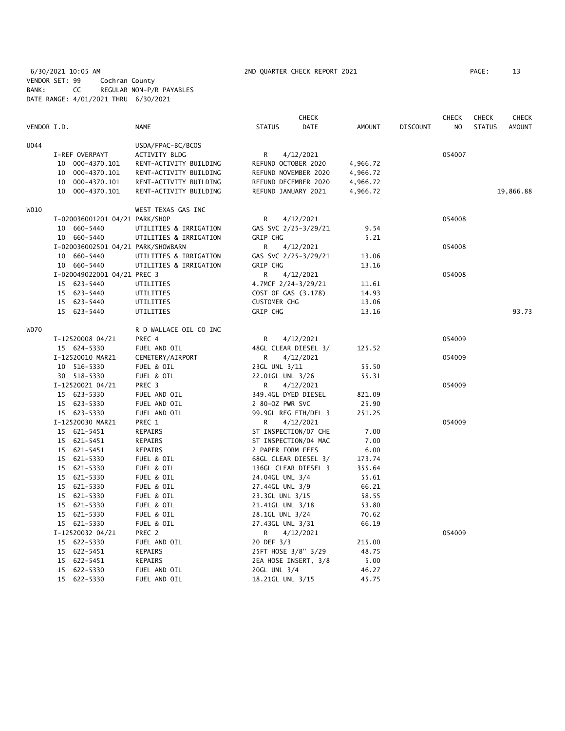6/30/2021 10:05 AM — 2ND QUARTER CHECK REPORT 2021

VENDOR SET: 99 Cochran County
BANK: CC REGULAR NON-P/R PAYABLES
DATE RANGE: 4/01/2021 THRU 6/30/2021

| VENDOR I.D. | | NAME | STATUS | CHECK DATE | AMOUNT | DISCOUNT | CHECK NO | CHECK STATUS | CHECK AMOUNT |
|---|---|---|---|---|---|---|---|---|---|
| U044 | | USDA/FPAC-BC/BCOS | | | | | | | |
| | I-REF OVERPAYT | ACTIVITY BLDG | R | 4/12/2021 | | | 054007 | | |
| | 10 000-4370.101 | RENT-ACTIVITY BUILDING | REFUND OCTOBER 2020 | | 4,966.72 | | | | |
| | 10 000-4370.101 | RENT-ACTIVITY BUILDING | REFUND NOVEMBER 2020 | | 4,966.72 | | | | |
| | 10 000-4370.101 | RENT-ACTIVITY BUILDING | REFUND DECEMBER 2020 | | 4,966.72 | | | | |
| | 10 000-4370.101 | RENT-ACTIVITY BUILDING | REFUND JANUARY 2021 | | 4,966.72 | | | | 19,866.88 |
| W010 | | WEST TEXAS GAS INC | | | | | | | |
| | I-020036001201 04/21 PARK/SHOP | | R | 4/12/2021 | | | 054008 | | |
| | 10 660-5440 | UTILITIES & IRRIGATION | GAS SVC 2/25-3/29/21 | | 9.54 | | | | |
| | 10 660-5440 | UTILITIES & IRRIGATION | GRIP CHG | | 5.21 | | | | |
| | I-020036002501 04/21 PARK/SHOWBARN | | R | 4/12/2021 | | | 054008 | | |
| | 10 660-5440 | UTILITIES & IRRIGATION | GAS SVC 2/25-3/29/21 | | 13.06 | | | | |
| | 10 660-5440 | UTILITIES & IRRIGATION | GRIP CHG | | 13.16 | | | | |
| | I-020049022001 04/21 PREC 3 | | R | 4/12/2021 | | | 054008 | | |
| | 15 623-5440 | UTILITIES | 4.7MCF 2/24-3/29/21 | | 11.61 | | | | |
| | 15 623-5440 | UTILITIES | COST OF GAS (3.178) | | 14.93 | | | | |
| | 15 623-5440 | UTILITIES | CUSTOMER CHG | | 13.06 | | | | |
| | 15 623-5440 | UTILITIES | GRIP CHG | | 13.16 | | | | 93.73 |
| W070 | | R D WALLACE OIL CO INC | | | | | | | |
| | I-12520008 04/21 | PREC 4 | R | 4/12/2021 | | | 054009 | | |
| | 15 624-5330 | FUEL AND OIL | 48GL CLEAR DIESEL 3/ | | 125.52 | | | | |
| | I-12520010 MAR21 | CEMETERY/AIRPORT | R | 4/12/2021 | | | 054009 | | |
| | 10 516-5330 | FUEL & OIL | 23GL UNL 3/11 | | 55.50 | | | | |
| | 30 518-5330 | FUEL & OIL | 22.01GL UNL 3/26 | | 55.31 | | | | |
| | I-12520021 04/21 | PREC 3 | R | 4/12/2021 | | | 054009 | | |
| | 15 623-5330 | FUEL AND OIL | 349.4GL DYED DIESEL | | 821.09 | | | | |
| | 15 623-5330 | FUEL AND OIL | 2 80-OZ PWR SVC | | 25.90 | | | | |
| | 15 623-5330 | FUEL AND OIL | 99.9GL REG ETH/DEL 3 | | 251.25 | | | | |
| | I-12520030 MAR21 | PREC 1 | R | 4/12/2021 | | | 054009 | | |
| | 15 621-5451 | REPAIRS | ST INSPECTION/07 CHE | | 7.00 | | | | |
| | 15 621-5451 | REPAIRS | ST INSPECTION/04 MAC | | 7.00 | | | | |
| | 15 621-5451 | REPAIRS | 2 PAPER FORM FEES | | 6.00 | | | | |
| | 15 621-5330 | FUEL & OIL | 68GL CLEAR DIESEL 3/ | | 173.74 | | | | |
| | 15 621-5330 | FUEL & OIL | 136GL CLEAR DIESEL 3 | | 355.64 | | | | |
| | 15 621-5330 | FUEL & OIL | 24.04GL UNL 3/4 | | 55.61 | | | | |
| | 15 621-5330 | FUEL & OIL | 27.44GL UNL 3/9 | | 66.21 | | | | |
| | 15 621-5330 | FUEL & OIL | 23.3GL UNL 3/15 | | 58.55 | | | | |
| | 15 621-5330 | FUEL & OIL | 21.41GL UNL 3/18 | | 53.80 | | | | |
| | 15 621-5330 | FUEL & OIL | 28.1GL UNL 3/24 | | 70.62 | | | | |
| | 15 621-5330 | FUEL & OIL | 27.43GL UNL 3/31 | | 66.19 | | | | |
| | I-12520032 04/21 | PREC 2 | R | 4/12/2021 | | | 054009 | | |
| | 15 622-5330 | FUEL AND OIL | 20 DEF 3/3 | | 215.00 | | | | |
| | 15 622-5451 | REPAIRS | 25FT HOSE 3/8" 3/29 | | 48.75 | | | | |
| | 15 622-5451 | REPAIRS | 2EA HOSE INSERT, 3/8 | | 5.00 | | | | |
| | 15 622-5330 | FUEL AND OIL | 20GL UNL 3/4 | | 46.27 | | | | |
| | 15 622-5330 | FUEL AND OIL | 18.21GL UNL 3/15 | | 45.75 | | | | |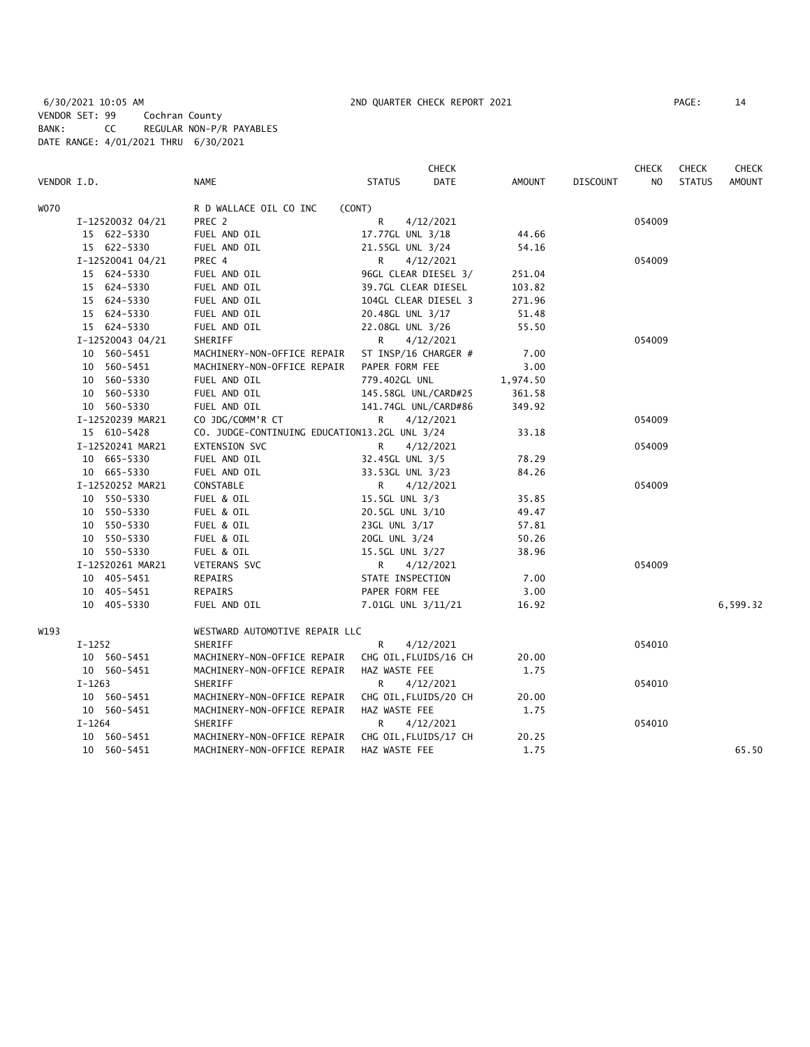6/30/2021 10:05 AM 2ND QUARTER CHECK REPORT 2021 PAGE: 14
VENDOR SET: 99 Cochran County
BANK: CC REGULAR NON-P/R PAYABLES
DATE RANGE: 4/01/2021 THRU 6/30/2021

| VENDOR I.D. | NAME | STATUS | CHECK DATE | AMOUNT | DISCOUNT | CHECK NO | CHECK STATUS | CHECK AMOUNT |
|---|---|---|---|---|---|---|---|---|
| W070 | R D WALLACE OIL CO INC (CONT) | | | | | | | |
| I-12520032 04/21 | PREC 2 | R | 4/12/2021 | | | 054009 | | |
| 15 622-5330 | FUEL AND OIL | 17.77GL UNL 3/18 | | 44.66 | | | | |
| 15 622-5330 | FUEL AND OIL | 21.55GL UNL 3/24 | | 54.16 | | | | |
| I-12520041 04/21 | PREC 4 | R | 4/12/2021 | | | 054009 | | |
| 15 624-5330 | FUEL AND OIL | 96GL CLEAR DIESEL 3/ | | 251.04 | | | | |
| 15 624-5330 | FUEL AND OIL | 39.7GL CLEAR DIESEL | | 103.82 | | | | |
| 15 624-5330 | FUEL AND OIL | 104GL CLEAR DIESEL 3 | | 271.96 | | | | |
| 15 624-5330 | FUEL AND OIL | 20.48GL UNL 3/17 | | 51.48 | | | | |
| 15 624-5330 | FUEL AND OIL | 22.08GL UNL 3/26 | | 55.50 | | | | |
| I-12520043 04/21 | SHERIFF | R | 4/12/2021 | | | 054009 | | |
| 10 560-5451 | MACHINERY-NON-OFFICE REPAIR | ST INSP/16 CHARGER # | | 7.00 | | | | |
| 10 560-5451 | MACHINERY-NON-OFFICE REPAIR | PAPER FORM FEE | | 3.00 | | | | |
| 10 560-5330 | FUEL AND OIL | 779.402GL UNL | | 1,974.50 | | | | |
| 10 560-5330 | FUEL AND OIL | 145.58GL UNL/CARD#25 | | 361.58 | | | | |
| 10 560-5330 | FUEL AND OIL | 141.74GL UNL/CARD#86 | | 349.92 | | | | |
| I-12520239 MAR21 | CO JDG/COMM'R CT | R | 4/12/2021 | | | 054009 | | |
| 15 610-5428 | CO. JUDGE-CONTINUING EDUCATION | 13.2GL UNL 3/24 | | 33.18 | | | | |
| I-12520241 MAR21 | EXTENSION SVC | R | 4/12/2021 | | | 054009 | | |
| 10 665-5330 | FUEL AND OIL | 32.45GL UNL 3/5 | | 78.29 | | | | |
| 10 665-5330 | FUEL AND OIL | 33.53GL UNL 3/23 | | 84.26 | | | | |
| I-12520252 MAR21 | CONSTABLE | R | 4/12/2021 | | | 054009 | | |
| 10 550-5330 | FUEL & OIL | 15.5GL UNL 3/3 | | 35.85 | | | | |
| 10 550-5330 | FUEL & OIL | 20.5GL UNL 3/10 | | 49.47 | | | | |
| 10 550-5330 | FUEL & OIL | 23GL UNL 3/17 | | 57.81 | | | | |
| 10 550-5330 | FUEL & OIL | 20GL UNL 3/24 | | 50.26 | | | | |
| 10 550-5330 | FUEL & OIL | 15.5GL UNL 3/27 | | 38.96 | | | | |
| I-12520261 MAR21 | VETERANS SVC | R | 4/12/2021 | | | 054009 | | |
| 10 405-5451 | REPAIRS | STATE INSPECTION | | 7.00 | | | | |
| 10 405-5451 | REPAIRS | PAPER FORM FEE | | 3.00 | | | | |
| 10 405-5330 | FUEL AND OIL | 7.01GL UNL 3/11/21 | | 16.92 | | | | 6,599.32 |
| W193 | WESTWARD AUTOMOTIVE REPAIR LLC | | | | | | | |
| I-1252 | SHERIFF | R | 4/12/2021 | | | 054010 | | |
| 10 560-5451 | MACHINERY-NON-OFFICE REPAIR | CHG OIL,FLUIDS/16 CH | | 20.00 | | | | |
| 10 560-5451 | MACHINERY-NON-OFFICE REPAIR | HAZ WASTE FEE | | 1.75 | | | | |
| I-1263 | SHERIFF | R | 4/12/2021 | | | 054010 | | |
| 10 560-5451 | MACHINERY-NON-OFFICE REPAIR | CHG OIL,FLUIDS/20 CH | | 20.00 | | | | |
| 10 560-5451 | MACHINERY-NON-OFFICE REPAIR | HAZ WASTE FEE | | 1.75 | | | | |
| I-1264 | SHERIFF | R | 4/12/2021 | | | 054010 | | |
| 10 560-5451 | MACHINERY-NON-OFFICE REPAIR | CHG OIL,FLUIDS/17 CH | | 20.25 | | | | |
| 10 560-5451 | MACHINERY-NON-OFFICE REPAIR | HAZ WASTE FEE | | 1.75 | | | | 65.50 |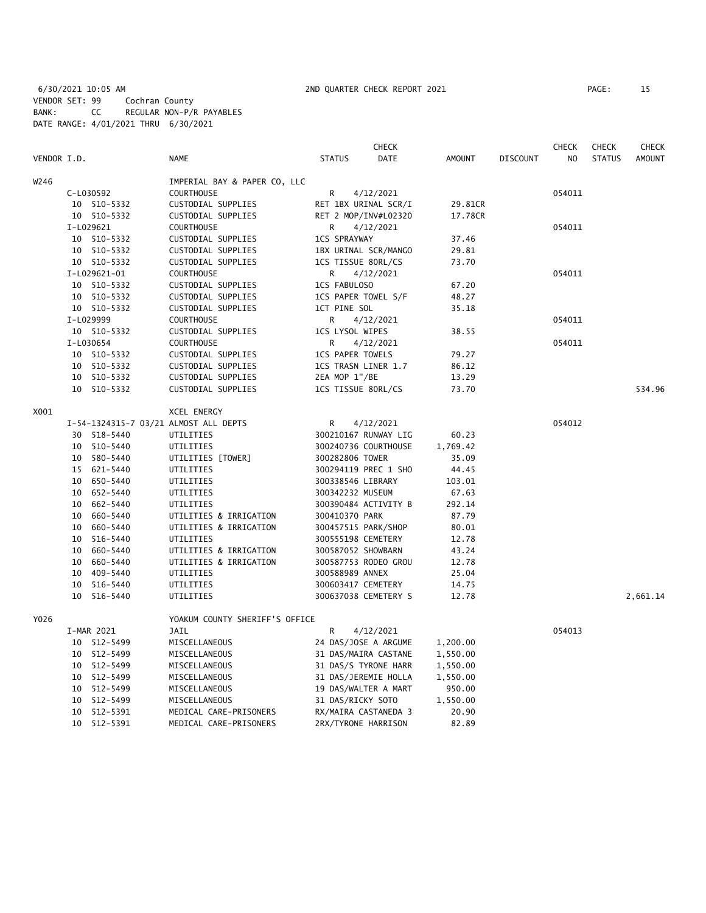6/30/2021 10:05 AM 2ND QUARTER CHECK REPORT 2021
VENDOR SET: 99 Cochran County
BANK: CC REGULAR NON-P/R PAYABLES
DATE RANGE: 4/01/2021 THRU 6/30/2021

| VENDOR I.D. | NAME | STATUS | CHECK DATE | AMOUNT | DISCOUNT | CHECK NO | CHECK STATUS | CHECK AMOUNT |
|---|---|---|---|---|---|---|---|---|
| W246 | IMPERIAL BAY & PAPER CO, LLC | | | | | | | |
| C-L030592 | COURTHOUSE | R | 4/12/2021 | | | 054011 | | |
| 10 510-5332 | CUSTODIAL SUPPLIES | RET 1BX URINAL SCR/I | | 29.81CR | | | | |
| 10 510-5332 | CUSTODIAL SUPPLIES | RET 2 MOP/INV#L02320 | | 17.78CR | | | | |
| I-L029621 | COURTHOUSE | R | 4/12/2021 | | | 054011 | | |
| 10 510-5332 | CUSTODIAL SUPPLIES | 1CS SPRAYWAY | | 37.46 | | | | |
| 10 510-5332 | CUSTODIAL SUPPLIES | 1BX URINAL SCR/MANGO | | 29.81 | | | | |
| 10 510-5332 | CUSTODIAL SUPPLIES | 1CS TISSUE 80RL/CS | | 73.70 | | | | |
| I-L029621-01 | COURTHOUSE | R | 4/12/2021 | | | 054011 | | |
| 10 510-5332 | CUSTODIAL SUPPLIES | 1CS FABULOSO | | 67.20 | | | | |
| 10 510-5332 | CUSTODIAL SUPPLIES | 1CS PAPER TOWEL S/F | | 48.27 | | | | |
| 10 510-5332 | CUSTODIAL SUPPLIES | 1CT PINE SOL | | 35.18 | | | | |
| I-L029999 | COURTHOUSE | R | 4/12/2021 | | | 054011 | | |
| 10 510-5332 | CUSTODIAL SUPPLIES | 1CS LYSOL WIPES | | 38.55 | | | | |
| I-L030654 | COURTHOUSE | R | 4/12/2021 | | | 054011 | | |
| 10 510-5332 | CUSTODIAL SUPPLIES | 1CS PAPER TOWELS | | 79.27 | | | | |
| 10 510-5332 | CUSTODIAL SUPPLIES | 1CS TRASN LINER 1.7 | | 86.12 | | | | |
| 10 510-5332 | CUSTODIAL SUPPLIES | 2EA MOP 1"/BE | | 13.29 | | | | |
| 10 510-5332 | CUSTODIAL SUPPLIES | 1CS TISSUE 80RL/CS | | 73.70 | | | | 534.96 |
| X001 | XCEL ENERGY | | | | | | | |
| I-54-1324315-7 03/21 | ALMOST ALL DEPTS | R | 4/12/2021 | | | 054012 | | |
| 30 518-5440 | UTILITIES | 300210167 RUNWAY LIG | | 60.23 | | | | |
| 10 510-5440 | UTILITIES | 300240736 COURTHOUSE | | 1,769.42 | | | | |
| 10 580-5440 | UTILITIES [TOWER] | 300282806 TOWER | | 35.09 | | | | |
| 15 621-5440 | UTILITIES | 300294119 PREC 1 SHO | | 44.45 | | | | |
| 10 650-5440 | UTILITIES | 300338546 LIBRARY | | 103.01 | | | | |
| 10 652-5440 | UTILITIES | 300342232 MUSEUM | | 67.63 | | | | |
| 10 662-5440 | UTILITIES | 300390484 ACTIVITY B | | 292.14 | | | | |
| 10 660-5440 | UTILITIES & IRRIGATION | 300410370 PARK | | 87.79 | | | | |
| 10 660-5440 | UTILITIES & IRRIGATION | 300457515 PARK/SHOP | | 80.01 | | | | |
| 10 516-5440 | UTILITIES | 300555198 CEMETERY | | 12.78 | | | | |
| 10 660-5440 | UTILITIES & IRRIGATION | 300587052 SHOWBARN | | 43.24 | | | | |
| 10 660-5440 | UTILITIES & IRRIGATION | 300587753 RODEO GROU | | 12.78 | | | | |
| 10 409-5440 | UTILITIES | 300588989 ANNEX | | 25.04 | | | | |
| 10 516-5440 | UTILITIES | 300603417 CEMETERY | | 14.75 | | | | |
| 10 516-5440 | UTILITIES | 300637038 CEMETERY S | | 12.78 | | | | 2,661.14 |
| Y026 | YOAKUM COUNTY SHERIFF'S OFFICE | | | | | | | |
| I-MAR 2021 | JAIL | R | 4/12/2021 | | | 054013 | | |
| 10 512-5499 | MISCELLANEOUS | 24 DAS/JOSE A ARGUME | | 1,200.00 | | | | |
| 10 512-5499 | MISCELLANEOUS | 31 DAS/MAIRA CASTANE | | 1,550.00 | | | | |
| 10 512-5499 | MISCELLANEOUS | 31 DAS/S TYRONE HARR | | 1,550.00 | | | | |
| 10 512-5499 | MISCELLANEOUS | 31 DAS/JEREMIE HOLLA | | 1,550.00 | | | | |
| 10 512-5499 | MISCELLANEOUS | 19 DAS/WALTER A MART | | 950.00 | | | | |
| 10 512-5499 | MISCELLANEOUS | 31 DAS/RICKY SOTO | | 1,550.00 | | | | |
| 10 512-5391 | MEDICAL CARE-PRISONERS | RX/MAIRA CASTANEDA 3 | | 20.90 | | | | |
| 10 512-5391 | MEDICAL CARE-PRISONERS | 2RX/TYRONE HARRISON | | 82.89 | | | | |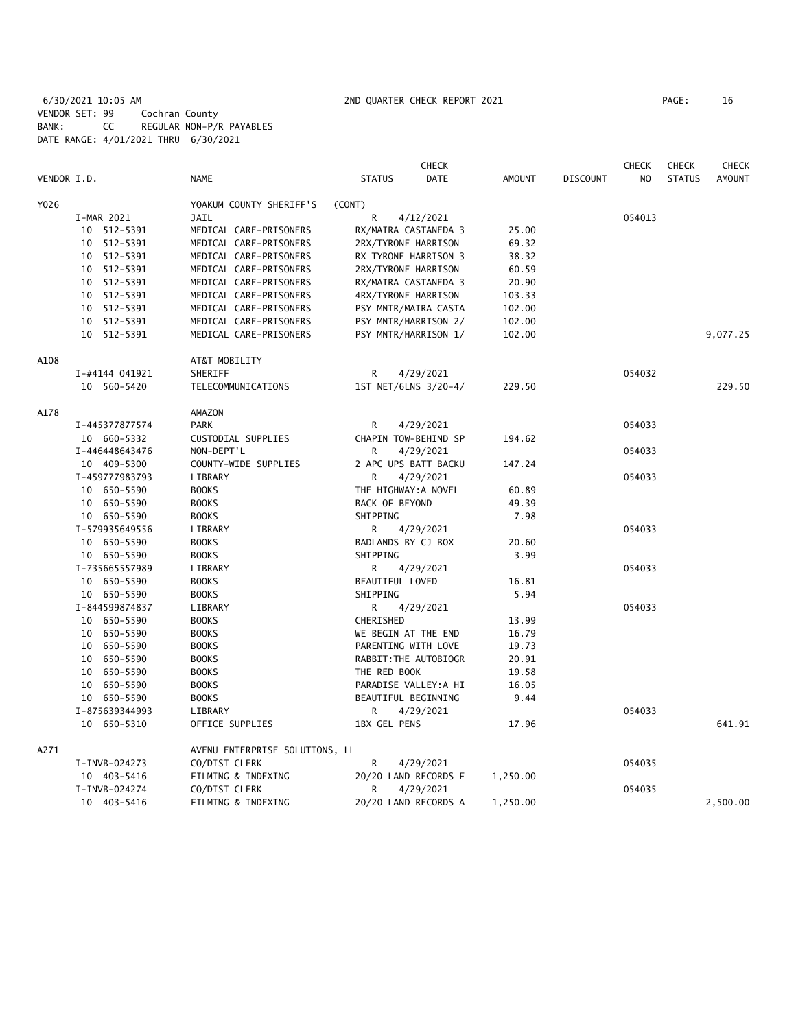6/30/2021 10:05 AM 2ND QUARTER CHECK REPORT 2021 PAGE: 16
VENDOR SET: 99 Cochran County
BANK: CC REGULAR NON-P/R PAYABLES
DATE RANGE: 4/01/2021 THRU 6/30/2021

| VENDOR I.D. | | NAME | STATUS | CHECK DATE | AMOUNT | DISCOUNT | CHECK NO | CHECK STATUS | CHECK AMOUNT |
|---|---|---|---|---|---|---|---|---|---|
| Y026 | | YOAKUM COUNTY SHERIFF'S (CONT) | | | | | | | |
| | I-MAR 2021 | JAIL | R | 4/12/2021 | | | 054013 | | |
| | 10 512-5391 | MEDICAL CARE-PRISONERS | RX/MAIRA CASTANEDA 3 | | 25.00 | | | | |
| | 10 512-5391 | MEDICAL CARE-PRISONERS | 2RX/TYRONE HARRISON | | 69.32 | | | | |
| | 10 512-5391 | MEDICAL CARE-PRISONERS | RX TYRONE HARRISON 3 | | 38.32 | | | | |
| | 10 512-5391 | MEDICAL CARE-PRISONERS | 2RX/TYRONE HARRISON | | 60.59 | | | | |
| | 10 512-5391 | MEDICAL CARE-PRISONERS | RX/MAIRA CASTANEDA 3 | | 20.90 | | | | |
| | 10 512-5391 | MEDICAL CARE-PRISONERS | 4RX/TYRONE HARRISON | | 103.33 | | | | |
| | 10 512-5391 | MEDICAL CARE-PRISONERS | PSY MNTR/MAIRA CASTA | | 102.00 | | | | |
| | 10 512-5391 | MEDICAL CARE-PRISONERS | PSY MNTR/HARRISON 2/ | | 102.00 | | | | |
| | 10 512-5391 | MEDICAL CARE-PRISONERS | PSY MNTR/HARRISON 1/ | | 102.00 | | | | 9,077.25 |
| A108 | | AT&T MOBILITY | | | | | | | |
| | I-#4144 041921 | SHERIFF | R | 4/29/2021 | | | 054032 | | |
| | 10 560-5420 | TELECOMMUNICATIONS | 1ST NET/6LNS 3/20-4/ | | 229.50 | | | | 229.50 |
| A178 | | AMAZON | | | | | | | |
| | I-445377877574 | PARK | R | 4/29/2021 | | | 054033 | | |
| | 10 660-5332 | CUSTODIAL SUPPLIES | CHAPIN TOW-BEHIND SP | | 194.62 | | | | |
| | I-446448643476 | NON-DEPT'L | R | 4/29/2021 | | | 054033 | | |
| | 10 409-5300 | COUNTY-WIDE SUPPLIES | 2 APC UPS BATT BACKU | | 147.24 | | | | |
| | I-459777983793 | LIBRARY | R | 4/29/2021 | | | 054033 | | |
| | 10 650-5590 | BOOKS | THE HIGHWAY:A NOVEL | | 60.89 | | | | |
| | 10 650-5590 | BOOKS | BACK OF BEYOND | | 49.39 | | | | |
| | 10 650-5590 | BOOKS | SHIPPING | | 7.98 | | | | |
| | I-579935649556 | LIBRARY | R | 4/29/2021 | | | 054033 | | |
| | 10 650-5590 | BOOKS | BADLANDS BY CJ BOX | | 20.60 | | | | |
| | 10 650-5590 | BOOKS | SHIPPING | | 3.99 | | | | |
| | I-735665557989 | LIBRARY | R | 4/29/2021 | | | 054033 | | |
| | 10 650-5590 | BOOKS | BEAUTIFUL LOVED | | 16.81 | | | | |
| | 10 650-5590 | BOOKS | SHIPPING | | 5.94 | | | | |
| | I-844599874837 | LIBRARY | R | 4/29/2021 | | | 054033 | | |
| | 10 650-5590 | BOOKS | CHERISHED | | 13.99 | | | | |
| | 10 650-5590 | BOOKS | WE BEGIN AT THE END | | 16.79 | | | | |
| | 10 650-5590 | BOOKS | PARENTING WITH LOVE | | 19.73 | | | | |
| | 10 650-5590 | BOOKS | RABBIT:THE AUTOBIOGR | | 20.91 | | | | |
| | 10 650-5590 | BOOKS | THE RED BOOK | | 19.58 | | | | |
| | 10 650-5590 | BOOKS | PARADISE VALLEY:A HI | | 16.05 | | | | |
| | 10 650-5590 | BOOKS | BEAUTIFUL BEGINNING | | 9.44 | | | | |
| | I-875639344993 | LIBRARY | R | 4/29/2021 | | | 054033 | | |
| | 10 650-5310 | OFFICE SUPPLIES | 1BX GEL PENS | | 17.96 | | | | 641.91 |
| A271 | | AVENU ENTERPRISE SOLUTIONS, LL | | | | | | | |
| | I-INVB-024273 | CO/DIST CLERK | R | 4/29/2021 | | | 054035 | | |
| | 10 403-5416 | FILMING & INDEXING | 20/20 LAND RECORDS F | | 1,250.00 | | | | |
| | I-INVB-024274 | CO/DIST CLERK | R | 4/29/2021 | | | 054035 | | |
| | 10 403-5416 | FILMING & INDEXING | 20/20 LAND RECORDS A | | 1,250.00 | | | | 2,500.00 |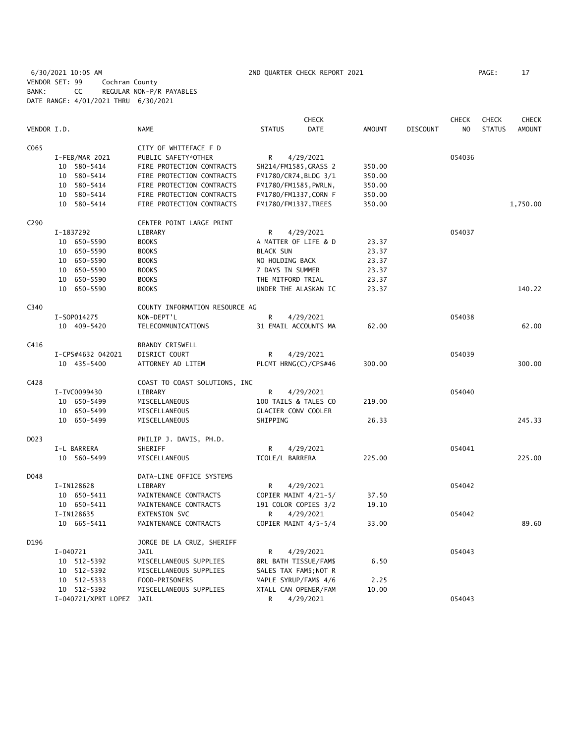6/30/2021 10:05 AM 2ND QUARTER CHECK REPORT 2021

VENDOR SET: 99 Cochran County
BANK: CC REGULAR NON-P/R PAYABLES
DATE RANGE: 4/01/2021 THRU 6/30/2021

| VENDOR I.D. | NAME | STATUS | CHECK DATE | AMOUNT | DISCOUNT | CHECK NO | CHECK STATUS | CHECK AMOUNT |
|---|---|---|---|---|---|---|---|---|
| C065 | CITY OF WHITEFACE F D | | | | | | | |
| I-FEB/MAR 2021 | PUBLIC SAFETY*OTHER | R | 4/29/2021 | | | 054036 | | |
| 10 580-5414 | FIRE PROTECTION CONTRACTS | SH214/FM1585,GRASS 2 | | 350.00 | | | | |
| 10 580-5414 | FIRE PROTECTION CONTRACTS | FM1780/CR74,BLDG 3/1 | | 350.00 | | | | |
| 10 580-5414 | FIRE PROTECTION CONTRACTS | FM1780/FM1585,PWRLN, | | 350.00 | | | | |
| 10 580-5414 | FIRE PROTECTION CONTRACTS | FM1780/FM1337,CORN F | | 350.00 | | | | |
| 10 580-5414 | FIRE PROTECTION CONTRACTS | FM1780/FM1337,TREES | | 350.00 | | | | 1,750.00 |
| C290 | CENTER POINT LARGE PRINT | | | | | | | |
| I-1837292 | LIBRARY | R | 4/29/2021 | | | 054037 | | |
| 10 650-5590 | BOOKS | A MATTER OF LIFE & D | | 23.37 | | | | |
| 10 650-5590 | BOOKS | BLACK SUN | | 23.37 | | | | |
| 10 650-5590 | BOOKS | NO HOLDING BACK | | 23.37 | | | | |
| 10 650-5590 | BOOKS | 7 DAYS IN SUMMER | | 23.37 | | | | |
| 10 650-5590 | BOOKS | THE MITFORD TRIAL | | 23.37 | | | | |
| 10 650-5590 | BOOKS | UNDER THE ALASKAN IC | | 23.37 | | | | 140.22 |
| C340 | COUNTY INFORMATION RESOURCE AG | | | | | | | |
| I-SOP014275 | NON-DEPT'L | R | 4/29/2021 | | | 054038 | | |
| 10 409-5420 | TELECOMMUNICATIONS | 31 EMAIL ACCOUNTS MA | | 62.00 | | | | 62.00 |
| C416 | BRANDY CRISWELL | | | | | | | |
| I-CPS#4632 042021 | DISRICT COURT | R | 4/29/2021 | | | 054039 | | |
| 10 435-5400 | ATTORNEY AD LITEM | PLCMT HRNG(C)/CPS#46 | | 300.00 | | | | 300.00 |
| C428 | COAST TO COAST SOLUTIONS, INC | | | | | | | |
| I-IVC0099430 | LIBRARY | R | 4/29/2021 | | | 054040 | | |
| 10 650-5499 | MISCELLANEOUS | 100 TAILS & TALES CO | | 219.00 | | | | |
| 10 650-5499 | MISCELLANEOUS | GLACIER CONV COOLER | | | | | | |
| 10 650-5499 | MISCELLANEOUS | SHIPPING | | 26.33 | | | | 245.33 |
| D023 | PHILIP J. DAVIS, PH.D. | | | | | | | |
| I-L BARRERA | SHERIFF | R | 4/29/2021 | | | 054041 | | |
| 10 560-5499 | MISCELLANEOUS | TCOLE/L BARRERA | | 225.00 | | | | 225.00 |
| D048 | DATA-LINE OFFICE SYSTEMS | | | | | | | |
| I-IN128628 | LIBRARY | R | 4/29/2021 | | | 054042 | | |
| 10 650-5411 | MAINTENANCE CONTRACTS | COPIER MAINT 4/21-5/ | | 37.50 | | | | |
| 10 650-5411 | MAINTENANCE CONTRACTS | 191 COLOR COPIES 3/2 | | 19.10 | | | | |
| I-IN128635 | EXTENSION SVC | R | 4/29/2021 | | | 054042 | | |
| 10 665-5411 | MAINTENANCE CONTRACTS | COPIER MAINT 4/5-5/4 | | 33.00 | | | | 89.60 |
| D196 | JORGE DE LA CRUZ, SHERIFF | | | | | | | |
| I-040721 | JAIL | R | 4/29/2021 | | | 054043 | | |
| 10 512-5392 | MISCELLANEOUS SUPPLIES | 8RL BATH TISSUE/FAM$ | | 6.50 | | | | |
| 10 512-5392 | MISCELLANEOUS SUPPLIES | SALES TAX FAM$;NOT R | | | | | | |
| 10 512-5333 | FOOD-PRISONERS | MAPLE SYRUP/FAM$ 4/6 | | 2.25 | | | | |
| 10 512-5392 | MISCELLANEOUS SUPPLIES | XTALL CAN OPENER/FAM | | 10.00 | | | | |
| I-040721/XPRT LOPEZ | JAIL | R | 4/29/2021 | | | 054043 | | |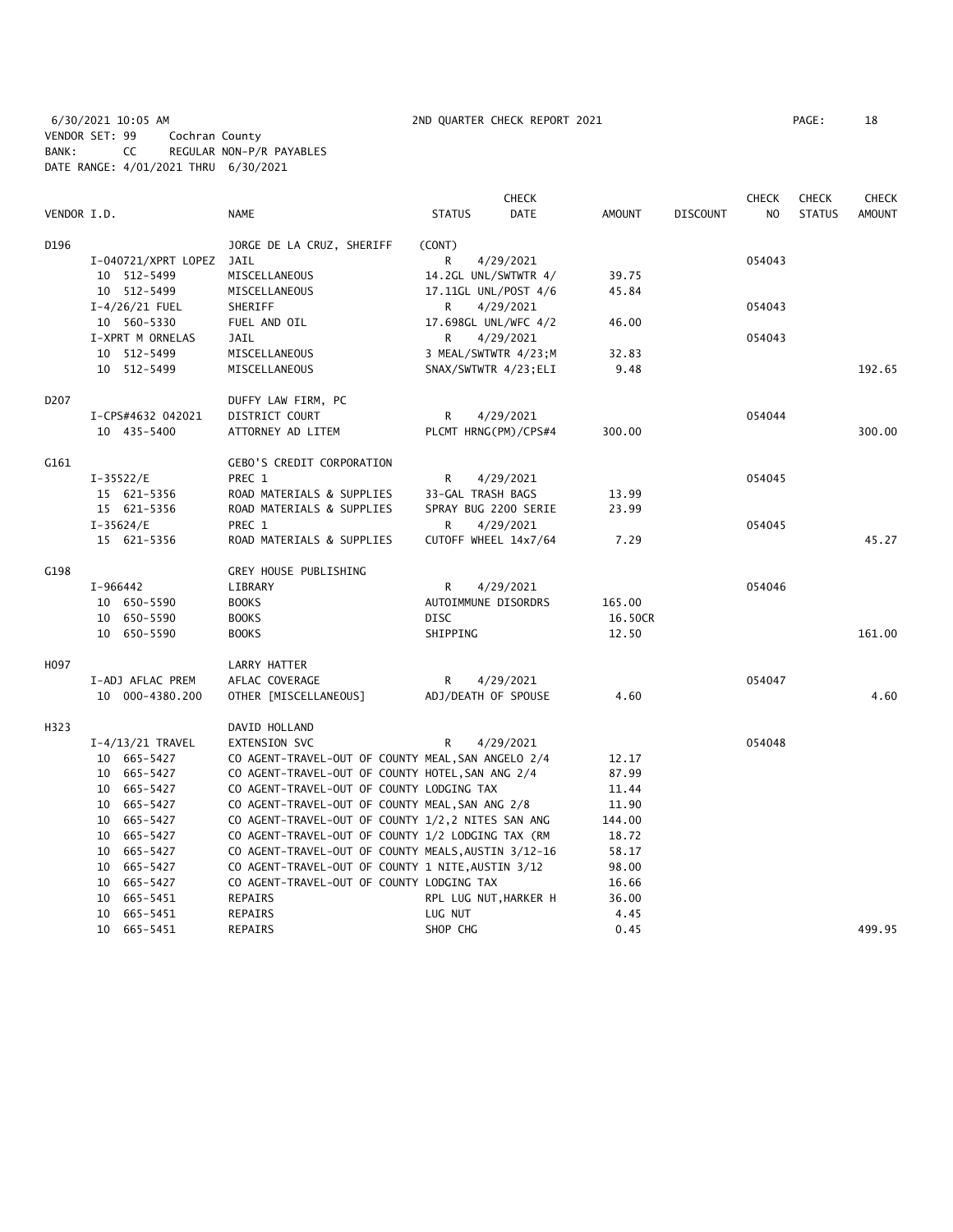6/30/2021 10:05 AM 2ND QUARTER CHECK REPORT 2021 PAGE: 18
VENDOR SET: 99 Cochran County
BANK: CC REGULAR NON-P/R PAYABLES
DATE RANGE: 4/01/2021 THRU 6/30/2021

| VENDOR I.D. | NAME | STATUS | CHECK DATE | AMOUNT | DISCOUNT | CHECK NO | CHECK STATUS | CHECK AMOUNT |
|---|---|---|---|---|---|---|---|---|
| D196 | JORGE DE LA CRUZ, SHERIFF | (CONT) | | | | | | |
| I-040721/XPRT LOPEZ | JAIL | R | 4/29/2021 | | | 054043 | | |
| 10 512-5499 | MISCELLANEOUS | 14.2GL UNL/SWTWTR 4/ | | 39.75 | | | | |
| 10 512-5499 | MISCELLANEOUS | 17.11GL UNL/POST 4/6 | | 45.84 | | | | |
| I-4/26/21 FUEL | SHERIFF | R | 4/29/2021 | | | 054043 | | |
| 10 560-5330 | FUEL AND OIL | 17.698GL UNL/WFC 4/2 | | 46.00 | | | | |
| I-XPRT M ORNELAS | JAIL | R | 4/29/2021 | | | 054043 | | |
| 10 512-5499 | MISCELLANEOUS | 3 MEAL/SWTWTR 4/23;M | | 32.83 | | | | |
| 10 512-5499 | MISCELLANEOUS | SNAX/SWTWTR 4/23;ELI | | 9.48 | | | | 192.65 |
| D207 | DUFFY LAW FIRM, PC | | | | | | | |
| I-CPS#4632 042021 | DISTRICT COURT | R | 4/29/2021 | | | 054044 | | |
| 10 435-5400 | ATTORNEY AD LITEM | PLCMT HRNG(PM)/CPS#4 | | 300.00 | | | | 300.00 |
| G161 | GEBO'S CREDIT CORPORATION | | | | | | | |
| I-35522/E | PREC 1 | R | 4/29/2021 | | | 054045 | | |
| 15 621-5356 | ROAD MATERIALS & SUPPLIES | 33-GAL TRASH BAGS | | 13.99 | | | | |
| 15 621-5356 | ROAD MATERIALS & SUPPLIES | SPRAY BUG 2200 SERIE | | 23.99 | | | | |
| I-35624/E | PREC 1 | R | 4/29/2021 | | | 054045 | | |
| 15 621-5356 | ROAD MATERIALS & SUPPLIES | CUTOFF WHEEL 14x7/64 | | 7.29 | | | | 45.27 |
| G198 | GREY HOUSE PUBLISHING | | | | | | | |
| I-966442 | LIBRARY | R | 4/29/2021 | | | 054046 | | |
| 10 650-5590 | BOOKS | AUTOIMMUNE DISORDRS | | 165.00 | | | | |
| 10 650-5590 | BOOKS | DISC | | 16.50CR | | | | |
| 10 650-5590 | BOOKS | SHIPPING | | 12.50 | | | | 161.00 |
| H097 | LARRY HATTER | | | | | | | |
| I-ADJ AFLAC PREM | AFLAC COVERAGE | R | 4/29/2021 | | | 054047 | | |
| 10 000-4380.200 | OTHER [MISCELLANEOUS] | ADJ/DEATH OF SPOUSE | | 4.60 | | | | 4.60 |
| H323 | DAVID HOLLAND | | | | | | | |
| I-4/13/21 TRAVEL | EXTENSION SVC | R | 4/29/2021 | | | 054048 | | |
| 10 665-5427 | CO AGENT-TRAVEL-OUT OF COUNTY MEAL,SAN ANGELO 2/4 | | | 12.17 | | | | |
| 10 665-5427 | CO AGENT-TRAVEL-OUT OF COUNTY HOTEL,SAN ANG 2/4 | | | 87.99 | | | | |
| 10 665-5427 | CO AGENT-TRAVEL-OUT OF COUNTY LODGING TAX | | | 11.44 | | | | |
| 10 665-5427 | CO AGENT-TRAVEL-OUT OF COUNTY MEAL,SAN ANG 2/8 | | | 11.90 | | | | |
| 10 665-5427 | CO AGENT-TRAVEL-OUT OF COUNTY 1/2,2 NITES SAN ANG | | | 144.00 | | | | |
| 10 665-5427 | CO AGENT-TRAVEL-OUT OF COUNTY 1/2 LODGING TAX (RM | | | 18.72 | | | | |
| 10 665-5427 | CO AGENT-TRAVEL-OUT OF COUNTY MEALS,AUSTIN 3/12-16 | | | 58.17 | | | | |
| 10 665-5427 | CO AGENT-TRAVEL-OUT OF COUNTY 1 NITE,AUSTIN 3/12 | | | 98.00 | | | | |
| 10 665-5427 | CO AGENT-TRAVEL-OUT OF COUNTY LODGING TAX | | | 16.66 | | | | |
| 10 665-5451 | REPAIRS | RPL LUG NUT,HARKER H | | 36.00 | | | | |
| 10 665-5451 | REPAIRS | LUG NUT | | 4.45 | | | | |
| 10 665-5451 | REPAIRS | SHOP CHG | | 0.45 | | | | 499.95 |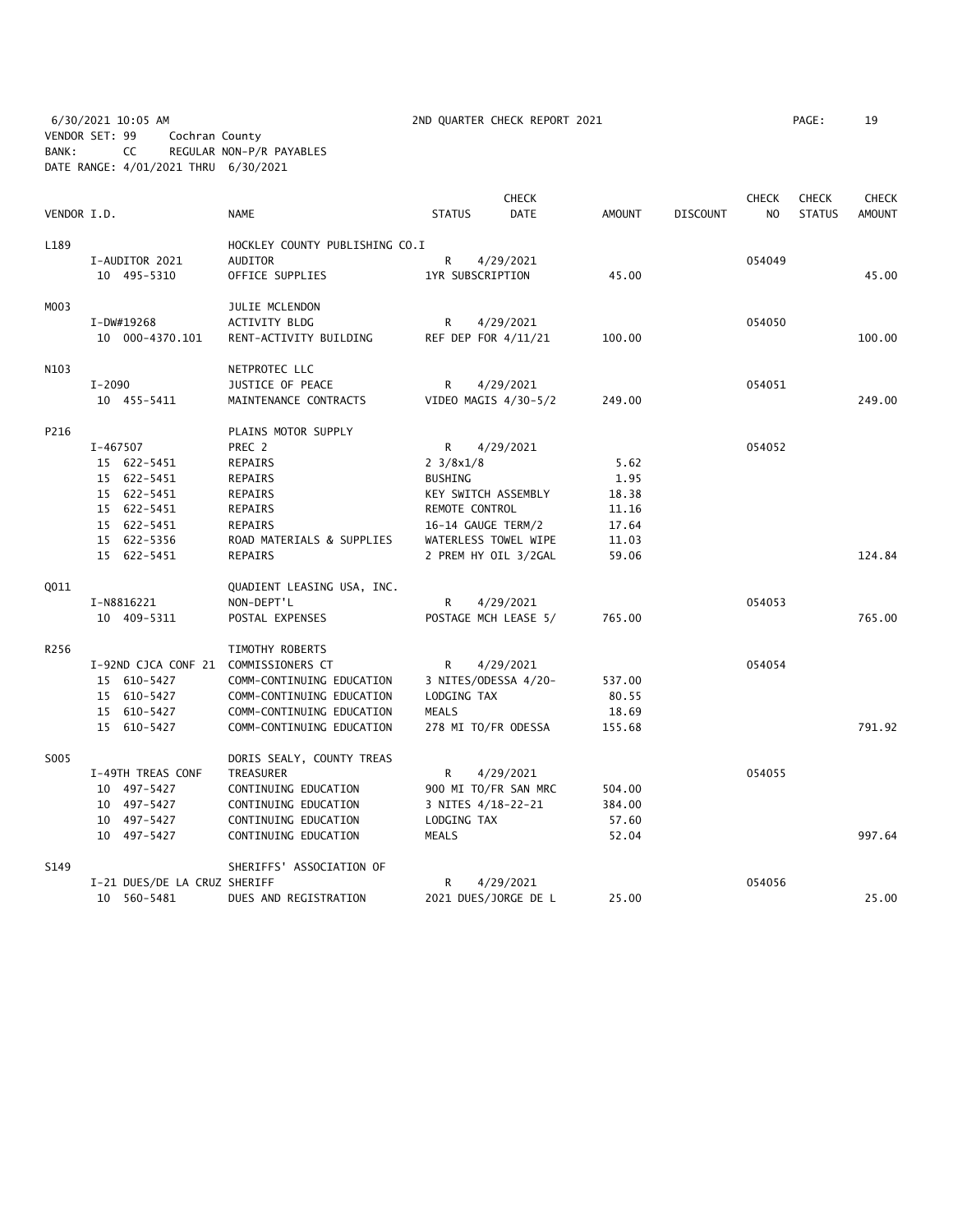6/30/2021 10:05 AM — 2ND QUARTER CHECK REPORT 2021 — PAGE: 19

VENDOR SET: 99 Cochran County
BANK: CC REGULAR NON-P/R PAYABLES
DATE RANGE: 4/01/2021 THRU 6/30/2021

| VENDOR I.D. | NAME | STATUS | CHECK DATE | AMOUNT | DISCOUNT | CHECK NO | CHECK STATUS | CHECK AMOUNT |
|---|---|---|---|---|---|---|---|---|
| L189 | HOCKLEY COUNTY PUBLISHING CO.I | | | | | | | |
| I-AUDITOR 2021 | AUDITOR | R | 4/29/2021 | | | 054049 | | |
| 10 495-5310 | OFFICE SUPPLIES | 1YR SUBSCRIPTION | | 45.00 | | | | 45.00 |
| M003 | JULIE MCLENDON | | | | | | | |
| I-DW#19268 | ACTIVITY BLDG | R | 4/29/2021 | | | 054050 | | |
| 10 000-4370.101 | RENT-ACTIVITY BUILDING | REF DEP FOR 4/11/21 | | 100.00 | | | | 100.00 |
| N103 | NETPROTEC LLC | | | | | | | |
| I-2090 | JUSTICE OF PEACE | R | 4/29/2021 | | | 054051 | | |
| 10 455-5411 | MAINTENANCE CONTRACTS | VIDEO MAGIS 4/30-5/2 | | 249.00 | | | | 249.00 |
| P216 | PLAINS MOTOR SUPPLY | | | | | | | |
| I-467507 | PREC 2 | R | 4/29/2021 | | | 054052 | | |
| 15 622-5451 | REPAIRS | 2 3/8x1/8 | | 5.62 | | | | |
| 15 622-5451 | REPAIRS | BUSHING | | 1.95 | | | | |
| 15 622-5451 | REPAIRS | KEY SWITCH ASSEMBLY | | 18.38 | | | | |
| 15 622-5451 | REPAIRS | REMOTE CONTROL | | 11.16 | | | | |
| 15 622-5451 | REPAIRS | 16-14 GAUGE TERM/2 | | 17.64 | | | | |
| 15 622-5356 | ROAD MATERIALS & SUPPLIES | WATERLESS TOWEL WIPE | | 11.03 | | | | |
| 15 622-5451 | REPAIRS | 2 PREM HY OIL 3/2GAL | | 59.06 | | | | 124.84 |
| Q011 | QUADIENT LEASING USA, INC. | | | | | | | |
| I-N8816221 | NON-DEPT'L | R | 4/29/2021 | | | 054053 | | |
| 10 409-5311 | POSTAL EXPENSES | POSTAGE MCH LEASE 5/ | | 765.00 | | | | 765.00 |
| R256 | TIMOTHY ROBERTS | | | | | | | |
| I-92ND CJCA CONF 21 | COMMISSIONERS CT | R | 4/29/2021 | | | 054054 | | |
| 15 610-5427 | COMM-CONTINUING EDUCATION | 3 NITES/ODESSA 4/20- | | 537.00 | | | | |
| 15 610-5427 | COMM-CONTINUING EDUCATION | LODGING TAX | | 80.55 | | | | |
| 15 610-5427 | COMM-CONTINUING EDUCATION | MEALS | | 18.69 | | | | |
| 15 610-5427 | COMM-CONTINUING EDUCATION | 278 MI TO/FR ODESSA | | 155.68 | | | | 791.92 |
| S005 | DORIS SEALY, COUNTY TREAS | | | | | | | |
| I-49TH TREAS CONF | TREASURER | R | 4/29/2021 | | | 054055 | | |
| 10 497-5427 | CONTINUING EDUCATION | 900 MI TO/FR SAN MRC | | 504.00 | | | | |
| 10 497-5427 | CONTINUING EDUCATION | 3 NITES 4/18-22-21 | | 384.00 | | | | |
| 10 497-5427 | CONTINUING EDUCATION | LODGING TAX | | 57.60 | | | | |
| 10 497-5427 | CONTINUING EDUCATION | MEALS | | 52.04 | | | | 997.64 |
| S149 | SHERIFFS' ASSOCIATION OF | | | | | | | |
| I-21 DUES/DE LA CRUZ | SHERIFF | R | 4/29/2021 | | | 054056 | | |
| 10 560-5481 | DUES AND REGISTRATION | 2021 DUES/JORGE DE L | | 25.00 | | | | 25.00 |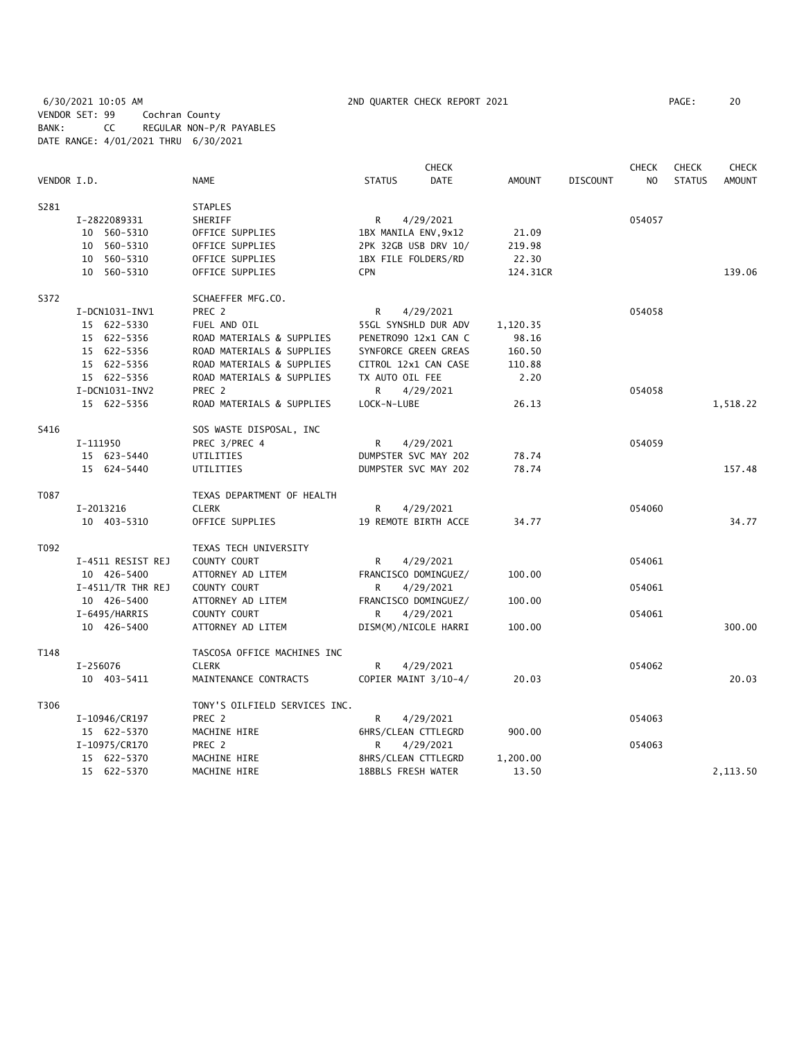6/30/2021 10:05 AM 2ND QUARTER CHECK REPORT 2021

VENDOR SET: 99 Cochran County
BANK: CC REGULAR NON-P/R PAYABLES
DATE RANGE: 4/01/2021 THRU 6/30/2021

| VENDOR I.D. | NAME | STATUS | CHECK DATE | AMOUNT | DISCOUNT | CHECK NO | CHECK STATUS | CHECK AMOUNT |
|---|---|---|---|---|---|---|---|---|
| S281 | STAPLES | | | | | | | |
| I-2822089331 | SHERIFF | R | 4/29/2021 | | | 054057 | | |
| 10 560-5310 | OFFICE SUPPLIES | 1BX MANILA ENV,9x12 | | 21.09 | | | | |
| 10 560-5310 | OFFICE SUPPLIES | 2PK 32GB USB DRV 10/ | | 219.98 | | | | |
| 10 560-5310 | OFFICE SUPPLIES | 1BX FILE FOLDERS/RD | | 22.30 | | | | |
| 10 560-5310 | OFFICE SUPPLIES | CPN | | 124.31CR | | | | 139.06 |
| S372 | SCHAEFFER MFG.CO. | | | | | | | |
| I-DCN1031-INV1 | PREC 2 | R | 4/29/2021 | | | 054058 | | |
| 15 622-5330 | FUEL AND OIL | 55GL SYNSHLD DUR ADV | | 1,120.35 | | | | |
| 15 622-5356 | ROAD MATERIALS & SUPPLIES | PENETRO90 12x1 CAN C | | 98.16 | | | | |
| 15 622-5356 | ROAD MATERIALS & SUPPLIES | SYNFORCE GREEN GREAS | | 160.50 | | | | |
| 15 622-5356 | ROAD MATERIALS & SUPPLIES | CITROL 12x1 CAN CASE | | 110.88 | | | | |
| 15 622-5356 | ROAD MATERIALS & SUPPLIES | TX AUTO OIL FEE | | 2.20 | | | | |
| I-DCN1031-INV2 | PREC 2 | R | 4/29/2021 | | | 054058 | | |
| 15 622-5356 | ROAD MATERIALS & SUPPLIES | LOCK-N-LUBE | | 26.13 | | | | 1,518.22 |
| S416 | SOS WASTE DISPOSAL, INC | | | | | | | |
| I-111950 | PREC 3/PREC 4 | R | 4/29/2021 | | | 054059 | | |
| 15 623-5440 | UTILITIES | DUMPSTER SVC MAY 202 | | 78.74 | | | | |
| 15 624-5440 | UTILITIES | DUMPSTER SVC MAY 202 | | 78.74 | | | | 157.48 |
| T087 | TEXAS DEPARTMENT OF HEALTH | | | | | | | |
| I-2013216 | CLERK | R | 4/29/2021 | | | 054060 | | |
| 10 403-5310 | OFFICE SUPPLIES | 19 REMOTE BIRTH ACCE | | 34.77 | | | | 34.77 |
| T092 | TEXAS TECH UNIVERSITY | | | | | | | |
| I-4511 RESIST REJ | COUNTY COURT | R | 4/29/2021 | | | 054061 | | |
| 10 426-5400 | ATTORNEY AD LITEM | FRANCISCO DOMINGUEZ/ | | 100.00 | | | | |
| I-4511/TR THR REJ | COUNTY COURT | R | 4/29/2021 | | | 054061 | | |
| 10 426-5400 | ATTORNEY AD LITEM | FRANCISCO DOMINGUEZ/ | | 100.00 | | | | |
| I-6495/HARRIS | COUNTY COURT | R | 4/29/2021 | | | 054061 | | |
| 10 426-5400 | ATTORNEY AD LITEM | DISM(M)/NICOLE HARRI | | 100.00 | | | | 300.00 |
| T148 | TASCOSA OFFICE MACHINES INC | | | | | | | |
| I-256076 | CLERK | R | 4/29/2021 | | | 054062 | | |
| 10 403-5411 | MAINTENANCE CONTRACTS | COPIER MAINT 3/10-4/ | | 20.03 | | | | 20.03 |
| T306 | TONY'S OILFIELD SERVICES INC. | | | | | | | |
| I-10946/CR197 | PREC 2 | R | 4/29/2021 | | | 054063 | | |
| 15 622-5370 | MACHINE HIRE | 6HRS/CLEAN CTTLEGRD | | 900.00 | | | | |
| I-10975/CR170 | PREC 2 | R | 4/29/2021 | | | 054063 | | |
| 15 622-5370 | MACHINE HIRE | 8HRS/CLEAN CTTLEGRD | | 1,200.00 | | | | |
| 15 622-5370 | MACHINE HIRE | 18BBLS FRESH WATER | | 13.50 | | | | 2,113.50 |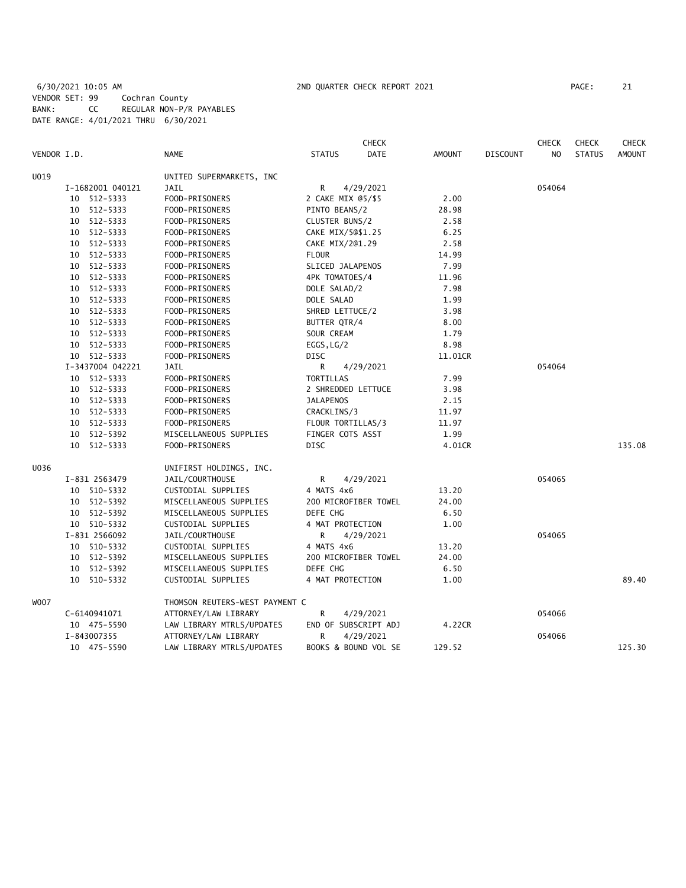6/30/2021 10:05 AM 2ND QUARTER CHECK REPORT 2021 PAGE: 21
VENDOR SET: 99 Cochran County
BANK: CC REGULAR NON-P/R PAYABLES
DATE RANGE: 4/01/2021 THRU 6/30/2021

| VENDOR I.D. | NAME | STATUS | CHECK DATE | AMOUNT | DISCOUNT | CHECK NO | CHECK STATUS | CHECK AMOUNT |
|---|---|---|---|---|---|---|---|---|
| U019 | UNITED SUPERMARKETS, INC | | | | | | | |
| I-1682001 040121 | JAIL | R | 4/29/2021 | | | 054064 | | |
| 10 512-5333 | FOOD-PRISONERS | 2 CAKE MIX @5/$5 | | 2.00 | | | | |
| 10 512-5333 | FOOD-PRISONERS | PINTO BEANS/2 | | 28.98 | | | | |
| 10 512-5333 | FOOD-PRISONERS | CLUSTER BUNS/2 | | 2.58 | | | | |
| 10 512-5333 | FOOD-PRISONERS | CAKE MIX/5@$1.25 | | 6.25 | | | | |
| 10 512-5333 | FOOD-PRISONERS | CAKE MIX/2@1.29 | | 2.58 | | | | |
| 10 512-5333 | FOOD-PRISONERS | FLOUR | | 14.99 | | | | |
| 10 512-5333 | FOOD-PRISONERS | SLICED JALAPENOS | | 7.99 | | | | |
| 10 512-5333 | FOOD-PRISONERS | 4PK TOMATOES/4 | | 11.96 | | | | |
| 10 512-5333 | FOOD-PRISONERS | DOLE SALAD/2 | | 7.98 | | | | |
| 10 512-5333 | FOOD-PRISONERS | DOLE SALAD | | 1.99 | | | | |
| 10 512-5333 | FOOD-PRISONERS | SHRED LETTUCE/2 | | 3.98 | | | | |
| 10 512-5333 | FOOD-PRISONERS | BUTTER QTR/4 | | 8.00 | | | | |
| 10 512-5333 | FOOD-PRISONERS | SOUR CREAM | | 1.79 | | | | |
| 10 512-5333 | FOOD-PRISONERS | EGGS,LG/2 | | 8.98 | | | | |
| 10 512-5333 | FOOD-PRISONERS | DISC | | 11.01CR | | | | |
| I-3437004 042221 | JAIL | R | 4/29/2021 | | | 054064 | | |
| 10 512-5333 | FOOD-PRISONERS | TORTILLAS | | 7.99 | | | | |
| 10 512-5333 | FOOD-PRISONERS | 2 SHREDDED LETTUCE | | 3.98 | | | | |
| 10 512-5333 | FOOD-PRISONERS | JALAPENOS | | 2.15 | | | | |
| 10 512-5333 | FOOD-PRISONERS | CRACKLINS/3 | | 11.97 | | | | |
| 10 512-5333 | FOOD-PRISONERS | FLOUR TORTILLAS/3 | | 11.97 | | | | |
| 10 512-5392 | MISCELLANEOUS SUPPLIES | FINGER COTS ASST | | 1.99 | | | | |
| 10 512-5333 | FOOD-PRISONERS | DISC | | 4.01CR | | | | 135.08 |
| U036 | UNIFIRST HOLDINGS, INC. | | | | | | | |
| I-831 2563479 | JAIL/COURTHOUSE | R | 4/29/2021 | | | 054065 | | |
| 10 510-5332 | CUSTODIAL SUPPLIES | 4 MATS 4x6 | | 13.20 | | | | |
| 10 512-5392 | MISCELLANEOUS SUPPLIES | 200 MICROFIBER TOWEL | | 24.00 | | | | |
| 10 512-5392 | MISCELLANEOUS SUPPLIES | DEFE CHG | | 6.50 | | | | |
| 10 510-5332 | CUSTODIAL SUPPLIES | 4 MAT PROTECTION | | 1.00 | | | | |
| I-831 2566092 | JAIL/COURTHOUSE | R | 4/29/2021 | | | 054065 | | |
| 10 510-5332 | CUSTODIAL SUPPLIES | 4 MATS 4x6 | | 13.20 | | | | |
| 10 512-5392 | MISCELLANEOUS SUPPLIES | 200 MICROFIBER TOWEL | | 24.00 | | | | |
| 10 512-5392 | MISCELLANEOUS SUPPLIES | DEFE CHG | | 6.50 | | | | |
| 10 510-5332 | CUSTODIAL SUPPLIES | 4 MAT PROTECTION | | 1.00 | | | | 89.40 |
| W007 | THOMSON REUTERS-WEST PAYMENT C | | | | | | | |
| C-6140941071 | ATTORNEY/LAW LIBRARY | R | 4/29/2021 | | | 054066 | | |
| 10 475-5590 | LAW LIBRARY MTRLS/UPDATES | END OF SUBSCRIPT ADJ | | 4.22CR | | | | |
| I-843007355 | ATTORNEY/LAW LIBRARY | R | 4/29/2021 | | | 054066 | | |
| 10 475-5590 | LAW LIBRARY MTRLS/UPDATES | BOOKS & BOUND VOL SE | | 129.52 | | | | 125.30 |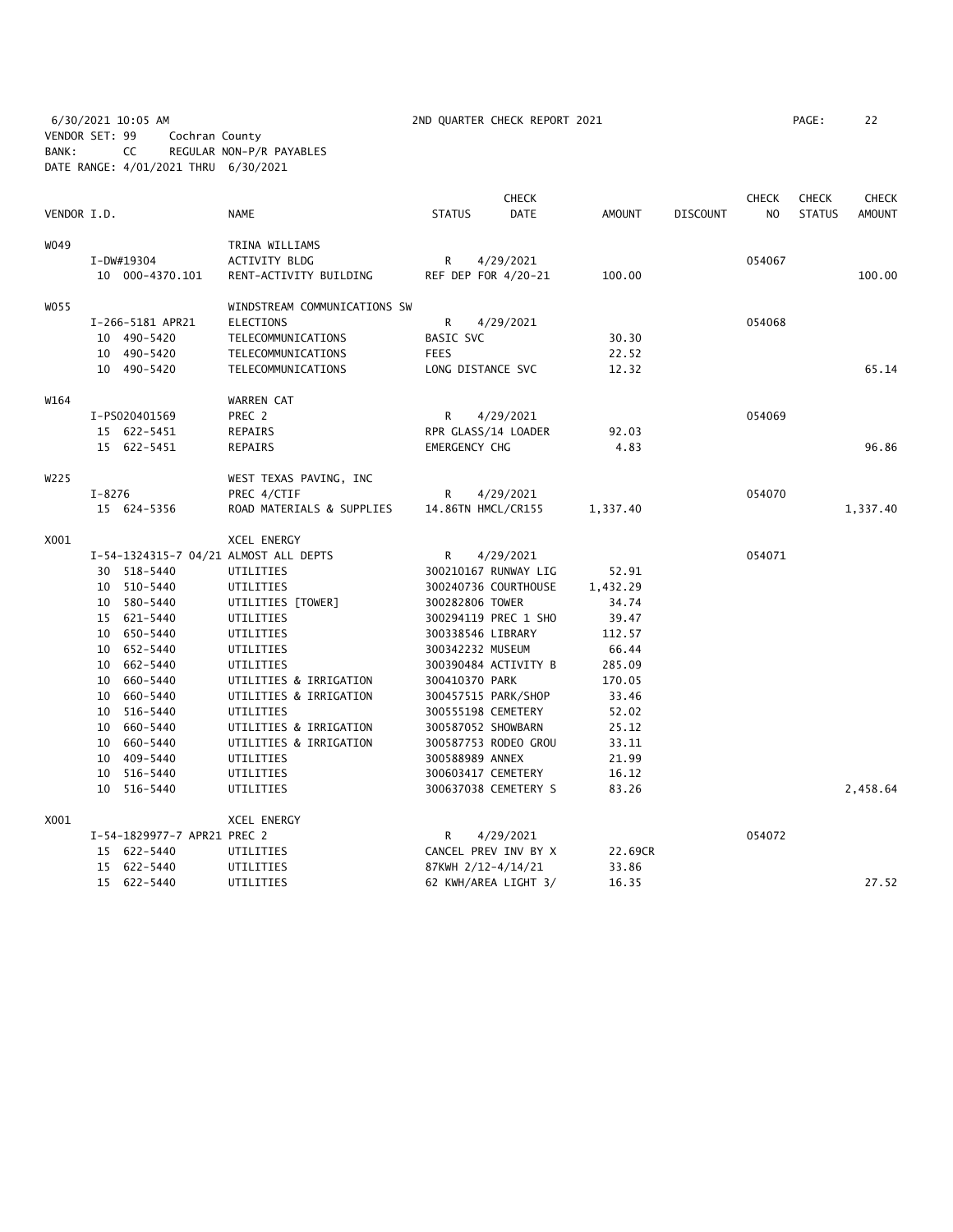6/30/2021 10:05 AM 2ND QUARTER CHECK REPORT 2021
VENDOR SET: 99 Cochran County
BANK: CC REGULAR NON-P/R PAYABLES
DATE RANGE: 4/01/2021 THRU 6/30/2021

| VENDOR I.D. | NAME | STATUS | CHECK DATE | AMOUNT | DISCOUNT | CHECK NO | CHECK STATUS | CHECK AMOUNT |
|---|---|---|---|---|---|---|---|---|
| W049 | TRINA WILLIAMS | | | | | | | |
| I-DW#19304 | ACTIVITY BLDG | R | 4/29/2021 | | | 054067 | | |
| 10 000-4370.101 | RENT-ACTIVITY BUILDING | REF DEP FOR 4/20-21 | | 100.00 | | | | 100.00 |
| W055 | WINDSTREAM COMMUNICATIONS SW | | | | | | | |
| I-266-5181 APR21 | ELECTIONS | R | 4/29/2021 | | | 054068 | | |
| 10 490-5420 | TELECOMMUNICATIONS | BASIC SVC | | 30.30 | | | | |
| 10 490-5420 | TELECOMMUNICATIONS | FEES | | 22.52 | | | | |
| 10 490-5420 | TELECOMMUNICATIONS | LONG DISTANCE SVC | | 12.32 | | | | 65.14 |
| W164 | WARREN CAT | | | | | | | |
| I-PS020401569 | PREC 2 | R | 4/29/2021 | | | 054069 | | |
| 15 622-5451 | REPAIRS | RPR GLASS/14 LOADER | | 92.03 | | | | |
| 15 622-5451 | REPAIRS | EMERGENCY CHG | | 4.83 | | | | 96.86 |
| W225 | WEST TEXAS PAVING, INC | | | | | | | |
| I-8276 | PREC 4/CTIF | R | 4/29/2021 | | | 054070 | | |
| 15 624-5356 | ROAD MATERIALS & SUPPLIES | 14.86TN HMCL/CR155 | | 1,337.40 | | | | 1,337.40 |
| X001 | XCEL ENERGY | | | | | | | |
| I-54-1324315-7 04/21 | ALMOST ALL DEPTS | R | 4/29/2021 | | | 054071 | | |
| 30 518-5440 | UTILITIES | 300210167 RUNWAY LIG | | 52.91 | | | | |
| 10 510-5440 | UTILITIES | 300240736 COURTHOUSE | | 1,432.29 | | | | |
| 10 580-5440 | UTILITIES [TOWER] | 300282806 TOWER | | 34.74 | | | | |
| 15 621-5440 | UTILITIES | 300294119 PREC 1 SHO | | 39.47 | | | | |
| 10 650-5440 | UTILITIES | 300338546 LIBRARY | | 112.57 | | | | |
| 10 652-5440 | UTILITIES | 300342232 MUSEUM | | 66.44 | | | | |
| 10 662-5440 | UTILITIES | 300390484 ACTIVITY B | | 285.09 | | | | |
| 10 660-5440 | UTILITIES & IRRIGATION | 300410370 PARK | | 170.05 | | | | |
| 10 660-5440 | UTILITIES & IRRIGATION | 300457515 PARK/SHOP | | 33.46 | | | | |
| 10 516-5440 | UTILITIES | 300555198 CEMETERY | | 52.02 | | | | |
| 10 660-5440 | UTILITIES & IRRIGATION | 300587052 SHOWBARN | | 25.12 | | | | |
| 10 660-5440 | UTILITIES & IRRIGATION | 300587753 RODEO GROU | | 33.11 | | | | |
| 10 409-5440 | UTILITIES | 300588989 ANNEX | | 21.99 | | | | |
| 10 516-5440 | UTILITIES | 300603417 CEMETERY | | 16.12 | | | | |
| 10 516-5440 | UTILITIES | 300637038 CEMETERY S | | 83.26 | | | | 2,458.64 |
| X001 | XCEL ENERGY | | | | | | | |
| I-54-1829977-7 APR21 | PREC 2 | R | 4/29/2021 | | | 054072 | | |
| 15 622-5440 | UTILITIES | CANCEL PREV INV BY X | | 22.69CR | | | | |
| 15 622-5440 | UTILITIES | 87KWH 2/12-4/14/21 | | 33.86 | | | | |
| 15 622-5440 | UTILITIES | 62 KWH/AREA LIGHT 3/ | | 16.35 | | | | 27.52 |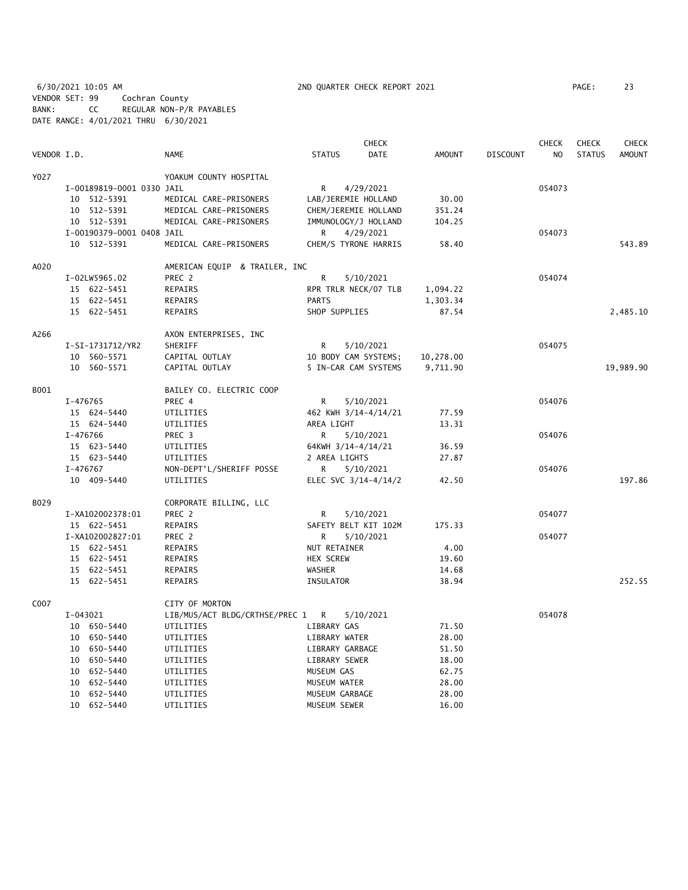6/30/2021 10:05 AM 2ND QUARTER CHECK REPORT 2021 PAGE: 23
VENDOR SET: 99 Cochran County
BANK: CC REGULAR NON-P/R PAYABLES
DATE RANGE: 4/01/2021 THRU 6/30/2021

| VENDOR I.D. | NAME | STATUS | CHECK DATE | AMOUNT | DISCOUNT | CHECK NO | CHECK STATUS | CHECK AMOUNT |
|---|---|---|---|---|---|---|---|---|
| Y027 | YOAKUM COUNTY HOSPITAL | | | | | | | |
| I-00189819-0001 0330 | JAIL | R | 4/29/2021 | | | 054073 | | |
| 10 512-5391 | MEDICAL CARE-PRISONERS | LAB/JEREMIE HOLLAND | | 30.00 | | | | |
| 10 512-5391 | MEDICAL CARE-PRISONERS | CHEM/JEREMIE HOLLAND | | 351.24 | | | | |
| 10 512-5391 | MEDICAL CARE-PRISONERS | IMMUNOLOGY/J HOLLAND | | 104.25 | | | | |
| I-00190379-0001 0408 | JAIL | R | 4/29/2021 | | | 054073 | | |
| 10 512-5391 | MEDICAL CARE-PRISONERS | CHEM/S TYRONE HARRIS | | 58.40 | | | | 543.89 |
| A020 | AMERICAN EQUIP & TRAILER, INC | | | | | | | |
| I-02LW5965.02 | PREC 2 | R | 5/10/2021 | | | 054074 | | |
| 15 622-5451 | REPAIRS | RPR TRLR NECK/07 TLB | | 1,094.22 | | | | |
| 15 622-5451 | REPAIRS | PARTS | | 1,303.34 | | | | |
| 15 622-5451 | REPAIRS | SHOP SUPPLIES | | 87.54 | | | | 2,485.10 |
| A266 | AXON ENTERPRISES, INC | | | | | | | |
| I-SI-1731712/YR2 | SHERIFF | R | 5/10/2021 | | | 054075 | | |
| 10 560-5571 | CAPITAL OUTLAY | 10 BODY CAM SYSTEMS; | | 10,278.00 | | | | |
| 10 560-5571 | CAPITAL OUTLAY | 5 IN-CAR CAM SYSTEMS | | 9,711.90 | | | | 19,989.90 |
| B001 | BAILEY CO. ELECTRIC COOP | | | | | | | |
| I-476765 | PREC 4 | R | 5/10/2021 | | | 054076 | | |
| 15 624-5440 | UTILITIES | 462 KWH 3/14-4/14/21 | | 77.59 | | | | |
| 15 624-5440 | UTILITIES | AREA LIGHT | | 13.31 | | | | |
| I-476766 | PREC 3 | R | 5/10/2021 | | | 054076 | | |
| 15 623-5440 | UTILITIES | 64KWH 3/14-4/14/21 | | 36.59 | | | | |
| 15 623-5440 | UTILITIES | 2 AREA LIGHTS | | 27.87 | | | | |
| I-476767 | NON-DEPT'L/SHERIFF POSSE | R | 5/10/2021 | | | 054076 | | |
| 10 409-5440 | UTILITIES | ELEC SVC 3/14-4/14/2 | | 42.50 | | | | 197.86 |
| B029 | CORPORATE BILLING, LLC | | | | | | | |
| I-XA102002378:01 | PREC 2 | R | 5/10/2021 | | | 054077 | | |
| 15 622-5451 | REPAIRS | SAFETY BELT KIT 102M | | 175.33 | | | | |
| I-XA102002827:01 | PREC 2 | R | 5/10/2021 | | | 054077 | | |
| 15 622-5451 | REPAIRS | NUT RETAINER | | 4.00 | | | | |
| 15 622-5451 | REPAIRS | HEX SCREW | | 19.60 | | | | |
| 15 622-5451 | REPAIRS | WASHER | | 14.68 | | | | |
| 15 622-5451 | REPAIRS | INSULATOR | | 38.94 | | | | 252.55 |
| C007 | CITY OF MORTON | | | | | | | |
| I-043021 | LIB/MUS/ACT BLDG/CRTHSE/PREC 1 | R | 5/10/2021 | | | 054078 | | |
| 10 650-5440 | UTILITIES | LIBRARY GAS | | 71.50 | | | | |
| 10 650-5440 | UTILITIES | LIBRARY WATER | | 28.00 | | | | |
| 10 650-5440 | UTILITIES | LIBRARY GARBAGE | | 51.50 | | | | |
| 10 650-5440 | UTILITIES | LIBRARY SEWER | | 18.00 | | | | |
| 10 652-5440 | UTILITIES | MUSEUM GAS | | 62.75 | | | | |
| 10 652-5440 | UTILITIES | MUSEUM WATER | | 28.00 | | | | |
| 10 652-5440 | UTILITIES | MUSEUM GARBAGE | | 28.00 | | | | |
| 10 652-5440 | UTILITIES | MUSEUM SEWER | | 16.00 | | | | |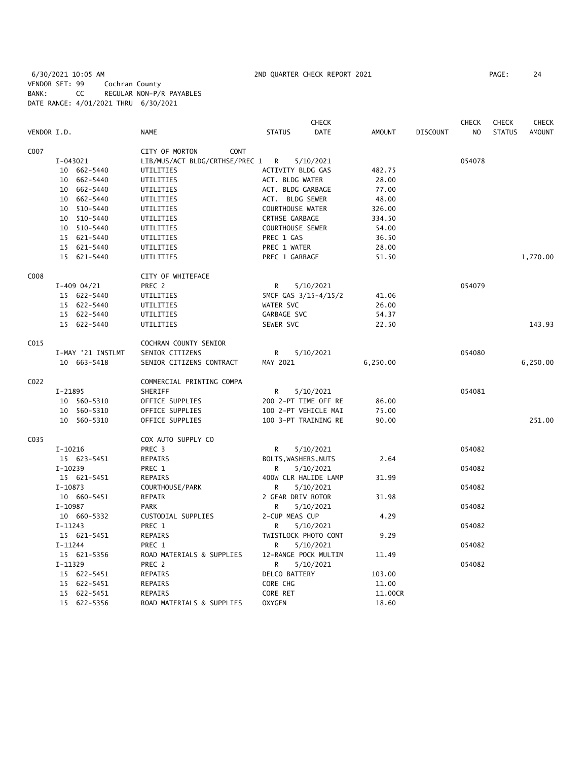6/30/2021 10:05 AM 2ND QUARTER CHECK REPORT 2021
VENDOR SET: 99 Cochran County
BANK: CC REGULAR NON-P/R PAYABLES
DATE RANGE: 4/01/2021 THRU 6/30/2021

| VENDOR I.D. | NAME | STATUS | CHECK DATE | AMOUNT | DISCOUNT | CHECK NO | CHECK STATUS | CHECK AMOUNT |
|---|---|---|---|---|---|---|---|---|
| C007 | CITY OF MORTON CONT | | | | | | | |
| I-043021 | LIB/MUS/ACT BLDG/CRTHSE/PREC 1 | R | 5/10/2021 | | | 054078 | | |
| 10 662-5440 | UTILITIES | ACTIVITY BLDG GAS | | 482.75 | | | | |
| 10 662-5440 | UTILITIES | ACT. BLDG WATER | | 28.00 | | | | |
| 10 662-5440 | UTILITIES | ACT. BLDG GARBAGE | | 77.00 | | | | |
| 10 662-5440 | UTILITIES | ACT. BLDG SEWER | | 48.00 | | | | |
| 10 510-5440 | UTILITIES | COURTHOUSE WATER | | 326.00 | | | | |
| 10 510-5440 | UTILITIES | CRTHSE GARBAGE | | 334.50 | | | | |
| 10 510-5440 | UTILITIES | COURTHOUSE SEWER | | 54.00 | | | | |
| 15 621-5440 | UTILITIES | PREC 1 GAS | | 36.50 | | | | |
| 15 621-5440 | UTILITIES | PREC 1 WATER | | 28.00 | | | | |
| 15 621-5440 | UTILITIES | PREC 1 GARBAGE | | 51.50 | | | | 1,770.00 |
| C008 | CITY OF WHITEFACE | | | | | | | |
| I-409 04/21 | PREC 2 | R | 5/10/2021 | | | 054079 | | |
| 15 622-5440 | UTILITIES | 5MCF GAS 3/15-4/15/2 | | 41.06 | | | | |
| 15 622-5440 | UTILITIES | WATER SVC | | 26.00 | | | | |
| 15 622-5440 | UTILITIES | GARBAGE SVC | | 54.37 | | | | |
| 15 622-5440 | UTILITIES | SEWER SVC | | 22.50 | | | | 143.93 |
| C015 | COCHRAN COUNTY SENIOR | | | | | | | |
| I-MAY '21 INSTLMT | SENIOR CITIZENS | R | 5/10/2021 | | | 054080 | | |
| 10 663-5418 | SENIOR CITIZENS CONTRACT | MAY 2021 | | 6,250.00 | | | | 6,250.00 |
| C022 | COMMERCIAL PRINTING COMPA | | | | | | | |
| I-21895 | SHERIFF | R | 5/10/2021 | | | 054081 | | |
| 10 560-5310 | OFFICE SUPPLIES | 200 2-PT TIME OFF RE | | 86.00 | | | | |
| 10 560-5310 | OFFICE SUPPLIES | 100 2-PT VEHICLE MAI | | 75.00 | | | | |
| 10 560-5310 | OFFICE SUPPLIES | 100 3-PT TRAINING RE | | 90.00 | | | | 251.00 |
| C035 | COX AUTO SUPPLY CO | | | | | | | |
| I-10216 | PREC 3 | R | 5/10/2021 | | | 054082 | | |
| 15 623-5451 | REPAIRS | BOLTS,WASHERS,NUTS | | 2.64 | | | | |
| I-10239 | PREC 1 | R | 5/10/2021 | | | 054082 | | |
| 15 621-5451 | REPAIRS | 400W CLR HALIDE LAMP | | 31.99 | | | | |
| I-10873 | COURTHOUSE/PARK | R | 5/10/2021 | | | 054082 | | |
| 10 660-5451 | REPAIR | 2 GEAR DRIV ROTOR | | 31.98 | | | | |
| I-10987 | PARK | R | 5/10/2021 | | | 054082 | | |
| 10 660-5332 | CUSTODIAL SUPPLIES | 2-CUP MEAS CUP | | 4.29 | | | | |
| I-11243 | PREC 1 | R | 5/10/2021 | | | 054082 | | |
| 15 621-5451 | REPAIRS | TWISTLOCK PHOTO CONT | | 9.29 | | | | |
| I-11244 | PREC 1 | R | 5/10/2021 | | | 054082 | | |
| 15 621-5356 | ROAD MATERIALS & SUPPLIES | 12-RANGE POCK MULTIM | | 11.49 | | | | |
| I-11329 | PREC 2 | R | 5/10/2021 | | | 054082 | | |
| 15 622-5451 | REPAIRS | DELCO BATTERY | | 103.00 | | | | |
| 15 622-5451 | REPAIRS | CORE CHG | | 11.00 | | | | |
| 15 622-5451 | REPAIRS | CORE RET | | 11.00CR | | | | |
| 15 622-5356 | ROAD MATERIALS & SUPPLIES | OXYGEN | | 18.60 | | | | |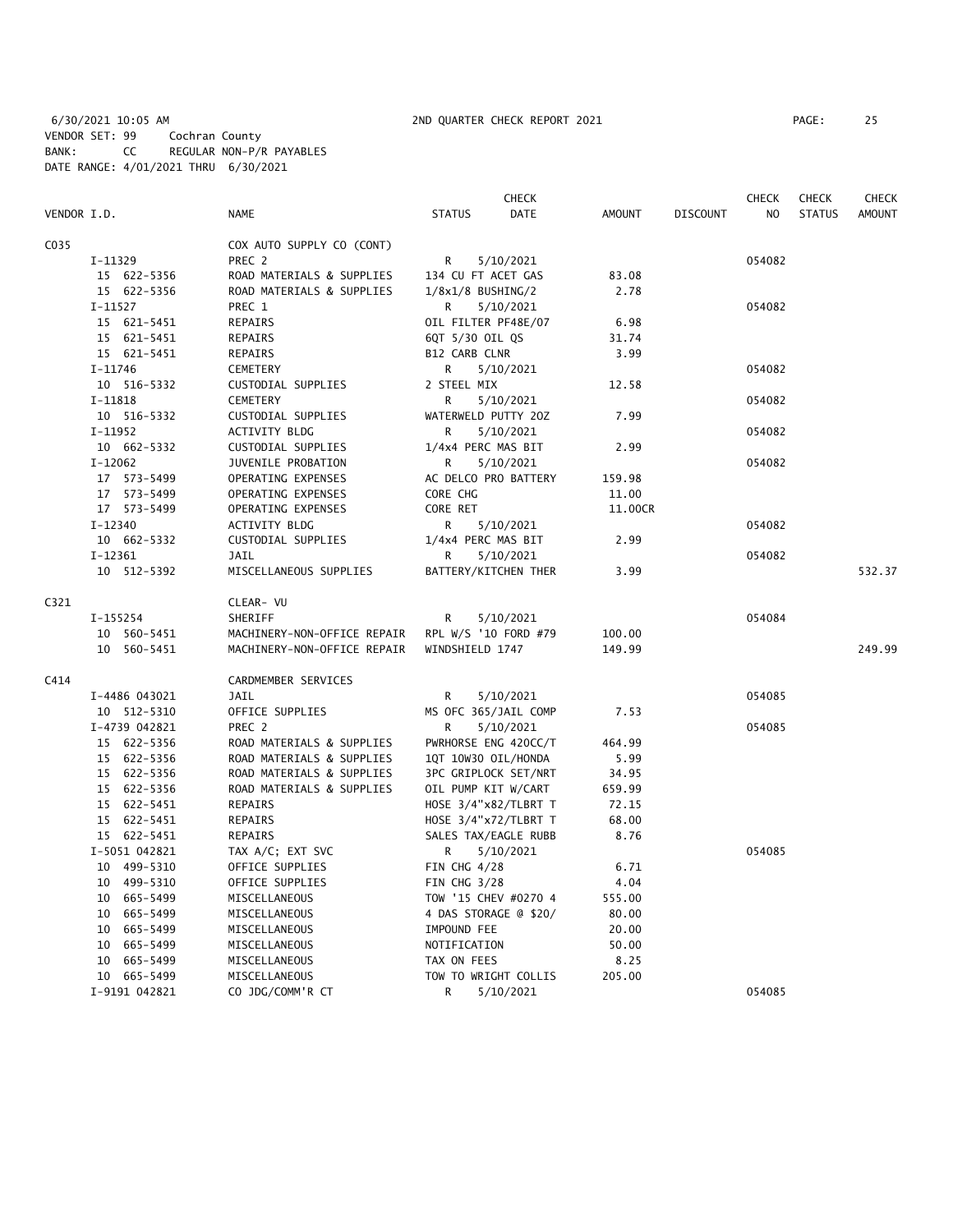6/30/2021 10:05 AM 2ND QUARTER CHECK REPORT 2021
VENDOR SET: 99 Cochran County
BANK: CC REGULAR NON-P/R PAYABLES
DATE RANGE: 4/01/2021 THRU 6/30/2021

| VENDOR I.D. | NAME | STATUS | CHECK DATE | AMOUNT | DISCOUNT | CHECK NO | CHECK STATUS | CHECK AMOUNT |
|---|---|---|---|---|---|---|---|---|
| C035 | COX AUTO SUPPLY CO (CONT) | | | | | | | |
| I-11329 | PREC 2 | R | 5/10/2021 | | | 054082 | | |
| 15 622-5356 | ROAD MATERIALS & SUPPLIES | 134 CU FT ACET GAS | | 83.08 | | | | |
| 15 622-5356 | ROAD MATERIALS & SUPPLIES | 1/8x1/8 BUSHING/2 | | 2.78 | | | | |
| I-11527 | PREC 1 | R | 5/10/2021 | | | 054082 | | |
| 15 621-5451 | REPAIRS | OIL FILTER PF48E/07 | | 6.98 | | | | |
| 15 621-5451 | REPAIRS | 6QT 5/30 OIL QS | | 31.74 | | | | |
| 15 621-5451 | REPAIRS | B12 CARB CLNR | | 3.99 | | | | |
| I-11746 | CEMETERY | R | 5/10/2021 | | | 054082 | | |
| 10 516-5332 | CUSTODIAL SUPPLIES | 2 STEEL MIX | | 12.58 | | | | |
| I-11818 | CEMETERY | R | 5/10/2021 | | | 054082 | | |
| 10 516-5332 | CUSTODIAL SUPPLIES | WATERWELD PUTTY 2OZ | | 7.99 | | | | |
| I-11952 | ACTIVITY BLDG | R | 5/10/2021 | | | 054082 | | |
| 10 662-5332 | CUSTODIAL SUPPLIES | 1/4x4 PERC MAS BIT | | 2.99 | | | | |
| I-12062 | JUVENILE PROBATION | R | 5/10/2021 | | | 054082 | | |
| 17 573-5499 | OPERATING EXPENSES | AC DELCO PRO BATTERY | | 159.98 | | | | |
| 17 573-5499 | OPERATING EXPENSES | CORE CHG | | 11.00 | | | | |
| 17 573-5499 | OPERATING EXPENSES | CORE RET | | 11.00CR | | | | |
| I-12340 | ACTIVITY BLDG | R | 5/10/2021 | | | 054082 | | |
| 10 662-5332 | CUSTODIAL SUPPLIES | 1/4x4 PERC MAS BIT | | 2.99 | | | | |
| I-12361 | JAIL | R | 5/10/2021 | | | 054082 | | |
| 10 512-5392 | MISCELLANEOUS SUPPLIES | BATTERY/KITCHEN THER | | 3.99 | | | | 532.37 |
| C321 | CLEAR- VU | | | | | | | |
| I-155254 | SHERIFF | R | 5/10/2021 | | | 054084 | | |
| 10 560-5451 | MACHINERY-NON-OFFICE REPAIR | RPL W/S '10 FORD #79 | | 100.00 | | | | |
| 10 560-5451 | MACHINERY-NON-OFFICE REPAIR | WINDSHIELD 1747 | | 149.99 | | | | 249.99 |
| C414 | CARDMEMBER SERVICES | | | | | | | |
| I-4486 043021 | JAIL | R | 5/10/2021 | | | 054085 | | |
| 10 512-5310 | OFFICE SUPPLIES | MS OFC 365/JAIL COMP | | 7.53 | | | | |
| I-4739 042821 | PREC 2 | R | 5/10/2021 | | | 054085 | | |
| 15 622-5356 | ROAD MATERIALS & SUPPLIES | PWRHORSE ENG 420CC/T | | 464.99 | | | | |
| 15 622-5356 | ROAD MATERIALS & SUPPLIES | 1QT 10W30 OIL/HONDA | | 5.99 | | | | |
| 15 622-5356 | ROAD MATERIALS & SUPPLIES | 3PC GRIPLOCK SET/NRT | | 34.95 | | | | |
| 15 622-5356 | ROAD MATERIALS & SUPPLIES | OIL PUMP KIT W/CART | | 659.99 | | | | |
| 15 622-5451 | REPAIRS | HOSE 3/4"x82/TLBRT T | | 72.15 | | | | |
| 15 622-5451 | REPAIRS | HOSE 3/4"x72/TLBRT T | | 68.00 | | | | |
| 15 622-5451 | REPAIRS | SALES TAX/EAGLE RUBB | | 8.76 | | | | |
| I-5051 042821 | TAX A/C; EXT SVC | R | 5/10/2021 | | | 054085 | | |
| 10 499-5310 | OFFICE SUPPLIES | FIN CHG 4/28 | | 6.71 | | | | |
| 10 499-5310 | OFFICE SUPPLIES | FIN CHG 3/28 | | 4.04 | | | | |
| 10 665-5499 | MISCELLANEOUS | TOW '15 CHEV #0270 4 | | 555.00 | | | | |
| 10 665-5499 | MISCELLANEOUS | 4 DAS STORAGE @ $20/ | | 80.00 | | | | |
| 10 665-5499 | MISCELLANEOUS | IMPOUND FEE | | 20.00 | | | | |
| 10 665-5499 | MISCELLANEOUS | NOTIFICATION | | 50.00 | | | | |
| 10 665-5499 | MISCELLANEOUS | TAX ON FEES | | 8.25 | | | | |
| 10 665-5499 | MISCELLANEOUS | TOW TO WRIGHT COLLIS | | 205.00 | | | | |
| I-9191 042821 | CO JDG/COMM'R CT | R | 5/10/2021 | | | 054085 | | |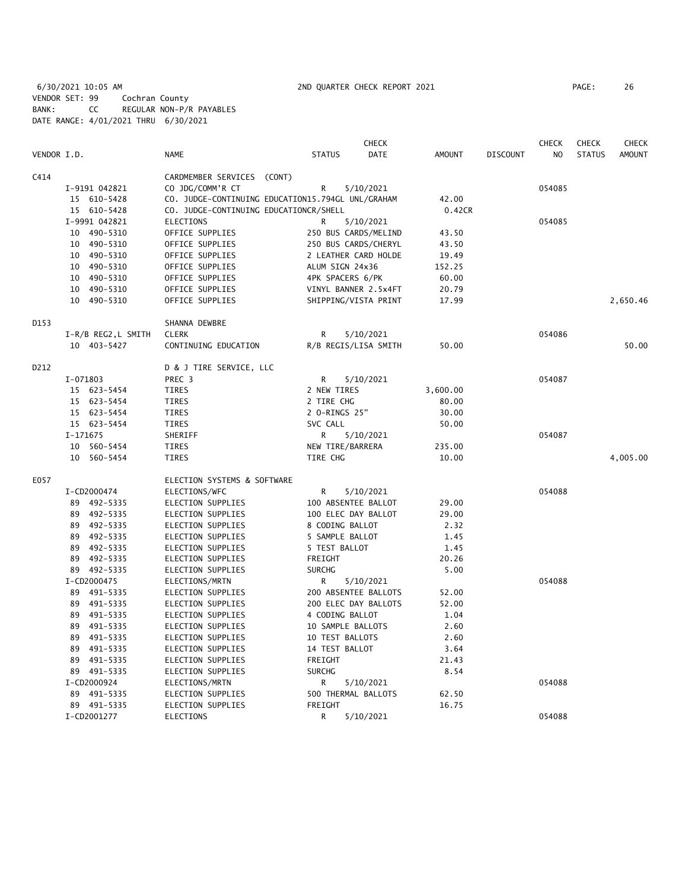6/30/2021 10:05 AM 2ND QUARTER CHECK REPORT 2021 PAGE: 26
VENDOR SET: 99 Cochran County
BANK: CC REGULAR NON-P/R PAYABLES
DATE RANGE: 4/01/2021 THRU 6/30/2021

| VENDOR I.D. | NAME | STATUS | CHECK DATE | AMOUNT | DISCOUNT | CHECK NO | CHECK STATUS | CHECK AMOUNT |
|---|---|---|---|---|---|---|---|---|
| C414 | CARDMEMBER SERVICES (CONT) | | | | | | | |
| I-9191 042821 | CO JDG/COMM'R CT | R | 5/10/2021 | | | 054085 | | |
| 15 610-5428 | CO. JUDGE-CONTINUING EDUCATION15.794GL UNL/GRAHAM | | | 42.00 | | | | |
| 15 610-5428 | CO. JUDGE-CONTINUING EDUCATIONCR/SHELL | | | 0.42CR | | | | |
| I-9991 042821 | ELECTIONS | R | 5/10/2021 | | | 054085 | | |
| 10 490-5310 | OFFICE SUPPLIES | 250 BUS CARDS/MELIND | | 43.50 | | | | |
| 10 490-5310 | OFFICE SUPPLIES | 250 BUS CARDS/CHERYL | | 43.50 | | | | |
| 10 490-5310 | OFFICE SUPPLIES | 2 LEATHER CARD HOLDE | | 19.49 | | | | |
| 10 490-5310 | OFFICE SUPPLIES | ALUM SIGN 24x36 | | 152.25 | | | | |
| 10 490-5310 | OFFICE SUPPLIES | 4PK SPACERS 6/PK | | 60.00 | | | | |
| 10 490-5310 | OFFICE SUPPLIES | VINYL BANNER 2.5x4FT | | 20.79 | | | | |
| 10 490-5310 | OFFICE SUPPLIES | SHIPPING/VISTA PRINT | | 17.99 | | | | 2,650.46 |
| D153 | SHANNA DEWBRE | | | | | | | |
| I-R/B REG2,L SMITH | CLERK | R | 5/10/2021 | | | 054086 | | |
| 10 403-5427 | CONTINUING EDUCATION | R/B REGIS/LISA SMITH | | 50.00 | | | | 50.00 |
| D212 | D & J TIRE SERVICE, LLC | | | | | | | |
| I-071803 | PREC 3 | R | 5/10/2021 | | | 054087 | | |
| 15 623-5454 | TIRES | 2 NEW TIRES | | 3,600.00 | | | | |
| 15 623-5454 | TIRES | 2 TIRE CHG | | 80.00 | | | | |
| 15 623-5454 | TIRES | 2 O-RINGS 25" | | 30.00 | | | | |
| 15 623-5454 | TIRES | SVC CALL | | 50.00 | | | | |
| I-171675 | SHERIFF | R | 5/10/2021 | | | 054087 | | |
| 10 560-5454 | TIRES | NEW TIRE/BARRERA | | 235.00 | | | | |
| 10 560-5454 | TIRES | TIRE CHG | | 10.00 | | | | 4,005.00 |
| E057 | ELECTION SYSTEMS & SOFTWARE | | | | | | | |
| I-CD2000474 | ELECTIONS/WFC | R | 5/10/2021 | | | 054088 | | |
| 89 492-5335 | ELECTION SUPPLIES | 100 ABSENTEE BALLOT | | 29.00 | | | | |
| 89 492-5335 | ELECTION SUPPLIES | 100 ELEC DAY BALLOT | | 29.00 | | | | |
| 89 492-5335 | ELECTION SUPPLIES | 8 CODING BALLOT | | 2.32 | | | | |
| 89 492-5335 | ELECTION SUPPLIES | 5 SAMPLE BALLOT | | 1.45 | | | | |
| 89 492-5335 | ELECTION SUPPLIES | 5 TEST BALLOT | | 1.45 | | | | |
| 89 492-5335 | ELECTION SUPPLIES | FREIGHT | | 20.26 | | | | |
| 89 492-5335 | ELECTION SUPPLIES | SURCHG | | 5.00 | | | | |
| I-CD2000475 | ELECTIONS/MRTN | R | 5/10/2021 | | | 054088 | | |
| 89 491-5335 | ELECTION SUPPLIES | 200 ABSENTEE BALLOTS | | 52.00 | | | | |
| 89 491-5335 | ELECTION SUPPLIES | 200 ELEC DAY BALLOTS | | 52.00 | | | | |
| 89 491-5335 | ELECTION SUPPLIES | 4 CODING BALLOT | | 1.04 | | | | |
| 89 491-5335 | ELECTION SUPPLIES | 10 SAMPLE BALLOTS | | 2.60 | | | | |
| 89 491-5335 | ELECTION SUPPLIES | 10 TEST BALLOTS | | 2.60 | | | | |
| 89 491-5335 | ELECTION SUPPLIES | 14 TEST BALLOT | | 3.64 | | | | |
| 89 491-5335 | ELECTION SUPPLIES | FREIGHT | | 21.43 | | | | |
| 89 491-5335 | ELECTION SUPPLIES | SURCHG | | 8.54 | | | | |
| I-CD2000924 | ELECTIONS/MRTN | R | 5/10/2021 | | | 054088 | | |
| 89 491-5335 | ELECTION SUPPLIES | 500 THERMAL BALLOTS | | 62.50 | | | | |
| 89 491-5335 | ELECTION SUPPLIES | FREIGHT | | 16.75 | | | | |
| I-CD2001277 | ELECTIONS | R | 5/10/2021 | | | 054088 | | |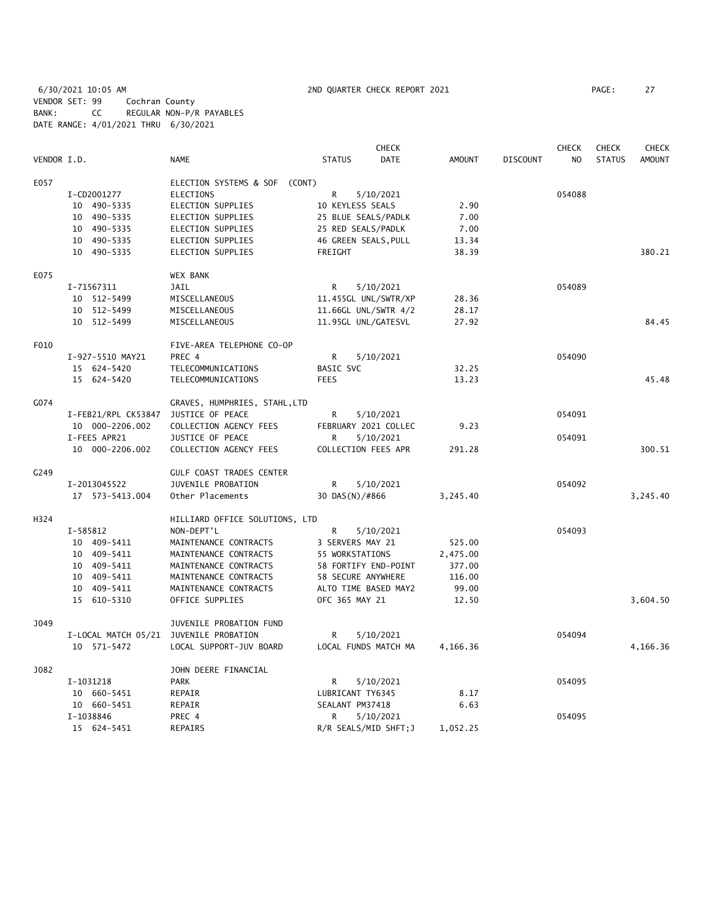6/30/2021 10:05 AM  2ND QUARTER CHECK REPORT 2021  PAGE: 27
VENDOR SET: 99  Cochran County
BANK: CC  REGULAR NON-P/R PAYABLES
DATE RANGE: 4/01/2021 THRU 6/30/2021

| VENDOR I.D. | NAME | STATUS | CHECK DATE | AMOUNT | DISCOUNT | CHECK NO | CHECK STATUS | CHECK AMOUNT |
|---|---|---|---|---|---|---|---|---|
| E057 | ELECTION SYSTEMS & SOF (CONT) | | | | | | | |
| I-CD2001277 | ELECTIONS | R | 5/10/2021 | | | 054088 | | |
| 10 490-5335 | ELECTION SUPPLIES | 10 KEYLESS SEALS | | 2.90 | | | | |
| 10 490-5335 | ELECTION SUPPLIES | 25 BLUE SEALS/PADLK | | 7.00 | | | | |
| 10 490-5335 | ELECTION SUPPLIES | 25 RED SEALS/PADLK | | 7.00 | | | | |
| 10 490-5335 | ELECTION SUPPLIES | 46 GREEN SEALS,PULL | | 13.34 | | | | |
| 10 490-5335 | ELECTION SUPPLIES | FREIGHT | | 38.39 | | | | 380.21 |
| E075 | WEX BANK | | | | | | | |
| I-71567311 | JAIL | R | 5/10/2021 | | | 054089 | | |
| 10 512-5499 | MISCELLANEOUS | 11.455GL UNL/SWTR/XP | | 28.36 | | | | |
| 10 512-5499 | MISCELLANEOUS | 11.66GL UNL/SWTR 4/2 | | 28.17 | | | | |
| 10 512-5499 | MISCELLANEOUS | 11.95GL UNL/GATESVL | | 27.92 | | | | 84.45 |
| F010 | FIVE-AREA TELEPHONE CO-OP | | | | | | | |
| I-927-5510 MAY21 | PREC 4 | R | 5/10/2021 | | | 054090 | | |
| 15 624-5420 | TELECOMMUNICATIONS | BASIC SVC | | 32.25 | | | | |
| 15 624-5420 | TELECOMMUNICATIONS | FEES | | 13.23 | | | | 45.48 |
| G074 | GRAVES, HUMPHRIES, STAHL,LTD | | | | | | | |
| I-FEB21/RPL CK53847 | JUSTICE OF PEACE | R | 5/10/2021 | | | 054091 | | |
| 10 000-2206.002 | COLLECTION AGENCY FEES | FEBRUARY 2021 COLLEC | | 9.23 | | | | |
| I-FEES APR21 | JUSTICE OF PEACE | R | 5/10/2021 | | | 054091 | | |
| 10 000-2206.002 | COLLECTION AGENCY FEES | COLLECTION FEES APR | | 291.28 | | | | 300.51 |
| G249 | GULF COAST TRADES CENTER | | | | | | | |
| I-2013045522 | JUVENILE PROBATION | R | 5/10/2021 | | | 054092 | | |
| 17 573-5413.004 | Other Placements | 30 DAS(N)/#866 | | 3,245.40 | | | | 3,245.40 |
| H324 | HILLIARD OFFICE SOLUTIONS, LTD | | | | | | | |
| I-585812 | NON-DEPT'L | R | 5/10/2021 | | | 054093 | | |
| 10 409-5411 | MAINTENANCE CONTRACTS | 3 SERVERS MAY 21 | | 525.00 | | | | |
| 10 409-5411 | MAINTENANCE CONTRACTS | 55 WORKSTATIONS | | 2,475.00 | | | | |
| 10 409-5411 | MAINTENANCE CONTRACTS | 58 FORTIFY END-POINT | | 377.00 | | | | |
| 10 409-5411 | MAINTENANCE CONTRACTS | 58 SECURE ANYWHERE | | 116.00 | | | | |
| 10 409-5411 | MAINTENANCE CONTRACTS | ALTO TIME BASED MAY2 | | 99.00 | | | | |
| 15 610-5310 | OFFICE SUPPLIES | OFC 365 MAY 21 | | 12.50 | | | | 3,604.50 |
| J049 | JUVENILE PROBATION FUND | | | | | | | |
| I-LOCAL MATCH 05/21 | JUVENILE PROBATION | R | 5/10/2021 | | | 054094 | | |
| 10 571-5472 | LOCAL SUPPORT-JUV BOARD | LOCAL FUNDS MATCH MA | | 4,166.36 | | | | 4,166.36 |
| J082 | JOHN DEERE FINANCIAL | | | | | | | |
| I-1031218 | PARK | R | 5/10/2021 | | | 054095 | | |
| 10 660-5451 | REPAIR | LUBRICANT TY6345 | | 8.17 | | | | |
| 10 660-5451 | REPAIR | SEALANT PM37418 | | 6.63 | | | | |
| I-1038846 | PREC 4 | R | 5/10/2021 | | | 054095 | | |
| 15 624-5451 | REPAIRS | R/R SEALS/MID SHFT;J | | 1,052.25 | | | | |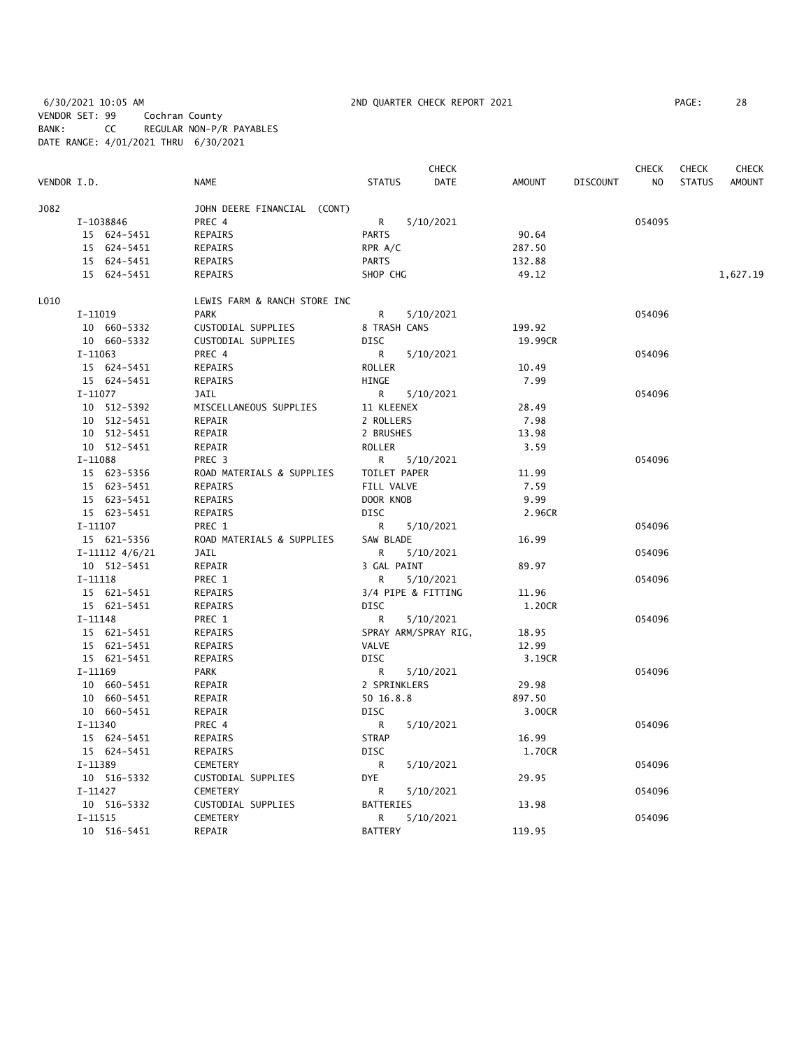6/30/2021 10:05 AM 2ND QUARTER CHECK REPORT 2021

VENDOR SET: 99 Cochran County
BANK: CC REGULAR NON-P/R PAYABLES
DATE RANGE: 4/01/2021 THRU 6/30/2021

| VENDOR I.D. | NAME | STATUS | CHECK DATE | AMOUNT | DISCOUNT | CHECK NO | CHECK STATUS | CHECK AMOUNT |
|---|---|---|---|---|---|---|---|---|
| J082 | JOHN DEERE FINANCIAL (CONT) | | | | | | | |
| I-1038846 | PREC 4 | R | 5/10/2021 | | | 054095 | | |
| 15 624-5451 | REPAIRS | PARTS | | 90.64 | | | | |
| 15 624-5451 | REPAIRS | RPR A/C | | 287.50 | | | | |
| 15 624-5451 | REPAIRS | PARTS | | 132.88 | | | | |
| 15 624-5451 | REPAIRS | SHOP CHG | | 49.12 | | | | 1,627.19 |
| L010 | LEWIS FARM & RANCH STORE INC | | | | | | | |
| I-11019 | PARK | R | 5/10/2021 | | | 054096 | | |
| 10 660-5332 | CUSTODIAL SUPPLIES | 8 TRASH CANS | | 199.92 | | | | |
| 10 660-5332 | CUSTODIAL SUPPLIES | DISC | | 19.99CR | | | | |
| I-11063 | PREC 4 | R | 5/10/2021 | | | 054096 | | |
| 15 624-5451 | REPAIRS | ROLLER | | 10.49 | | | | |
| 15 624-5451 | REPAIRS | HINGE | | 7.99 | | | | |
| I-11077 | JAIL | R | 5/10/2021 | | | 054096 | | |
| 10 512-5392 | MISCELLANEOUS SUPPLIES | 11 KLEENEX | | 28.49 | | | | |
| 10 512-5451 | REPAIR | 2 ROLLERS | | 7.98 | | | | |
| 10 512-5451 | REPAIR | 2 BRUSHES | | 13.98 | | | | |
| 10 512-5451 | REPAIR | ROLLER | | 3.59 | | | | |
| I-11088 | PREC 3 | R | 5/10/2021 | | | 054096 | | |
| 15 623-5356 | ROAD MATERIALS & SUPPLIES | TOILET PAPER | | 11.99 | | | | |
| 15 623-5451 | REPAIRS | FILL VALVE | | 7.59 | | | | |
| 15 623-5451 | REPAIRS | DOOR KNOB | | 9.99 | | | | |
| 15 623-5451 | REPAIRS | DISC | | 2.96CR | | | | |
| I-11107 | PREC 1 | R | 5/10/2021 | | | 054096 | | |
| 15 621-5356 | ROAD MATERIALS & SUPPLIES | SAW BLADE | | 16.99 | | | | |
| I-11112 4/6/21 | JAIL | R | 5/10/2021 | | | 054096 | | |
| 10 512-5451 | REPAIR | 3 GAL PAINT | | 89.97 | | | | |
| I-11118 | PREC 1 | R | 5/10/2021 | | | 054096 | | |
| 15 621-5451 | REPAIRS | 3/4 PIPE & FITTING | | 11.96 | | | | |
| 15 621-5451 | REPAIRS | DISC | | 1.20CR | | | | |
| I-11148 | PREC 1 | R | 5/10/2021 | | | 054096 | | |
| 15 621-5451 | REPAIRS | SPRAY ARM/SPRAY RIG, | | 18.95 | | | | |
| 15 621-5451 | REPAIRS | VALVE | | 12.99 | | | | |
| 15 621-5451 | REPAIRS | DISC | | 3.19CR | | | | |
| I-11169 | PARK | R | 5/10/2021 | | | 054096 | | |
| 10 660-5451 | REPAIR | 2 SPRINKLERS | | 29.98 | | | | |
| 10 660-5451 | REPAIR | 50 16.8.8 | | 897.50 | | | | |
| 10 660-5451 | REPAIR | DISC | | 3.00CR | | | | |
| I-11340 | PREC 4 | R | 5/10/2021 | | | 054096 | | |
| 15 624-5451 | REPAIRS | STRAP | | 16.99 | | | | |
| 15 624-5451 | REPAIRS | DISC | | 1.70CR | | | | |
| I-11389 | CEMETERY | R | 5/10/2021 | | | 054096 | | |
| 10 516-5332 | CUSTODIAL SUPPLIES | DYE | | 29.95 | | | | |
| I-11427 | CEMETERY | R | 5/10/2021 | | | 054096 | | |
| 10 516-5332 | CUSTODIAL SUPPLIES | BATTERIES | | 13.98 | | | | |
| I-11515 | CEMETERY | R | 5/10/2021 | | | 054096 | | |
| 10 516-5451 | REPAIR | BATTERY | | 119.95 | | | | |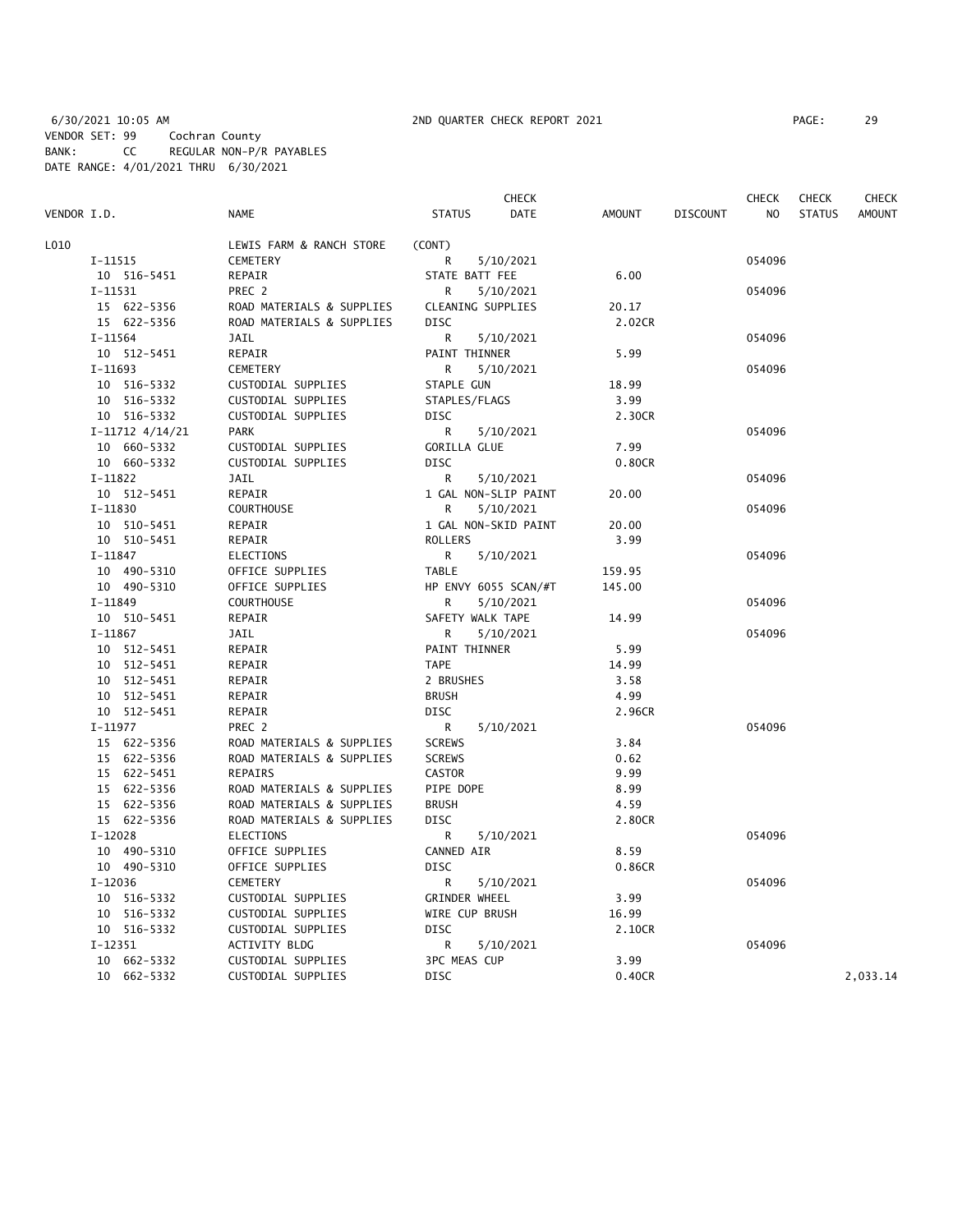6/30/2021 10:05 AM 2ND QUARTER CHECK REPORT 2021

VENDOR SET: 99 Cochran County
BANK: CC REGULAR NON-P/R PAYABLES
DATE RANGE: 4/01/2021 THRU 6/30/2021

| VENDOR I.D. | NAME | STATUS | CHECK DATE | AMOUNT | DISCOUNT | CHECK NO | CHECK STATUS | CHECK AMOUNT |
|---|---|---|---|---|---|---|---|---|
| L010 | LEWIS FARM & RANCH STORE | (CONT) | | | | | | |
| I-11515 | CEMETERY | R | 5/10/2021 | | | 054096 | | |
| 10 516-5451 | REPAIR | STATE BATT FEE | | 6.00 | | | | |
| I-11531 | PREC 2 | R | 5/10/2021 | | | 054096 | | |
| 15 622-5356 | ROAD MATERIALS & SUPPLIES | CLEANING SUPPLIES | | 20.17 | | | | |
| 15 622-5356 | ROAD MATERIALS & SUPPLIES | DISC | | 2.02CR | | | | |
| I-11564 | JAIL | R | 5/10/2021 | | | 054096 | | |
| 10 512-5451 | REPAIR | PAINT THINNER | | 5.99 | | | | |
| I-11693 | CEMETERY | R | 5/10/2021 | | | 054096 | | |
| 10 516-5332 | CUSTODIAL SUPPLIES | STAPLE GUN | | 18.99 | | | | |
| 10 516-5332 | CUSTODIAL SUPPLIES | STAPLES/FLAGS | | 3.99 | | | | |
| 10 516-5332 | CUSTODIAL SUPPLIES | DISC | | 2.30CR | | | | |
| I-11712 4/14/21 | PARK | R | 5/10/2021 | | | 054096 | | |
| 10 660-5332 | CUSTODIAL SUPPLIES | GORILLA GLUE | | 7.99 | | | | |
| 10 660-5332 | CUSTODIAL SUPPLIES | DISC | | 0.80CR | | | | |
| I-11822 | JAIL | R | 5/10/2021 | | | 054096 | | |
| 10 512-5451 | REPAIR | 1 GAL NON-SLIP PAINT | | 20.00 | | | | |
| I-11830 | COURTHOUSE | R | 5/10/2021 | | | 054096 | | |
| 10 510-5451 | REPAIR | 1 GAL NON-SKID PAINT | | 20.00 | | | | |
| 10 510-5451 | REPAIR | ROLLERS | | 3.99 | | | | |
| I-11847 | ELECTIONS | R | 5/10/2021 | | | 054096 | | |
| 10 490-5310 | OFFICE SUPPLIES | TABLE | | 159.95 | | | | |
| 10 490-5310 | OFFICE SUPPLIES | HP ENVY 6055 SCAN/#T | | 145.00 | | | | |
| I-11849 | COURTHOUSE | R | 5/10/2021 | | | 054096 | | |
| 10 510-5451 | REPAIR | SAFETY WALK TAPE | | 14.99 | | | | |
| I-11867 | JAIL | R | 5/10/2021 | | | 054096 | | |
| 10 512-5451 | REPAIR | PAINT THINNER | | 5.99 | | | | |
| 10 512-5451 | REPAIR | TAPE | | 14.99 | | | | |
| 10 512-5451 | REPAIR | 2 BRUSHES | | 3.58 | | | | |
| 10 512-5451 | REPAIR | BRUSH | | 4.99 | | | | |
| 10 512-5451 | REPAIR | DISC | | 2.96CR | | | | |
| I-11977 | PREC 2 | R | 5/10/2021 | | | 054096 | | |
| 15 622-5356 | ROAD MATERIALS & SUPPLIES | SCREWS | | 3.84 | | | | |
| 15 622-5356 | ROAD MATERIALS & SUPPLIES | SCREWS | | 0.62 | | | | |
| 15 622-5451 | REPAIRS | CASTOR | | 9.99 | | | | |
| 15 622-5356 | ROAD MATERIALS & SUPPLIES | PIPE DOPE | | 8.99 | | | | |
| 15 622-5356 | ROAD MATERIALS & SUPPLIES | BRUSH | | 4.59 | | | | |
| 15 622-5356 | ROAD MATERIALS & SUPPLIES | DISC | | 2.80CR | | | | |
| I-12028 | ELECTIONS | R | 5/10/2021 | | | 054096 | | |
| 10 490-5310 | OFFICE SUPPLIES | CANNED AIR | | 8.59 | | | | |
| 10 490-5310 | OFFICE SUPPLIES | DISC | | 0.86CR | | | | |
| I-12036 | CEMETERY | R | 5/10/2021 | | | 054096 | | |
| 10 516-5332 | CUSTODIAL SUPPLIES | GRINDER WHEEL | | 3.99 | | | | |
| 10 516-5332 | CUSTODIAL SUPPLIES | WIRE CUP BRUSH | | 16.99 | | | | |
| 10 516-5332 | CUSTODIAL SUPPLIES | DISC | | 2.10CR | | | | |
| I-12351 | ACTIVITY BLDG | R | 5/10/2021 | | | 054096 | | |
| 10 662-5332 | CUSTODIAL SUPPLIES | 3PC MEAS CUP | | 3.99 | | | | |
| 10 662-5332 | CUSTODIAL SUPPLIES | DISC | | 0.40CR | | | | 2,033.14 |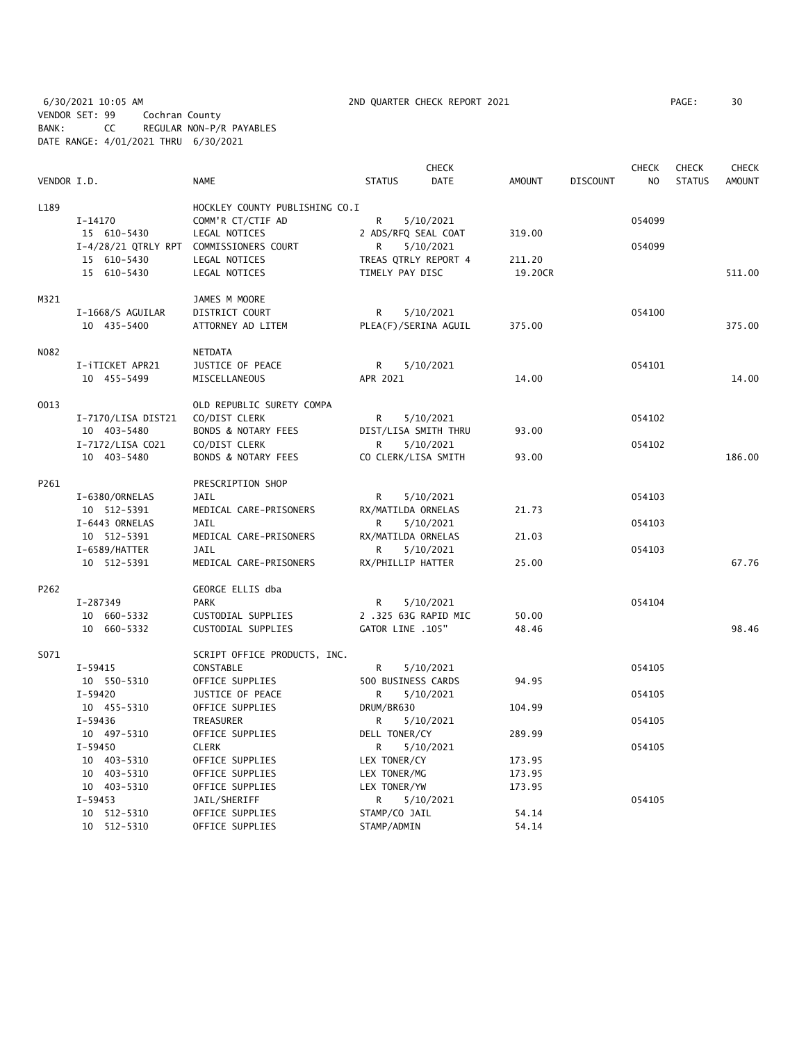6/30/2021 10:05 AM 2ND QUARTER CHECK REPORT 2021 PAGE: 30
VENDOR SET: 99 Cochran County
BANK: CC REGULAR NON-P/R PAYABLES
DATE RANGE: 4/01/2021 THRU 6/30/2021

| VENDOR I.D. | NAME | STATUS | CHECK DATE | AMOUNT | DISCOUNT | CHECK NO | CHECK STATUS | CHECK AMOUNT |
|---|---|---|---|---|---|---|---|---|
| L189 | HOCKLEY COUNTY PUBLISHING CO.I | | | | | | | |
| I-14170 | COMM'R CT/CTIF AD | R | 5/10/2021 | | | 054099 | | |
| 15 610-5430 | LEGAL NOTICES | 2 ADS/RFQ SEAL COAT | | 319.00 | | | | |
| I-4/28/21 QTRLY RPT | COMMISSIONERS COURT | R | 5/10/2021 | | | 054099 | | |
| 15 610-5430 | LEGAL NOTICES | TREAS QTRLY REPORT 4 | | 211.20 | | | | |
| 15 610-5430 | LEGAL NOTICES | TIMELY PAY DISC | | 19.20CR | | | | 511.00 |
| M321 | JAMES M MOORE | | | | | | | |
| I-1668/S AGUILAR | DISTRICT COURT | R | 5/10/2021 | | | 054100 | | |
| 10 435-5400 | ATTORNEY AD LITEM | PLEA(F)/SERINA AGUIL | | 375.00 | | | | 375.00 |
| N082 | NETDATA | | | | | | | |
| I-iTICKET APR21 | JUSTICE OF PEACE | R | 5/10/2021 | | | 054101 | | |
| 10 455-5499 | MISCELLANEOUS | APR 2021 | | 14.00 | | | | 14.00 |
| O013 | OLD REPUBLIC SURETY COMPA | | | | | | | |
| I-7170/LISA DIST21 | CO/DIST CLERK | R | 5/10/2021 | | | 054102 | | |
| 10 403-5480 | BONDS & NOTARY FEES | DIST/LISA SMITH THRU | | 93.00 | | | | |
| I-7172/LISA CO21 | CO/DIST CLERK | R | 5/10/2021 | | | 054102 | | |
| 10 403-5480 | BONDS & NOTARY FEES | CO CLERK/LISA SMITH | | 93.00 | | | | 186.00 |
| P261 | PRESCRIPTION SHOP | | | | | | | |
| I-6380/ORNELAS | JAIL | R | 5/10/2021 | | | 054103 | | |
| 10 512-5391 | MEDICAL CARE-PRISONERS | RX/MATILDA ORNELAS | | 21.73 | | | | |
| I-6443 ORNELAS | JAIL | R | 5/10/2021 | | | 054103 | | |
| 10 512-5391 | MEDICAL CARE-PRISONERS | RX/MATILDA ORNELAS | | 21.03 | | | | |
| I-6589/HATTER | JAIL | R | 5/10/2021 | | | 054103 | | |
| 10 512-5391 | MEDICAL CARE-PRISONERS | RX/PHILLIP HATTER | | 25.00 | | | | 67.76 |
| P262 | GEORGE ELLIS dba | | | | | | | |
| I-287349 | PARK | R | 5/10/2021 | | | 054104 | | |
| 10 660-5332 | CUSTODIAL SUPPLIES | 2 .325 63G RAPID MIC | | 50.00 | | | | |
| 10 660-5332 | CUSTODIAL SUPPLIES | GATOR LINE .105" | | 48.46 | | | | 98.46 |
| S071 | SCRIPT OFFICE PRODUCTS, INC. | | | | | | | |
| I-59415 | CONSTABLE | R | 5/10/2021 | | | 054105 | | |
| 10 550-5310 | OFFICE SUPPLIES | 500 BUSINESS CARDS | | 94.95 | | | | |
| I-59420 | JUSTICE OF PEACE | R | 5/10/2021 | | | 054105 | | |
| 10 455-5310 | OFFICE SUPPLIES | DRUM/BR630 | | 104.99 | | | | |
| I-59436 | TREASURER | R | 5/10/2021 | | | 054105 | | |
| 10 497-5310 | OFFICE SUPPLIES | DELL TONER/CY | | 289.99 | | | | |
| I-59450 | CLERK | R | 5/10/2021 | | | 054105 | | |
| 10 403-5310 | OFFICE SUPPLIES | LEX TONER/CY | | 173.95 | | | | |
| 10 403-5310 | OFFICE SUPPLIES | LEX TONER/MG | | 173.95 | | | | |
| 10 403-5310 | OFFICE SUPPLIES | LEX TONER/YW | | 173.95 | | | | |
| I-59453 | JAIL/SHERIFF | R | 5/10/2021 | | | 054105 | | |
| 10 512-5310 | OFFICE SUPPLIES | STAMP/CO JAIL | | 54.14 | | | | |
| 10 512-5310 | OFFICE SUPPLIES | STAMP/ADMIN | | 54.14 | | | | |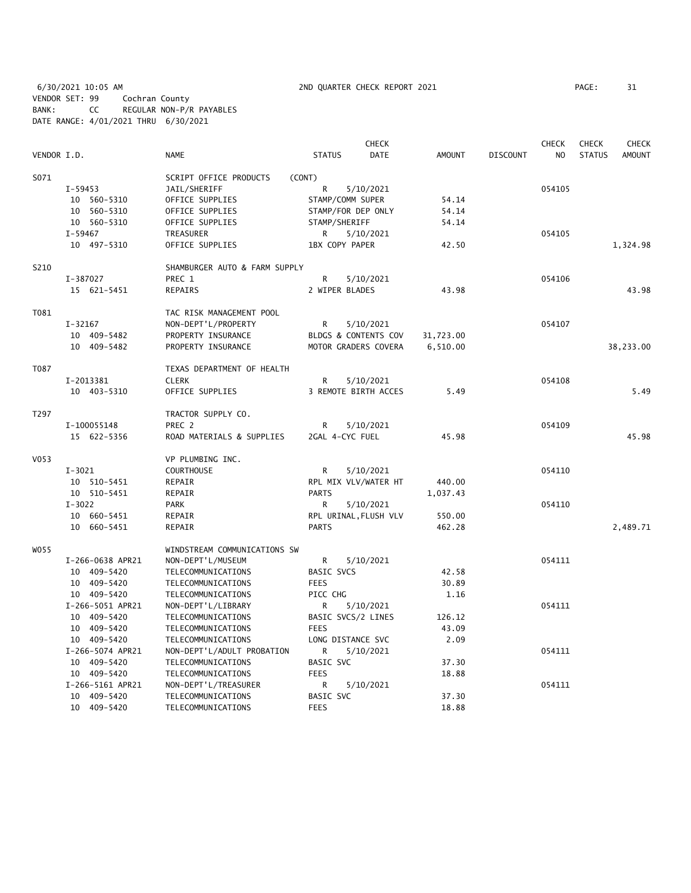6/30/2021 10:05 AM 2ND QUARTER CHECK REPORT 2021 PAGE: 31
VENDOR SET: 99 Cochran County
BANK: CC REGULAR NON-P/R PAYABLES
DATE RANGE: 4/01/2021 THRU 6/30/2021

| VENDOR I.D. | NAME | STATUS | CHECK DATE | AMOUNT | DISCOUNT | CHECK NO | CHECK STATUS | CHECK AMOUNT |
|---|---|---|---|---|---|---|---|---|
| S071 | SCRIPT OFFICE PRODUCTS (CONT) | | | | | | | |
| I-59453 | JAIL/SHERIFF | R | 5/10/2021 | | | 054105 | | |
| 10 560-5310 | OFFICE SUPPLIES | STAMP/COMM SUPER | | 54.14 | | | | |
| 10 560-5310 | OFFICE SUPPLIES | STAMP/FOR DEP ONLY | | 54.14 | | | | |
| 10 560-5310 | OFFICE SUPPLIES | STAMP/SHERIFF | | 54.14 | | | | |
| I-59467 | TREASURER | R | 5/10/2021 | | | 054105 | | |
| 10 497-5310 | OFFICE SUPPLIES | 1BX COPY PAPER | | 42.50 | | | | 1,324.98 |
| S210 | SHAMBURGER AUTO & FARM SUPPLY | | | | | | | |
| I-387027 | PREC 1 | R | 5/10/2021 | | | 054106 | | |
| 15 621-5451 | REPAIRS | 2 WIPER BLADES | | 43.98 | | | | 43.98 |
| T081 | TAC RISK MANAGEMENT POOL | | | | | | | |
| I-32167 | NON-DEPT'L/PROPERTY | R | 5/10/2021 | | | 054107 | | |
| 10 409-5482 | PROPERTY INSURANCE | BLDGS & CONTENTS COV | | 31,723.00 | | | | |
| 10 409-5482 | PROPERTY INSURANCE | MOTOR GRADERS COVERA | | 6,510.00 | | | | 38,233.00 |
| T087 | TEXAS DEPARTMENT OF HEALTH | | | | | | | |
| I-2013381 | CLERK | R | 5/10/2021 | | | 054108 | | |
| 10 403-5310 | OFFICE SUPPLIES | 3 REMOTE BIRTH ACCES | | 5.49 | | | | 5.49 |
| T297 | TRACTOR SUPPLY CO. | | | | | | | |
| I-100055148 | PREC 2 | R | 5/10/2021 | | | 054109 | | |
| 15 622-5356 | ROAD MATERIALS & SUPPLIES | 2GAL 4-CYC FUEL | | 45.98 | | | | 45.98 |
| V053 | VP PLUMBING INC. | | | | | | | |
| I-3021 | COURTHOUSE | R | 5/10/2021 | | | 054110 | | |
| 10 510-5451 | REPAIR | RPL MIX VLV/WATER HT | | 440.00 | | | | |
| 10 510-5451 | REPAIR | PARTS | | 1,037.43 | | | | |
| I-3022 | PARK | R | 5/10/2021 | | | 054110 | | |
| 10 660-5451 | REPAIR | RPL URINAL,FLUSH VLV | | 550.00 | | | | |
| 10 660-5451 | REPAIR | PARTS | | 462.28 | | | | 2,489.71 |
| W055 | WINDSTREAM COMMUNICATIONS SW | | | | | | | |
| I-266-0638 APR21 | NON-DEPT'L/MUSEUM | R | 5/10/2021 | | | 054111 | | |
| 10 409-5420 | TELECOMMUNICATIONS | BASIC SVCS | | 42.58 | | | | |
| 10 409-5420 | TELECOMMUNICATIONS | FEES | | 30.89 | | | | |
| 10 409-5420 | TELECOMMUNICATIONS | PICC CHG | | 1.16 | | | | |
| I-266-5051 APR21 | NON-DEPT'L/LIBRARY | R | 5/10/2021 | | | 054111 | | |
| 10 409-5420 | TELECOMMUNICATIONS | BASIC SVCS/2 LINES | | 126.12 | | | | |
| 10 409-5420 | TELECOMMUNICATIONS | FEES | | 43.09 | | | | |
| 10 409-5420 | TELECOMMUNICATIONS | LONG DISTANCE SVC | | 2.09 | | | | |
| I-266-5074 APR21 | NON-DEPT'L/ADULT PROBATION | R | 5/10/2021 | | | 054111 | | |
| 10 409-5420 | TELECOMMUNICATIONS | BASIC SVC | | 37.30 | | | | |
| 10 409-5420 | TELECOMMUNICATIONS | FEES | | 18.88 | | | | |
| I-266-5161 APR21 | NON-DEPT'L/TREASURER | R | 5/10/2021 | | | 054111 | | |
| 10 409-5420 | TELECOMMUNICATIONS | BASIC SVC | | 37.30 | | | | |
| 10 409-5420 | TELECOMMUNICATIONS | FEES | | 18.88 | | | | |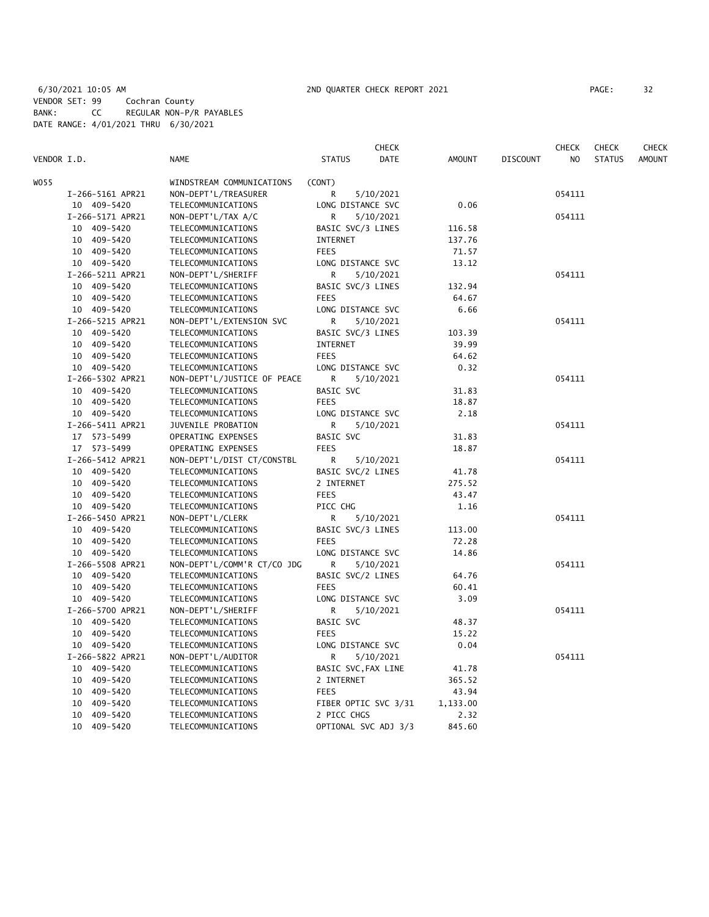6/30/2021 10:05 AM 2ND QUARTER CHECK REPORT 2021

VENDOR SET: 99 Cochran County
BANK: CC REGULAR NON-P/R PAYABLES
DATE RANGE: 4/01/2021 THRU 6/30/2021

| VENDOR I.D. | NAME | STATUS | CHECK DATE | AMOUNT | DISCOUNT | CHECK NO | CHECK STATUS | CHECK AMOUNT |
|---|---|---|---|---|---|---|---|---|
| W055 | WINDSTREAM COMMUNICATIONS | (CONT) | | | | | | |
| I-266-5161 APR21 | NON-DEPT'L/TREASURER | R | 5/10/2021 | | | 054111 | | |
| 10 409-5420 | TELECOMMUNICATIONS | LONG DISTANCE SVC | | 0.06 | | | | |
| I-266-5171 APR21 | NON-DEPT'L/TAX A/C | R | 5/10/2021 | | | 054111 | | |
| 10 409-5420 | TELECOMMUNICATIONS | BASIC SVC/3 LINES | | 116.58 | | | | |
| 10 409-5420 | TELECOMMUNICATIONS | INTERNET | | 137.76 | | | | |
| 10 409-5420 | TELECOMMUNICATIONS | FEES | | 71.57 | | | | |
| 10 409-5420 | TELECOMMUNICATIONS | LONG DISTANCE SVC | | 13.12 | | | | |
| I-266-5211 APR21 | NON-DEPT'L/SHERIFF | R | 5/10/2021 | | | 054111 | | |
| 10 409-5420 | TELECOMMUNICATIONS | BASIC SVC/3 LINES | | 132.94 | | | | |
| 10 409-5420 | TELECOMMUNICATIONS | FEES | | 64.67 | | | | |
| 10 409-5420 | TELECOMMUNICATIONS | LONG DISTANCE SVC | | 6.66 | | | | |
| I-266-5215 APR21 | NON-DEPT'L/EXTENSION SVC | R | 5/10/2021 | | | 054111 | | |
| 10 409-5420 | TELECOMMUNICATIONS | BASIC SVC/3 LINES | | 103.39 | | | | |
| 10 409-5420 | TELECOMMUNICATIONS | INTERNET | | 39.99 | | | | |
| 10 409-5420 | TELECOMMUNICATIONS | FEES | | 64.62 | | | | |
| 10 409-5420 | TELECOMMUNICATIONS | LONG DISTANCE SVC | | 0.32 | | | | |
| I-266-5302 APR21 | NON-DEPT'L/JUSTICE OF PEACE | R | 5/10/2021 | | | 054111 | | |
| 10 409-5420 | TELECOMMUNICATIONS | BASIC SVC | | 31.83 | | | | |
| 10 409-5420 | TELECOMMUNICATIONS | FEES | | 18.87 | | | | |
| 10 409-5420 | TELECOMMUNICATIONS | LONG DISTANCE SVC | | 2.18 | | | | |
| I-266-5411 APR21 | JUVENILE PROBATION | R | 5/10/2021 | | | 054111 | | |
| 17 573-5499 | OPERATING EXPENSES | BASIC SVC | | 31.83 | | | | |
| 17 573-5499 | OPERATING EXPENSES | FEES | | 18.87 | | | | |
| I-266-5412 APR21 | NON-DEPT'L/DIST CT/CONSTBL | R | 5/10/2021 | | | 054111 | | |
| 10 409-5420 | TELECOMMUNICATIONS | BASIC SVC/2 LINES | | 41.78 | | | | |
| 10 409-5420 | TELECOMMUNICATIONS | 2 INTERNET | | 275.52 | | | | |
| 10 409-5420 | TELECOMMUNICATIONS | FEES | | 43.47 | | | | |
| 10 409-5420 | TELECOMMUNICATIONS | PICC CHG | | 1.16 | | | | |
| I-266-5450 APR21 | NON-DEPT'L/CLERK | R | 5/10/2021 | | | 054111 | | |
| 10 409-5420 | TELECOMMUNICATIONS | BASIC SVC/3 LINES | | 113.00 | | | | |
| 10 409-5420 | TELECOMMUNICATIONS | FEES | | 72.28 | | | | |
| 10 409-5420 | TELECOMMUNICATIONS | LONG DISTANCE SVC | | 14.86 | | | | |
| I-266-5508 APR21 | NON-DEPT'L/COMM'R CT/CO JDG | R | 5/10/2021 | | | 054111 | | |
| 10 409-5420 | TELECOMMUNICATIONS | BASIC SVC/2 LINES | | 64.76 | | | | |
| 10 409-5420 | TELECOMMUNICATIONS | FEES | | 60.41 | | | | |
| 10 409-5420 | TELECOMMUNICATIONS | LONG DISTANCE SVC | | 3.09 | | | | |
| I-266-5700 APR21 | NON-DEPT'L/SHERIFF | R | 5/10/2021 | | | 054111 | | |
| 10 409-5420 | TELECOMMUNICATIONS | BASIC SVC | | 48.37 | | | | |
| 10 409-5420 | TELECOMMUNICATIONS | FEES | | 15.22 | | | | |
| 10 409-5420 | TELECOMMUNICATIONS | LONG DISTANCE SVC | | 0.04 | | | | |
| I-266-5822 APR21 | NON-DEPT'L/AUDITOR | R | 5/10/2021 | | | 054111 | | |
| 10 409-5420 | TELECOMMUNICATIONS | BASIC SVC,FAX LINE | | 41.78 | | | | |
| 10 409-5420 | TELECOMMUNICATIONS | 2 INTERNET | | 365.52 | | | | |
| 10 409-5420 | TELECOMMUNICATIONS | FEES | | 43.94 | | | | |
| 10 409-5420 | TELECOMMUNICATIONS | FIBER OPTIC SVC 3/31 | | 1,133.00 | | | | |
| 10 409-5420 | TELECOMMUNICATIONS | 2 PICC CHGS | | 2.32 | | | | |
| 10 409-5420 | TELECOMMUNICATIONS | OPTIONAL SVC ADJ 3/3 | | 845.60 | | | | |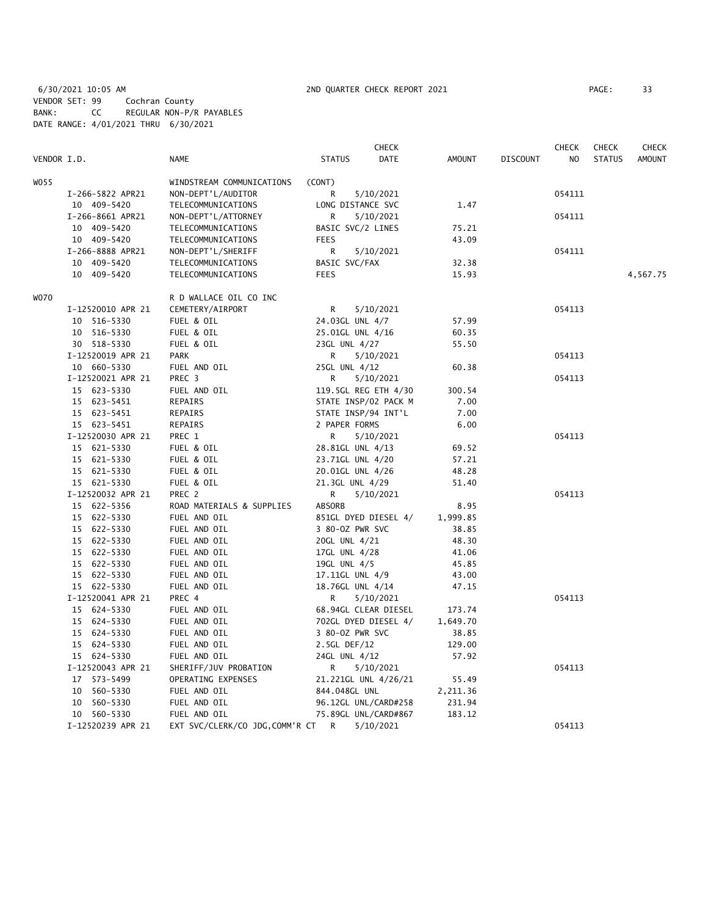6/30/2021 10:05 AM 2ND QUARTER CHECK REPORT 2021

VENDOR SET: 99 Cochran County
BANK: CC REGULAR NON-P/R PAYABLES
DATE RANGE: 4/01/2021 THRU 6/30/2021

| VENDOR I.D. | NAME | STATUS | CHECK DATE | AMOUNT | DISCOUNT | CHECK NO | CHECK STATUS | CHECK AMOUNT |
|---|---|---|---|---|---|---|---|---|
| W055 | WINDSTREAM COMMUNICATIONS | (CONT) | | | | | | |
| I-266-5822 APR21 | NON-DEPT'L/AUDITOR | R | 5/10/2021 | | | 054111 | | |
| 10 409-5420 | TELECOMMUNICATIONS | LONG DISTANCE SVC | | 1.47 | | | | |
| I-266-8661 APR21 | NON-DEPT'L/ATTORNEY | R | 5/10/2021 | | | 054111 | | |
| 10 409-5420 | TELECOMMUNICATIONS | BASIC SVC/2 LINES | | 75.21 | | | | |
| 10 409-5420 | TELECOMMUNICATIONS | FEES | | 43.09 | | | | |
| I-266-8888 APR21 | NON-DEPT'L/SHERIFF | R | 5/10/2021 | | | 054111 | | |
| 10 409-5420 | TELECOMMUNICATIONS | BASIC SVC/FAX | | 32.38 | | | | |
| 10 409-5420 | TELECOMMUNICATIONS | FEES | | 15.93 | | | | 4,567.75 |
| W070 | R D WALLACE OIL CO INC | | | | | | | |
| I-12520010 APR 21 | CEMETERY/AIRPORT | R | 5/10/2021 | | | 054113 | | |
| 10 516-5330 | FUEL & OIL | 24.03GL UNL 4/7 | | 57.99 | | | | |
| 10 516-5330 | FUEL & OIL | 25.01GL UNL 4/16 | | 60.35 | | | | |
| 30 518-5330 | FUEL & OIL | 23GL UNL 4/27 | | 55.50 | | | | |
| I-12520019 APR 21 | PARK | R | 5/10/2021 | | | 054113 | | |
| 10 660-5330 | FUEL AND OIL | 25GL UNL 4/12 | | 60.38 | | | | |
| I-12520021 APR 21 | PREC 3 | R | 5/10/2021 | | | 054113 | | |
| 15 623-5330 | FUEL AND OIL | 119.5GL REG ETH 4/30 | | 300.54 | | | | |
| 15 623-5451 | REPAIRS | STATE INSP/02 PACK M | | 7.00 | | | | |
| 15 623-5451 | REPAIRS | STATE INSP/94 INT'L | | 7.00 | | | | |
| 15 623-5451 | REPAIRS | 2 PAPER FORMS | | 6.00 | | | | |
| I-12520030 APR 21 | PREC 1 | R | 5/10/2021 | | | 054113 | | |
| 15 621-5330 | FUEL & OIL | 28.81GL UNL 4/13 | | 69.52 | | | | |
| 15 621-5330 | FUEL & OIL | 23.71GL UNL 4/20 | | 57.21 | | | | |
| 15 621-5330 | FUEL & OIL | 20.01GL UNL 4/26 | | 48.28 | | | | |
| 15 621-5330 | FUEL & OIL | 21.3GL UNL 4/29 | | 51.40 | | | | |
| I-12520032 APR 21 | PREC 2 | R | 5/10/2021 | | | 054113 | | |
| 15 622-5356 | ROAD MATERIALS & SUPPLIES | ABSORB | | 8.95 | | | | |
| 15 622-5330 | FUEL AND OIL | 851GL DYED DIESEL 4/ | | 1,999.85 | | | | |
| 15 622-5330 | FUEL AND OIL | 3 80-OZ PWR SVC | | 38.85 | | | | |
| 15 622-5330 | FUEL AND OIL | 20GL UNL 4/21 | | 48.30 | | | | |
| 15 622-5330 | FUEL AND OIL | 17GL UNL 4/28 | | 41.06 | | | | |
| 15 622-5330 | FUEL AND OIL | 19GL UNL 4/5 | | 45.85 | | | | |
| 15 622-5330 | FUEL AND OIL | 17.11GL UNL 4/9 | | 43.00 | | | | |
| 15 622-5330 | FUEL AND OIL | 18.76GL UNL 4/14 | | 47.15 | | | | |
| I-12520041 APR 21 | PREC 4 | R | 5/10/2021 | | | 054113 | | |
| 15 624-5330 | FUEL AND OIL | 68.94GL CLEAR DIESEL | | 173.74 | | | | |
| 15 624-5330 | FUEL AND OIL | 702GL DYED DIESEL 4/ | | 1,649.70 | | | | |
| 15 624-5330 | FUEL AND OIL | 3 80-OZ PWR SVC | | 38.85 | | | | |
| 15 624-5330 | FUEL AND OIL | 2.5GL DEF/12 | | 129.00 | | | | |
| 15 624-5330 | FUEL AND OIL | 24GL UNL 4/12 | | 57.92 | | | | |
| I-12520043 APR 21 | SHERIFF/JUV PROBATION | R | 5/10/2021 | | | 054113 | | |
| 17 573-5499 | OPERATING EXPENSES | 21.221GL UNL 4/26/21 | | 55.49 | | | | |
| 10 560-5330 | FUEL AND OIL | 844.048GL UNL | | 2,211.36 | | | | |
| 10 560-5330 | FUEL AND OIL | 96.12GL UNL/CARD#258 | | 231.94 | | | | |
| 10 560-5330 | FUEL AND OIL | 75.89GL UNL/CARD#867 | | 183.12 | | | | |
| I-12520239 APR 21 | EXT SVC/CLERK/CO JDG,COMM'R CT | R | 5/10/2021 | | | 054113 | | |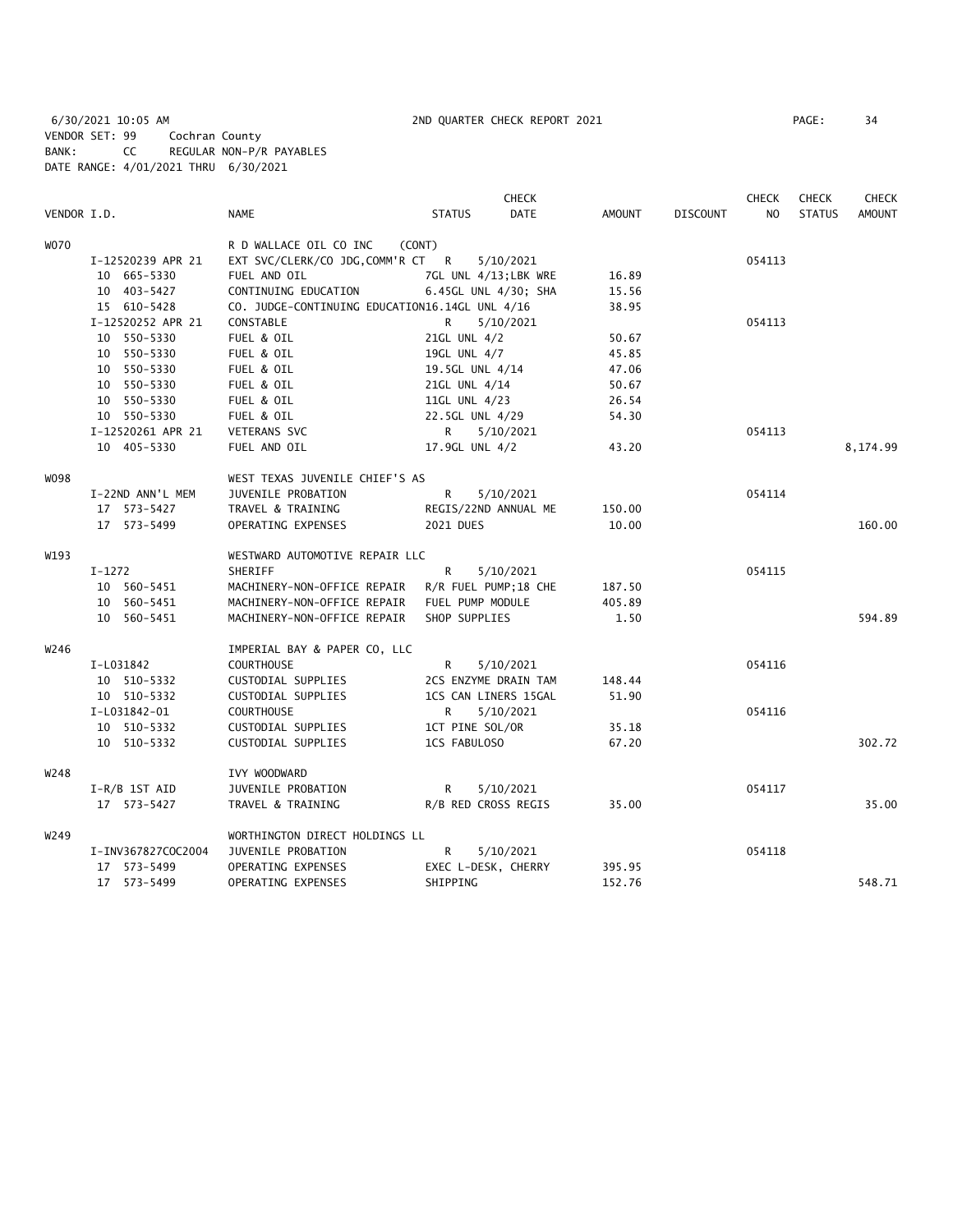6/30/2021 10:05 AM 2ND QUARTER CHECK REPORT 2021 PAGE: 34
VENDOR SET: 99 Cochran County
BANK: CC REGULAR NON-P/R PAYABLES
DATE RANGE: 4/01/2021 THRU 6/30/2021

| VENDOR I.D. | | NAME | STATUS | CHECK DATE | AMOUNT | DISCOUNT | CHECK NO | CHECK STATUS | CHECK AMOUNT |
|---|---|---|---|---|---|---|---|---|---|
| W070 | | R D WALLACE OIL CO INC (CONT) | | | | | | | |
| | I-12520239 APR 21 | EXT SVC/CLERK/CO JDG,COMM'R CT | R | 5/10/2021 | | | 054113 | | |
| | 10 665-5330 | FUEL AND OIL | 7GL UNL 4/13;LBK WRE | | 16.89 | | | | |
| | 10 403-5427 | CONTINUING EDUCATION | 6.45GL UNL 4/30; SHA | | 15.56 | | | | |
| | 15 610-5428 | CO. JUDGE-CONTINUING EDUCATION | 16.14GL UNL 4/16 | | 38.95 | | | | |
| | I-12520252 APR 21 | CONSTABLE | R | 5/10/2021 | | | 054113 | | |
| | 10 550-5330 | FUEL & OIL | 21GL UNL 4/2 | | 50.67 | | | | |
| | 10 550-5330 | FUEL & OIL | 19GL UNL 4/7 | | 45.85 | | | | |
| | 10 550-5330 | FUEL & OIL | 19.5GL UNL 4/14 | | 47.06 | | | | |
| | 10 550-5330 | FUEL & OIL | 21GL UNL 4/14 | | 50.67 | | | | |
| | 10 550-5330 | FUEL & OIL | 11GL UNL 4/23 | | 26.54 | | | | |
| | 10 550-5330 | FUEL & OIL | 22.5GL UNL 4/29 | | 54.30 | | | | |
| | I-12520261 APR 21 | VETERANS SVC | R | 5/10/2021 | | | 054113 | | |
| | 10 405-5330 | FUEL AND OIL | 17.9GL UNL 4/2 | | 43.20 | | | | 8,174.99 |
| W098 | | WEST TEXAS JUVENILE CHIEF'S AS | | | | | | | |
| | I-22ND ANN'L MEM | JUVENILE PROBATION | R | 5/10/2021 | | | 054114 | | |
| | 17 573-5427 | TRAVEL & TRAINING | REGIS/22ND ANNUAL ME | | 150.00 | | | | |
| | 17 573-5499 | OPERATING EXPENSES | 2021 DUES | | 10.00 | | | | 160.00 |
| W193 | | WESTWARD AUTOMOTIVE REPAIR LLC | | | | | | | |
| | I-1272 | SHERIFF | R | 5/10/2021 | | | 054115 | | |
| | 10 560-5451 | MACHINERY-NON-OFFICE REPAIR | R/R FUEL PUMP;18 CHE | | 187.50 | | | | |
| | 10 560-5451 | MACHINERY-NON-OFFICE REPAIR | FUEL PUMP MODULE | | 405.89 | | | | |
| | 10 560-5451 | MACHINERY-NON-OFFICE REPAIR | SHOP SUPPLIES | | 1.50 | | | | 594.89 |
| W246 | | IMPERIAL BAY & PAPER CO, LLC | | | | | | | |
| | I-L031842 | COURTHOUSE | R | 5/10/2021 | | | 054116 | | |
| | 10 510-5332 | CUSTODIAL SUPPLIES | 2CS ENZYME DRAIN TAM | | 148.44 | | | | |
| | 10 510-5332 | CUSTODIAL SUPPLIES | 1CS CAN LINERS 15GAL | | 51.90 | | | | |
| | I-L031842-01 | COURTHOUSE | R | 5/10/2021 | | | 054116 | | |
| | 10 510-5332 | CUSTODIAL SUPPLIES | 1CT PINE SOL/OR | | 35.18 | | | | |
| | 10 510-5332 | CUSTODIAL SUPPLIES | 1CS FABULOSO | | 67.20 | | | | 302.72 |
| W248 | | IVY WOODWARD | | | | | | | |
| | I-R/B 1ST AID | JUVENILE PROBATION | R | 5/10/2021 | | | 054117 | | |
| | 17 573-5427 | TRAVEL & TRAINING | R/B RED CROSS REGIS | | 35.00 | | | | 35.00 |
| W249 | | WORTHINGTON DIRECT HOLDINGS LL | | | | | | | |
| | I-INV367827COC2004 | JUVENILE PROBATION | R | 5/10/2021 | | | 054118 | | |
| | 17 573-5499 | OPERATING EXPENSES | EXEC L-DESK, CHERRY | | 395.95 | | | | |
| | 17 573-5499 | OPERATING EXPENSES | SHIPPING | | 152.76 | | | | 548.71 |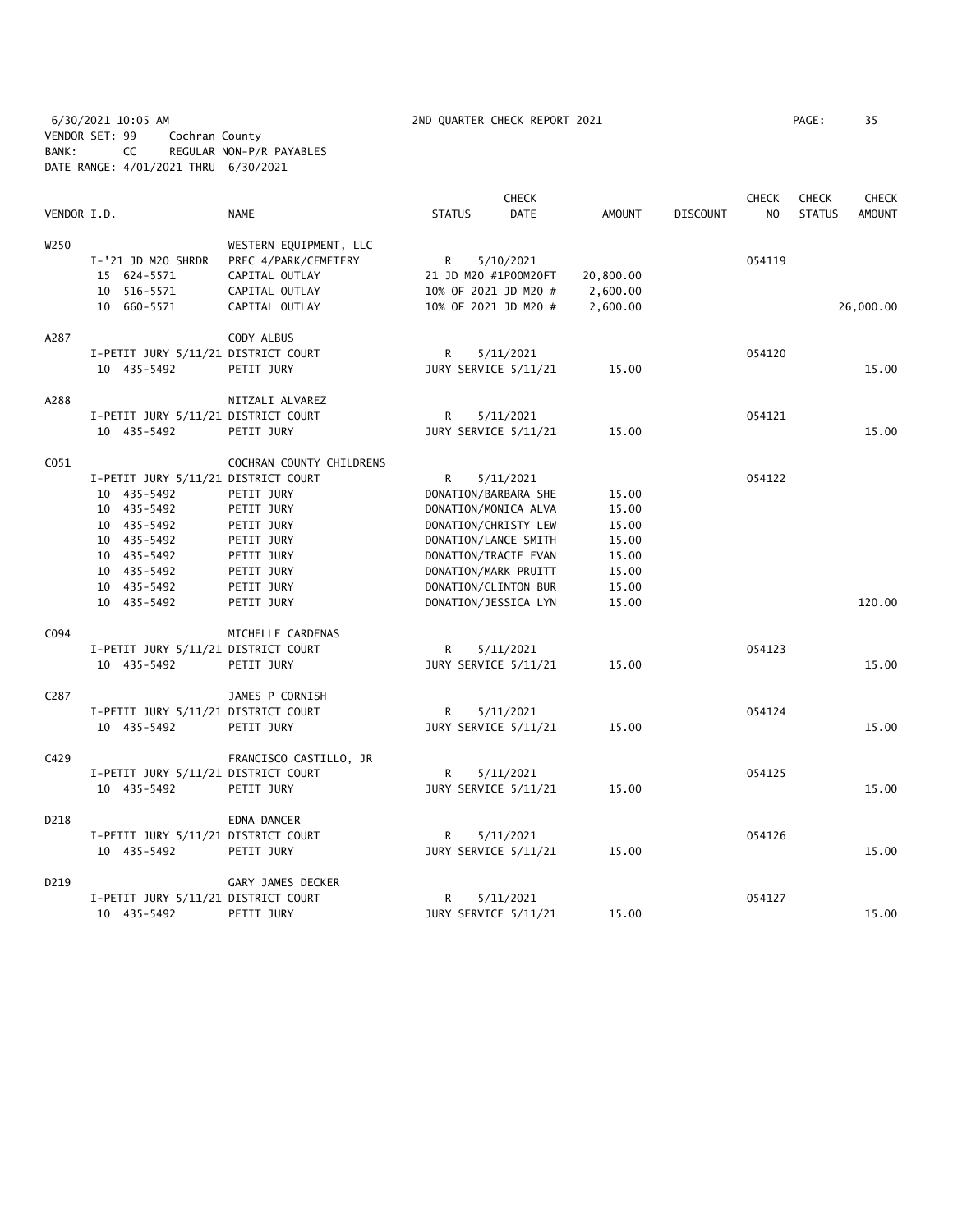6/30/2021 10:05 AM 2ND QUARTER CHECK REPORT 2021

VENDOR SET: 99 Cochran County
BANK: CC REGULAR NON-P/R PAYABLES
DATE RANGE: 4/01/2021 THRU 6/30/2021

| VENDOR I.D. | | NAME | STATUS | CHECK DATE | AMOUNT | DISCOUNT | CHECK NO | CHECK STATUS | CHECK AMOUNT |
|---|---|---|---|---|---|---|---|---|---|
| W250 | | WESTERN EQUIPMENT, LLC | | | | | | | |
| | I-'21 JD M20 SHRDR | PREC 4/PARK/CEMETERY | R | 5/10/2021 | | | 054119 | | |
| | 15 624-5571 | CAPITAL OUTLAY | 21 JD M20 #1P00M20FT | | 20,800.00 | | | | |
| | 10 516-5571 | CAPITAL OUTLAY | 10% OF 2021 JD M20 # | | 2,600.00 | | | | |
| | 10 660-5571 | CAPITAL OUTLAY | 10% OF 2021 JD M20 # | | 2,600.00 | | | | 26,000.00 |
| A287 | | CODY ALBUS | | | | | | | |
| | I-PETIT JURY 5/11/21 | DISTRICT COURT | R | 5/11/2021 | | | 054120 | | |
| | 10 435-5492 | PETIT JURY | JURY SERVICE 5/11/21 | | 15.00 | | | | 15.00 |
| A288 | | NITZALI ALVAREZ | | | | | | | |
| | I-PETIT JURY 5/11/21 | DISTRICT COURT | R | 5/11/2021 | | | 054121 | | |
| | 10 435-5492 | PETIT JURY | JURY SERVICE 5/11/21 | | 15.00 | | | | 15.00 |
| C051 | | COCHRAN COUNTY CHILDRENS | | | | | | | |
| | I-PETIT JURY 5/11/21 | DISTRICT COURT | R | 5/11/2021 | | | 054122 | | |
| | 10 435-5492 | PETIT JURY | DONATION/BARBARA SHE | | 15.00 | | | | |
| | 10 435-5492 | PETIT JURY | DONATION/MONICA ALVA | | 15.00 | | | | |
| | 10 435-5492 | PETIT JURY | DONATION/CHRISTY LEW | | 15.00 | | | | |
| | 10 435-5492 | PETIT JURY | DONATION/LANCE SMITH | | 15.00 | | | | |
| | 10 435-5492 | PETIT JURY | DONATION/TRACIE EVAN | | 15.00 | | | | |
| | 10 435-5492 | PETIT JURY | DONATION/MARK PRUITT | | 15.00 | | | | |
| | 10 435-5492 | PETIT JURY | DONATION/CLINTON BUR | | 15.00 | | | | |
| | 10 435-5492 | PETIT JURY | DONATION/JESSICA LYN | | 15.00 | | | | 120.00 |
| C094 | | MICHELLE CARDENAS | | | | | | | |
| | I-PETIT JURY 5/11/21 | DISTRICT COURT | R | 5/11/2021 | | | 054123 | | |
| | 10 435-5492 | PETIT JURY | JURY SERVICE 5/11/21 | | 15.00 | | | | 15.00 |
| C287 | | JAMES P CORNISH | | | | | | | |
| | I-PETIT JURY 5/11/21 | DISTRICT COURT | R | 5/11/2021 | | | 054124 | | |
| | 10 435-5492 | PETIT JURY | JURY SERVICE 5/11/21 | | 15.00 | | | | 15.00 |
| C429 | | FRANCISCO CASTILLO, JR | | | | | | | |
| | I-PETIT JURY 5/11/21 | DISTRICT COURT | R | 5/11/2021 | | | 054125 | | |
| | 10 435-5492 | PETIT JURY | JURY SERVICE 5/11/21 | | 15.00 | | | | 15.00 |
| D218 | | EDNA DANCER | | | | | | | |
| | I-PETIT JURY 5/11/21 | DISTRICT COURT | R | 5/11/2021 | | | 054126 | | |
| | 10 435-5492 | PETIT JURY | JURY SERVICE 5/11/21 | | 15.00 | | | | 15.00 |
| D219 | | GARY JAMES DECKER | | | | | | | |
| | I-PETIT JURY 5/11/21 | DISTRICT COURT | R | 5/11/2021 | | | 054127 | | |
| | 10 435-5492 | PETIT JURY | JURY SERVICE 5/11/21 | | 15.00 | | | | 15.00 |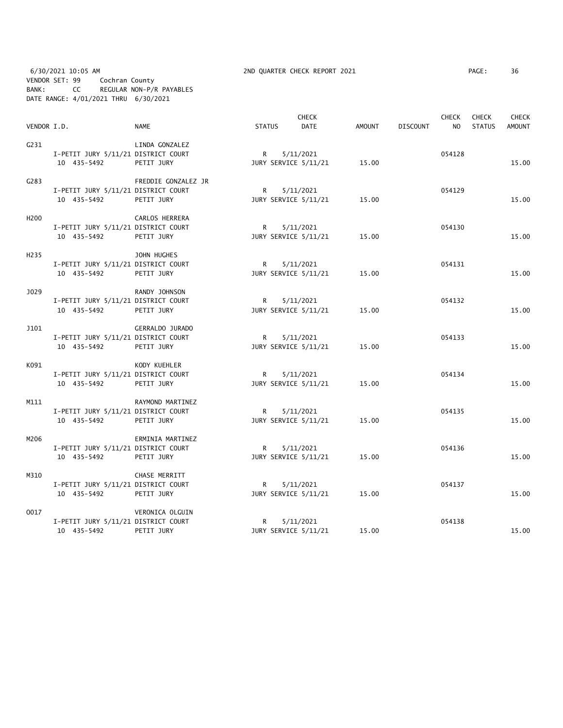6/30/2021 10:05 AM 2ND QUARTER CHECK REPORT 2021 PAGE: 36
VENDOR SET: 99 Cochran County
BANK: CC REGULAR NON-P/R PAYABLES
DATE RANGE: 4/01/2021 THRU 6/30/2021

| VENDOR I.D. | NAME | STATUS | CHECK DATE | AMOUNT | DISCOUNT | CHECK NO | CHECK STATUS | CHECK AMOUNT |
|---|---|---|---|---|---|---|---|---|
| G231 | LINDA GONZALEZ | | | | | | | |
| I-PETIT JURY 5/11/21 | DISTRICT COURT | R | 5/11/2021 | | | 054128 | | |
| 10 435-5492 | PETIT JURY | | JURY SERVICE 5/11/21 | 15.00 | | | | 15.00 |
| G283 | FREDDIE GONZALEZ JR | | | | | | | |
| I-PETIT JURY 5/11/21 | DISTRICT COURT | R | 5/11/2021 | | | 054129 | | |
| 10 435-5492 | PETIT JURY | | JURY SERVICE 5/11/21 | 15.00 | | | | 15.00 |
| H200 | CARLOS HERRERA | | | | | | | |
| I-PETIT JURY 5/11/21 | DISTRICT COURT | R | 5/11/2021 | | | 054130 | | |
| 10 435-5492 | PETIT JURY | | JURY SERVICE 5/11/21 | 15.00 | | | | 15.00 |
| H235 | JOHN HUGHES | | | | | | | |
| I-PETIT JURY 5/11/21 | DISTRICT COURT | R | 5/11/2021 | | | 054131 | | |
| 10 435-5492 | PETIT JURY | | JURY SERVICE 5/11/21 | 15.00 | | | | 15.00 |
| J029 | RANDY JOHNSON | | | | | | | |
| I-PETIT JURY 5/11/21 | DISTRICT COURT | R | 5/11/2021 | | | 054132 | | |
| 10 435-5492 | PETIT JURY | | JURY SERVICE 5/11/21 | 15.00 | | | | 15.00 |
| J101 | GERRALDO JURADO | | | | | | | |
| I-PETIT JURY 5/11/21 | DISTRICT COURT | R | 5/11/2021 | | | 054133 | | |
| 10 435-5492 | PETIT JURY | | JURY SERVICE 5/11/21 | 15.00 | | | | 15.00 |
| K091 | KODY KUEHLER | | | | | | | |
| I-PETIT JURY 5/11/21 | DISTRICT COURT | R | 5/11/2021 | | | 054134 | | |
| 10 435-5492 | PETIT JURY | | JURY SERVICE 5/11/21 | 15.00 | | | | 15.00 |
| M111 | RAYMOND MARTINEZ | | | | | | | |
| I-PETIT JURY 5/11/21 | DISTRICT COURT | R | 5/11/2021 | | | 054135 | | |
| 10 435-5492 | PETIT JURY | | JURY SERVICE 5/11/21 | 15.00 | | | | 15.00 |
| M206 | ERMINIA MARTINEZ | | | | | | | |
| I-PETIT JURY 5/11/21 | DISTRICT COURT | R | 5/11/2021 | | | 054136 | | |
| 10 435-5492 | PETIT JURY | | JURY SERVICE 5/11/21 | 15.00 | | | | 15.00 |
| M310 | CHASE MERRITT | | | | | | | |
| I-PETIT JURY 5/11/21 | DISTRICT COURT | R | 5/11/2021 | | | 054137 | | |
| 10 435-5492 | PETIT JURY | | JURY SERVICE 5/11/21 | 15.00 | | | | 15.00 |
| O017 | VERONICA OLGUIN | | | | | | | |
| I-PETIT JURY 5/11/21 | DISTRICT COURT | R | 5/11/2021 | | | 054138 | | |
| 10 435-5492 | PETIT JURY | | JURY SERVICE 5/11/21 | 15.00 | | | | 15.00 |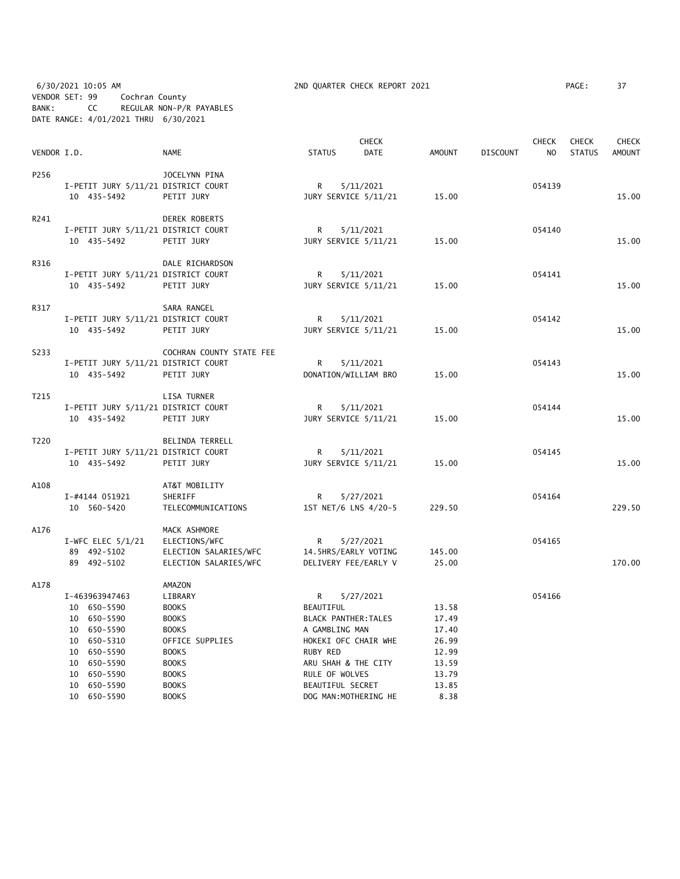6/30/2021 10:05 AM 2ND QUARTER CHECK REPORT 2021

VENDOR SET: 99 Cochran County
BANK: CC REGULAR NON-P/R PAYABLES
DATE RANGE: 4/01/2021 THRU 6/30/2021

| VENDOR I.D. | | NAME | STATUS | CHECK DATE | AMOUNT | DISCOUNT | CHECK NO | CHECK STATUS | CHECK AMOUNT |
|---|---|---|---|---|---|---|---|---|---|
| P256 | | JOCELYNN PINA | | | | | | | |
| | I-PETIT JURY 5/11/21 | DISTRICT COURT | R | 5/11/2021 | | | 054139 | | |
| | 10 435-5492 | PETIT JURY | JURY SERVICE 5/11/21 | | 15.00 | | | | 15.00 |
| R241 | | DEREK ROBERTS | | | | | | | |
| | I-PETIT JURY 5/11/21 | DISTRICT COURT | R | 5/11/2021 | | | 054140 | | |
| | 10 435-5492 | PETIT JURY | JURY SERVICE 5/11/21 | | 15.00 | | | | 15.00 |
| R316 | | DALE RICHARDSON | | | | | | | |
| | I-PETIT JURY 5/11/21 | DISTRICT COURT | R | 5/11/2021 | | | 054141 | | |
| | 10 435-5492 | PETIT JURY | JURY SERVICE 5/11/21 | | 15.00 | | | | 15.00 |
| R317 | | SARA RANGEL | | | | | | | |
| | I-PETIT JURY 5/11/21 | DISTRICT COURT | R | 5/11/2021 | | | 054142 | | |
| | 10 435-5492 | PETIT JURY | JURY SERVICE 5/11/21 | | 15.00 | | | | 15.00 |
| S233 | | COCHRAN COUNTY STATE FEE | | | | | | | |
| | I-PETIT JURY 5/11/21 | DISTRICT COURT | R | 5/11/2021 | | | 054143 | | |
| | 10 435-5492 | PETIT JURY | DONATION/WILLIAM BRO | | 15.00 | | | | 15.00 |
| T215 | | LISA TURNER | | | | | | | |
| | I-PETIT JURY 5/11/21 | DISTRICT COURT | R | 5/11/2021 | | | 054144 | | |
| | 10 435-5492 | PETIT JURY | JURY SERVICE 5/11/21 | | 15.00 | | | | 15.00 |
| T220 | | BELINDA TERRELL | | | | | | | |
| | I-PETIT JURY 5/11/21 | DISTRICT COURT | R | 5/11/2021 | | | 054145 | | |
| | 10 435-5492 | PETIT JURY | JURY SERVICE 5/11/21 | | 15.00 | | | | 15.00 |
| A108 | | AT&T MOBILITY | | | | | | | |
| | I-#4144 051921 | SHERIFF | R | 5/27/2021 | | | 054164 | | |
| | 10 560-5420 | TELECOMMUNICATIONS | 1ST NET/6 LNS 4/20-5 | | 229.50 | | | | 229.50 |
| A176 | | MACK ASHMORE | | | | | | | |
| | I-WFC ELEC 5/1/21 | ELECTIONS/WFC | R | 5/27/2021 | | | 054165 | | |
| | 89 492-5102 | ELECTION SALARIES/WFC | 14.5HRS/EARLY VOTING | | 145.00 | | | | |
| | 89 492-5102 | ELECTION SALARIES/WFC | DELIVERY FEE/EARLY V | | 25.00 | | | | 170.00 |
| A178 | | AMAZON | | | | | | | |
| | I-463963947463 | LIBRARY | R | 5/27/2021 | | | 054166 | | |
| | 10 650-5590 | BOOKS | BEAUTIFUL | | 13.58 | | | | |
| | 10 650-5590 | BOOKS | BLACK PANTHER:TALES | | 17.49 | | | | |
| | 10 650-5590 | BOOKS | A GAMBLING MAN | | 17.40 | | | | |
| | 10 650-5310 | OFFICE SUPPLIES | HOKEKI OFC CHAIR WHE | | 26.99 | | | | |
| | 10 650-5590 | BOOKS | RUBY RED | | 12.99 | | | | |
| | 10 650-5590 | BOOKS | ARU SHAH & THE CITY | | 13.59 | | | | |
| | 10 650-5590 | BOOKS | RULE OF WOLVES | | 13.79 | | | | |
| | 10 650-5590 | BOOKS | BEAUTIFUL SECRET | | 13.85 | | | | |
| | 10 650-5590 | BOOKS | DOG MAN:MOTHERING HE | | 8.38 | | | | |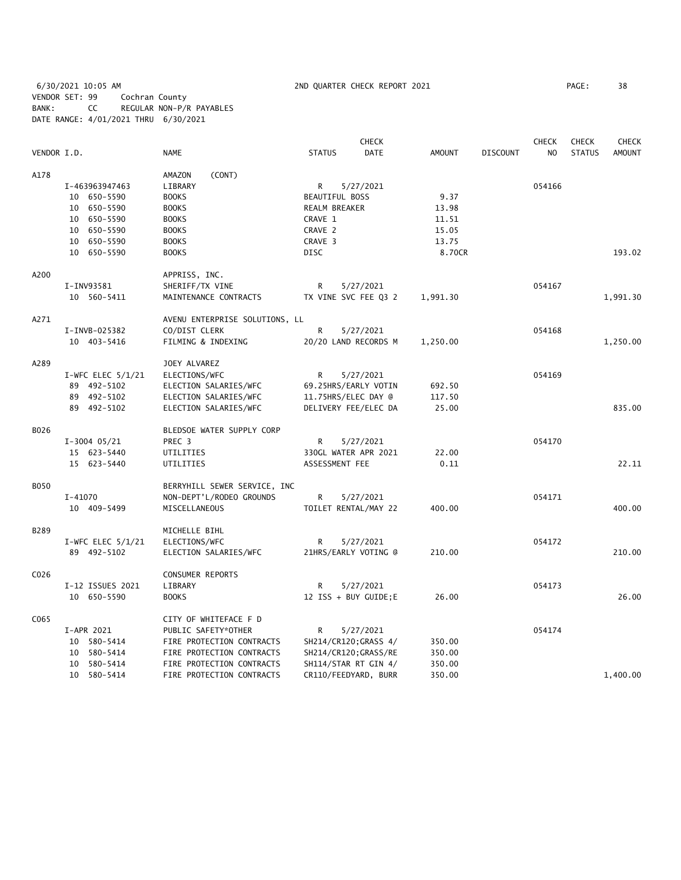6/30/2021 10:05 AM 2ND QUARTER CHECK REPORT 2021 PAGE: 38
VENDOR SET: 99 Cochran County
BANK: CC REGULAR NON-P/R PAYABLES
DATE RANGE: 4/01/2021 THRU 6/30/2021

| VENDOR I.D. | NAME | STATUS | CHECK DATE | AMOUNT | DISCOUNT | CHECK NO | CHECK STATUS | CHECK AMOUNT |
|---|---|---|---|---|---|---|---|---|
| A178 | AMAZON (CONT) | | | | | | | |
| I-463963947463 | LIBRARY | R | 5/27/2021 | | | 054166 | | |
| 10 650-5590 | BOOKS | BEAUTIFUL BOSS | | 9.37 | | | | |
| 10 650-5590 | BOOKS | REALM BREAKER | | 13.98 | | | | |
| 10 650-5590 | BOOKS | CRAVE 1 | | 11.51 | | | | |
| 10 650-5590 | BOOKS | CRAVE 2 | | 15.05 | | | | |
| 10 650-5590 | BOOKS | CRAVE 3 | | 13.75 | | | | |
| 10 650-5590 | BOOKS | DISC | | 8.70CR | | | | 193.02 |
| A200 | APPRISS, INC. | | | | | | | |
| I-INV93581 | SHERIFF/TX VINE | R | 5/27/2021 | | | 054167 | | |
| 10 560-5411 | MAINTENANCE CONTRACTS | TX VINE SVC FEE Q3 2 | | 1,991.30 | | | | 1,991.30 |
| A271 | AVENU ENTERPRISE SOLUTIONS, LL | | | | | | | |
| I-INVB-025382 | CO/DIST CLERK | R | 5/27/2021 | | | 054168 | | |
| 10 403-5416 | FILMING & INDEXING | 20/20 LAND RECORDS M | | 1,250.00 | | | | 1,250.00 |
| A289 | JOEY ALVAREZ | | | | | | | |
| I-WFC ELEC 5/1/21 | ELECTIONS/WFC | R | 5/27/2021 | | | 054169 | | |
| 89 492-5102 | ELECTION SALARIES/WFC | 69.25HRS/EARLY VOTIN | | 692.50 | | | | |
| 89 492-5102 | ELECTION SALARIES/WFC | 11.75HRS/ELEC DAY @ | | 117.50 | | | | |
| 89 492-5102 | ELECTION SALARIES/WFC | DELIVERY FEE/ELEC DA | | 25.00 | | | | 835.00 |
| B026 | BLEDSOE WATER SUPPLY CORP | | | | | | | |
| I-3004 05/21 | PREC 3 | R | 5/27/2021 | | | 054170 | | |
| 15 623-5440 | UTILITIES | 330GL WATER APR 2021 | | 22.00 | | | | |
| 15 623-5440 | UTILITIES | ASSESSMENT FEE | | 0.11 | | | | 22.11 |
| B050 | BERRYHILL SEWER SERVICE, INC | | | | | | | |
| I-41070 | NON-DEPT'L/RODEO GROUNDS | R | 5/27/2021 | | | 054171 | | |
| 10 409-5499 | MISCELLANEOUS | TOILET RENTAL/MAY 22 | | 400.00 | | | | 400.00 |
| B289 | MICHELLE BIHL | | | | | | | |
| I-WFC ELEC 5/1/21 | ELECTIONS/WFC | R | 5/27/2021 | | | 054172 | | |
| 89 492-5102 | ELECTION SALARIES/WFC | 21HRS/EARLY VOTING @ | | 210.00 | | | | 210.00 |
| C026 | CONSUMER REPORTS | | | | | | | |
| I-12 ISSUES 2021 | LIBRARY | R | 5/27/2021 | | | 054173 | | |
| 10 650-5590 | BOOKS | 12 ISS + BUY GUIDE;E | | 26.00 | | | | 26.00 |
| C065 | CITY OF WHITEFACE F D | | | | | | | |
| I-APR 2021 | PUBLIC SAFETY*OTHER | R | 5/27/2021 | | | 054174 | | |
| 10 580-5414 | FIRE PROTECTION CONTRACTS | SH214/CR120;GRASS 4/ | | 350.00 | | | | |
| 10 580-5414 | FIRE PROTECTION CONTRACTS | SH214/CR120;GRASS/RE | | 350.00 | | | | |
| 10 580-5414 | FIRE PROTECTION CONTRACTS | SH114/STAR RT GIN 4/ | | 350.00 | | | | |
| 10 580-5414 | FIRE PROTECTION CONTRACTS | CR110/FEEDYARD, BURR | | 350.00 | | | | 1,400.00 |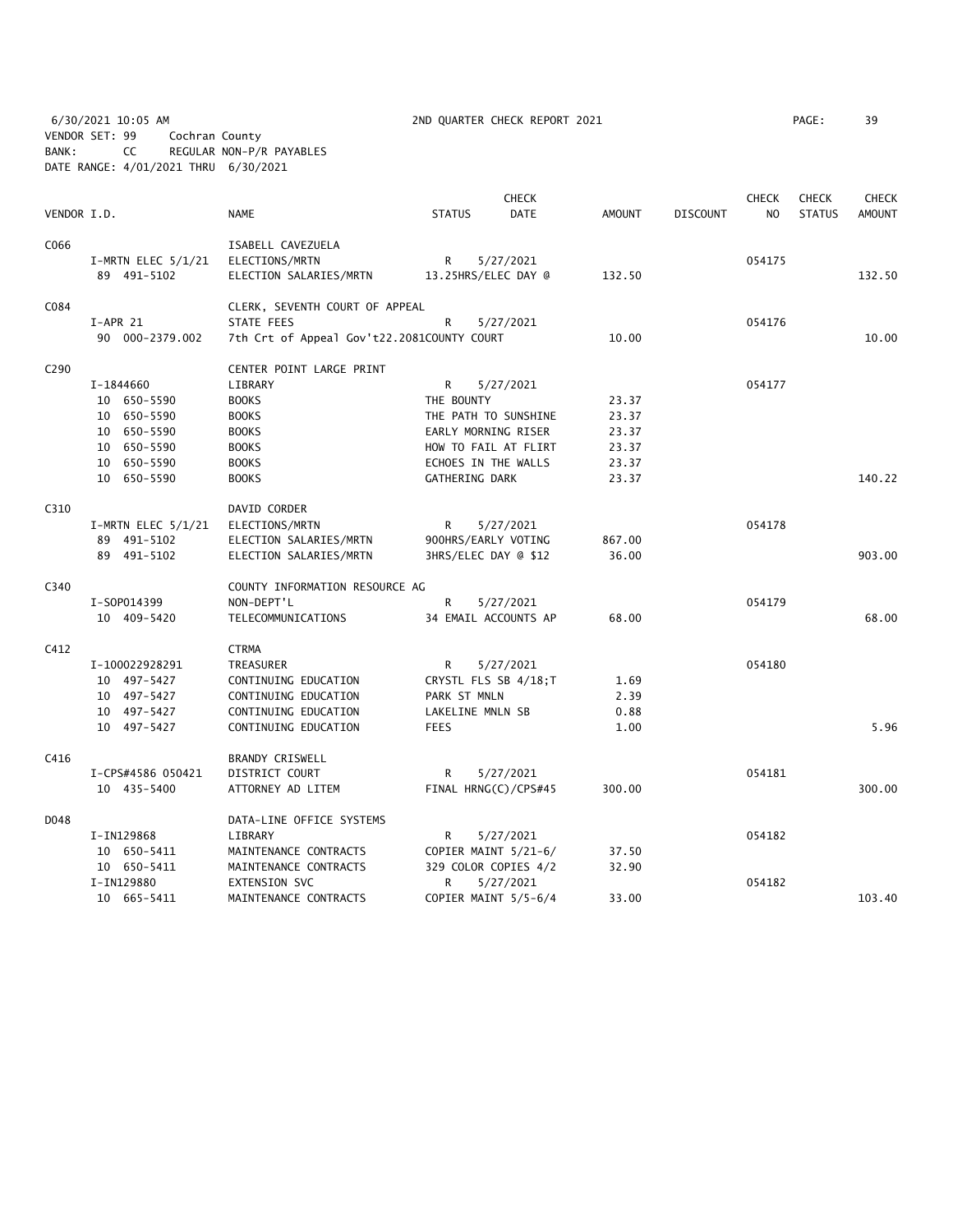6/30/2021 10:05 AM 2ND QUARTER CHECK REPORT 2021 PAGE: 39
VENDOR SET: 99 Cochran County
BANK: CC REGULAR NON-P/R PAYABLES
DATE RANGE: 4/01/2021 THRU 6/30/2021

| VENDOR I.D. | NAME | STATUS | CHECK DATE | AMOUNT | DISCOUNT | CHECK NO | CHECK STATUS | CHECK AMOUNT |
|---|---|---|---|---|---|---|---|---|
| C066 | ISABELL CAVEZUELA | | | | | | | |
| I-MRTN ELEC 5/1/21 | ELECTIONS/MRTN | R | 5/27/2021 | | | 054175 | | |
| 89 491-5102 | ELECTION SALARIES/MRTN | 13.25HRS/ELEC DAY @ | | 132.50 | | | | 132.50 |
| C084 | CLERK, SEVENTH COURT OF APPEAL | | | | | | | |
| I-APR 21 | STATE FEES | R | 5/27/2021 | | | 054176 | | |
| 90 000-2379.002 | 7th Crt of Appeal Gov't22.2081COUNTY COURT | | | 10.00 | | | | 10.00 |
| C290 | CENTER POINT LARGE PRINT | | | | | | | |
| I-1844660 | LIBRARY | R | 5/27/2021 | | | 054177 | | |
| 10 650-5590 | BOOKS | THE BOUNTY | | 23.37 | | | | |
| 10 650-5590 | BOOKS | THE PATH TO SUNSHINE | | 23.37 | | | | |
| 10 650-5590 | BOOKS | EARLY MORNING RISER | | 23.37 | | | | |
| 10 650-5590 | BOOKS | HOW TO FAIL AT FLIRT | | 23.37 | | | | |
| 10 650-5590 | BOOKS | ECHOES IN THE WALLS | | 23.37 | | | | |
| 10 650-5590 | BOOKS | GATHERING DARK | | 23.37 | | | | 140.22 |
| C310 | DAVID CORDER | | | | | | | |
| I-MRTN ELEC 5/1/21 | ELECTIONS/MRTN | R | 5/27/2021 | | | 054178 | | |
| 89 491-5102 | ELECTION SALARIES/MRTN | 900HRS/EARLY VOTING | | 867.00 | | | | |
| 89 491-5102 | ELECTION SALARIES/MRTN | 3HRS/ELEC DAY @ $12 | | 36.00 | | | | 903.00 |
| C340 | COUNTY INFORMATION RESOURCE AG | | | | | | | |
| I-SOP014399 | NON-DEPT'L | R | 5/27/2021 | | | 054179 | | |
| 10 409-5420 | TELECOMMUNICATIONS | 34 EMAIL ACCOUNTS AP | | 68.00 | | | | 68.00 |
| C412 | CTRMA | | | | | | | |
| I-100022928291 | TREASURER | R | 5/27/2021 | | | 054180 | | |
| 10 497-5427 | CONTINUING EDUCATION | CRYSTL FLS SB 4/18;T | | 1.69 | | | | |
| 10 497-5427 | CONTINUING EDUCATION | PARK ST MNLN | | 2.39 | | | | |
| 10 497-5427 | CONTINUING EDUCATION | LAKELINE MNLN SB | | 0.88 | | | | |
| 10 497-5427 | CONTINUING EDUCATION | FEES | | 1.00 | | | | 5.96 |
| C416 | BRANDY CRISWELL | | | | | | | |
| I-CPS#4586 050421 | DISTRICT COURT | R | 5/27/2021 | | | 054181 | | |
| 10 435-5400 | ATTORNEY AD LITEM | FINAL HRNG(C)/CPS#45 | | 300.00 | | | | 300.00 |
| D048 | DATA-LINE OFFICE SYSTEMS | | | | | | | |
| I-IN129868 | LIBRARY | R | 5/27/2021 | | | 054182 | | |
| 10 650-5411 | MAINTENANCE CONTRACTS | COPIER MAINT 5/21-6/ | | 37.50 | | | | |
| 10 650-5411 | MAINTENANCE CONTRACTS | 329 COLOR COPIES 4/2 | | 32.90 | | | | |
| I-IN129880 | EXTENSION SVC | R | 5/27/2021 | | | 054182 | | |
| 10 665-5411 | MAINTENANCE CONTRACTS | COPIER MAINT 5/5-6/4 | | 33.00 | | | | 103.40 |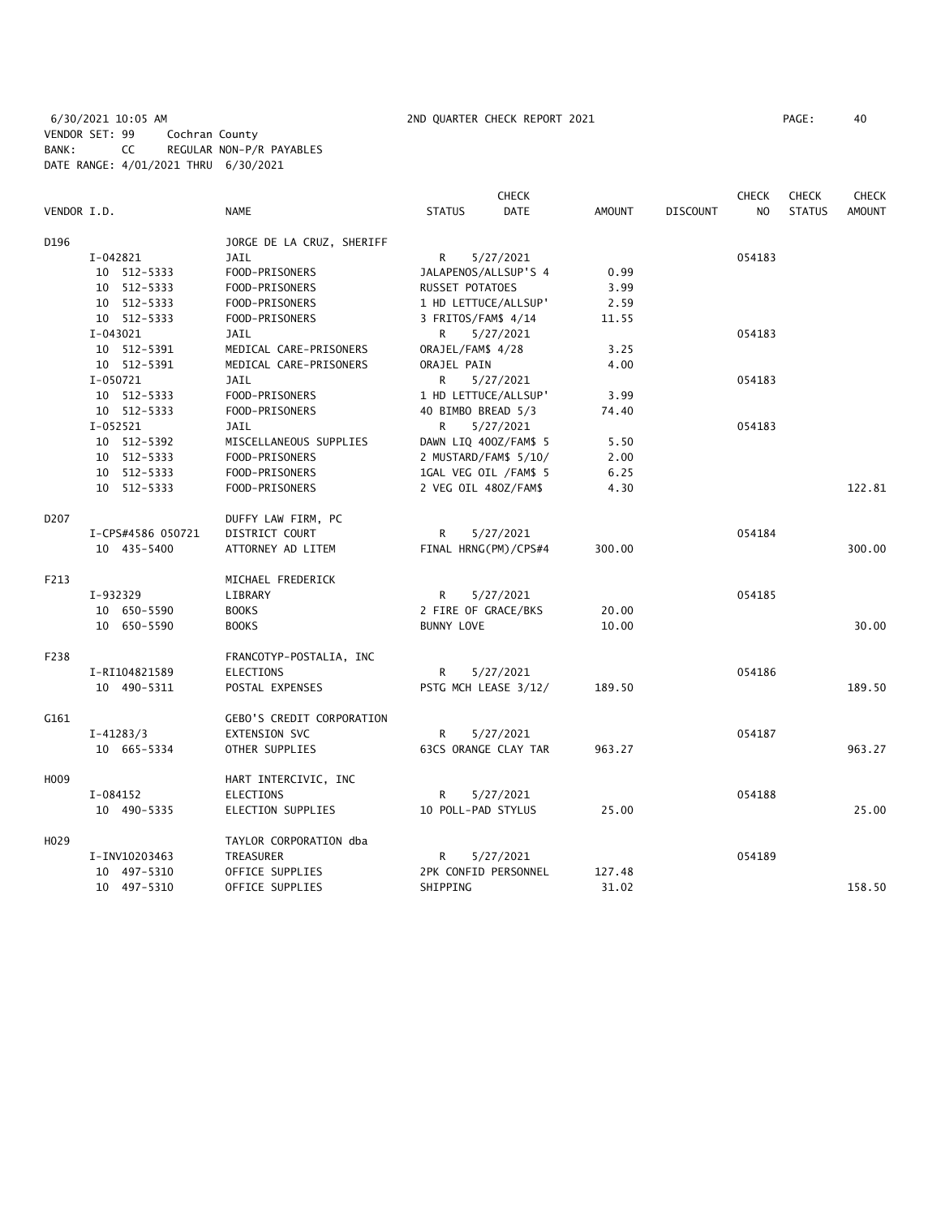6/30/2021 10:05 AM 2ND QUARTER CHECK REPORT 2021 PAGE: 40

VENDOR SET: 99 Cochran County
BANK: CC REGULAR NON-P/R PAYABLES
DATE RANGE: 4/01/2021 THRU 6/30/2021

| VENDOR I.D. | NAME | STATUS | CHECK DATE | AMOUNT | DISCOUNT | CHECK NO | CHECK STATUS | CHECK AMOUNT |
|---|---|---|---|---|---|---|---|---|
| D196 | JORGE DE LA CRUZ, SHERIFF | | | | | | | |
| I-042821 | JAIL | R | 5/27/2021 | | | 054183 | | |
| 10 512-5333 | FOOD-PRISONERS | JALAPENOS/ALLSUP'S 4 | | 0.99 | | | | |
| 10 512-5333 | FOOD-PRISONERS | RUSSET POTATOES | | 3.99 | | | | |
| 10 512-5333 | FOOD-PRISONERS | 1 HD LETTUCE/ALLSUP' | | 2.59 | | | | |
| 10 512-5333 | FOOD-PRISONERS | 3 FRITOS/FAM$ 4/14 | | 11.55 | | | | |
| I-043021 | JAIL | R | 5/27/2021 | | | 054183 | | |
| 10 512-5391 | MEDICAL CARE-PRISONERS | ORAJEL/FAM$ 4/28 | | 3.25 | | | | |
| 10 512-5391 | MEDICAL CARE-PRISONERS | ORAJEL PAIN | | 4.00 | | | | |
| I-050721 | JAIL | R | 5/27/2021 | | | 054183 | | |
| 10 512-5333 | FOOD-PRISONERS | 1 HD LETTUCE/ALLSUP' | | 3.99 | | | | |
| 10 512-5333 | FOOD-PRISONERS | 40 BIMBO BREAD 5/3 | | 74.40 | | | | |
| I-052521 | JAIL | R | 5/27/2021 | | | 054183 | | |
| 10 512-5392 | MISCELLANEOUS SUPPLIES | DAWN LIQ 40OZ/FAM$ 5 | | 5.50 | | | | |
| 10 512-5333 | FOOD-PRISONERS | 2 MUSTARD/FAM$ 5/10/ | | 2.00 | | | | |
| 10 512-5333 | FOOD-PRISONERS | 1GAL VEG OIL /FAM$ 5 | | 6.25 | | | | |
| 10 512-5333 | FOOD-PRISONERS | 2 VEG OIL 48OZ/FAM$ | | 4.30 | | | | 122.81 |
| D207 | DUFFY LAW FIRM, PC | | | | | | | |
| I-CPS#4586 050721 | DISTRICT COURT | R | 5/27/2021 | | | 054184 | | |
| 10 435-5400 | ATTORNEY AD LITEM | FINAL HRNG(PM)/CPS#4 | | 300.00 | | | | 300.00 |
| F213 | MICHAEL FREDERICK | | | | | | | |
| I-932329 | LIBRARY | R | 5/27/2021 | | | 054185 | | |
| 10 650-5590 | BOOKS | 2 FIRE OF GRACE/BKS | | 20.00 | | | | |
| 10 650-5590 | BOOKS | BUNNY LOVE | | 10.00 | | | | 30.00 |
| F238 | FRANCOTYP-POSTALIA, INC | | | | | | | |
| I-RI104821589 | ELECTIONS | R | 5/27/2021 | | | 054186 | | |
| 10 490-5311 | POSTAL EXPENSES | PSTG MCH LEASE 3/12/ | | 189.50 | | | | 189.50 |
| G161 | GEBO'S CREDIT CORPORATION | | | | | | | |
| I-41283/3 | EXTENSION SVC | R | 5/27/2021 | | | 054187 | | |
| 10 665-5334 | OTHER SUPPLIES | 63CS ORANGE CLAY TAR | | 963.27 | | | | 963.27 |
| H009 | HART INTERCIVIC, INC | | | | | | | |
| I-084152 | ELECTIONS | R | 5/27/2021 | | | 054188 | | |
| 10 490-5335 | ELECTION SUPPLIES | 10 POLL-PAD STYLUS | | 25.00 | | | | 25.00 |
| H029 | TAYLOR CORPORATION dba | | | | | | | |
| I-INV10203463 | TREASURER | R | 5/27/2021 | | | 054189 | | |
| 10 497-5310 | OFFICE SUPPLIES | 2PK CONFID PERSONNEL | | 127.48 | | | | |
| 10 497-5310 | OFFICE SUPPLIES | SHIPPING | | 31.02 | | | | 158.50 |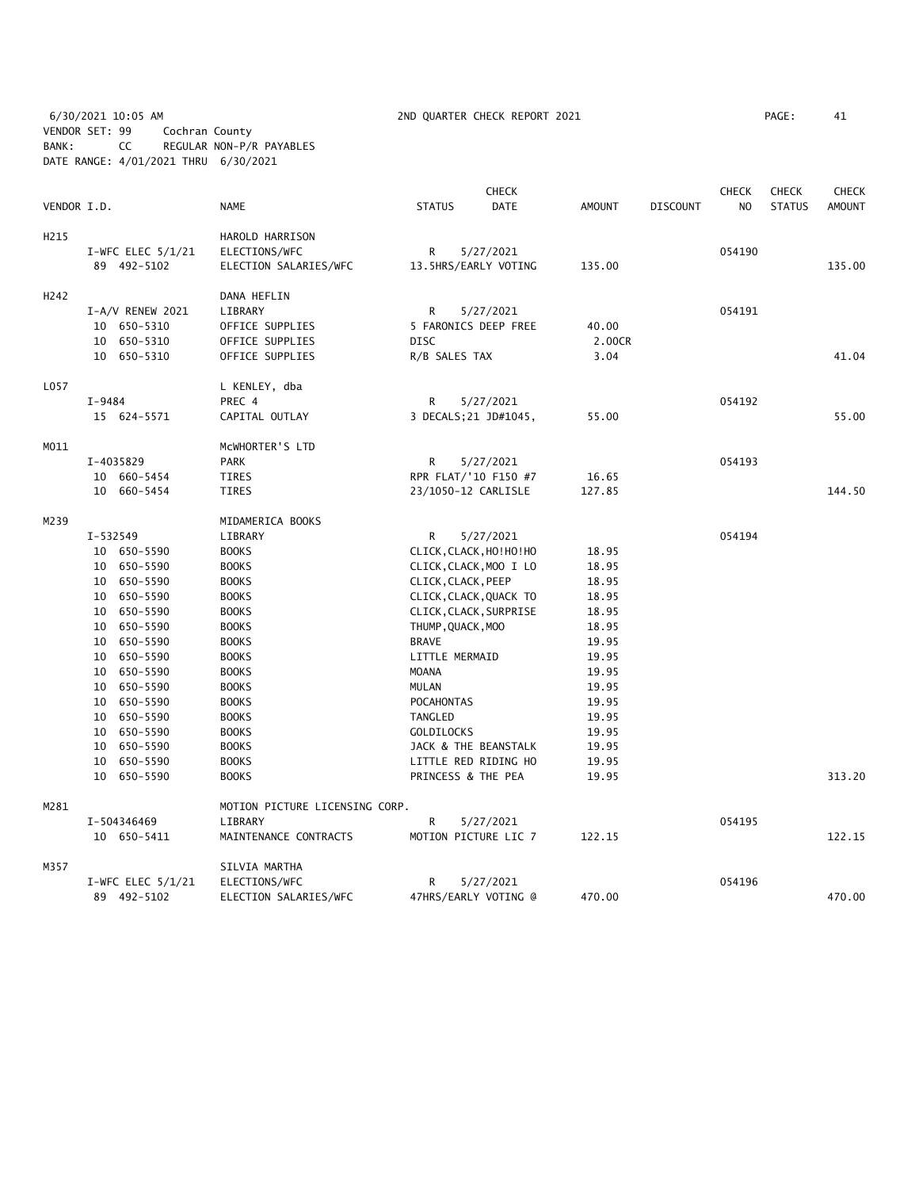6/30/2021 10:05 AM　　　2ND QUARTER CHECK REPORT 2021　　　PAGE: 41

VENDOR SET: 99　　Cochran County
BANK: CC　　REGULAR NON-P/R PAYABLES
DATE RANGE: 4/01/2021 THRU 6/30/2021

| VENDOR I.D. | | NAME | STATUS | CHECK DATE | AMOUNT | DISCOUNT | CHECK NO | CHECK STATUS | CHECK AMOUNT |
|---|---|---|---|---|---|---|---|---|---|
| H215 | | HAROLD HARRISON | | | | | | | |
| | I-WFC ELEC 5/1/21 | ELECTIONS/WFC | R | 5/27/2021 | | | 054190 | | |
| | 89 492-5102 | ELECTION SALARIES/WFC | 13.5HRS/EARLY VOTING | | 135.00 | | | | 135.00 |
| H242 | | DANA HEFLIN | | | | | | | |
| | I-A/V RENEW 2021 | LIBRARY | R | 5/27/2021 | | | 054191 | | |
| | 10 650-5310 | OFFICE SUPPLIES | 5 FARONICS DEEP FREE | | 40.00 | | | | |
| | 10 650-5310 | OFFICE SUPPLIES | DISC | | 2.00CR | | | | |
| | 10 650-5310 | OFFICE SUPPLIES | R/B SALES TAX | | 3.04 | | | | 41.04 |
| L057 | | L KENLEY, dba | | | | | | | |
| | I-9484 | PREC 4 | R | 5/27/2021 | | | 054192 | | |
| | 15 624-5571 | CAPITAL OUTLAY | 3 DECALS;21 JD#1045, | | 55.00 | | | | 55.00 |
| M011 | | McWHORTER'S LTD | | | | | | | |
| | I-4035829 | PARK | R | 5/27/2021 | | | 054193 | | |
| | 10 660-5454 | TIRES | RPR FLAT/'10 F150 #7 | | 16.65 | | | | |
| | 10 660-5454 | TIRES | 23/1050-12 CARLISLE | | 127.85 | | | | 144.50 |
| M239 | | MIDAMERICA BOOKS | | | | | | | |
| | I-532549 | LIBRARY | R | 5/27/2021 | | | 054194 | | |
| | 10 650-5590 | BOOKS | CLICK,CLACK,HO!HO!HO | | 18.95 | | | | |
| | 10 650-5590 | BOOKS | CLICK,CLACK,MOO I LO | | 18.95 | | | | |
| | 10 650-5590 | BOOKS | CLICK,CLACK,PEEP | | 18.95 | | | | |
| | 10 650-5590 | BOOKS | CLICK,CLACK,QUACK TO | | 18.95 | | | | |
| | 10 650-5590 | BOOKS | CLICK,CLACK,SURPRISE | | 18.95 | | | | |
| | 10 650-5590 | BOOKS | THUMP,QUACK,MOO | | 18.95 | | | | |
| | 10 650-5590 | BOOKS | BRAVE | | 19.95 | | | | |
| | 10 650-5590 | BOOKS | LITTLE MERMAID | | 19.95 | | | | |
| | 10 650-5590 | BOOKS | MOANA | | 19.95 | | | | |
| | 10 650-5590 | BOOKS | MULAN | | 19.95 | | | | |
| | 10 650-5590 | BOOKS | POCAHONTAS | | 19.95 | | | | |
| | 10 650-5590 | BOOKS | TANGLED | | 19.95 | | | | |
| | 10 650-5590 | BOOKS | GOLDILOCKS | | 19.95 | | | | |
| | 10 650-5590 | BOOKS | JACK & THE BEANSTALK | | 19.95 | | | | |
| | 10 650-5590 | BOOKS | LITTLE RED RIDING HO | | 19.95 | | | | |
| | 10 650-5590 | BOOKS | PRINCESS & THE PEA | | 19.95 | | | | 313.20 |
| M281 | | MOTION PICTURE LICENSING CORP. | | | | | | | |
| | I-504346469 | LIBRARY | R | 5/27/2021 | | | 054195 | | |
| | 10 650-5411 | MAINTENANCE CONTRACTS | MOTION PICTURE LIC 7 | | 122.15 | | | | 122.15 |
| M357 | | SILVIA MARTHA | | | | | | | |
| | I-WFC ELEC 5/1/21 | ELECTIONS/WFC | R | 5/27/2021 | | | 054196 | | |
| | 89 492-5102 | ELECTION SALARIES/WFC | 47HRS/EARLY VOTING @ | | 470.00 | | | | 470.00 |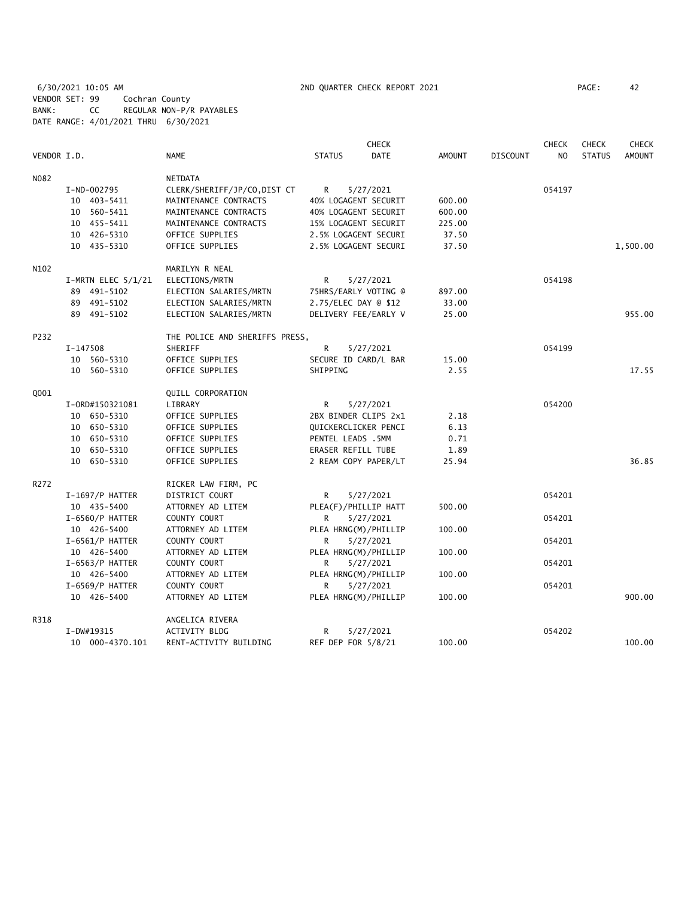6/30/2021 10:05 AM 2ND QUARTER CHECK REPORT 2021 PAGE: 42
VENDOR SET: 99 Cochran County
BANK: CC REGULAR NON-P/R PAYABLES
DATE RANGE: 4/01/2021 THRU 6/30/2021

| VENDOR I.D. | NAME | STATUS | CHECK DATE | AMOUNT | DISCOUNT | CHECK NO | CHECK STATUS | CHECK AMOUNT |
|---|---|---|---|---|---|---|---|---|
| N082 | NETDATA | | | | | | | |
| I-ND-002795 | CLERK/SHERIFF/JP/CO,DIST CT | R | 5/27/2021 | | | 054197 | | |
| 10 403-5411 | MAINTENANCE CONTRACTS | 40% LOGAGENT SECURIT | | 600.00 | | | | |
| 10 560-5411 | MAINTENANCE CONTRACTS | 40% LOGAGENT SECURIT | | 600.00 | | | | |
| 10 455-5411 | MAINTENANCE CONTRACTS | 15% LOGAGENT SECURIT | | 225.00 | | | | |
| 10 426-5310 | OFFICE SUPPLIES | 2.5% LOGAGENT SECURI | | 37.50 | | | | |
| 10 435-5310 | OFFICE SUPPLIES | 2.5% LOGAGENT SECURI | | 37.50 | | | | 1,500.00 |
| N102 | MARILYN R NEAL | | | | | | | |
| I-MRTN ELEC 5/1/21 | ELECTIONS/MRTN | R | 5/27/2021 | | | 054198 | | |
| 89 491-5102 | ELECTION SALARIES/MRTN | 75HRS/EARLY VOTING @ | | 897.00 | | | | |
| 89 491-5102 | ELECTION SALARIES/MRTN | 2.75/ELEC DAY @ $12 | | 33.00 | | | | |
| 89 491-5102 | ELECTION SALARIES/MRTN | DELIVERY FEE/EARLY V | | 25.00 | | | | 955.00 |
| P232 | THE POLICE AND SHERIFFS PRESS, | | | | | | | |
| I-147508 | SHERIFF | R | 5/27/2021 | | | 054199 | | |
| 10 560-5310 | OFFICE SUPPLIES | SECURE ID CARD/L BAR | | 15.00 | | | | |
| 10 560-5310 | OFFICE SUPPLIES | SHIPPING | | 2.55 | | | | 17.55 |
| Q001 | QUILL CORPORATION | | | | | | | |
| I-ORD#150321081 | LIBRARY | R | 5/27/2021 | | | 054200 | | |
| 10 650-5310 | OFFICE SUPPLIES | 2BX BINDER CLIPS 2x1 | | 2.18 | | | | |
| 10 650-5310 | OFFICE SUPPLIES | QUICKERCLICKER PENCI | | 6.13 | | | | |
| 10 650-5310 | OFFICE SUPPLIES | PENTEL LEADS .5MM | | 0.71 | | | | |
| 10 650-5310 | OFFICE SUPPLIES | ERASER REFILL TUBE | | 1.89 | | | | |
| 10 650-5310 | OFFICE SUPPLIES | 2 REAM COPY PAPER/LT | | 25.94 | | | | 36.85 |
| R272 | RICKER LAW FIRM, PC | | | | | | | |
| I-1697/P HATTER | DISTRICT COURT | R | 5/27/2021 | | | 054201 | | |
| 10 435-5400 | ATTORNEY AD LITEM | PLEA(F)/PHILLIP HATT | | 500.00 | | | | |
| I-6560/P HATTER | COUNTY COURT | R | 5/27/2021 | | | 054201 | | |
| 10 426-5400 | ATTORNEY AD LITEM | PLEA HRNG(M)/PHILLIP | | 100.00 | | | | |
| I-6561/P HATTER | COUNTY COURT | R | 5/27/2021 | | | 054201 | | |
| 10 426-5400 | ATTORNEY AD LITEM | PLEA HRNG(M)/PHILLIP | | 100.00 | | | | |
| I-6563/P HATTER | COUNTY COURT | R | 5/27/2021 | | | 054201 | | |
| 10 426-5400 | ATTORNEY AD LITEM | PLEA HRNG(M)/PHILLIP | | 100.00 | | | | |
| I-6569/P HATTER | COUNTY COURT | R | 5/27/2021 | | | 054201 | | |
| 10 426-5400 | ATTORNEY AD LITEM | PLEA HRNG(M)/PHILLIP | | 100.00 | | | | 900.00 |
| R318 | ANGELICA RIVERA | | | | | | | |
| I-DW#19315 | ACTIVITY BLDG | R | 5/27/2021 | | | 054202 | | |
| 10 000-4370.101 | RENT-ACTIVITY BUILDING | REF DEP FOR 5/8/21 | | 100.00 | | | | 100.00 |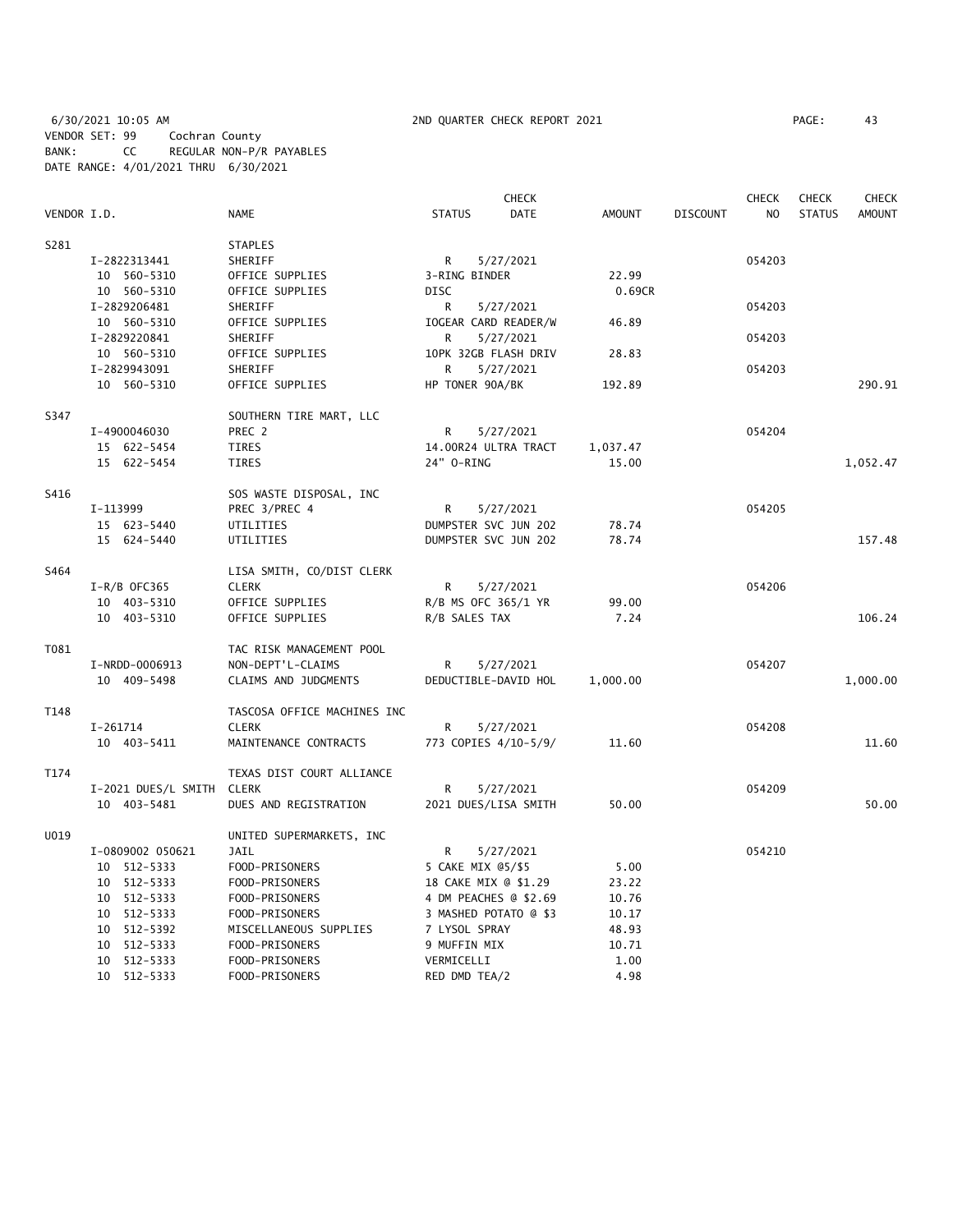6/30/2021 10:05 AM 2ND QUARTER CHECK REPORT 2021
VENDOR SET: 99 Cochran County
BANK: CC REGULAR NON-P/R PAYABLES
DATE RANGE: 4/01/2021 THRU 6/30/2021

| VENDOR I.D. | NAME | STATUS | CHECK DATE | AMOUNT | DISCOUNT | CHECK NO | CHECK STATUS | CHECK AMOUNT |
|---|---|---|---|---|---|---|---|---|
| S281 | STAPLES | | | | | | | |
| I-2822313441 | SHERIFF | R | 5/27/2021 | | | 054203 | | |
| 10 560-5310 | OFFICE SUPPLIES | 3-RING BINDER | | 22.99 | | | | |
| 10 560-5310 | OFFICE SUPPLIES | DISC | | 0.69CR | | | | |
| I-2829206481 | SHERIFF | R | 5/27/2021 | | | 054203 | | |
| 10 560-5310 | OFFICE SUPPLIES | IOGEAR CARD READER/W | | 46.89 | | | | |
| I-2829220841 | SHERIFF | R | 5/27/2021 | | | 054203 | | |
| 10 560-5310 | OFFICE SUPPLIES | 10PK 32GB FLASH DRIV | | 28.83 | | | | |
| I-2829943091 | SHERIFF | R | 5/27/2021 | | | 054203 | | |
| 10 560-5310 | OFFICE SUPPLIES | HP TONER 90A/BK | | 192.89 | | | | 290.91 |
| S347 | SOUTHERN TIRE MART, LLC | | | | | | | |
| I-4900046030 | PREC 2 | R | 5/27/2021 | | | 054204 | | |
| 15 622-5454 | TIRES | 14.00R24 ULTRA TRACT | | 1,037.47 | | | | |
| 15 622-5454 | TIRES | 24" O-RING | | 15.00 | | | | 1,052.47 |
| S416 | SOS WASTE DISPOSAL, INC | | | | | | | |
| I-113999 | PREC 3/PREC 4 | R | 5/27/2021 | | | 054205 | | |
| 15 623-5440 | UTILITIES | DUMPSTER SVC JUN 202 | | 78.74 | | | | |
| 15 624-5440 | UTILITIES | DUMPSTER SVC JUN 202 | | 78.74 | | | | 157.48 |
| S464 | LISA SMITH, CO/DIST CLERK | | | | | | | |
| I-R/B OFC365 | CLERK | R | 5/27/2021 | | | 054206 | | |
| 10 403-5310 | OFFICE SUPPLIES | R/B MS OFC 365/1 YR | | 99.00 | | | | |
| 10 403-5310 | OFFICE SUPPLIES | R/B SALES TAX | | 7.24 | | | | 106.24 |
| T081 | TAC RISK MANAGEMENT POOL | | | | | | | |
| I-NRDD-0006913 | NON-DEPT'L-CLAIMS | R | 5/27/2021 | | | 054207 | | |
| 10 409-5498 | CLAIMS AND JUDGMENTS | DEDUCTIBLE-DAVID HOL | | 1,000.00 | | | | 1,000.00 |
| T148 | TASCOSA OFFICE MACHINES INC | | | | | | | |
| I-261714 | CLERK | R | 5/27/2021 | | | 054208 | | |
| 10 403-5411 | MAINTENANCE CONTRACTS | 773 COPIES 4/10-5/9/ | | 11.60 | | | | 11.60 |
| T174 | TEXAS DIST COURT ALLIANCE | | | | | | | |
| I-2021 DUES/L SMITH | CLERK | R | 5/27/2021 | | | 054209 | | |
| 10 403-5481 | DUES AND REGISTRATION | 2021 DUES/LISA SMITH | | 50.00 | | | | 50.00 |
| U019 | UNITED SUPERMARKETS, INC | | | | | | | |
| I-0809002 050621 | JAIL | R | 5/27/2021 | | | 054210 | | |
| 10 512-5333 | FOOD-PRISONERS | 5 CAKE MIX @5/$5 | | 5.00 | | | | |
| 10 512-5333 | FOOD-PRISONERS | 18 CAKE MIX @ $1.29 | | 23.22 | | | | |
| 10 512-5333 | FOOD-PRISONERS | 4 DM PEACHES @ $2.69 | | 10.76 | | | | |
| 10 512-5333 | FOOD-PRISONERS | 3 MASHED POTATO @ $3 | | 10.17 | | | | |
| 10 512-5392 | MISCELLANEOUS SUPPLIES | 7 LYSOL SPRAY | | 48.93 | | | | |
| 10 512-5333 | FOOD-PRISONERS | 9 MUFFIN MIX | | 10.71 | | | | |
| 10 512-5333 | FOOD-PRISONERS | VERMICELLI | | 1.00 | | | | |
| 10 512-5333 | FOOD-PRISONERS | RED DMD TEA/2 | | 4.98 | | | | |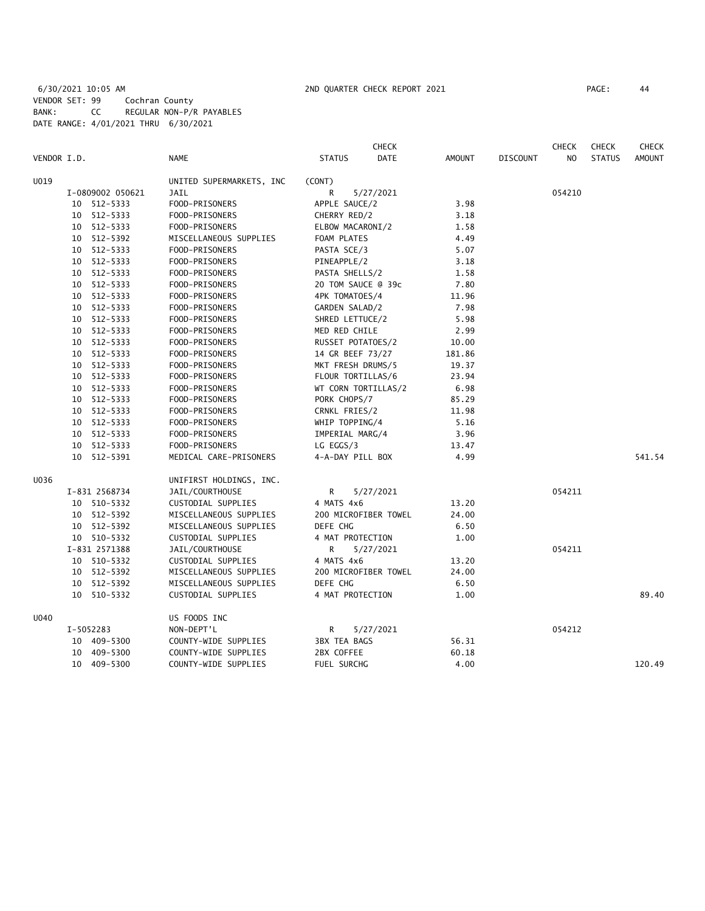6/30/2021 10:05 AM 2ND QUARTER CHECK REPORT 2021

VENDOR SET: 99 Cochran County
BANK: CC REGULAR NON-P/R PAYABLES
DATE RANGE: 4/01/2021 THRU 6/30/2021

| VENDOR I.D. | NAME | STATUS | CHECK DATE | AMOUNT | DISCOUNT | CHECK NO | CHECK STATUS | CHECK AMOUNT |
|---|---|---|---|---|---|---|---|---|
| U019 | UNITED SUPERMARKETS, INC | (CONT) | | | | | | |
| I-0809002 050621 | JAIL | R | 5/27/2021 | | | 054210 | | |
| 10 512-5333 | FOOD-PRISONERS | APPLE SAUCE/2 | | 3.98 | | | | |
| 10 512-5333 | FOOD-PRISONERS | CHERRY RED/2 | | 3.18 | | | | |
| 10 512-5333 | FOOD-PRISONERS | ELBOW MACARONI/2 | | 1.58 | | | | |
| 10 512-5392 | MISCELLANEOUS SUPPLIES | FOAM PLATES | | 4.49 | | | | |
| 10 512-5333 | FOOD-PRISONERS | PASTA SCE/3 | | 5.07 | | | | |
| 10 512-5333 | FOOD-PRISONERS | PINEAPPLE/2 | | 3.18 | | | | |
| 10 512-5333 | FOOD-PRISONERS | PASTA SHELLS/2 | | 1.58 | | | | |
| 10 512-5333 | FOOD-PRISONERS | 20 TOM SAUCE @ 39c | | 7.80 | | | | |
| 10 512-5333 | FOOD-PRISONERS | 4PK TOMATOES/4 | | 11.96 | | | | |
| 10 512-5333 | FOOD-PRISONERS | GARDEN SALAD/2 | | 7.98 | | | | |
| 10 512-5333 | FOOD-PRISONERS | SHRED LETTUCE/2 | | 5.98 | | | | |
| 10 512-5333 | FOOD-PRISONERS | MED RED CHILE | | 2.99 | | | | |
| 10 512-5333 | FOOD-PRISONERS | RUSSET POTATOES/2 | | 10.00 | | | | |
| 10 512-5333 | FOOD-PRISONERS | 14 GR BEEF 73/27 | | 181.86 | | | | |
| 10 512-5333 | FOOD-PRISONERS | MKT FRESH DRUMS/5 | | 19.37 | | | | |
| 10 512-5333 | FOOD-PRISONERS | FLOUR TORTILLAS/6 | | 23.94 | | | | |
| 10 512-5333 | FOOD-PRISONERS | WT CORN TORTILLAS/2 | | 6.98 | | | | |
| 10 512-5333 | FOOD-PRISONERS | PORK CHOPS/7 | | 85.29 | | | | |
| 10 512-5333 | FOOD-PRISONERS | CRNKL FRIES/2 | | 11.98 | | | | |
| 10 512-5333 | FOOD-PRISONERS | WHIP TOPPING/4 | | 5.16 | | | | |
| 10 512-5333 | FOOD-PRISONERS | IMPERIAL MARG/4 | | 3.96 | | | | |
| 10 512-5333 | FOOD-PRISONERS | LG EGGS/3 | | 13.47 | | | | |
| 10 512-5391 | MEDICAL CARE-PRISONERS | 4-A-DAY PILL BOX | | 4.99 | | | | 541.54 |
| U036 | UNIFIRST HOLDINGS, INC. | | | | | | | |
| I-831 2568734 | JAIL/COURTHOUSE | R | 5/27/2021 | | | 054211 | | |
| 10 510-5332 | CUSTODIAL SUPPLIES | 4 MATS 4x6 | | 13.20 | | | | |
| 10 512-5392 | MISCELLANEOUS SUPPLIES | 200 MICROFIBER TOWEL | | 24.00 | | | | |
| 10 512-5392 | MISCELLANEOUS SUPPLIES | DEFE CHG | | 6.50 | | | | |
| 10 510-5332 | CUSTODIAL SUPPLIES | 4 MAT PROTECTION | | 1.00 | | | | |
| I-831 2571388 | JAIL/COURTHOUSE | R | 5/27/2021 | | | 054211 | | |
| 10 510-5332 | CUSTODIAL SUPPLIES | 4 MATS 4x6 | | 13.20 | | | | |
| 10 512-5392 | MISCELLANEOUS SUPPLIES | 200 MICROFIBER TOWEL | | 24.00 | | | | |
| 10 512-5392 | MISCELLANEOUS SUPPLIES | DEFE CHG | | 6.50 | | | | |
| 10 510-5332 | CUSTODIAL SUPPLIES | 4 MAT PROTECTION | | 1.00 | | | | 89.40 |
| U040 | US FOODS INC | | | | | | | |
| I-5052283 | NON-DEPT'L | R | 5/27/2021 | | | 054212 | | |
| 10 409-5300 | COUNTY-WIDE SUPPLIES | 3BX TEA BAGS | | 56.31 | | | | |
| 10 409-5300 | COUNTY-WIDE SUPPLIES | 2BX COFFEE | | 60.18 | | | | |
| 10 409-5300 | COUNTY-WIDE SUPPLIES | FUEL SURCHG | | 4.00 | | | | 120.49 |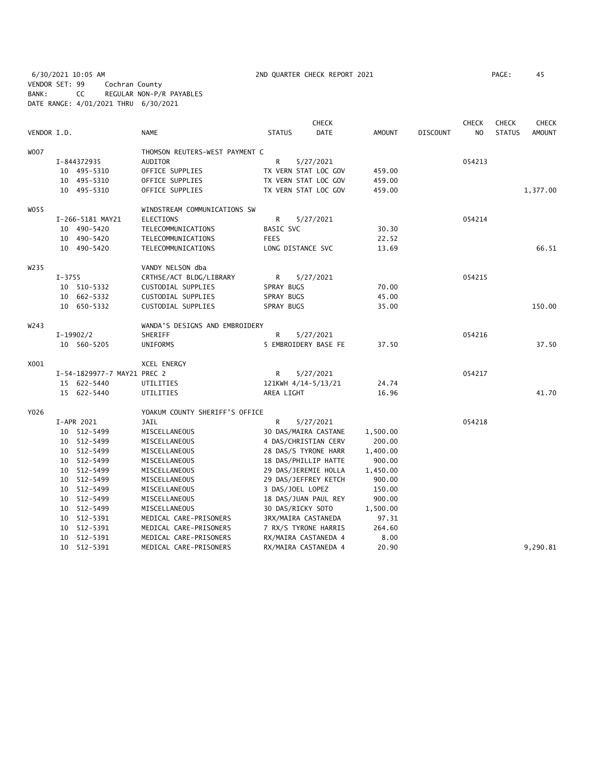6/30/2021 10:05 AM 2ND QUARTER CHECK REPORT 2021

VENDOR SET: 99 Cochran County
BANK: CC REGULAR NON-P/R PAYABLES
DATE RANGE: 4/01/2021 THRU 6/30/2021

| VENDOR I.D. | | NAME | STATUS | CHECK DATE | AMOUNT | DISCOUNT | CHECK NO | CHECK STATUS | CHECK AMOUNT |
|---|---|---|---|---|---|---|---|---|---|
| W007 | | THOMSON REUTERS-WEST PAYMENT C | | | | | | | |
| | I-844372935 | AUDITOR | R | 5/27/2021 | | | 054213 | | |
| | 10 495-5310 | OFFICE SUPPLIES | TX VERN STAT LOC GOV | | 459.00 | | | | |
| | 10 495-5310 | OFFICE SUPPLIES | TX VERN STAT LOC GOV | | 459.00 | | | | |
| | 10 495-5310 | OFFICE SUPPLIES | TX VERN STAT LOC GOV | | 459.00 | | | | 1,377.00 |
| W055 | | WINDSTREAM COMMUNICATIONS SW | | | | | | | |
| | I-266-5181 MAY21 | ELECTIONS | R | 5/27/2021 | | | 054214 | | |
| | 10 490-5420 | TELECOMMUNICATIONS | BASIC SVC | | 30.30 | | | | |
| | 10 490-5420 | TELECOMMUNICATIONS | FEES | | 22.52 | | | | |
| | 10 490-5420 | TELECOMMUNICATIONS | LONG DISTANCE SVC | | 13.69 | | | | 66.51 |
| W235 | | VANDY NELSON dba | | | | | | | |
| | I-3755 | CRTHSE/ACT BLDG/LIBRARY | R | 5/27/2021 | | | 054215 | | |
| | 10 510-5332 | CUSTODIAL SUPPLIES | SPRAY BUGS | | 70.00 | | | | |
| | 10 662-5332 | CUSTODIAL SUPPLIES | SPRAY BUGS | | 45.00 | | | | |
| | 10 650-5332 | CUSTODIAL SUPPLIES | SPRAY BUGS | | 35.00 | | | | 150.00 |
| W243 | | WANDA'S DESIGNS AND EMBROIDERY | | | | | | | |
| | I-19902/2 | SHERIFF | R | 5/27/2021 | | | 054216 | | |
| | 10 560-5205 | UNIFORMS | 5 EMBROIDERY BASE FE | | 37.50 | | | | 37.50 |
| X001 | | XCEL ENERGY | | | | | | | |
| | I-54-1829977-7 MAY21 PREC 2 | | R | 5/27/2021 | | | 054217 | | |
| | 15 622-5440 | UTILITIES | 121KWH 4/14-5/13/21 | | 24.74 | | | | |
| | 15 622-5440 | UTILITIES | AREA LIGHT | | 16.96 | | | | 41.70 |
| Y026 | | YOAKUM COUNTY SHERIFF'S OFFICE | | | | | | | |
| | I-APR 2021 | JAIL | R | 5/27/2021 | | | 054218 | | |
| | 10 512-5499 | MISCELLANEOUS | 30 DAS/MAIRA CASTANE | | 1,500.00 | | | | |
| | 10 512-5499 | MISCELLANEOUS | 4 DAS/CHRISTIAN CERV | | 200.00 | | | | |
| | 10 512-5499 | MISCELLANEOUS | 28 DAS/S TYRONE HARR | | 1,400.00 | | | | |
| | 10 512-5499 | MISCELLANEOUS | 18 DAS/PHILLIP HATTE | | 900.00 | | | | |
| | 10 512-5499 | MISCELLANEOUS | 29 DAS/JEREMIE HOLLA | | 1,450.00 | | | | |
| | 10 512-5499 | MISCELLANEOUS | 29 DAS/JEFFREY KETCH | | 900.00 | | | | |
| | 10 512-5499 | MISCELLANEOUS | 3 DAS/JOEL LOPEZ | | 150.00 | | | | |
| | 10 512-5499 | MISCELLANEOUS | 18 DAS/JUAN PAUL REY | | 900.00 | | | | |
| | 10 512-5499 | MISCELLANEOUS | 30 DAS/RICKY SOTO | | 1,500.00 | | | | |
| | 10 512-5391 | MEDICAL CARE-PRISONERS | 3RX/MAIRA CASTANEDA | | 97.31 | | | | |
| | 10 512-5391 | MEDICAL CARE-PRISONERS | 7 RX/S TYRONE HARRIS | | 264.60 | | | | |
| | 10 512-5391 | MEDICAL CARE-PRISONERS | RX/MAIRA CASTANEDA 4 | | 8.00 | | | | |
| | 10 512-5391 | MEDICAL CARE-PRISONERS | RX/MAIRA CASTANEDA 4 | | 20.90 | | | | 9,290.81 |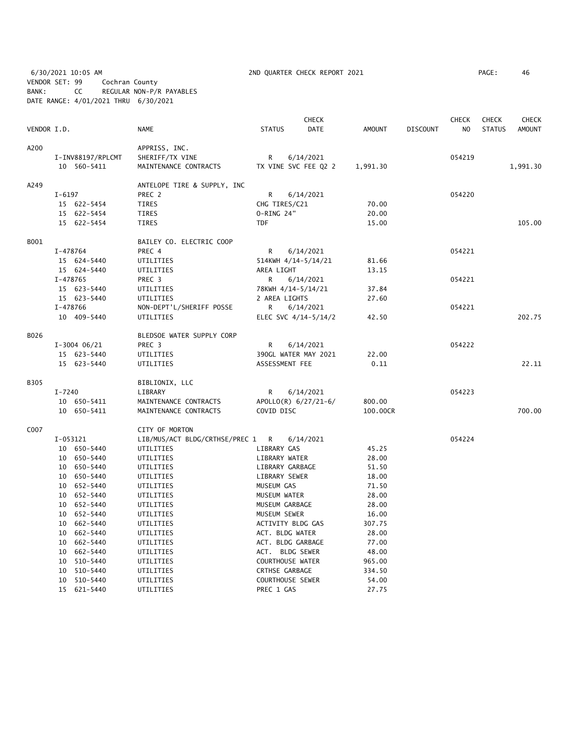6/30/2021 10:05 AM 2ND QUARTER CHECK REPORT 2021

VENDOR SET: 99 Cochran County
BANK: CC REGULAR NON-P/R PAYABLES
DATE RANGE: 4/01/2021 THRU 6/30/2021

| VENDOR I.D. | NAME | STATUS | CHECK DATE | AMOUNT | DISCOUNT | CHECK NO | CHECK STATUS | CHECK AMOUNT |
|---|---|---|---|---|---|---|---|---|
| A200 | APPRISS, INC. | | | | | | | |
| I-INV88197/RPLCMT | SHERIFF/TX VINE | R | 6/14/2021 | | | 054219 | | |
| 10 560-5411 | MAINTENANCE CONTRACTS | TX VINE SVC FEE Q2 2 | | 1,991.30 | | | | 1,991.30 |
| A249 | ANTELOPE TIRE & SUPPLY, INC | | | | | | | |
| I-6197 | PREC 2 | R | 6/14/2021 | | | 054220 | | |
| 15 622-5454 | TIRES | CHG TIRES/C21 | | 70.00 | | | | |
| 15 622-5454 | TIRES | O-RING 24" | | 20.00 | | | | |
| 15 622-5454 | TIRES | TDF | | 15.00 | | | | 105.00 |
| B001 | BAILEY CO. ELECTRIC COOP | | | | | | | |
| I-478764 | PREC 4 | R | 6/14/2021 | | | 054221 | | |
| 15 624-5440 | UTILITIES | 514KWH 4/14-5/14/21 | | 81.66 | | | | |
| 15 624-5440 | UTILITIES | AREA LIGHT | | 13.15 | | | | |
| I-478765 | PREC 3 | R | 6/14/2021 | | | 054221 | | |
| 15 623-5440 | UTILITIES | 78KWH 4/14-5/14/21 | | 37.84 | | | | |
| 15 623-5440 | UTILITIES | 2 AREA LIGHTS | | 27.60 | | | | |
| I-478766 | NON-DEPT'L/SHERIFF POSSE | R | 6/14/2021 | | | 054221 | | |
| 10 409-5440 | UTILITIES | ELEC SVC 4/14-5/14/2 | | 42.50 | | | | 202.75 |
| B026 | BLEDSOE WATER SUPPLY CORP | | | | | | | |
| I-3004 06/21 | PREC 3 | R | 6/14/2021 | | | 054222 | | |
| 15 623-5440 | UTILITIES | 390GL WATER MAY 2021 | | 22.00 | | | | |
| 15 623-5440 | UTILITIES | ASSESSMENT FEE | | 0.11 | | | | 22.11 |
| B305 | BIBLIONIX, LLC | | | | | | | |
| I-7240 | LIBRARY | R | 6/14/2021 | | | 054223 | | |
| 10 650-5411 | MAINTENANCE CONTRACTS | APOLLO(R) 6/27/21-6/ | | 800.00 | | | | |
| 10 650-5411 | MAINTENANCE CONTRACTS | COVID DISC | | 100.00CR | | | | 700.00 |
| C007 | CITY OF MORTON | | | | | | | |
| I-053121 | LIB/MUS/ACT BLDG/CRTHSE/PREC 1 | R | 6/14/2021 | | | 054224 | | |
| 10 650-5440 | UTILITIES | LIBRARY GAS | | 45.25 | | | | |
| 10 650-5440 | UTILITIES | LIBRARY WATER | | 28.00 | | | | |
| 10 650-5440 | UTILITIES | LIBRARY GARBAGE | | 51.50 | | | | |
| 10 650-5440 | UTILITIES | LIBRARY SEWER | | 18.00 | | | | |
| 10 652-5440 | UTILITIES | MUSEUM GAS | | 71.50 | | | | |
| 10 652-5440 | UTILITIES | MUSEUM WATER | | 28.00 | | | | |
| 10 652-5440 | UTILITIES | MUSEUM GARBAGE | | 28.00 | | | | |
| 10 652-5440 | UTILITIES | MUSEUM SEWER | | 16.00 | | | | |
| 10 662-5440 | UTILITIES | ACTIVITY BLDG GAS | | 307.75 | | | | |
| 10 662-5440 | UTILITIES | ACT. BLDG WATER | | 28.00 | | | | |
| 10 662-5440 | UTILITIES | ACT. BLDG GARBAGE | | 77.00 | | | | |
| 10 662-5440 | UTILITIES | ACT. BLDG SEWER | | 48.00 | | | | |
| 10 510-5440 | UTILITIES | COURTHOUSE WATER | | 965.00 | | | | |
| 10 510-5440 | UTILITIES | CRTHSE GARBAGE | | 334.50 | | | | |
| 10 510-5440 | UTILITIES | COURTHOUSE SEWER | | 54.00 | | | | |
| 15 621-5440 | UTILITIES | PREC 1 GAS | | 27.75 | | | | |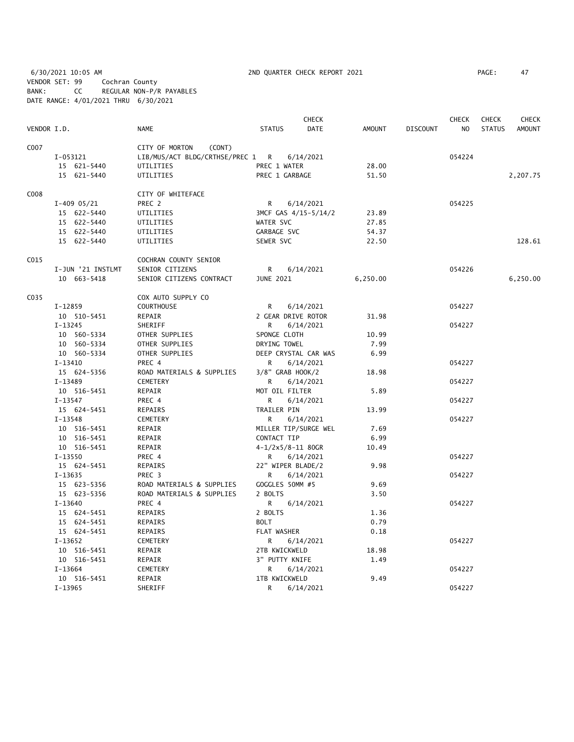6/30/2021 10:05 AM 2ND QUARTER CHECK REPORT 2021

VENDOR SET: 99 Cochran County
BANK: CC REGULAR NON-P/R PAYABLES
DATE RANGE: 4/01/2021 THRU 6/30/2021

| VENDOR I.D. | NAME | STATUS | CHECK DATE | AMOUNT | DISCOUNT | CHECK NO | CHECK STATUS | CHECK AMOUNT |
|---|---|---|---|---|---|---|---|---|
| C007 | CITY OF MORTON (CONT) | | | | | | | |
| I-053121 | LIB/MUS/ACT BLDG/CRTHSE/PREC 1 | R | 6/14/2021 | | | 054224 | | |
| 15 621-5440 | UTILITIES | PREC 1 WATER | | 28.00 | | | | |
| 15 621-5440 | UTILITIES | PREC 1 GARBAGE | | 51.50 | | | | 2,207.75 |
| C008 | CITY OF WHITEFACE | | | | | | | |
| I-409 05/21 | PREC 2 | R | 6/14/2021 | | | 054225 | | |
| 15 622-5440 | UTILITIES | 3MCF GAS 4/15-5/14/2 | | 23.89 | | | | |
| 15 622-5440 | UTILITIES | WATER SVC | | 27.85 | | | | |
| 15 622-5440 | UTILITIES | GARBAGE SVC | | 54.37 | | | | |
| 15 622-5440 | UTILITIES | SEWER SVC | | 22.50 | | | | 128.61 |
| C015 | COCHRAN COUNTY SENIOR | | | | | | | |
| I-JUN '21 INSTLMT | SENIOR CITIZENS | R | 6/14/2021 | | | 054226 | | |
| 10 663-5418 | SENIOR CITIZENS CONTRACT | JUNE 2021 | | 6,250.00 | | | | 6,250.00 |
| C035 | COX AUTO SUPPLY CO | | | | | | | |
| I-12859 | COURTHOUSE | R | 6/14/2021 | | | 054227 | | |
| 10 510-5451 | REPAIR | 2 GEAR DRIVE ROTOR | | 31.98 | | | | |
| I-13245 | SHERIFF | R | 6/14/2021 | | | 054227 | | |
| 10 560-5334 | OTHER SUPPLIES | SPONGE CLOTH | | 10.99 | | | | |
| 10 560-5334 | OTHER SUPPLIES | DRYING TOWEL | | 7.99 | | | | |
| 10 560-5334 | OTHER SUPPLIES | DEEP CRYSTAL CAR WAS | | 6.99 | | | | |
| I-13410 | PREC 4 | R | 6/14/2021 | | | 054227 | | |
| 15 624-5356 | ROAD MATERIALS & SUPPLIES | 3/8" GRAB HOOK/2 | | 18.98 | | | | |
| I-13489 | CEMETERY | R | 6/14/2021 | | | 054227 | | |
| 10 516-5451 | REPAIR | MOT OIL FILTER | | 5.89 | | | | |
| I-13547 | PREC 4 | R | 6/14/2021 | | | 054227 | | |
| 15 624-5451 | REPAIRS | TRAILER PIN | | 13.99 | | | | |
| I-13548 | CEMETERY | R | 6/14/2021 | | | 054227 | | |
| 10 516-5451 | REPAIR | MILLER TIP/SURGE WEL | | 7.69 | | | | |
| 10 516-5451 | REPAIR | CONTACT TIP | | 6.99 | | | | |
| 10 516-5451 | REPAIR | 4-1/2x5/8-11 80GR | | 10.49 | | | | |
| I-13550 | PREC 4 | R | 6/14/2021 | | | 054227 | | |
| 15 624-5451 | REPAIRS | 22" WIPER BLADE/2 | | 9.98 | | | | |
| I-13635 | PREC 3 | R | 6/14/2021 | | | 054227 | | |
| 15 623-5356 | ROAD MATERIALS & SUPPLIES | GOGGLES 50MM #5 | | 9.69 | | | | |
| 15 623-5356 | ROAD MATERIALS & SUPPLIES | 2 BOLTS | | 3.50 | | | | |
| I-13640 | PREC 4 | R | 6/14/2021 | | | 054227 | | |
| 15 624-5451 | REPAIRS | 2 BOLTS | | 1.36 | | | | |
| 15 624-5451 | REPAIRS | BOLT | | 0.79 | | | | |
| 15 624-5451 | REPAIRS | FLAT WASHER | | 0.18 | | | | |
| I-13652 | CEMETERY | R | 6/14/2021 | | | 054227 | | |
| 10 516-5451 | REPAIR | 2TB KWICKWELD | | 18.98 | | | | |
| 10 516-5451 | REPAIR | 3" PUTTY KNIFE | | 1.49 | | | | |
| I-13664 | CEMETERY | R | 6/14/2021 | | | 054227 | | |
| 10 516-5451 | REPAIR | 1TB KWICKWELD | | 9.49 | | | | |
| I-13965 | SHERIFF | R | 6/14/2021 | | | 054227 | | |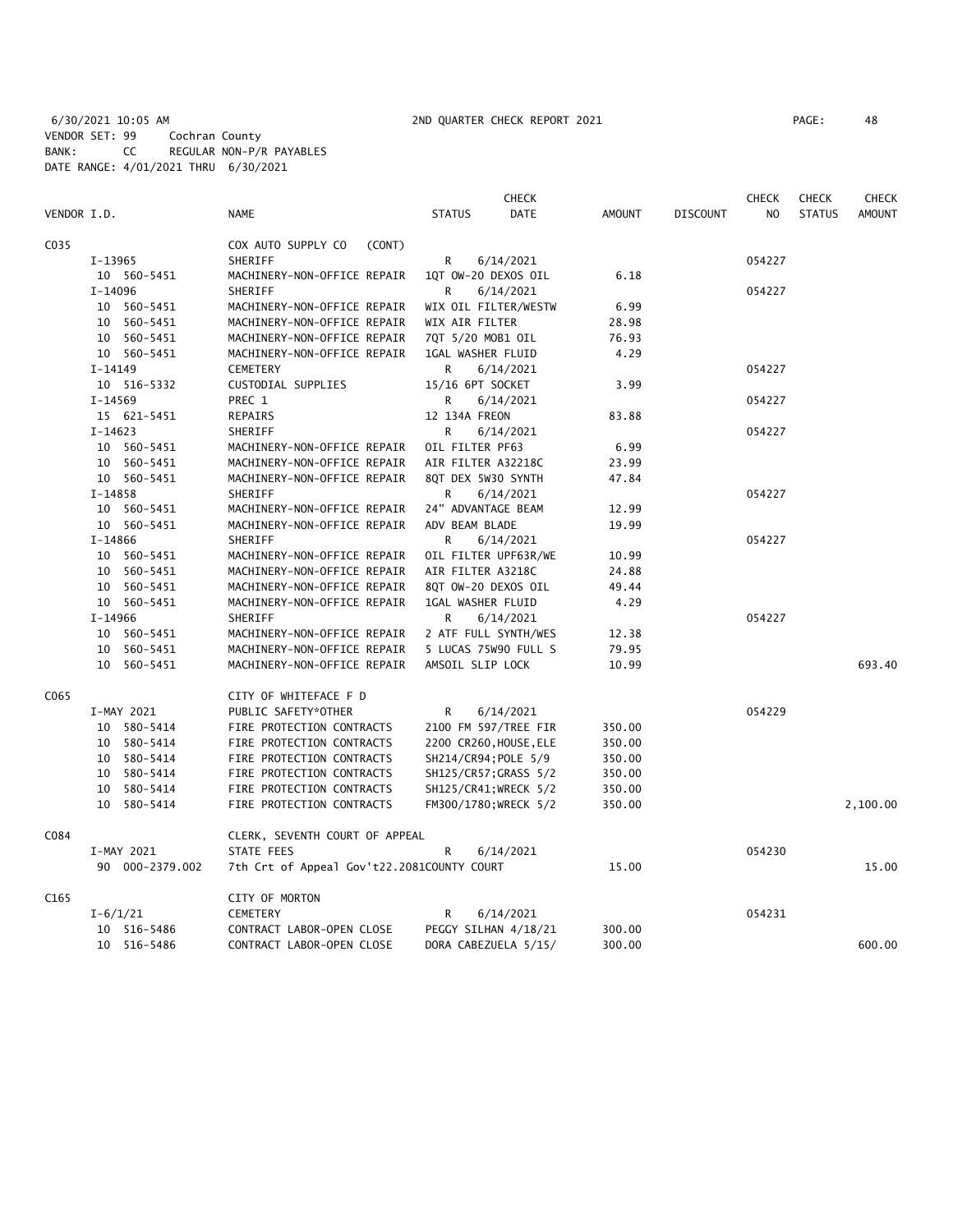6/30/2021 10:05 AM 2ND QUARTER CHECK REPORT 2021
VENDOR SET: 99 Cochran County
BANK: CC REGULAR NON-P/R PAYABLES
DATE RANGE: 4/01/2021 THRU 6/30/2021

| VENDOR I.D. | NAME | STATUS | CHECK DATE | AMOUNT | DISCOUNT | CHECK NO | CHECK STATUS | CHECK AMOUNT |
|---|---|---|---|---|---|---|---|---|
| C035 | COX AUTO SUPPLY CO (CONT) | | | | | | | |
| I-13965 | SHERIFF | R | 6/14/2021 | | | 054227 | | |
| 10 560-5451 | MACHINERY-NON-OFFICE REPAIR | 1QT OW-20 DEXOS OIL | | 6.18 | | | | |
| I-14096 | SHERIFF | R | 6/14/2021 | | | 054227 | | |
| 10 560-5451 | MACHINERY-NON-OFFICE REPAIR | WIX OIL FILTER/WESTW | | 6.99 | | | | |
| 10 560-5451 | MACHINERY-NON-OFFICE REPAIR | WIX AIR FILTER | | 28.98 | | | | |
| 10 560-5451 | MACHINERY-NON-OFFICE REPAIR | 7QT 5/20 MOB1 OIL | | 76.93 | | | | |
| 10 560-5451 | MACHINERY-NON-OFFICE REPAIR | 1GAL WASHER FLUID | | 4.29 | | | | |
| I-14149 | CEMETERY | R | 6/14/2021 | | | 054227 | | |
| 10 516-5332 | CUSTODIAL SUPPLIES | 15/16 6PT SOCKET | | 3.99 | | | | |
| I-14569 | PREC 1 | R | 6/14/2021 | | | 054227 | | |
| 15 621-5451 | REPAIRS | 12 134A FREON | | 83.88 | | | | |
| I-14623 | SHERIFF | R | 6/14/2021 | | | 054227 | | |
| 10 560-5451 | MACHINERY-NON-OFFICE REPAIR | OIL FILTER PF63 | | 6.99 | | | | |
| 10 560-5451 | MACHINERY-NON-OFFICE REPAIR | AIR FILTER A32218C | | 23.99 | | | | |
| 10 560-5451 | MACHINERY-NON-OFFICE REPAIR | 8QT DEX 5W30 SYNTH | | 47.84 | | | | |
| I-14858 | SHERIFF | R | 6/14/2021 | | | 054227 | | |
| 10 560-5451 | MACHINERY-NON-OFFICE REPAIR | 24" ADVANTAGE BEAM | | 12.99 | | | | |
| 10 560-5451 | MACHINERY-NON-OFFICE REPAIR | ADV BEAM BLADE | | 19.99 | | | | |
| I-14866 | SHERIFF | R | 6/14/2021 | | | 054227 | | |
| 10 560-5451 | MACHINERY-NON-OFFICE REPAIR | OIL FILTER UPF63R/WE | | 10.99 | | | | |
| 10 560-5451 | MACHINERY-NON-OFFICE REPAIR | AIR FILTER A3218C | | 24.88 | | | | |
| 10 560-5451 | MACHINERY-NON-OFFICE REPAIR | 8QT OW-20 DEXOS OIL | | 49.44 | | | | |
| 10 560-5451 | MACHINERY-NON-OFFICE REPAIR | 1GAL WASHER FLUID | | 4.29 | | | | |
| I-14966 | SHERIFF | R | 6/14/2021 | | | 054227 | | |
| 10 560-5451 | MACHINERY-NON-OFFICE REPAIR | 2 ATF FULL SYNTH/WES | | 12.38 | | | | |
| 10 560-5451 | MACHINERY-NON-OFFICE REPAIR | 5 LUCAS 75W90 FULL S | | 79.95 | | | | |
| 10 560-5451 | MACHINERY-NON-OFFICE REPAIR | AMSOIL SLIP LOCK | | 10.99 | | | | 693.40 |
| C065 | CITY OF WHITEFACE F D | | | | | | | |
| I-MAY 2021 | PUBLIC SAFETY*OTHER | R | 6/14/2021 | | | 054229 | | |
| 10 580-5414 | FIRE PROTECTION CONTRACTS | 2100 FM 597/TREE FIR | | 350.00 | | | | |
| 10 580-5414 | FIRE PROTECTION CONTRACTS | 2200 CR260,HOUSE,ELE | | 350.00 | | | | |
| 10 580-5414 | FIRE PROTECTION CONTRACTS | SH214/CR94;POLE 5/9 | | 350.00 | | | | |
| 10 580-5414 | FIRE PROTECTION CONTRACTS | SH125/CR57;GRASS 5/2 | | 350.00 | | | | |
| 10 580-5414 | FIRE PROTECTION CONTRACTS | SH125/CR41;WRECK 5/2 | | 350.00 | | | | |
| 10 580-5414 | FIRE PROTECTION CONTRACTS | FM300/1780;WRECK 5/2 | | 350.00 | | | | 2,100.00 |
| C084 | CLERK, SEVENTH COURT OF APPEAL | | | | | | | |
| I-MAY 2021 | STATE FEES | R | 6/14/2021 | | | 054230 | | |
| 90 000-2379.002 | 7th Crt of Appeal Gov't22.2081 | COUNTY COURT | | 15.00 | | | | 15.00 |
| C165 | CITY OF MORTON | | | | | | | |
| I-6/1/21 | CEMETERY | R | 6/14/2021 | | | 054231 | | |
| 10 516-5486 | CONTRACT LABOR-OPEN CLOSE | PEGGY SILHAN 4/18/21 | | 300.00 | | | | |
| 10 516-5486 | CONTRACT LABOR-OPEN CLOSE | DORA CABEZUELA 5/15/ | | 300.00 | | | | 600.00 |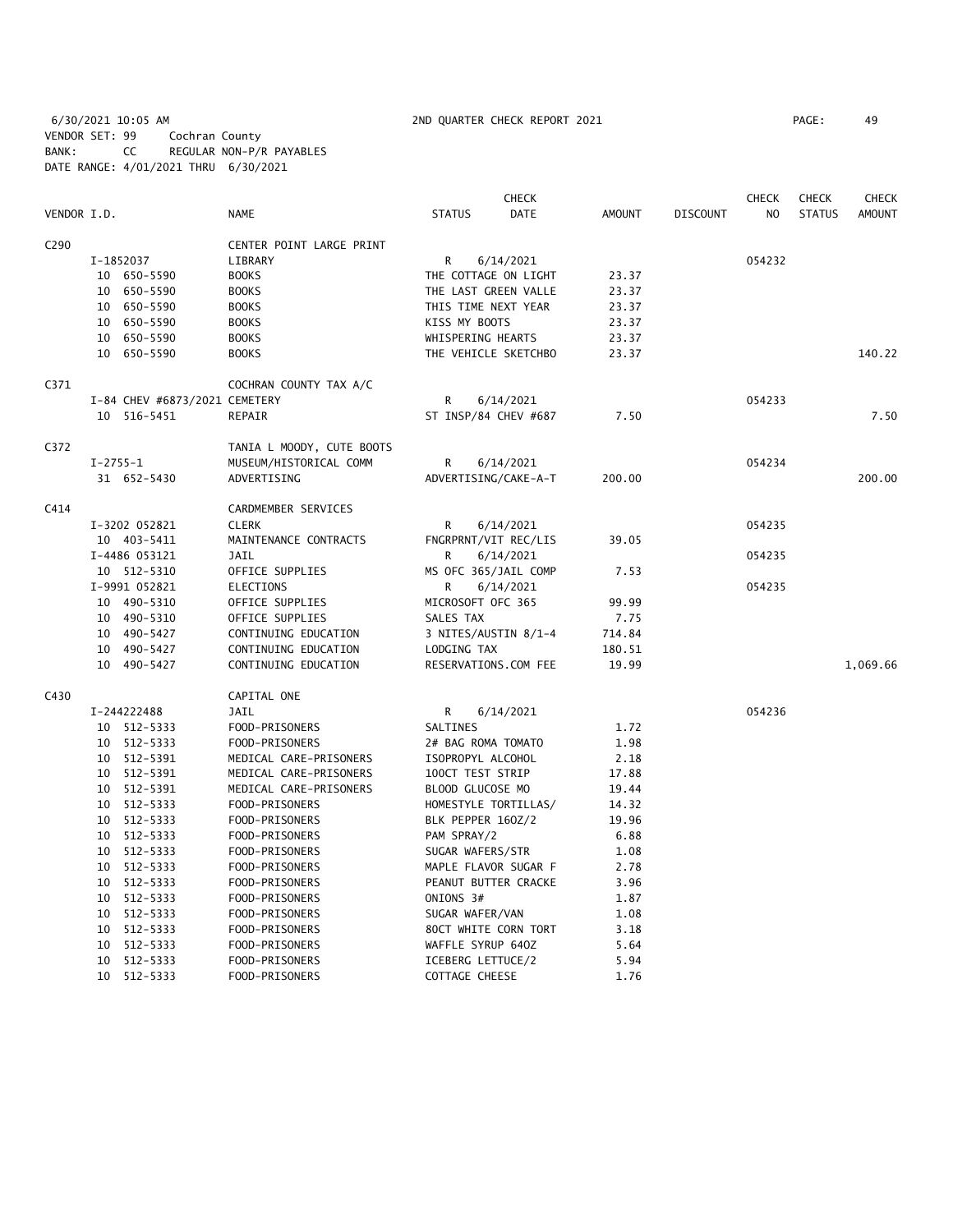6/30/2021 10:05 AM 2ND QUARTER CHECK REPORT 2021

VENDOR SET: 99 Cochran County
BANK: CC REGULAR NON-P/R PAYABLES
DATE RANGE: 4/01/2021 THRU 6/30/2021

| VENDOR I.D. | NAME | STATUS | CHECK DATE | AMOUNT | DISCOUNT | CHECK NO | CHECK STATUS | CHECK AMOUNT |
|---|---|---|---|---|---|---|---|---|
| C290 | CENTER POINT LARGE PRINT | | | | | | | |
| I-1852037 | LIBRARY | R | 6/14/2021 | | | 054232 | | |
| 10 650-5590 | BOOKS | THE COTTAGE ON LIGHT | | 23.37 | | | | |
| 10 650-5590 | BOOKS | THE LAST GREEN VALLE | | 23.37 | | | | |
| 10 650-5590 | BOOKS | THIS TIME NEXT YEAR | | 23.37 | | | | |
| 10 650-5590 | BOOKS | KISS MY BOOTS | | 23.37 | | | | |
| 10 650-5590 | BOOKS | WHISPERING HEARTS | | 23.37 | | | | |
| 10 650-5590 | BOOKS | THE VEHICLE SKETCHBO | | 23.37 | | | | 140.22 |
| C371 | COCHRAN COUNTY TAX A/C | | | | | | | |
| I-84 CHEV #6873/2021 CEMETERY | | R | 6/14/2021 | | | 054233 | | |
| 10 516-5451 | REPAIR | ST INSP/84 CHEV #687 | | 7.50 | | | | 7.50 |
| C372 | TANIA L MOODY, CUTE BOOTS | | | | | | | |
| I-2755-1 | MUSEUM/HISTORICAL COMM | R | 6/14/2021 | | | 054234 | | |
| 31 652-5430 | ADVERTISING | ADVERTISING/CAKE-A-T | | 200.00 | | | | 200.00 |
| C414 | CARDMEMBER SERVICES | | | | | | | |
| I-3202 052821 | CLERK | R | 6/14/2021 | | | 054235 | | |
| 10 403-5411 | MAINTENANCE CONTRACTS | FNGRPRNT/VIT REC/LIS | | 39.05 | | | | |
| I-4486 053121 | JAIL | R | 6/14/2021 | | | 054235 | | |
| 10 512-5310 | OFFICE SUPPLIES | MS OFC 365/JAIL COMP | | 7.53 | | | | |
| I-9991 052821 | ELECTIONS | R | 6/14/2021 | | | 054235 | | |
| 10 490-5310 | OFFICE SUPPLIES | MICROSOFT OFC 365 | | 99.99 | | | | |
| 10 490-5310 | OFFICE SUPPLIES | SALES TAX | | 7.75 | | | | |
| 10 490-5427 | CONTINUING EDUCATION | 3 NITES/AUSTIN 8/1-4 | | 714.84 | | | | |
| 10 490-5427 | CONTINUING EDUCATION | LODGING TAX | | 180.51 | | | | |
| 10 490-5427 | CONTINUING EDUCATION | RESERVATIONS.COM FEE | | 19.99 | | | | 1,069.66 |
| C430 | CAPITAL ONE | | | | | | | |
| I-244222488 | JAIL | R | 6/14/2021 | | | 054236 | | |
| 10 512-5333 | FOOD-PRISONERS | SALTINES | | 1.72 | | | | |
| 10 512-5333 | FOOD-PRISONERS | 2# BAG ROMA TOMATO | | 1.98 | | | | |
| 10 512-5391 | MEDICAL CARE-PRISONERS | ISOPROPYL ALCOHOL | | 2.18 | | | | |
| 10 512-5391 | MEDICAL CARE-PRISONERS | 100CT TEST STRIP | | 17.88 | | | | |
| 10 512-5391 | MEDICAL CARE-PRISONERS | BLOOD GLUCOSE MO | | 19.44 | | | | |
| 10 512-5333 | FOOD-PRISONERS | HOMESTYLE TORTILLAS/ | | 14.32 | | | | |
| 10 512-5333 | FOOD-PRISONERS | BLK PEPPER 16OZ/2 | | 19.96 | | | | |
| 10 512-5333 | FOOD-PRISONERS | PAM SPRAY/2 | | 6.88 | | | | |
| 10 512-5333 | FOOD-PRISONERS | SUGAR WAFERS/STR | | 1.08 | | | | |
| 10 512-5333 | FOOD-PRISONERS | MAPLE FLAVOR SUGAR F | | 2.78 | | | | |
| 10 512-5333 | FOOD-PRISONERS | PEANUT BUTTER CRACKE | | 3.96 | | | | |
| 10 512-5333 | FOOD-PRISONERS | ONIONS 3# | | 1.87 | | | | |
| 10 512-5333 | FOOD-PRISONERS | SUGAR WAFER/VAN | | 1.08 | | | | |
| 10 512-5333 | FOOD-PRISONERS | 80CT WHITE CORN TORT | | 3.18 | | | | |
| 10 512-5333 | FOOD-PRISONERS | WAFFLE SYRUP 64OZ | | 5.64 | | | | |
| 10 512-5333 | FOOD-PRISONERS | ICEBERG LETTUCE/2 | | 5.94 | | | | |
| 10 512-5333 | FOOD-PRISONERS | COTTAGE CHEESE | | 1.76 | | | | |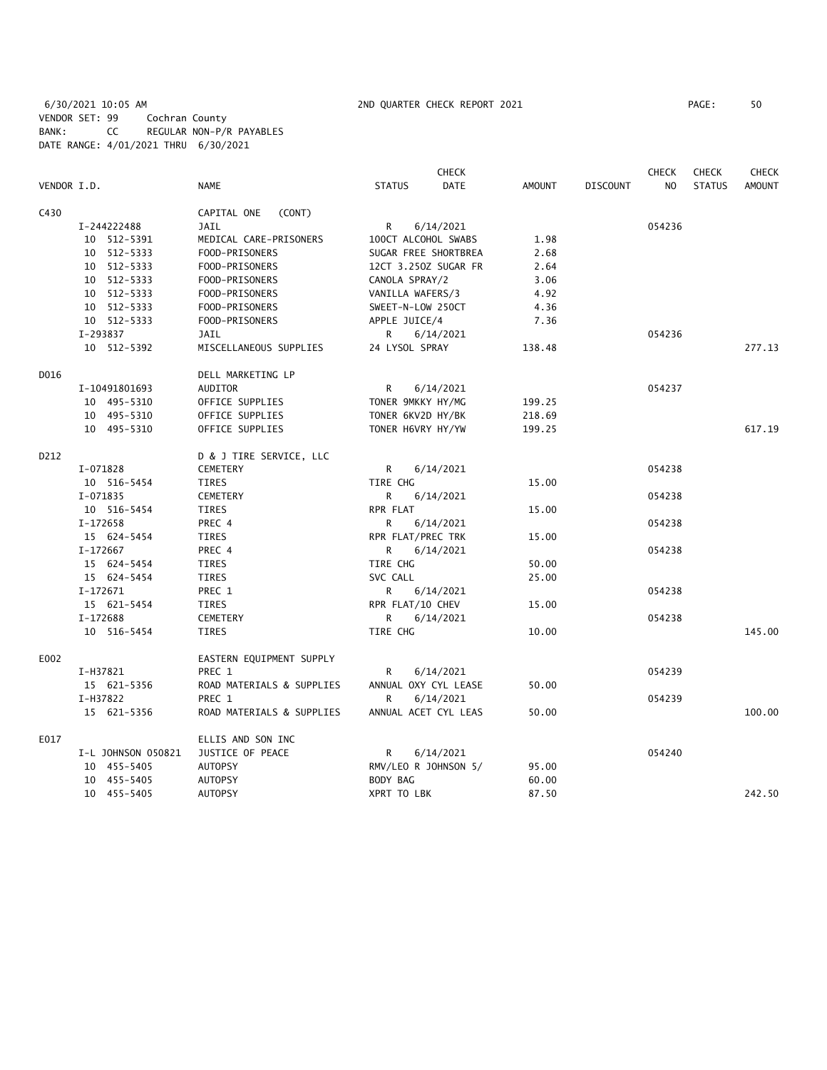6/30/2021 10:05 AM 2ND QUARTER CHECK REPORT 2021 PAGE: 50

VENDOR SET: 99 Cochran County
BANK: CC REGULAR NON-P/R PAYABLES
DATE RANGE: 4/01/2021 THRU 6/30/2021

| VENDOR I.D. | NAME | STATUS | CHECK DATE | AMOUNT | DISCOUNT | CHECK NO | CHECK STATUS | CHECK AMOUNT |
|---|---|---|---|---|---|---|---|---|
| C430 | CAPITAL ONE (CONT) | | | | | | | |
| I-244222488 | JAIL | R | 6/14/2021 | | | 054236 | | |
| 10 512-5391 | MEDICAL CARE-PRISONERS | 100CT ALCOHOL SWABS | | 1.98 | | | | |
| 10 512-5333 | FOOD-PRISONERS | SUGAR FREE SHORTBREA | | 2.68 | | | | |
| 10 512-5333 | FOOD-PRISONERS | 12CT 3.25OZ SUGAR FR | | 2.64 | | | | |
| 10 512-5333 | FOOD-PRISONERS | CANOLA SPRAY/2 | | 3.06 | | | | |
| 10 512-5333 | FOOD-PRISONERS | VANILLA WAFERS/3 | | 4.92 | | | | |
| 10 512-5333 | FOOD-PRISONERS | SWEET-N-LOW 250CT | | 4.36 | | | | |
| 10 512-5333 | FOOD-PRISONERS | APPLE JUICE/4 | | 7.36 | | | | |
| I-293837 | JAIL | R | 6/14/2021 | | | 054236 | | |
| 10 512-5392 | MISCELLANEOUS SUPPLIES | 24 LYSOL SPRAY | | 138.48 | | | | 277.13 |
| D016 | DELL MARKETING LP | | | | | | | |
| I-10491801693 | AUDITOR | R | 6/14/2021 | | | 054237 | | |
| 10 495-5310 | OFFICE SUPPLIES | TONER 9MKKY HY/MG | | 199.25 | | | | |
| 10 495-5310 | OFFICE SUPPLIES | TONER 6KV2D HY/BK | | 218.69 | | | | |
| 10 495-5310 | OFFICE SUPPLIES | TONER H6VRY HY/YW | | 199.25 | | | | 617.19 |
| D212 | D & J TIRE SERVICE, LLC | | | | | | | |
| I-071828 | CEMETERY | R | 6/14/2021 | | | 054238 | | |
| 10 516-5454 | TIRES | TIRE CHG | | 15.00 | | | | |
| I-071835 | CEMETERY | R | 6/14/2021 | | | 054238 | | |
| 10 516-5454 | TIRES | RPR FLAT | | 15.00 | | | | |
| I-172658 | PREC 4 | R | 6/14/2021 | | | 054238 | | |
| 15 624-5454 | TIRES | RPR FLAT/PREC TRK | | 15.00 | | | | |
| I-172667 | PREC 4 | R | 6/14/2021 | | | 054238 | | |
| 15 624-5454 | TIRES | TIRE CHG | | 50.00 | | | | |
| 15 624-5454 | TIRES | SVC CALL | | 25.00 | | | | |
| I-172671 | PREC 1 | R | 6/14/2021 | | | 054238 | | |
| 15 621-5454 | TIRES | RPR FLAT/10 CHEV | | 15.00 | | | | |
| I-172688 | CEMETERY | R | 6/14/2021 | | | 054238 | | |
| 10 516-5454 | TIRES | TIRE CHG | | 10.00 | | | | 145.00 |
| E002 | EASTERN EQUIPMENT SUPPLY | | | | | | | |
| I-H37821 | PREC 1 | R | 6/14/2021 | | | 054239 | | |
| 15 621-5356 | ROAD MATERIALS & SUPPLIES | ANNUAL OXY CYL LEASE | | 50.00 | | | | |
| I-H37822 | PREC 1 | R | 6/14/2021 | | | 054239 | | |
| 15 621-5356 | ROAD MATERIALS & SUPPLIES | ANNUAL ACET CYL LEAS | | 50.00 | | | | 100.00 |
| E017 | ELLIS AND SON INC | | | | | | | |
| I-L JOHNSON 050821 | JUSTICE OF PEACE | R | 6/14/2021 | | | 054240 | | |
| 10 455-5405 | AUTOPSY | RMV/LEO R JOHNSON 5/ | | 95.00 | | | | |
| 10 455-5405 | AUTOPSY | BODY BAG | | 60.00 | | | | |
| 10 455-5405 | AUTOPSY | XPRT TO LBK | | 87.50 | | | | 242.50 |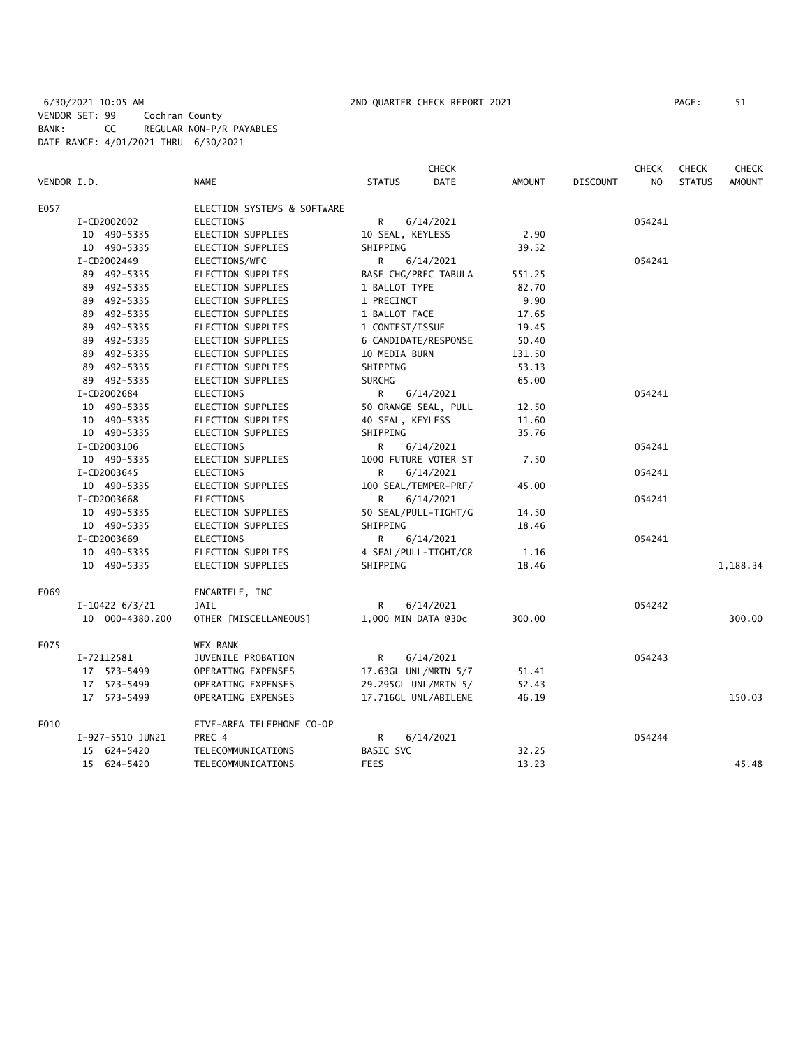6/30/2021 10:05 AM 2ND QUARTER CHECK REPORT 2021
VENDOR SET: 99 Cochran County
BANK: CC REGULAR NON-P/R PAYABLES
DATE RANGE: 4/01/2021 THRU 6/30/2021

| VENDOR I.D. | NAME | STATUS | CHECK DATE | AMOUNT | DISCOUNT | CHECK NO | CHECK STATUS | CHECK AMOUNT |
|---|---|---|---|---|---|---|---|---|
| E057 | ELECTION SYSTEMS & SOFTWARE | | | | | | | |
| I-CD2002002 | ELECTIONS | R | 6/14/2021 | | | 054241 | | |
| 10 490-5335 | ELECTION SUPPLIES | 10 SEAL, KEYLESS | | 2.90 | | | | |
| 10 490-5335 | ELECTION SUPPLIES | SHIPPING | | 39.52 | | | | |
| I-CD2002449 | ELECTIONS/WFC | R | 6/14/2021 | | | 054241 | | |
| 89 492-5335 | ELECTION SUPPLIES | BASE CHG/PREC TABULA | | 551.25 | | | | |
| 89 492-5335 | ELECTION SUPPLIES | 1 BALLOT TYPE | | 82.70 | | | | |
| 89 492-5335 | ELECTION SUPPLIES | 1 PRECINCT | | 9.90 | | | | |
| 89 492-5335 | ELECTION SUPPLIES | 1 BALLOT FACE | | 17.65 | | | | |
| 89 492-5335 | ELECTION SUPPLIES | 1 CONTEST/ISSUE | | 19.45 | | | | |
| 89 492-5335 | ELECTION SUPPLIES | 6 CANDIDATE/RESPONSE | | 50.40 | | | | |
| 89 492-5335 | ELECTION SUPPLIES | 10 MEDIA BURN | | 131.50 | | | | |
| 89 492-5335 | ELECTION SUPPLIES | SHIPPING | | 53.13 | | | | |
| 89 492-5335 | ELECTION SUPPLIES | SURCHG | | 65.00 | | | | |
| I-CD2002684 | ELECTIONS | R | 6/14/2021 | | | 054241 | | |
| 10 490-5335 | ELECTION SUPPLIES | 50 ORANGE SEAL, PULL | | 12.50 | | | | |
| 10 490-5335 | ELECTION SUPPLIES | 40 SEAL, KEYLESS | | 11.60 | | | | |
| 10 490-5335 | ELECTION SUPPLIES | SHIPPING | | 35.76 | | | | |
| I-CD2003106 | ELECTIONS | R | 6/14/2021 | | | 054241 | | |
| 10 490-5335 | ELECTION SUPPLIES | 1000 FUTURE VOTER ST | | 7.50 | | | | |
| I-CD2003645 | ELECTIONS | R | 6/14/2021 | | | 054241 | | |
| 10 490-5335 | ELECTION SUPPLIES | 100 SEAL/TEMPER-PRF/ | | 45.00 | | | | |
| I-CD2003668 | ELECTIONS | R | 6/14/2021 | | | 054241 | | |
| 10 490-5335 | ELECTION SUPPLIES | 50 SEAL/PULL-TIGHT/G | | 14.50 | | | | |
| 10 490-5335 | ELECTION SUPPLIES | SHIPPING | | 18.46 | | | | |
| I-CD2003669 | ELECTIONS | R | 6/14/2021 | | | 054241 | | |
| 10 490-5335 | ELECTION SUPPLIES | 4 SEAL/PULL-TIGHT/GR | | 1.16 | | | | |
| 10 490-5335 | ELECTION SUPPLIES | SHIPPING | | 18.46 | | | | 1,188.34 |
| E069 | ENCARTELE, INC | | | | | | | |
| I-10422 6/3/21 | JAIL | R | 6/14/2021 | | | 054242 | | |
| 10 000-4380.200 | OTHER [MISCELLANEOUS] | 1,000 MIN DATA @30c | | 300.00 | | | | 300.00 |
| E075 | WEX BANK | | | | | | | |
| I-72112581 | JUVENILE PROBATION | R | 6/14/2021 | | | 054243 | | |
| 17 573-5499 | OPERATING EXPENSES | 17.63GL UNL/MRTN 5/7 | | 51.41 | | | | |
| 17 573-5499 | OPERATING EXPENSES | 29.295GL UNL/MRTN 5/ | | 52.43 | | | | |
| 17 573-5499 | OPERATING EXPENSES | 17.716GL UNL/ABILENE | | 46.19 | | | | 150.03 |
| F010 | FIVE-AREA TELEPHONE CO-OP | | | | | | | |
| I-927-5510 JUN21 | PREC 4 | R | 6/14/2021 | | | 054244 | | |
| 15 624-5420 | TELECOMMUNICATIONS | BASIC SVC | | 32.25 | | | | |
| 15 624-5420 | TELECOMMUNICATIONS | FEES | | 13.23 | | | | 45.48 |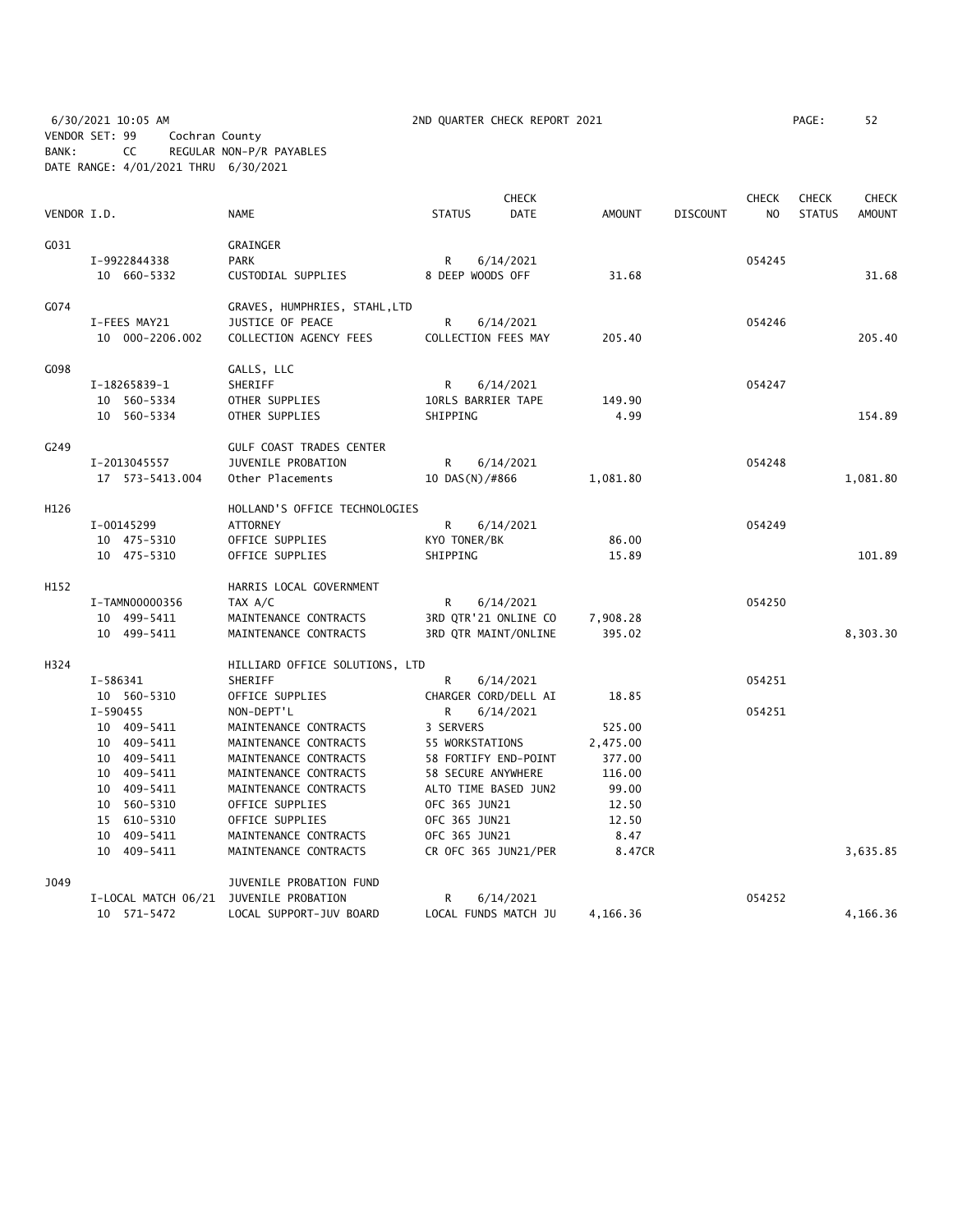6/30/2021 10:05 AM 2ND QUARTER CHECK REPORT 2021
VENDOR SET: 99 Cochran County
BANK: CC REGULAR NON-P/R PAYABLES
DATE RANGE: 4/01/2021 THRU 6/30/2021

| VENDOR I.D. | | NAME | STATUS | CHECK DATE | AMOUNT | DISCOUNT | CHECK NO | CHECK STATUS | CHECK AMOUNT |
|---|---|---|---|---|---|---|---|---|---|
| G031 | | GRAINGER | | | | | | | |
| | I-9922844338 | PARK | R | 6/14/2021 | | | 054245 | | |
| | 10 660-5332 | CUSTODIAL SUPPLIES | 8 DEEP WOODS OFF | | 31.68 | | | | 31.68 |
| G074 | | GRAVES, HUMPHRIES, STAHL,LTD | | | | | | | |
| | I-FEES MAY21 | JUSTICE OF PEACE | R | 6/14/2021 | | | 054246 | | |
| | 10 000-2206.002 | COLLECTION AGENCY FEES | COLLECTION FEES MAY | | 205.40 | | | | 205.40 |
| G098 | | GALLS, LLC | | | | | | | |
| | I-18265839-1 | SHERIFF | R | 6/14/2021 | | | 054247 | | |
| | 10 560-5334 | OTHER SUPPLIES | 10RLS BARRIER TAPE | | 149.90 | | | | |
| | 10 560-5334 | OTHER SUPPLIES | SHIPPING | | 4.99 | | | | 154.89 |
| G249 | | GULF COAST TRADES CENTER | | | | | | | |
| | I-2013045557 | JUVENILE PROBATION | R | 6/14/2021 | | | 054248 | | |
| | 17 573-5413.004 | Other Placements | 10 DAS(N)/#866 | | 1,081.80 | | | | 1,081.80 |
| H126 | | HOLLAND'S OFFICE TECHNOLOGIES | | | | | | | |
| | I-00145299 | ATTORNEY | R | 6/14/2021 | | | 054249 | | |
| | 10 475-5310 | OFFICE SUPPLIES | KYO TONER/BK | | 86.00 | | | | |
| | 10 475-5310 | OFFICE SUPPLIES | SHIPPING | | 15.89 | | | | 101.89 |
| H152 | | HARRIS LOCAL GOVERNMENT | | | | | | | |
| | I-TAMN00000356 | TAX A/C | R | 6/14/2021 | | | 054250 | | |
| | 10 499-5411 | MAINTENANCE CONTRACTS | 3RD QTR'21 ONLINE CO | | 7,908.28 | | | | |
| | 10 499-5411 | MAINTENANCE CONTRACTS | 3RD QTR MAINT/ONLINE | | 395.02 | | | | 8,303.30 |
| H324 | | HILLIARD OFFICE SOLUTIONS, LTD | | | | | | | |
| | I-586341 | SHERIFF | R | 6/14/2021 | | | 054251 | | |
| | 10 560-5310 | OFFICE SUPPLIES | CHARGER CORD/DELL AI | | 18.85 | | | | |
| | I-590455 | NON-DEPT'L | R | 6/14/2021 | | | 054251 | | |
| | 10 409-5411 | MAINTENANCE CONTRACTS | 3 SERVERS | | 525.00 | | | | |
| | 10 409-5411 | MAINTENANCE CONTRACTS | 55 WORKSTATIONS | | 2,475.00 | | | | |
| | 10 409-5411 | MAINTENANCE CONTRACTS | 58 FORTIFY END-POINT | | 377.00 | | | | |
| | 10 409-5411 | MAINTENANCE CONTRACTS | 58 SECURE ANYWHERE | | 116.00 | | | | |
| | 10 409-5411 | MAINTENANCE CONTRACTS | ALTO TIME BASED JUN2 | | 99.00 | | | | |
| | 10 560-5310 | OFFICE SUPPLIES | OFC 365 JUN21 | | 12.50 | | | | |
| | 15 610-5310 | OFFICE SUPPLIES | OFC 365 JUN21 | | 12.50 | | | | |
| | 10 409-5411 | MAINTENANCE CONTRACTS | OFC 365 JUN21 | | 8.47 | | | | |
| | 10 409-5411 | MAINTENANCE CONTRACTS | CR OFC 365 JUN21/PER | | 8.47CR | | | | 3,635.85 |
| J049 | | JUVENILE PROBATION FUND | | | | | | | |
| | I-LOCAL MATCH 06/21 | JUVENILE PROBATION | R | 6/14/2021 | | | 054252 | | |
| | 10 571-5472 | LOCAL SUPPORT-JUV BOARD | LOCAL FUNDS MATCH JU | | 4,166.36 | | | | 4,166.36 |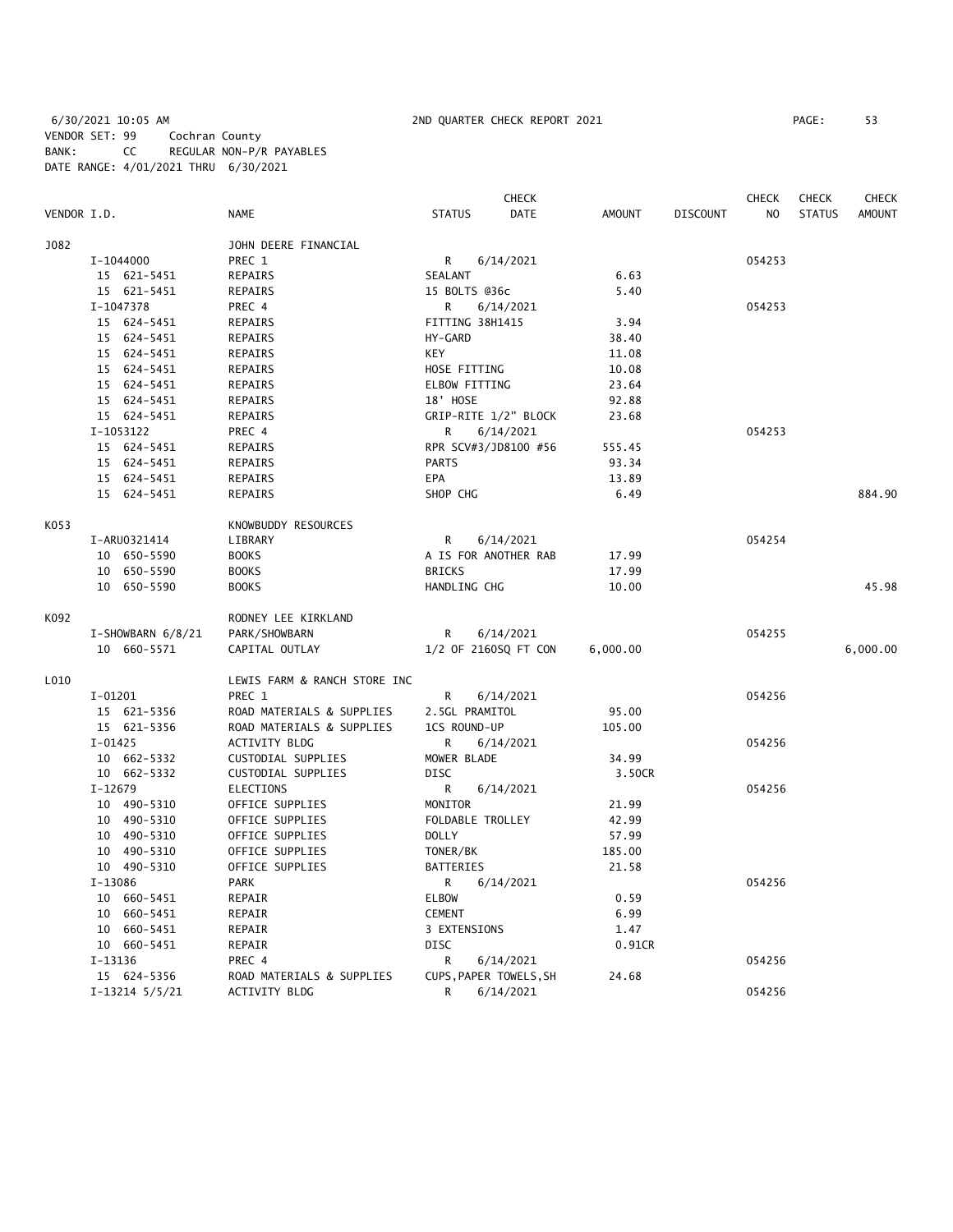6/30/2021 10:05 AM 2ND QUARTER CHECK REPORT 2021 PAGE: 53
VENDOR SET: 99 Cochran County
BANK: CC REGULAR NON-P/R PAYABLES
DATE RANGE: 4/01/2021 THRU 6/30/2021

| VENDOR I.D. | NAME | STATUS | CHECK DATE | AMOUNT | DISCOUNT | CHECK NO | CHECK STATUS | CHECK AMOUNT |
|---|---|---|---|---|---|---|---|---|
| J082 | JOHN DEERE FINANCIAL | | | | | | | |
| I-1044000 | PREC 1 | R | 6/14/2021 | | | 054253 | | |
| 15 621-5451 | REPAIRS | SEALANT | | 6.63 | | | | |
| 15 621-5451 | REPAIRS | 15 BOLTS @36c | | 5.40 | | | | |
| I-1047378 | PREC 4 | R | 6/14/2021 | | | 054253 | | |
| 15 624-5451 | REPAIRS | FITTING 38H1415 | | 3.94 | | | | |
| 15 624-5451 | REPAIRS | HY-GARD | | 38.40 | | | | |
| 15 624-5451 | REPAIRS | KEY | | 11.08 | | | | |
| 15 624-5451 | REPAIRS | HOSE FITTING | | 10.08 | | | | |
| 15 624-5451 | REPAIRS | ELBOW FITTING | | 23.64 | | | | |
| 15 624-5451 | REPAIRS | 18' HOSE | | 92.88 | | | | |
| 15 624-5451 | REPAIRS | GRIP-RITE 1/2" BLOCK | | 23.68 | | | | |
| I-1053122 | PREC 4 | R | 6/14/2021 | | | 054253 | | |
| 15 624-5451 | REPAIRS | RPR SCV#3/JD8100 #56 | | 555.45 | | | | |
| 15 624-5451 | REPAIRS | PARTS | | 93.34 | | | | |
| 15 624-5451 | REPAIRS | EPA | | 13.89 | | | | |
| 15 624-5451 | REPAIRS | SHOP CHG | | 6.49 | | | | 884.90 |
| K053 | KNOWBUDDY RESOURCES | | | | | | | |
| I-ARU0321414 | LIBRARY | R | 6/14/2021 | | | 054254 | | |
| 10 650-5590 | BOOKS | A IS FOR ANOTHER RAB | | 17.99 | | | | |
| 10 650-5590 | BOOKS | BRICKS | | 17.99 | | | | |
| 10 650-5590 | BOOKS | HANDLING CHG | | 10.00 | | | | 45.98 |
| K092 | RODNEY LEE KIRKLAND | | | | | | | |
| I-SHOWBARN 6/8/21 | PARK/SHOWBARN | R | 6/14/2021 | | | 054255 | | |
| 10 660-5571 | CAPITAL OUTLAY | 1/2 OF 2160SQ FT CON | | 6,000.00 | | | | 6,000.00 |
| L010 | LEWIS FARM & RANCH STORE INC | | | | | | | |
| I-01201 | PREC 1 | R | 6/14/2021 | | | 054256 | | |
| 15 621-5356 | ROAD MATERIALS & SUPPLIES | 2.5GL PRAMITOL | | 95.00 | | | | |
| 15 621-5356 | ROAD MATERIALS & SUPPLIES | 1CS ROUND-UP | | 105.00 | | | | |
| I-01425 | ACTIVITY BLDG | R | 6/14/2021 | | | 054256 | | |
| 10 662-5332 | CUSTODIAL SUPPLIES | MOWER BLADE | | 34.99 | | | | |
| 10 662-5332 | CUSTODIAL SUPPLIES | DISC | | 3.50CR | | | | |
| I-12679 | ELECTIONS | R | 6/14/2021 | | | 054256 | | |
| 10 490-5310 | OFFICE SUPPLIES | MONITOR | | 21.99 | | | | |
| 10 490-5310 | OFFICE SUPPLIES | FOLDABLE TROLLEY | | 42.99 | | | | |
| 10 490-5310 | OFFICE SUPPLIES | DOLLY | | 57.99 | | | | |
| 10 490-5310 | OFFICE SUPPLIES | TONER/BK | | 185.00 | | | | |
| 10 490-5310 | OFFICE SUPPLIES | BATTERIES | | 21.58 | | | | |
| I-13086 | PARK | R | 6/14/2021 | | | 054256 | | |
| 10 660-5451 | REPAIR | ELBOW | | 0.59 | | | | |
| 10 660-5451 | REPAIR | CEMENT | | 6.99 | | | | |
| 10 660-5451 | REPAIR | 3 EXTENSIONS | | 1.47 | | | | |
| 10 660-5451 | REPAIR | DISC | | 0.91CR | | | | |
| I-13136 | PREC 4 | R | 6/14/2021 | | | 054256 | | |
| 15 624-5356 | ROAD MATERIALS & SUPPLIES | CUPS,PAPER TOWELS,SH | | 24.68 | | | | |
| I-13214 5/5/21 | ACTIVITY BLDG | R | 6/14/2021 | | | 054256 | | |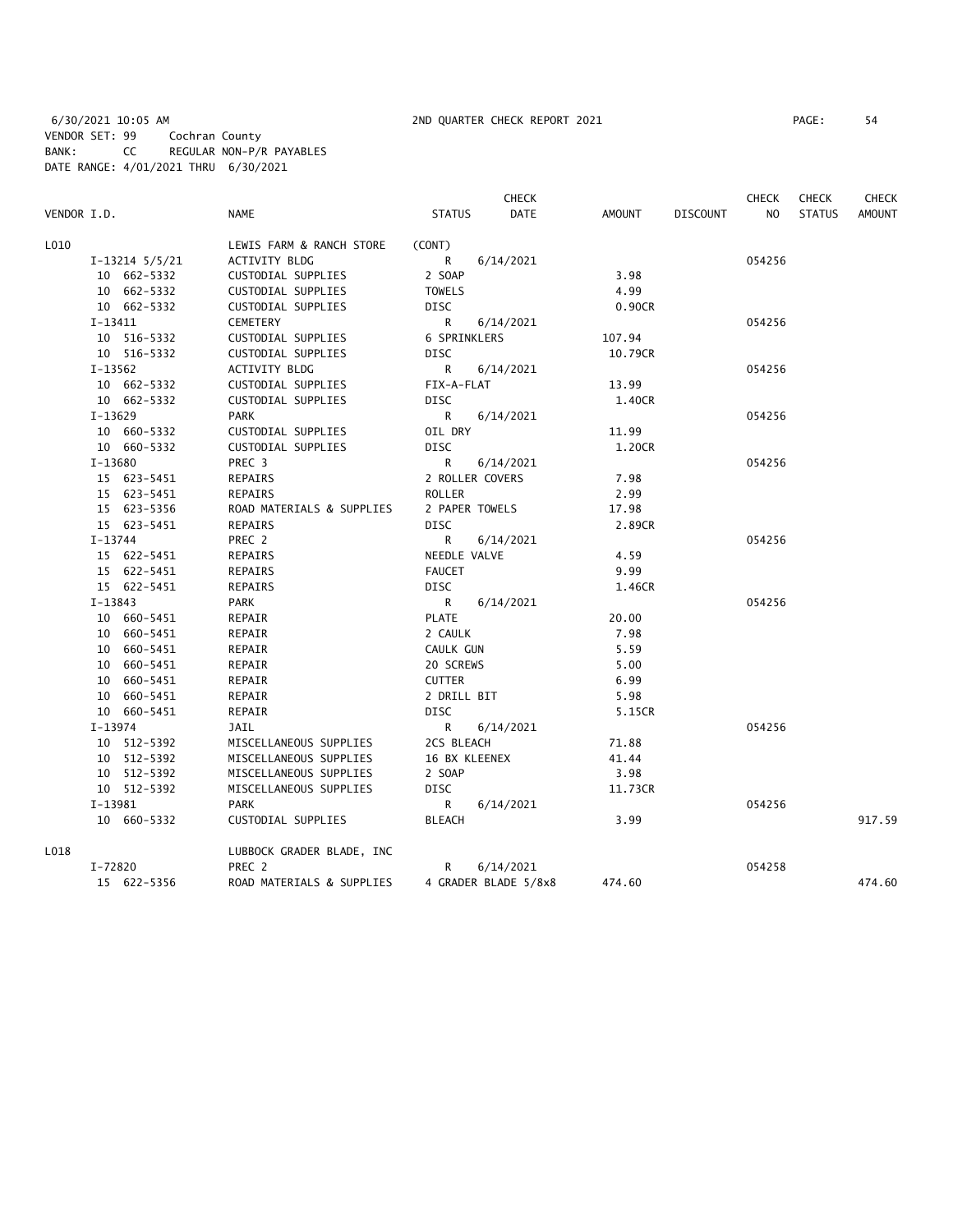6/30/2021 10:05 AM 2ND QUARTER CHECK REPORT 2021 PAGE: 54
VENDOR SET: 99 Cochran County
BANK: CC REGULAR NON-P/R PAYABLES
DATE RANGE: 4/01/2021 THRU 6/30/2021

| VENDOR I.D. | NAME | STATUS | CHECK DATE | AMOUNT | DISCOUNT | CHECK NO | CHECK STATUS | CHECK AMOUNT |
|---|---|---|---|---|---|---|---|---|
| L010 | LEWIS FARM & RANCH STORE | (CONT) | | | | | | |
| I-13214 5/5/21 | ACTIVITY BLDG | R | 6/14/2021 | | | 054256 | | |
| 10 662-5332 | CUSTODIAL SUPPLIES | 2 SOAP | | 3.98 | | | | |
| 10 662-5332 | CUSTODIAL SUPPLIES | TOWELS | | 4.99 | | | | |
| 10 662-5332 | CUSTODIAL SUPPLIES | DISC | | 0.90CR | | | | |
| I-13411 | CEMETERY | R | 6/14/2021 | | | 054256 | | |
| 10 516-5332 | CUSTODIAL SUPPLIES | 6 SPRINKLERS | | 107.94 | | | | |
| 10 516-5332 | CUSTODIAL SUPPLIES | DISC | | 10.79CR | | | | |
| I-13562 | ACTIVITY BLDG | R | 6/14/2021 | | | 054256 | | |
| 10 662-5332 | CUSTODIAL SUPPLIES | FIX-A-FLAT | | 13.99 | | | | |
| 10 662-5332 | CUSTODIAL SUPPLIES | DISC | | 1.40CR | | | | |
| I-13629 | PARK | R | 6/14/2021 | | | 054256 | | |
| 10 660-5332 | CUSTODIAL SUPPLIES | OIL DRY | | 11.99 | | | | |
| 10 660-5332 | CUSTODIAL SUPPLIES | DISC | | 1.20CR | | | | |
| I-13680 | PREC 3 | R | 6/14/2021 | | | 054256 | | |
| 15 623-5451 | REPAIRS | 2 ROLLER COVERS | | 7.98 | | | | |
| 15 623-5451 | REPAIRS | ROLLER | | 2.99 | | | | |
| 15 623-5356 | ROAD MATERIALS & SUPPLIES | 2 PAPER TOWELS | | 17.98 | | | | |
| 15 623-5451 | REPAIRS | DISC | | 2.89CR | | | | |
| I-13744 | PREC 2 | R | 6/14/2021 | | | 054256 | | |
| 15 622-5451 | REPAIRS | NEEDLE VALVE | | 4.59 | | | | |
| 15 622-5451 | REPAIRS | FAUCET | | 9.99 | | | | |
| 15 622-5451 | REPAIRS | DISC | | 1.46CR | | | | |
| I-13843 | PARK | R | 6/14/2021 | | | 054256 | | |
| 10 660-5451 | REPAIR | PLATE | | 20.00 | | | | |
| 10 660-5451 | REPAIR | 2 CAULK | | 7.98 | | | | |
| 10 660-5451 | REPAIR | CAULK GUN | | 5.59 | | | | |
| 10 660-5451 | REPAIR | 20 SCREWS | | 5.00 | | | | |
| 10 660-5451 | REPAIR | CUTTER | | 6.99 | | | | |
| 10 660-5451 | REPAIR | 2 DRILL BIT | | 5.98 | | | | |
| 10 660-5451 | REPAIR | DISC | | 5.15CR | | | | |
| I-13974 | JAIL | R | 6/14/2021 | | | 054256 | | |
| 10 512-5392 | MISCELLANEOUS SUPPLIES | 2CS BLEACH | | 71.88 | | | | |
| 10 512-5392 | MISCELLANEOUS SUPPLIES | 16 BX KLEENEX | | 41.44 | | | | |
| 10 512-5392 | MISCELLANEOUS SUPPLIES | 2 SOAP | | 3.98 | | | | |
| 10 512-5392 | MISCELLANEOUS SUPPLIES | DISC | | 11.73CR | | | | |
| I-13981 | PARK | R | 6/14/2021 | | | 054256 | | |
| 10 660-5332 | CUSTODIAL SUPPLIES | BLEACH | | 3.99 | | | | 917.59 |
| L018 | LUBBOCK GRADER BLADE, INC | | | | | | | |
| I-72820 | PREC 2 | R | 6/14/2021 | | | 054258 | | |
| 15 622-5356 | ROAD MATERIALS & SUPPLIES | 4 GRADER BLADE 5/8x8 | | 474.60 | | | | 474.60 |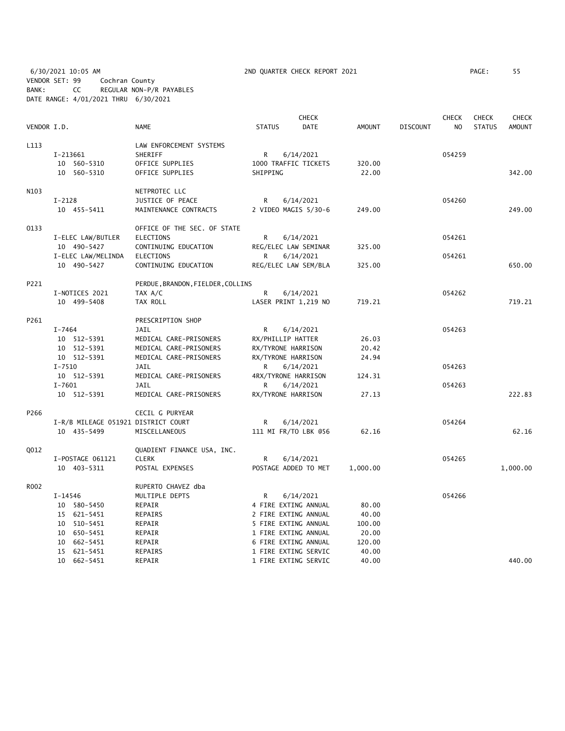6/30/2021 10:05 AM | 2ND QUARTER CHECK REPORT 2021

VENDOR SET: 99 Cochran County
BANK: CC REGULAR NON-P/R PAYABLES
DATE RANGE: 4/01/2021 THRU 6/30/2021

| VENDOR I.D. | NAME | STATUS | CHECK DATE | AMOUNT | DISCOUNT | CHECK NO | CHECK STATUS | CHECK AMOUNT |
|---|---|---|---|---|---|---|---|---|
| L113 | LAW ENFORCEMENT SYSTEMS | | | | | | | |
| I-213661 | SHERIFF | R | 6/14/2021 | | | 054259 | | |
| 10 560-5310 | OFFICE SUPPLIES | 1000 TRAFFIC TICKETS | | 320.00 | | | | |
| 10 560-5310 | OFFICE SUPPLIES | SHIPPING | | 22.00 | | | | 342.00 |
| N103 | NETPROTEC LLC | | | | | | | |
| I-2128 | JUSTICE OF PEACE | R | 6/14/2021 | | | 054260 | | |
| 10 455-5411 | MAINTENANCE CONTRACTS | 2 VIDEO MAGIS 5/30-6 | | 249.00 | | | | 249.00 |
| O133 | OFFICE OF THE SEC. OF STATE | | | | | | | |
| I-ELEC LAW/BUTLER | ELECTIONS | R | 6/14/2021 | | | 054261 | | |
| 10 490-5427 | CONTINUING EDUCATION | REG/ELEC LAW SEMINAR | | 325.00 | | | | |
| I-ELEC LAW/MELINDA | ELECTIONS | R | 6/14/2021 | | | 054261 | | |
| 10 490-5427 | CONTINUING EDUCATION | REG/ELEC LAW SEM/BLA | | 325.00 | | | | 650.00 |
| P221 | PERDUE,BRANDON,FIELDER,COLLINS | | | | | | | |
| I-NOTICES 2021 | TAX A/C | R | 6/14/2021 | | | 054262 | | |
| 10 499-5408 | TAX ROLL | LASER PRINT 1,219 NO | | 719.21 | | | | 719.21 |
| P261 | PRESCRIPTION SHOP | | | | | | | |
| I-7464 | JAIL | R | 6/14/2021 | | | 054263 | | |
| 10 512-5391 | MEDICAL CARE-PRISONERS | RX/PHILLIP HATTER | | 26.03 | | | | |
| 10 512-5391 | MEDICAL CARE-PRISONERS | RX/TYRONE HARRISON | | 20.42 | | | | |
| 10 512-5391 | MEDICAL CARE-PRISONERS | RX/TYRONE HARRISON | | 24.94 | | | | |
| I-7510 | JAIL | R | 6/14/2021 | | | 054263 | | |
| 10 512-5391 | MEDICAL CARE-PRISONERS | 4RX/TYRONE HARRISON | | 124.31 | | | | |
| I-7601 | JAIL | R | 6/14/2021 | | | 054263 | | |
| 10 512-5391 | MEDICAL CARE-PRISONERS | RX/TYRONE HARRISON | | 27.13 | | | | 222.83 |
| P266 | CECIL G PURYEAR | | | | | | | |
| I-R/B MILEAGE 051921 | DISTRICT COURT | R | 6/14/2021 | | | 054264 | | |
| 10 435-5499 | MISCELLANEOUS | 111 MI FR/TO LBK @56 | | 62.16 | | | | 62.16 |
| Q012 | QUADIENT FINANCE USA, INC. | | | | | | | |
| I-POSTAGE 061121 | CLERK | R | 6/14/2021 | | | 054265 | | |
| 10 403-5311 | POSTAL EXPENSES | POSTAGE ADDED TO MET | | 1,000.00 | | | | 1,000.00 |
| R002 | RUPERTO CHAVEZ dba | | | | | | | |
| I-14546 | MULTIPLE DEPTS | R | 6/14/2021 | | | 054266 | | |
| 10 580-5450 | REPAIR | 4 FIRE EXTING ANNUAL | | 80.00 | | | | |
| 15 621-5451 | REPAIRS | 2 FIRE EXTING ANNUAL | | 40.00 | | | | |
| 10 510-5451 | REPAIR | 5 FIRE EXTING ANNUAL | | 100.00 | | | | |
| 10 650-5451 | REPAIR | 1 FIRE EXTING ANNUAL | | 20.00 | | | | |
| 10 662-5451 | REPAIR | 6 FIRE EXTING ANNUAL | | 120.00 | | | | |
| 15 621-5451 | REPAIRS | 1 FIRE EXTING SERVIC | | 40.00 | | | | |
| 10 662-5451 | REPAIR | 1 FIRE EXTING SERVIC | | 40.00 | | | | 440.00 |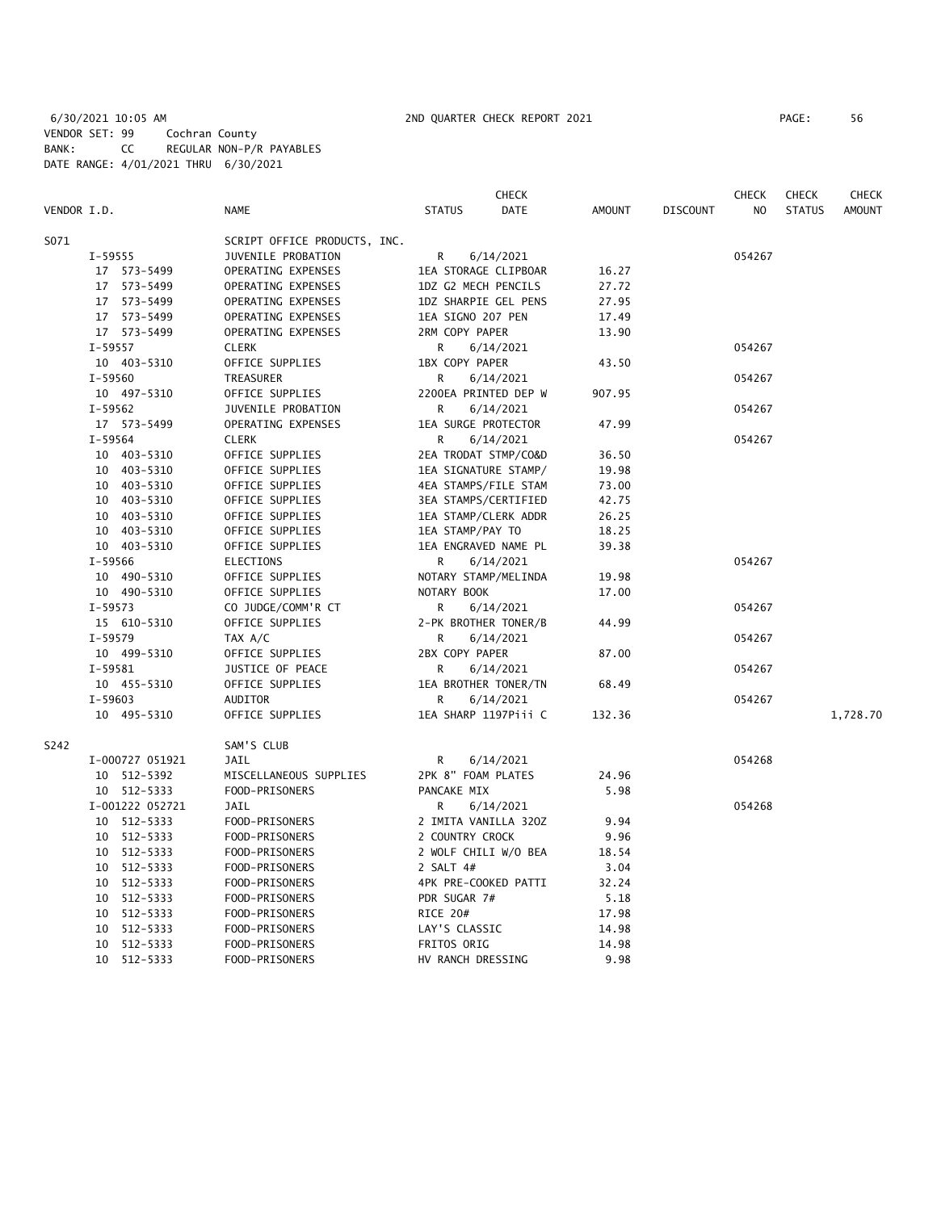6/30/2021 10:05 AM 2ND QUARTER CHECK REPORT 2021 PAGE: 56
VENDOR SET: 99 Cochran County
BANK: CC REGULAR NON-P/R PAYABLES
DATE RANGE: 4/01/2021 THRU 6/30/2021

| VENDOR I.D. | NAME | STATUS | CHECK DATE | AMOUNT | DISCOUNT | CHECK NO | CHECK STATUS | CHECK AMOUNT |
|---|---|---|---|---|---|---|---|---|
| S071 | SCRIPT OFFICE PRODUCTS, INC. | | | | | | | |
| I-59555 | JUVENILE PROBATION | R | 6/14/2021 | | | 054267 | | |
| 17 573-5499 | OPERATING EXPENSES | 1EA STORAGE CLIPBOAR | | 16.27 | | | | |
| 17 573-5499 | OPERATING EXPENSES | 1DZ G2 MECH PENCILS | | 27.72 | | | | |
| 17 573-5499 | OPERATING EXPENSES | 1DZ SHARPIE GEL PENS | | 27.95 | | | | |
| 17 573-5499 | OPERATING EXPENSES | 1EA SIGNO 207 PEN | | 17.49 | | | | |
| 17 573-5499 | OPERATING EXPENSES | 2RM COPY PAPER | | 13.90 | | | | |
| I-59557 | CLERK | R | 6/14/2021 | | | 054267 | | |
| 10 403-5310 | OFFICE SUPPLIES | 1BX COPY PAPER | | 43.50 | | | | |
| I-59560 | TREASURER | R | 6/14/2021 | | | 054267 | | |
| 10 497-5310 | OFFICE SUPPLIES | 2200EA PRINTED DEP W | | 907.95 | | | | |
| I-59562 | JUVENILE PROBATION | R | 6/14/2021 | | | 054267 | | |
| 17 573-5499 | OPERATING EXPENSES | 1EA SURGE PROTECTOR | | 47.99 | | | | |
| I-59564 | CLERK | R | 6/14/2021 | | | 054267 | | |
| 10 403-5310 | OFFICE SUPPLIES | 2EA TRODAT STMP/CO&D | | 36.50 | | | | |
| 10 403-5310 | OFFICE SUPPLIES | 1EA SIGNATURE STAMP/ | | 19.98 | | | | |
| 10 403-5310 | OFFICE SUPPLIES | 4EA STAMPS/FILE STAM | | 73.00 | | | | |
| 10 403-5310 | OFFICE SUPPLIES | 3EA STAMPS/CERTIFIED | | 42.75 | | | | |
| 10 403-5310 | OFFICE SUPPLIES | 1EA STAMP/CLERK ADDR | | 26.25 | | | | |
| 10 403-5310 | OFFICE SUPPLIES | 1EA STAMP/PAY TO | | 18.25 | | | | |
| 10 403-5310 | OFFICE SUPPLIES | 1EA ENGRAVED NAME PL | | 39.38 | | | | |
| I-59566 | ELECTIONS | R | 6/14/2021 | | | 054267 | | |
| 10 490-5310 | OFFICE SUPPLIES | NOTARY STAMP/MELINDA | | 19.98 | | | | |
| 10 490-5310 | OFFICE SUPPLIES | NOTARY BOOK | | 17.00 | | | | |
| I-59573 | CO JUDGE/COMM'R CT | R | 6/14/2021 | | | 054267 | | |
| 15 610-5310 | OFFICE SUPPLIES | 2-PK BROTHER TONER/B | | 44.99 | | | | |
| I-59579 | TAX A/C | R | 6/14/2021 | | | 054267 | | |
| 10 499-5310 | OFFICE SUPPLIES | 2BX COPY PAPER | | 87.00 | | | | |
| I-59581 | JUSTICE OF PEACE | R | 6/14/2021 | | | 054267 | | |
| 10 455-5310 | OFFICE SUPPLIES | 1EA BROTHER TONER/TN | | 68.49 | | | | |
| I-59603 | AUDITOR | R | 6/14/2021 | | | 054267 | | |
| 10 495-5310 | OFFICE SUPPLIES | 1EA SHARP 1197Piii C | | 132.36 | | | | 1,728.70 |
| S242 | SAM'S CLUB | | | | | | | |
| I-000727 051921 | JAIL | R | 6/14/2021 | | | 054268 | | |
| 10 512-5392 | MISCELLANEOUS SUPPLIES | 2PK 8" FOAM PLATES | | 24.96 | | | | |
| 10 512-5333 | FOOD-PRISONERS | PANCAKE MIX | | 5.98 | | | | |
| I-001222 052721 | JAIL | R | 6/14/2021 | | | 054268 | | |
| 10 512-5333 | FOOD-PRISONERS | 2 IMITA VANILLA 32OZ | | 9.94 | | | | |
| 10 512-5333 | FOOD-PRISONERS | 2 COUNTRY CROCK | | 9.96 | | | | |
| 10 512-5333 | FOOD-PRISONERS | 2 WOLF CHILI W/O BEA | | 18.54 | | | | |
| 10 512-5333 | FOOD-PRISONERS | 2 SALT 4# | | 3.04 | | | | |
| 10 512-5333 | FOOD-PRISONERS | 4PK PRE-COOKED PATTI | | 32.24 | | | | |
| 10 512-5333 | FOOD-PRISONERS | PDR SUGAR 7# | | 5.18 | | | | |
| 10 512-5333 | FOOD-PRISONERS | RICE 20# | | 17.98 | | | | |
| 10 512-5333 | FOOD-PRISONERS | LAY'S CLASSIC | | 14.98 | | | | |
| 10 512-5333 | FOOD-PRISONERS | FRITOS ORIG | | 14.98 | | | | |
| 10 512-5333 | FOOD-PRISONERS | HV RANCH DRESSING | | 9.98 | | | | |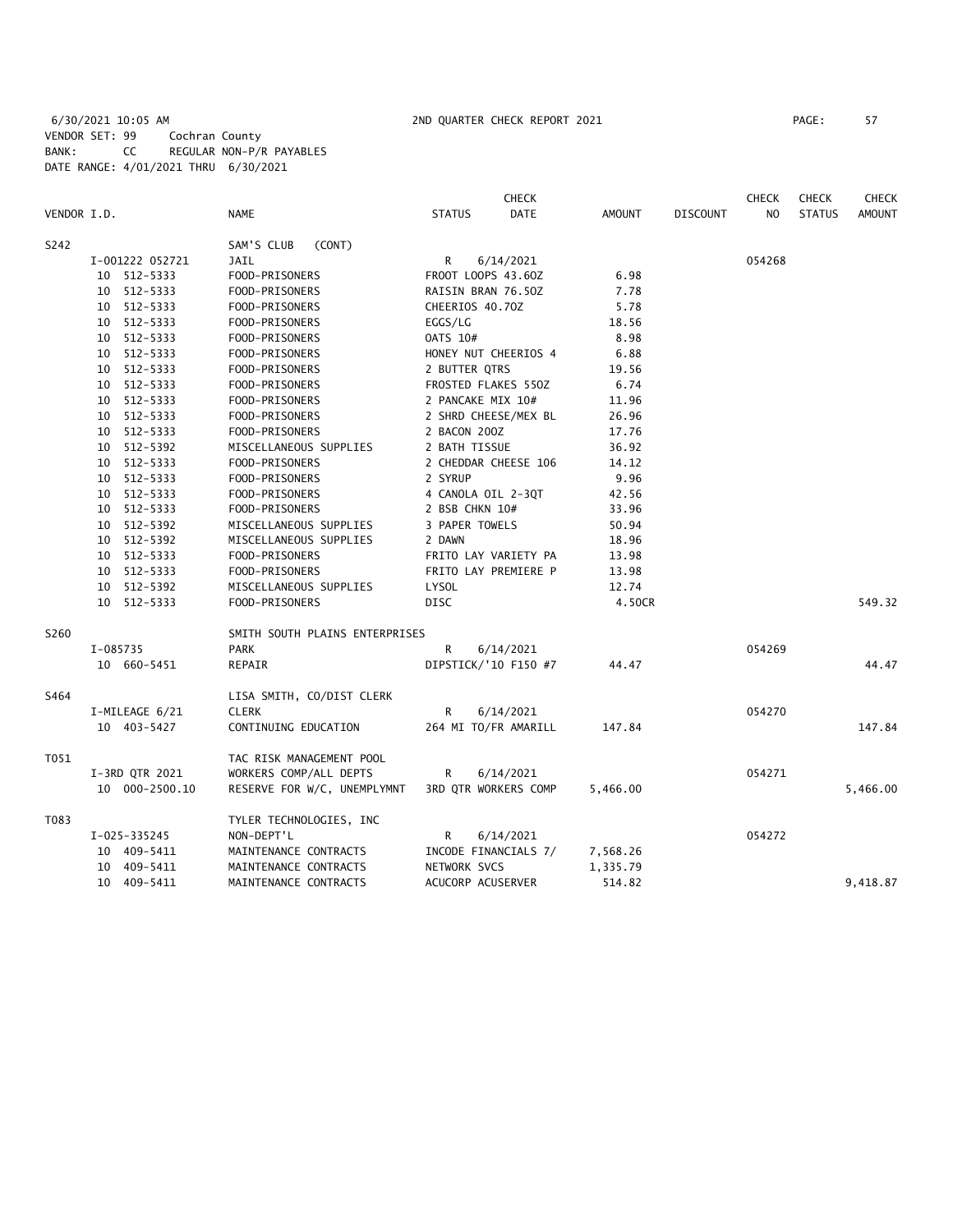6/30/2021 10:05 AM 2ND QUARTER CHECK REPORT 2021
VENDOR SET: 99 Cochran County
BANK: CC REGULAR NON-P/R PAYABLES
DATE RANGE: 4/01/2021 THRU 6/30/2021

| VENDOR I.D. | NAME | STATUS | CHECK DATE | AMOUNT | DISCOUNT | CHECK NO | CHECK STATUS | CHECK AMOUNT |
|---|---|---|---|---|---|---|---|---|
| S242 | SAM'S CLUB (CONT) | | | | | | | |
| I-001222 052721 | JAIL | R | 6/14/2021 | | | 054268 | | |
| 10 512-5333 | FOOD-PRISONERS | FROOT LOOPS 43.6OZ | | 6.98 | | | | |
| 10 512-5333 | FOOD-PRISONERS | RAISIN BRAN 76.5OZ | | 7.78 | | | | |
| 10 512-5333 | FOOD-PRISONERS | CHEERIOS 40.7OZ | | 5.78 | | | | |
| 10 512-5333 | FOOD-PRISONERS | EGGS/LG | | 18.56 | | | | |
| 10 512-5333 | FOOD-PRISONERS | OATS 10# | | 8.98 | | | | |
| 10 512-5333 | FOOD-PRISONERS | HONEY NUT CHEERIOS 4 | | 6.88 | | | | |
| 10 512-5333 | FOOD-PRISONERS | 2 BUTTER QTRS | | 19.56 | | | | |
| 10 512-5333 | FOOD-PRISONERS | FROSTED FLAKES 55OZ | | 6.74 | | | | |
| 10 512-5333 | FOOD-PRISONERS | 2 PANCAKE MIX 10# | | 11.96 | | | | |
| 10 512-5333 | FOOD-PRISONERS | 2 SHRD CHEESE/MEX BL | | 26.96 | | | | |
| 10 512-5333 | FOOD-PRISONERS | 2 BACON 20OZ | | 17.76 | | | | |
| 10 512-5392 | MISCELLANEOUS SUPPLIES | 2 BATH TISSUE | | 36.92 | | | | |
| 10 512-5333 | FOOD-PRISONERS | 2 CHEDDAR CHEESE 106 | | 14.12 | | | | |
| 10 512-5333 | FOOD-PRISONERS | 2 SYRUP | | 9.96 | | | | |
| 10 512-5333 | FOOD-PRISONERS | 4 CANOLA OIL 2-3QT | | 42.56 | | | | |
| 10 512-5333 | FOOD-PRISONERS | 2 BSB CHKN 10# | | 33.96 | | | | |
| 10 512-5392 | MISCELLANEOUS SUPPLIES | 3 PAPER TOWELS | | 50.94 | | | | |
| 10 512-5392 | MISCELLANEOUS SUPPLIES | 2 DAWN | | 18.96 | | | | |
| 10 512-5333 | FOOD-PRISONERS | FRITO LAY VARIETY PA | | 13.98 | | | | |
| 10 512-5333 | FOOD-PRISONERS | FRITO LAY PREMIERE P | | 13.98 | | | | |
| 10 512-5392 | MISCELLANEOUS SUPPLIES | LYSOL | | 12.74 | | | | |
| 10 512-5333 | FOOD-PRISONERS | DISC | | 4.50CR | | | | 549.32 |
| S260 | SMITH SOUTH PLAINS ENTERPRISES | | | | | | | |
| I-085735 | PARK | R | 6/14/2021 | | | 054269 | | |
| 10 660-5451 | REPAIR | DIPSTICK/'10 F150 #7 | | 44.47 | | | | 44.47 |
| S464 | LISA SMITH, CO/DIST CLERK | | | | | | | |
| I-MILEAGE 6/21 | CLERK | R | 6/14/2021 | | | 054270 | | |
| 10 403-5427 | CONTINUING EDUCATION | 264 MI TO/FR AMARILL | | 147.84 | | | | 147.84 |
| T051 | TAC RISK MANAGEMENT POOL | | | | | | | |
| I-3RD QTR 2021 | WORKERS COMP/ALL DEPTS | R | 6/14/2021 | | | 054271 | | |
| 10 000-2500.10 | RESERVE FOR W/C, UNEMPLYMNT | 3RD QTR WORKERS COMP | | 5,466.00 | | | | 5,466.00 |
| T083 | TYLER TECHNOLOGIES, INC | | | | | | | |
| I-025-335245 | NON-DEPT'L | R | 6/14/2021 | | | 054272 | | |
| 10 409-5411 | MAINTENANCE CONTRACTS | INCODE FINANCIALS 7/ | | 7,568.26 | | | | |
| 10 409-5411 | MAINTENANCE CONTRACTS | NETWORK SVCS | | 1,335.79 | | | | |
| 10 409-5411 | MAINTENANCE CONTRACTS | ACUCORP ACUSERVER | | 514.82 | | | | 9,418.87 |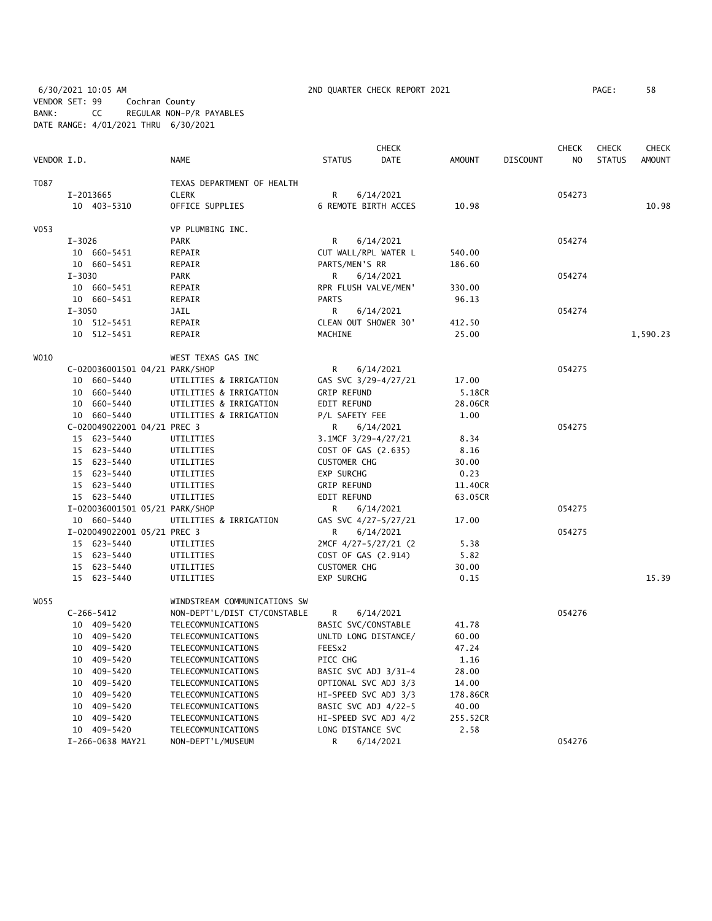6/30/2021 10:05 AM 2ND QUARTER CHECK REPORT 2021

VENDOR SET: 99 Cochran County
BANK: CC REGULAR NON-P/R PAYABLES
DATE RANGE: 4/01/2021 THRU 6/30/2021

| VENDOR I.D. | NAME | STATUS | CHECK DATE | AMOUNT | DISCOUNT | CHECK NO | CHECK STATUS | CHECK AMOUNT |
|---|---|---|---|---|---|---|---|---|
| T087 | TEXAS DEPARTMENT OF HEALTH | | | | | | | |
| I-2013665 | CLERK | R | 6/14/2021 | | | 054273 | | |
| 10 403-5310 | OFFICE SUPPLIES | 6 REMOTE BIRTH ACCES | | 10.98 | | | | 10.98 |
| V053 | VP PLUMBING INC. | | | | | | | |
| I-3026 | PARK | R | 6/14/2021 | | | 054274 | | |
| 10 660-5451 | REPAIR | CUT WALL/RPL WATER L | | 540.00 | | | | |
| 10 660-5451 | REPAIR | PARTS/MEN'S RR | | 186.60 | | | | |
| I-3030 | PARK | R | 6/14/2021 | | | 054274 | | |
| 10 660-5451 | REPAIR | RPR FLUSH VALVE/MEN' | | 330.00 | | | | |
| 10 660-5451 | REPAIR | PARTS | | 96.13 | | | | |
| I-3050 | JAIL | R | 6/14/2021 | | | 054274 | | |
| 10 512-5451 | REPAIR | CLEAN OUT SHOWER 30' | | 412.50 | | | | |
| 10 512-5451 | REPAIR | MACHINE | | 25.00 | | | | 1,590.23 |
| W010 | WEST TEXAS GAS INC | | | | | | | |
| C-020036001501 04/21 PARK/SHOP | | R | 6/14/2021 | | | 054275 | | |
| 10 660-5440 | UTILITIES & IRRIGATION | GAS SVC 3/29-4/27/21 | | 17.00 | | | | |
| 10 660-5440 | UTILITIES & IRRIGATION | GRIP REFUND | | 5.18CR | | | | |
| 10 660-5440 | UTILITIES & IRRIGATION | EDIT REFUND | | 28.06CR | | | | |
| 10 660-5440 | UTILITIES & IRRIGATION | P/L SAFETY FEE | | 1.00 | | | | |
| C-020049022001 04/21 PREC 3 | | R | 6/14/2021 | | | 054275 | | |
| 15 623-5440 | UTILITIES | 3.1MCF 3/29-4/27/21 | | 8.34 | | | | |
| 15 623-5440 | UTILITIES | COST OF GAS (2.635) | | 8.16 | | | | |
| 15 623-5440 | UTILITIES | CUSTOMER CHG | | 30.00 | | | | |
| 15 623-5440 | UTILITIES | EXP SURCHG | | 0.23 | | | | |
| 15 623-5440 | UTILITIES | GRIP REFUND | | 11.40CR | | | | |
| 15 623-5440 | UTILITIES | EDIT REFUND | | 63.05CR | | | | |
| I-020036001501 05/21 PARK/SHOP | | R | 6/14/2021 | | | 054275 | | |
| 10 660-5440 | UTILITIES & IRRIGATION | GAS SVC 4/27-5/27/21 | | 17.00 | | | | |
| I-020049022001 05/21 PREC 3 | | R | 6/14/2021 | | | 054275 | | |
| 15 623-5440 | UTILITIES | 2MCF 4/27-5/27/21 (2 | | 5.38 | | | | |
| 15 623-5440 | UTILITIES | COST OF GAS (2.914) | | 5.82 | | | | |
| 15 623-5440 | UTILITIES | CUSTOMER CHG | | 30.00 | | | | |
| 15 623-5440 | UTILITIES | EXP SURCHG | | 0.15 | | | | 15.39 |
| W055 | WINDSTREAM COMMUNICATIONS SW | | | | | | | |
| C-266-5412 | NON-DEPT'L/DIST CT/CONSTABLE | R | 6/14/2021 | | | 054276 | | |
| 10 409-5420 | TELECOMMUNICATIONS | BASIC SVC/CONSTABLE | | 41.78 | | | | |
| 10 409-5420 | TELECOMMUNICATIONS | UNLTD LONG DISTANCE/ | | 60.00 | | | | |
| 10 409-5420 | TELECOMMUNICATIONS | FEESx2 | | 47.24 | | | | |
| 10 409-5420 | TELECOMMUNICATIONS | PICC CHG | | 1.16 | | | | |
| 10 409-5420 | TELECOMMUNICATIONS | BASIC SVC ADJ 3/31-4 | | 28.00 | | | | |
| 10 409-5420 | TELECOMMUNICATIONS | OPTIONAL SVC ADJ 3/3 | | 14.00 | | | | |
| 10 409-5420 | TELECOMMUNICATIONS | HI-SPEED SVC ADJ 3/3 | | 178.86CR | | | | |
| 10 409-5420 | TELECOMMUNICATIONS | BASIC SVC ADJ 4/22-5 | | 40.00 | | | | |
| 10 409-5420 | TELECOMMUNICATIONS | HI-SPEED SVC ADJ 4/2 | | 255.52CR | | | | |
| 10 409-5420 | TELECOMMUNICATIONS | LONG DISTANCE SVC | | 2.58 | | | | |
| I-266-0638 MAY21 | NON-DEPT'L/MUSEUM | R | 6/14/2021 | | | 054276 | | |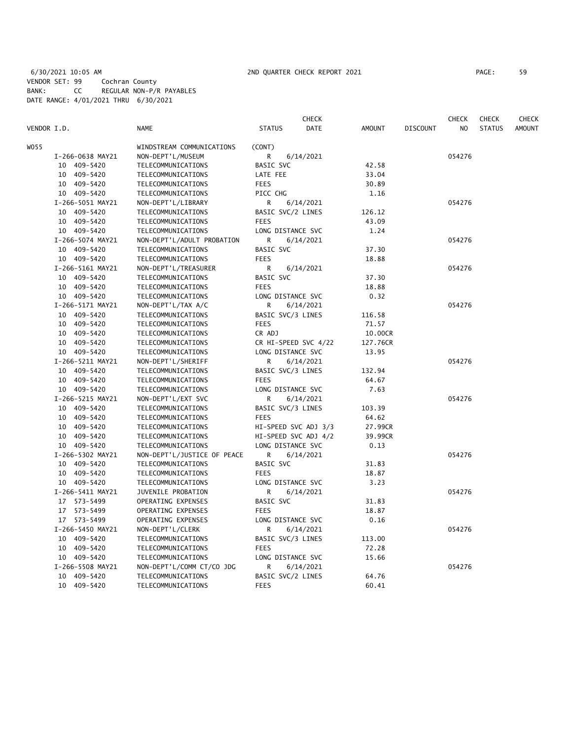6/30/2021 10:05 AM 2ND QUARTER CHECK REPORT 2021

VENDOR SET: 99 Cochran County
BANK: CC REGULAR NON-P/R PAYABLES
DATE RANGE: 4/01/2021 THRU 6/30/2021

| VENDOR I.D. | NAME | STATUS | CHECK DATE | AMOUNT | DISCOUNT | CHECK NO | CHECK STATUS | CHECK AMOUNT |
|---|---|---|---|---|---|---|---|---|
| W055 | WINDSTREAM COMMUNICATIONS | (CONT) | | | | | | |
| I-266-0638 MAY21 | NON-DEPT'L/MUSEUM | R | 6/14/2021 | | | 054276 | | |
| 10 409-5420 | TELECOMMUNICATIONS | BASIC SVC | | 42.58 | | | | |
| 10 409-5420 | TELECOMMUNICATIONS | LATE FEE | | 33.04 | | | | |
| 10 409-5420 | TELECOMMUNICATIONS | FEES | | 30.89 | | | | |
| 10 409-5420 | TELECOMMUNICATIONS | PICC CHG | | 1.16 | | | | |
| I-266-5051 MAY21 | NON-DEPT'L/LIBRARY | R | 6/14/2021 | | | 054276 | | |
| 10 409-5420 | TELECOMMUNICATIONS | BASIC SVC/2 LINES | | 126.12 | | | | |
| 10 409-5420 | TELECOMMUNICATIONS | FEES | | 43.09 | | | | |
| 10 409-5420 | TELECOMMUNICATIONS | LONG DISTANCE SVC | | 1.24 | | | | |
| I-266-5074 MAY21 | NON-DEPT'L/ADULT PROBATION | R | 6/14/2021 | | | 054276 | | |
| 10 409-5420 | TELECOMMUNICATIONS | BASIC SVC | | 37.30 | | | | |
| 10 409-5420 | TELECOMMUNICATIONS | FEES | | 18.88 | | | | |
| I-266-5161 MAY21 | NON-DEPT'L/TREASURER | R | 6/14/2021 | | | 054276 | | |
| 10 409-5420 | TELECOMMUNICATIONS | BASIC SVC | | 37.30 | | | | |
| 10 409-5420 | TELECOMMUNICATIONS | FEES | | 18.88 | | | | |
| 10 409-5420 | TELECOMMUNICATIONS | LONG DISTANCE SVC | | 0.32 | | | | |
| I-266-5171 MAY21 | NON-DEPT'L/TAX A/C | R | 6/14/2021 | | | 054276 | | |
| 10 409-5420 | TELECOMMUNICATIONS | BASIC SVC/3 LINES | | 116.58 | | | | |
| 10 409-5420 | TELECOMMUNICATIONS | FEES | | 71.57 | | | | |
| 10 409-5420 | TELECOMMUNICATIONS | CR ADJ | | 10.00CR | | | | |
| 10 409-5420 | TELECOMMUNICATIONS | CR HI-SPEED SVC 4/22 | | 127.76CR | | | | |
| 10 409-5420 | TELECOMMUNICATIONS | LONG DISTANCE SVC | | 13.95 | | | | |
| I-266-5211 MAY21 | NON-DEPT'L/SHERIFF | R | 6/14/2021 | | | 054276 | | |
| 10 409-5420 | TELECOMMUNICATIONS | BASIC SVC/3 LINES | | 132.94 | | | | |
| 10 409-5420 | TELECOMMUNICATIONS | FEES | | 64.67 | | | | |
| 10 409-5420 | TELECOMMUNICATIONS | LONG DISTANCE SVC | | 7.63 | | | | |
| I-266-5215 MAY21 | NON-DEPT'L/EXT SVC | R | 6/14/2021 | | | 054276 | | |
| 10 409-5420 | TELECOMMUNICATIONS | BASIC SVC/3 LINES | | 103.39 | | | | |
| 10 409-5420 | TELECOMMUNICATIONS | FEES | | 64.62 | | | | |
| 10 409-5420 | TELECOMMUNICATIONS | HI-SPEED SVC ADJ 3/3 | | 27.99CR | | | | |
| 10 409-5420 | TELECOMMUNICATIONS | HI-SPEED SVC ADJ 4/2 | | 39.99CR | | | | |
| 10 409-5420 | TELECOMMUNICATIONS | LONG DISTANCE SVC | | 0.13 | | | | |
| I-266-5302 MAY21 | NON-DEPT'L/JUSTICE OF PEACE | R | 6/14/2021 | | | 054276 | | |
| 10 409-5420 | TELECOMMUNICATIONS | BASIC SVC | | 31.83 | | | | |
| 10 409-5420 | TELECOMMUNICATIONS | FEES | | 18.87 | | | | |
| 10 409-5420 | TELECOMMUNICATIONS | LONG DISTANCE SVC | | 3.23 | | | | |
| I-266-5411 MAY21 | JUVENILE PROBATION | R | 6/14/2021 | | | 054276 | | |
| 17 573-5499 | OPERATING EXPENSES | BASIC SVC | | 31.83 | | | | |
| 17 573-5499 | OPERATING EXPENSES | FEES | | 18.87 | | | | |
| 17 573-5499 | OPERATING EXPENSES | LONG DISTANCE SVC | | 0.16 | | | | |
| I-266-5450 MAY21 | NON-DEPT'L/CLERK | R | 6/14/2021 | | | 054276 | | |
| 10 409-5420 | TELECOMMUNICATIONS | BASIC SVC/3 LINES | | 113.00 | | | | |
| 10 409-5420 | TELECOMMUNICATIONS | FEES | | 72.28 | | | | |
| 10 409-5420 | TELECOMMUNICATIONS | LONG DISTANCE SVC | | 15.66 | | | | |
| I-266-5508 MAY21 | NON-DEPT'L/COMM CT/CO JDG | R | 6/14/2021 | | | 054276 | | |
| 10 409-5420 | TELECOMMUNICATIONS | BASIC SVC/2 LINES | | 64.76 | | | | |
| 10 409-5420 | TELECOMMUNICATIONS | FEES | | 60.41 | | | | |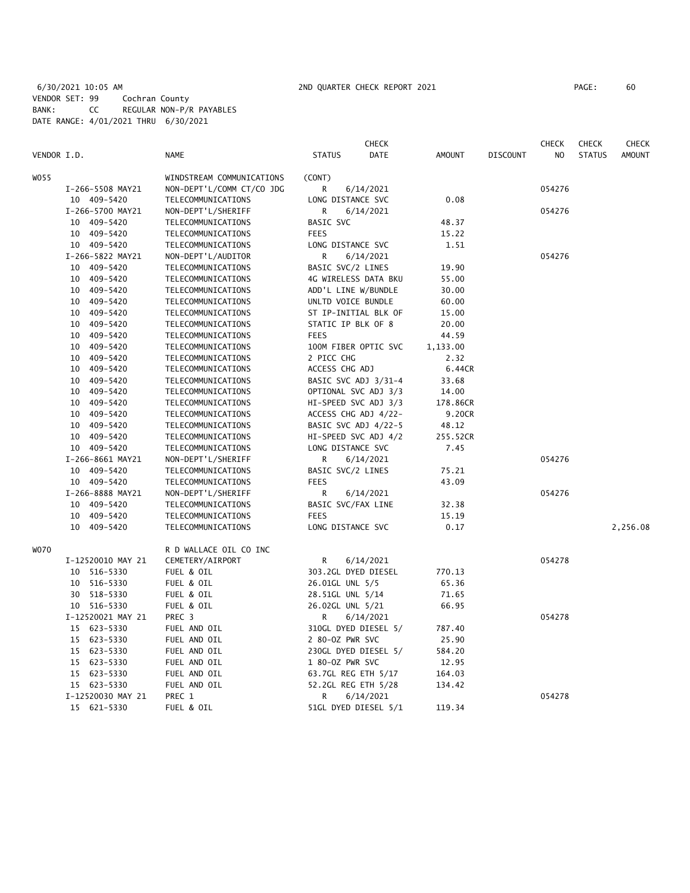6/30/2021 10:05 AM 2ND QUARTER CHECK REPORT 2021

VENDOR SET: 99 Cochran County
BANK: CC REGULAR NON-P/R PAYABLES
DATE RANGE: 4/01/2021 THRU 6/30/2021

| VENDOR I.D. | NAME | STATUS | CHECK DATE | AMOUNT | DISCOUNT | CHECK NO | CHECK STATUS | CHECK AMOUNT |
|---|---|---|---|---|---|---|---|---|
| W055 | WINDSTREAM COMMUNICATIONS | (CONT) | | | | | | |
| I-266-5508 MAY21 | NON-DEPT'L/COMM CT/CO JDG | R | 6/14/2021 | | | 054276 | | |
| 10 409-5420 | TELECOMMUNICATIONS | LONG DISTANCE SVC | | 0.08 | | | | |
| I-266-5700 MAY21 | NON-DEPT'L/SHERIFF | R | 6/14/2021 | | | 054276 | | |
| 10 409-5420 | TELECOMMUNICATIONS | BASIC SVC | | 48.37 | | | | |
| 10 409-5420 | TELECOMMUNICATIONS | FEES | | 15.22 | | | | |
| 10 409-5420 | TELECOMMUNICATIONS | LONG DISTANCE SVC | | 1.51 | | | | |
| I-266-5822 MAY21 | NON-DEPT'L/AUDITOR | R | 6/14/2021 | | | 054276 | | |
| 10 409-5420 | TELECOMMUNICATIONS | BASIC SVC/2 LINES | | 19.90 | | | | |
| 10 409-5420 | TELECOMMUNICATIONS | 4G WIRELESS DATA BKU | | 55.00 | | | | |
| 10 409-5420 | TELECOMMUNICATIONS | ADD'L LINE W/BUNDLE | | 30.00 | | | | |
| 10 409-5420 | TELECOMMUNICATIONS | UNLTD VOICE BUNDLE | | 60.00 | | | | |
| 10 409-5420 | TELECOMMUNICATIONS | ST IP-INITIAL BLK OF | | 15.00 | | | | |
| 10 409-5420 | TELECOMMUNICATIONS | STATIC IP BLK OF 8 | | 20.00 | | | | |
| 10 409-5420 | TELECOMMUNICATIONS | FEES | | 44.59 | | | | |
| 10 409-5420 | TELECOMMUNICATIONS | 100M FIBER OPTIC SVC | | 1,133.00 | | | | |
| 10 409-5420 | TELECOMMUNICATIONS | 2 PICC CHG | | 2.32 | | | | |
| 10 409-5420 | TELECOMMUNICATIONS | ACCESS CHG ADJ | | 6.44CR | | | | |
| 10 409-5420 | TELECOMMUNICATIONS | BASIC SVC ADJ 3/31-4 | | 33.68 | | | | |
| 10 409-5420 | TELECOMMUNICATIONS | OPTIONAL SVC ADJ 3/3 | | 14.00 | | | | |
| 10 409-5420 | TELECOMMUNICATIONS | HI-SPEED SVC ADJ 3/3 | | 178.86CR | | | | |
| 10 409-5420 | TELECOMMUNICATIONS | ACCESS CHG ADJ 4/22- | | 9.20CR | | | | |
| 10 409-5420 | TELECOMMUNICATIONS | BASIC SVC ADJ 4/22-5 | | 48.12 | | | | |
| 10 409-5420 | TELECOMMUNICATIONS | HI-SPEED SVC ADJ 4/2 | | 255.52CR | | | | |
| 10 409-5420 | TELECOMMUNICATIONS | LONG DISTANCE SVC | | 7.45 | | | | |
| I-266-8661 MAY21 | NON-DEPT'L/SHERIFF | R | 6/14/2021 | | | 054276 | | |
| 10 409-5420 | TELECOMMUNICATIONS | BASIC SVC/2 LINES | | 75.21 | | | | |
| 10 409-5420 | TELECOMMUNICATIONS | FEES | | 43.09 | | | | |
| I-266-8888 MAY21 | NON-DEPT'L/SHERIFF | R | 6/14/2021 | | | 054276 | | |
| 10 409-5420 | TELECOMMUNICATIONS | BASIC SVC/FAX LINE | | 32.38 | | | | |
| 10 409-5420 | TELECOMMUNICATIONS | FEES | | 15.19 | | | | |
| 10 409-5420 | TELECOMMUNICATIONS | LONG DISTANCE SVC | | 0.17 | | | | 2,256.08 |
| W070 | R D WALLACE OIL CO INC | | | | | | | |
| I-12520010 MAY 21 | CEMETERY/AIRPORT | R | 6/14/2021 | | | 054278 | | |
| 10 516-5330 | FUEL & OIL | 303.2GL DYED DIESEL | | 770.13 | | | | |
| 10 516-5330 | FUEL & OIL | 26.01GL UNL 5/5 | | 65.36 | | | | |
| 30 518-5330 | FUEL & OIL | 28.51GL UNL 5/14 | | 71.65 | | | | |
| 10 516-5330 | FUEL & OIL | 26.02GL UNL 5/21 | | 66.95 | | | | |
| I-12520021 MAY 21 | PREC 3 | R | 6/14/2021 | | | 054278 | | |
| 15 623-5330 | FUEL AND OIL | 310GL DYED DIESEL 5/ | | 787.40 | | | | |
| 15 623-5330 | FUEL AND OIL | 2 80-OZ PWR SVC | | 25.90 | | | | |
| 15 623-5330 | FUEL AND OIL | 230GL DYED DIESEL 5/ | | 584.20 | | | | |
| 15 623-5330 | FUEL AND OIL | 1 80-OZ PWR SVC | | 12.95 | | | | |
| 15 623-5330 | FUEL AND OIL | 63.7GL REG ETH 5/17 | | 164.03 | | | | |
| 15 623-5330 | FUEL AND OIL | 52.2GL REG ETH 5/28 | | 134.42 | | | | |
| I-12520030 MAY 21 | PREC 1 | R | 6/14/2021 | | | 054278 | | |
| 15 621-5330 | FUEL & OIL | 51GL DYED DIESEL 5/1 | | 119.34 | | | | |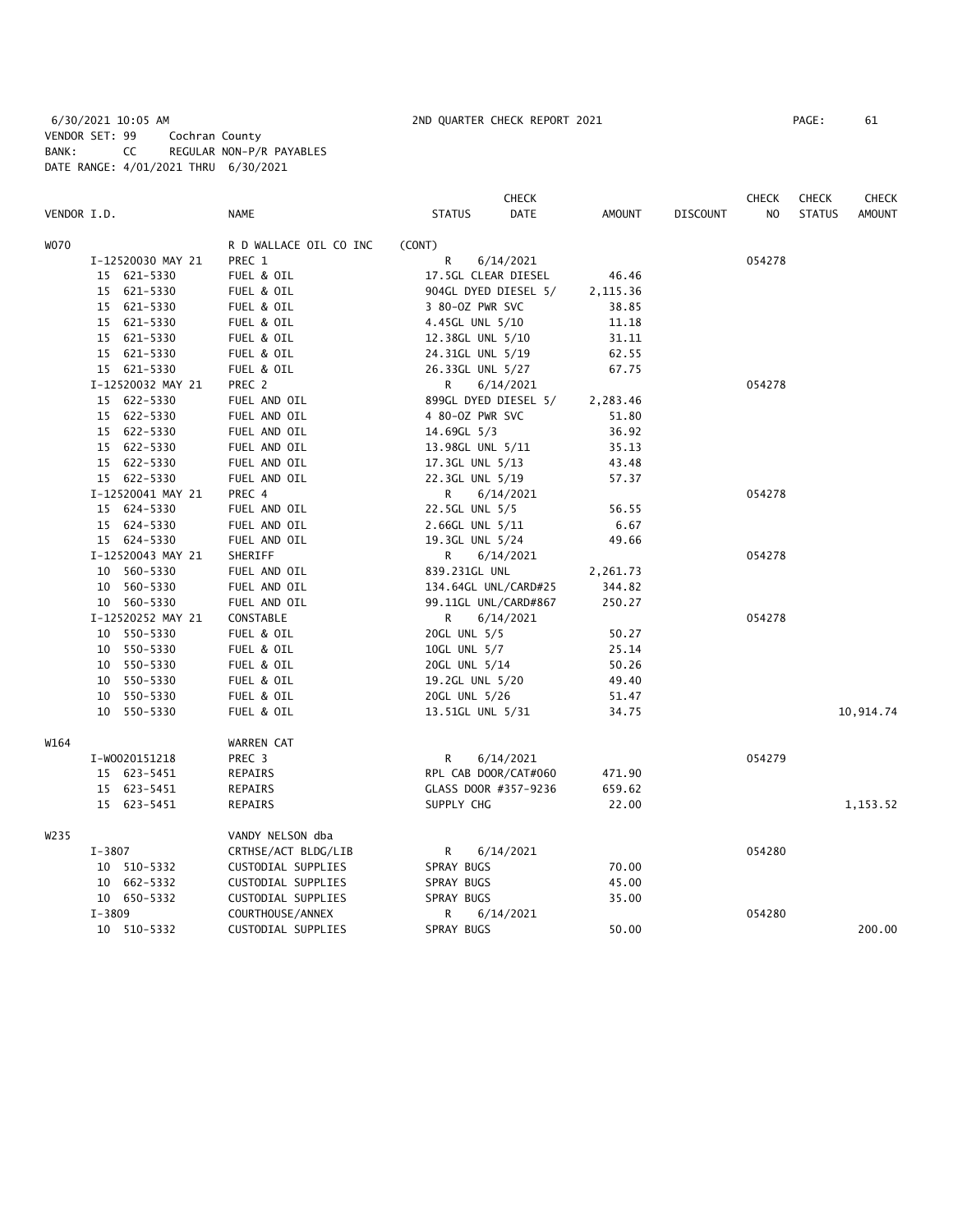6/30/2021 10:05 AM 2ND QUARTER CHECK REPORT 2021 PAGE: 61

VENDOR SET: 99 Cochran County
BANK: CC REGULAR NON-P/R PAYABLES
DATE RANGE: 4/01/2021 THRU 6/30/2021

| VENDOR I.D. | NAME | STATUS | CHECK DATE | AMOUNT | DISCOUNT | CHECK NO | CHECK STATUS | CHECK AMOUNT |
|---|---|---|---|---|---|---|---|---|
| W070 | R D WALLACE OIL CO INC | (CONT) | | | | | | |
| I-12520030 MAY 21 | PREC 1 | R | 6/14/2021 | | | 054278 | | |
| 15 621-5330 | FUEL & OIL | 17.5GL CLEAR DIESEL | | 46.46 | | | | |
| 15 621-5330 | FUEL & OIL | 904GL DYED DIESEL 5/ | | 2,115.36 | | | | |
| 15 621-5330 | FUEL & OIL | 3 80-OZ PWR SVC | | 38.85 | | | | |
| 15 621-5330 | FUEL & OIL | 4.45GL UNL 5/10 | | 11.18 | | | | |
| 15 621-5330 | FUEL & OIL | 12.38GL UNL 5/10 | | 31.11 | | | | |
| 15 621-5330 | FUEL & OIL | 24.31GL UNL 5/19 | | 62.55 | | | | |
| 15 621-5330 | FUEL & OIL | 26.33GL UNL 5/27 | | 67.75 | | | | |
| I-12520032 MAY 21 | PREC 2 | R | 6/14/2021 | | | 054278 | | |
| 15 622-5330 | FUEL AND OIL | 899GL DYED DIESEL 5/ | | 2,283.46 | | | | |
| 15 622-5330 | FUEL AND OIL | 4 80-OZ PWR SVC | | 51.80 | | | | |
| 15 622-5330 | FUEL AND OIL | 14.69GL 5/3 | | 36.92 | | | | |
| 15 622-5330 | FUEL AND OIL | 13.98GL UNL 5/11 | | 35.13 | | | | |
| 15 622-5330 | FUEL AND OIL | 17.3GL UNL 5/13 | | 43.48 | | | | |
| 15 622-5330 | FUEL AND OIL | 22.3GL UNL 5/19 | | 57.37 | | | | |
| I-12520041 MAY 21 | PREC 4 | R | 6/14/2021 | | | 054278 | | |
| 15 624-5330 | FUEL AND OIL | 22.5GL UNL 5/5 | | 56.55 | | | | |
| 15 624-5330 | FUEL AND OIL | 2.66GL UNL 5/11 | | 6.67 | | | | |
| 15 624-5330 | FUEL AND OIL | 19.3GL UNL 5/24 | | 49.66 | | | | |
| I-12520043 MAY 21 | SHERIFF | R | 6/14/2021 | | | 054278 | | |
| 10 560-5330 | FUEL AND OIL | 839.231GL UNL | | 2,261.73 | | | | |
| 10 560-5330 | FUEL AND OIL | 134.64GL UNL/CARD#25 | | 344.82 | | | | |
| 10 560-5330 | FUEL AND OIL | 99.11GL UNL/CARD#867 | | 250.27 | | | | |
| I-12520252 MAY 21 | CONSTABLE | R | 6/14/2021 | | | 054278 | | |
| 10 550-5330 | FUEL & OIL | 20GL UNL 5/5 | | 50.27 | | | | |
| 10 550-5330 | FUEL & OIL | 10GL UNL 5/7 | | 25.14 | | | | |
| 10 550-5330 | FUEL & OIL | 20GL UNL 5/14 | | 50.26 | | | | |
| 10 550-5330 | FUEL & OIL | 19.2GL UNL 5/20 | | 49.40 | | | | |
| 10 550-5330 | FUEL & OIL | 20GL UNL 5/26 | | 51.47 | | | | |
| 10 550-5330 | FUEL & OIL | 13.51GL UNL 5/31 | | 34.75 | | | | 10,914.74 |
| W164 | WARREN CAT | | | | | | | |
| I-W0020151218 | PREC 3 | R | 6/14/2021 | | | 054279 | | |
| 15 623-5451 | REPAIRS | RPL CAB DOOR/CAT#060 | | 471.90 | | | | |
| 15 623-5451 | REPAIRS | GLASS DOOR #357-9236 | | 659.62 | | | | |
| 15 623-5451 | REPAIRS | SUPPLY CHG | | 22.00 | | | | 1,153.52 |
| W235 | VANDY NELSON dba | | | | | | | |
| I-3807 | CRTHSE/ACT BLDG/LIB | R | 6/14/2021 | | | 054280 | | |
| 10 510-5332 | CUSTODIAL SUPPLIES | SPRAY BUGS | | 70.00 | | | | |
| 10 662-5332 | CUSTODIAL SUPPLIES | SPRAY BUGS | | 45.00 | | | | |
| 10 650-5332 | CUSTODIAL SUPPLIES | SPRAY BUGS | | 35.00 | | | | |
| I-3809 | COURTHOUSE/ANNEX | R | 6/14/2021 | | | 054280 | | |
| 10 510-5332 | CUSTODIAL SUPPLIES | SPRAY BUGS | | 50.00 | | | | 200.00 |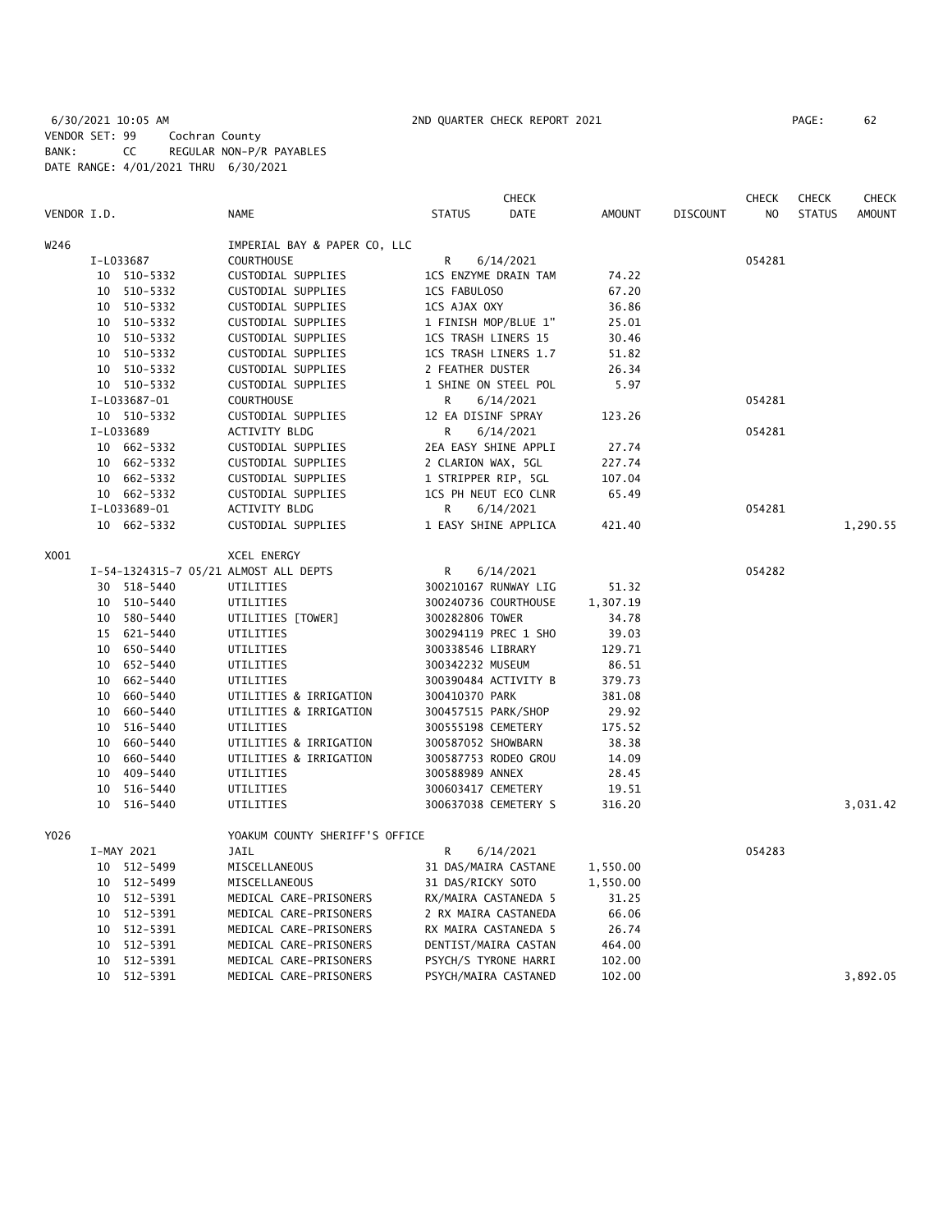6/30/2021 10:05 AM 2ND QUARTER CHECK REPORT 2021

VENDOR SET: 99 Cochran County
BANK: CC REGULAR NON-P/R PAYABLES
DATE RANGE: 4/01/2021 THRU 6/30/2021

| VENDOR I.D. | NAME | STATUS | CHECK DATE | AMOUNT | DISCOUNT | CHECK NO | CHECK STATUS | CHECK AMOUNT |
|---|---|---|---|---|---|---|---|---|
| W246 | IMPERIAL BAY & PAPER CO, LLC | | | | | | | |
| I-L033687 | COURTHOUSE | R | 6/14/2021 | | | 054281 | | |
| 10 510-5332 | CUSTODIAL SUPPLIES | 1CS ENZYME DRAIN TAM | | 74.22 | | | | |
| 10 510-5332 | CUSTODIAL SUPPLIES | 1CS FABULOSO | | 67.20 | | | | |
| 10 510-5332 | CUSTODIAL SUPPLIES | 1CS AJAX OXY | | 36.86 | | | | |
| 10 510-5332 | CUSTODIAL SUPPLIES | 1 FINISH MOP/BLUE 1" | | 25.01 | | | | |
| 10 510-5332 | CUSTODIAL SUPPLIES | 1CS TRASH LINERS 15 | | 30.46 | | | | |
| 10 510-5332 | CUSTODIAL SUPPLIES | 1CS TRASH LINERS 1.7 | | 51.82 | | | | |
| 10 510-5332 | CUSTODIAL SUPPLIES | 2 FEATHER DUSTER | | 26.34 | | | | |
| 10 510-5332 | CUSTODIAL SUPPLIES | 1 SHINE ON STEEL POL | | 5.97 | | | | |
| I-L033687-01 | COURTHOUSE | R | 6/14/2021 | | | 054281 | | |
| 10 510-5332 | CUSTODIAL SUPPLIES | 12 EA DISINF SPRAY | | 123.26 | | | | |
| I-L033689 | ACTIVITY BLDG | R | 6/14/2021 | | | 054281 | | |
| 10 662-5332 | CUSTODIAL SUPPLIES | 2EA EASY SHINE APPLI | | 27.74 | | | | |
| 10 662-5332 | CUSTODIAL SUPPLIES | 2 CLARION WAX, 5GL | | 227.74 | | | | |
| 10 662-5332 | CUSTODIAL SUPPLIES | 1 STRIPPER RIP, 5GL | | 107.04 | | | | |
| 10 662-5332 | CUSTODIAL SUPPLIES | 1CS PH NEUT ECO CLNR | | 65.49 | | | | |
| I-L033689-01 | ACTIVITY BLDG | R | 6/14/2021 | | | 054281 | | |
| 10 662-5332 | CUSTODIAL SUPPLIES | 1 EASY SHINE APPLICA | | 421.40 | | | | 1,290.55 |
| X001 | XCEL ENERGY | | | | | | | |
| I-54-1324315-7 05/21 | ALMOST ALL DEPTS | R | 6/14/2021 | | | 054282 | | |
| 30 518-5440 | UTILITIES | 300210167 RUNWAY LIG | | 51.32 | | | | |
| 10 510-5440 | UTILITIES | 300240736 COURTHOUSE | | 1,307.19 | | | | |
| 10 580-5440 | UTILITIES [TOWER] | 300282806 TOWER | | 34.78 | | | | |
| 15 621-5440 | UTILITIES | 300294119 PREC 1 SHO | | 39.03 | | | | |
| 10 650-5440 | UTILITIES | 300338546 LIBRARY | | 129.71 | | | | |
| 10 652-5440 | UTILITIES | 300342232 MUSEUM | | 86.51 | | | | |
| 10 662-5440 | UTILITIES | 300390484 ACTIVITY B | | 379.73 | | | | |
| 10 660-5440 | UTILITIES & IRRIGATION | 300410370 PARK | | 381.08 | | | | |
| 10 660-5440 | UTILITIES & IRRIGATION | 300457515 PARK/SHOP | | 29.92 | | | | |
| 10 516-5440 | UTILITIES | 300555198 CEMETERY | | 175.52 | | | | |
| 10 660-5440 | UTILITIES & IRRIGATION | 300587052 SHOWBARN | | 38.38 | | | | |
| 10 660-5440 | UTILITIES & IRRIGATION | 300587753 RODEO GROU | | 14.09 | | | | |
| 10 409-5440 | UTILITIES | 300588989 ANNEX | | 28.45 | | | | |
| 10 516-5440 | UTILITIES | 300603417 CEMETERY | | 19.51 | | | | |
| 10 516-5440 | UTILITIES | 300637038 CEMETERY S | | 316.20 | | | | 3,031.42 |
| Y026 | YOAKUM COUNTY SHERIFF'S OFFICE | | | | | | | |
| I-MAY 2021 | JAIL | R | 6/14/2021 | | | 054283 | | |
| 10 512-5499 | MISCELLANEOUS | 31 DAS/MAIRA CASTANE | | 1,550.00 | | | | |
| 10 512-5499 | MISCELLANEOUS | 31 DAS/RICKY SOTO | | 1,550.00 | | | | |
| 10 512-5391 | MEDICAL CARE-PRISONERS | RX/MAIRA CASTANEDA 5 | | 31.25 | | | | |
| 10 512-5391 | MEDICAL CARE-PRISONERS | 2 RX MAIRA CASTANEDA | | 66.06 | | | | |
| 10 512-5391 | MEDICAL CARE-PRISONERS | RX MAIRA CASTANEDA 5 | | 26.74 | | | | |
| 10 512-5391 | MEDICAL CARE-PRISONERS | DENTIST/MAIRA CASTAN | | 464.00 | | | | |
| 10 512-5391 | MEDICAL CARE-PRISONERS | PSYCH/S TYRONE HARRI | | 102.00 | | | | |
| 10 512-5391 | MEDICAL CARE-PRISONERS | PSYCH/MAIRA CASTANED | | 102.00 | | | | 3,892.05 |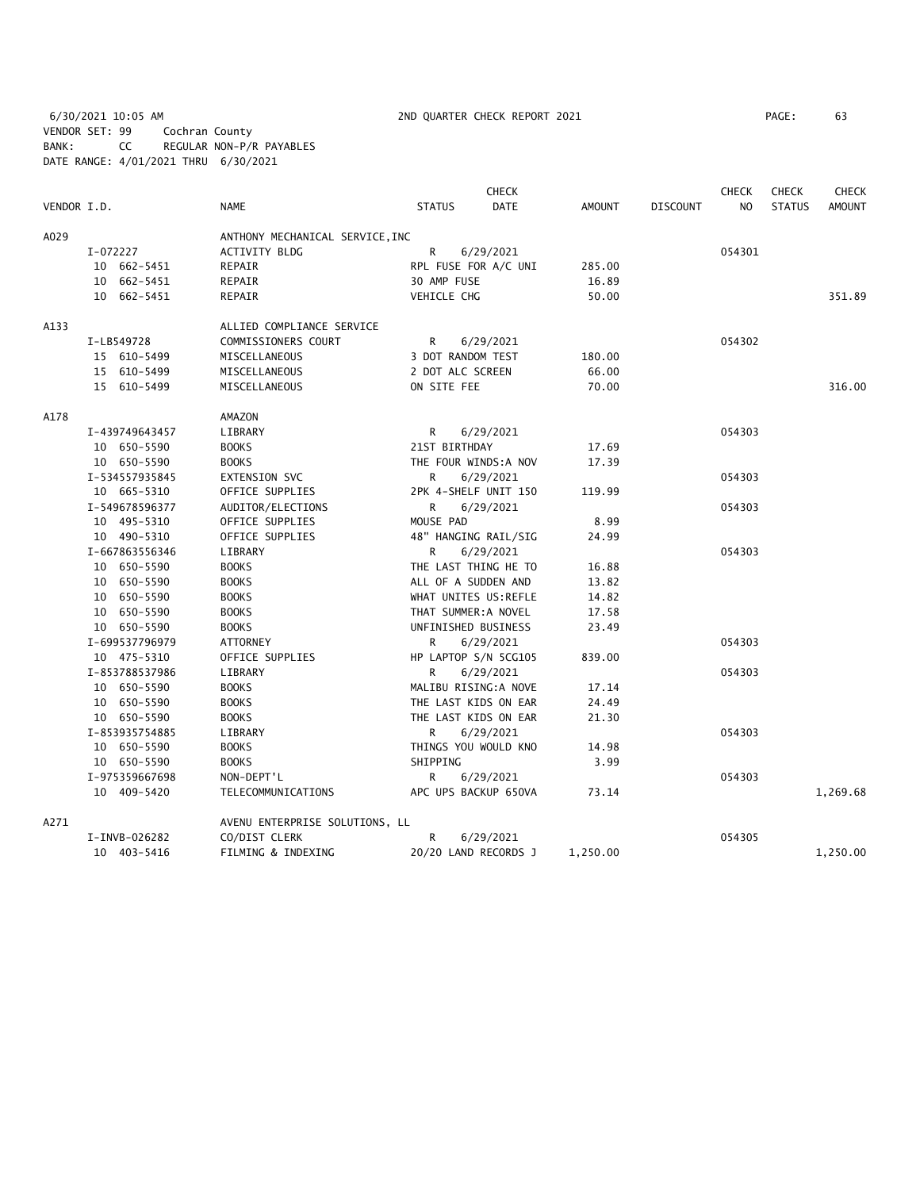6/30/2021 10:05 AM 2ND QUARTER CHECK REPORT 2021
VENDOR SET: 99 Cochran County
BANK: CC REGULAR NON-P/R PAYABLES
DATE RANGE: 4/01/2021 THRU 6/30/2021

| VENDOR I.D. | NAME | STATUS | CHECK DATE | AMOUNT | DISCOUNT | CHECK NO | CHECK STATUS | CHECK AMOUNT |
|---|---|---|---|---|---|---|---|---|
| A029 | ANTHONY MECHANICAL SERVICE,INC | | | | | | | |
| I-072227 | ACTIVITY BLDG | R | 6/29/2021 | | | 054301 | | |
| 10 662-5451 | REPAIR | RPL FUSE FOR A/C UNI | | 285.00 | | | | |
| 10 662-5451 | REPAIR | 30 AMP FUSE | | 16.89 | | | | |
| 10 662-5451 | REPAIR | VEHICLE CHG | | 50.00 | | | | 351.89 |
| A133 | ALLIED COMPLIANCE SERVICE | | | | | | | |
| I-LB549728 | COMMISSIONERS COURT | R | 6/29/2021 | | | 054302 | | |
| 15 610-5499 | MISCELLANEOUS | 3 DOT RANDOM TEST | | 180.00 | | | | |
| 15 610-5499 | MISCELLANEOUS | 2 DOT ALC SCREEN | | 66.00 | | | | |
| 15 610-5499 | MISCELLANEOUS | ON SITE FEE | | 70.00 | | | | 316.00 |
| A178 | AMAZON | | | | | | | |
| I-439749643457 | LIBRARY | R | 6/29/2021 | | | 054303 | | |
| 10 650-5590 | BOOKS | 21ST BIRTHDAY | | 17.69 | | | | |
| 10 650-5590 | BOOKS | THE FOUR WINDS:A NOV | | 17.39 | | | | |
| I-534557935845 | EXTENSION SVC | R | 6/29/2021 | | | 054303 | | |
| 10 665-5310 | OFFICE SUPPLIES | 2PK 4-SHELF UNIT 150 | | 119.99 | | | | |
| I-549678596377 | AUDITOR/ELECTIONS | R | 6/29/2021 | | | 054303 | | |
| 10 495-5310 | OFFICE SUPPLIES | MOUSE PAD | | 8.99 | | | | |
| 10 490-5310 | OFFICE SUPPLIES | 48" HANGING RAIL/SIG | | 24.99 | | | | |
| I-667863556346 | LIBRARY | R | 6/29/2021 | | | 054303 | | |
| 10 650-5590 | BOOKS | THE LAST THING HE TO | | 16.88 | | | | |
| 10 650-5590 | BOOKS | ALL OF A SUDDEN AND | | 13.82 | | | | |
| 10 650-5590 | BOOKS | WHAT UNITES US:REFLE | | 14.82 | | | | |
| 10 650-5590 | BOOKS | THAT SUMMER:A NOVEL | | 17.58 | | | | |
| 10 650-5590 | BOOKS | UNFINISHED BUSINESS | | 23.49 | | | | |
| I-699537796979 | ATTORNEY | R | 6/29/2021 | | | 054303 | | |
| 10 475-5310 | OFFICE SUPPLIES | HP LAPTOP S/N 5CG105 | | 839.00 | | | | |
| I-853788537986 | LIBRARY | R | 6/29/2021 | | | 054303 | | |
| 10 650-5590 | BOOKS | MALIBU RISING:A NOVE | | 17.14 | | | | |
| 10 650-5590 | BOOKS | THE LAST KIDS ON EAR | | 24.49 | | | | |
| 10 650-5590 | BOOKS | THE LAST KIDS ON EAR | | 21.30 | | | | |
| I-853935754885 | LIBRARY | R | 6/29/2021 | | | 054303 | | |
| 10 650-5590 | BOOKS | THINGS YOU WOULD KNO | | 14.98 | | | | |
| 10 650-5590 | BOOKS | SHIPPING | | 3.99 | | | | |
| I-975359667698 | NON-DEPT'L | R | 6/29/2021 | | | 054303 | | |
| 10 409-5420 | TELECOMMUNICATIONS | APC UPS BACKUP 650VA | | 73.14 | | | | 1,269.68 |
| A271 | AVENU ENTERPRISE SOLUTIONS, LL | | | | | | | |
| I-INVB-026282 | CO/DIST CLERK | R | 6/29/2021 | | | 054305 | | |
| 10 403-5416 | FILMING & INDEXING | 20/20 LAND RECORDS J | | 1,250.00 | | | | 1,250.00 |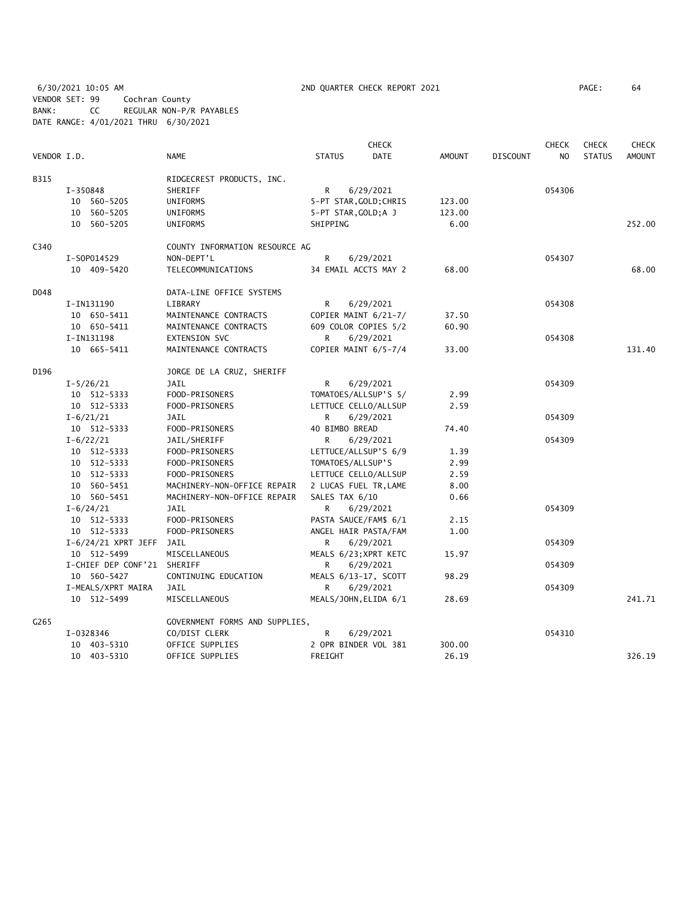6/30/2021 10:05 AM    2ND QUARTER CHECK REPORT 2021    PAGE: 64
VENDOR SET: 99    Cochran County
BANK: CC    REGULAR NON-P/R PAYABLES
DATE RANGE: 4/01/2021 THRU 6/30/2021

| VENDOR I.D. | NAME | STATUS | CHECK DATE | AMOUNT | DISCOUNT | CHECK NO | CHECK STATUS | CHECK AMOUNT |
|---|---|---|---|---|---|---|---|---|
| B315 | RIDGECREST PRODUCTS, INC. | | | | | | | |
| I-350848 | SHERIFF | R | 6/29/2021 | | | 054306 | | |
| 10 560-5205 | UNIFORMS | 5-PT STAR,GOLD;CHRIS | | 123.00 | | | | |
| 10 560-5205 | UNIFORMS | 5-PT STAR,GOLD;A J | | 123.00 | | | | |
| 10 560-5205 | UNIFORMS | SHIPPING | | 6.00 | | | | 252.00 |
| C340 | COUNTY INFORMATION RESOURCE AG | | | | | | | |
| I-SOP014529 | NON-DEPT'L | R | 6/29/2021 | | | 054307 | | |
| 10 409-5420 | TELECOMMUNICATIONS | 34 EMAIL ACCTS MAY 2 | | 68.00 | | | | 68.00 |
| D048 | DATA-LINE OFFICE SYSTEMS | | | | | | | |
| I-IN131190 | LIBRARY | R | 6/29/2021 | | | 054308 | | |
| 10 650-5411 | MAINTENANCE CONTRACTS | COPIER MAINT 6/21-7/ | | 37.50 | | | | |
| 10 650-5411 | MAINTENANCE CONTRACTS | 609 COLOR COPIES 5/2 | | 60.90 | | | | |
| I-IN131198 | EXTENSION SVC | R | 6/29/2021 | | | 054308 | | |
| 10 665-5411 | MAINTENANCE CONTRACTS | COPIER MAINT 6/5-7/4 | | 33.00 | | | | 131.40 |
| D196 | JORGE DE LA CRUZ, SHERIFF | | | | | | | |
| I-5/26/21 | JAIL | R | 6/29/2021 | | | 054309 | | |
| 10 512-5333 | FOOD-PRISONERS | TOMATOES/ALLSUP'S 5/ | | 2.99 | | | | |
| 10 512-5333 | FOOD-PRISONERS | LETTUCE CELLO/ALLSUP | | 2.59 | | | | |
| I-6/21/21 | JAIL | R | 6/29/2021 | | | 054309 | | |
| 10 512-5333 | FOOD-PRISONERS | 40 BIMBO BREAD | | 74.40 | | | | |
| I-6/22/21 | JAIL/SHERIFF | R | 6/29/2021 | | | 054309 | | |
| 10 512-5333 | FOOD-PRISONERS | LETTUCE/ALLSUP'S 6/9 | | 1.39 | | | | |
| 10 512-5333 | FOOD-PRISONERS | TOMATOES/ALLSUP'S | | 2.99 | | | | |
| 10 512-5333 | FOOD-PRISONERS | LETTUCE CELLO/ALLSUP | | 2.59 | | | | |
| 10 560-5451 | MACHINERY-NON-OFFICE REPAIR | 2 LUCAS FUEL TR,LAME | | 8.00 | | | | |
| 10 560-5451 | MACHINERY-NON-OFFICE REPAIR | SALES TAX 6/10 | | 0.66 | | | | |
| I-6/24/21 | JAIL | R | 6/29/2021 | | | 054309 | | |
| 10 512-5333 | FOOD-PRISONERS | PASTA SAUCE/FAM$ 6/1 | | 2.15 | | | | |
| 10 512-5333 | FOOD-PRISONERS | ANGEL HAIR PASTA/FAM | | 1.00 | | | | |
| I-6/24/21 XPRT JEFF | JAIL | R | 6/29/2021 | | | 054309 | | |
| 10 512-5499 | MISCELLANEOUS | MEALS 6/23;XPRT KETC | | 15.97 | | | | |
| I-CHIEF DEP CONF'21 | SHERIFF | R | 6/29/2021 | | | 054309 | | |
| 10 560-5427 | CONTINUING EDUCATION | MEALS 6/13-17, SCOTT | | 98.29 | | | | |
| I-MEALS/XPRT MAIRA | JAIL | R | 6/29/2021 | | | 054309 | | |
| 10 512-5499 | MISCELLANEOUS | MEALS/JOHN,ELIDA 6/1 | | 28.69 | | | | 241.71 |
| G265 | GOVERNMENT FORMS AND SUPPLIES, | | | | | | | |
| I-0328346 | CO/DIST CLERK | R | 6/29/2021 | | | 054310 | | |
| 10 403-5310 | OFFICE SUPPLIES | 2 OPR BINDER VOL 381 | | 300.00 | | | | |
| 10 403-5310 | OFFICE SUPPLIES | FREIGHT | | 26.19 | | | | 326.19 |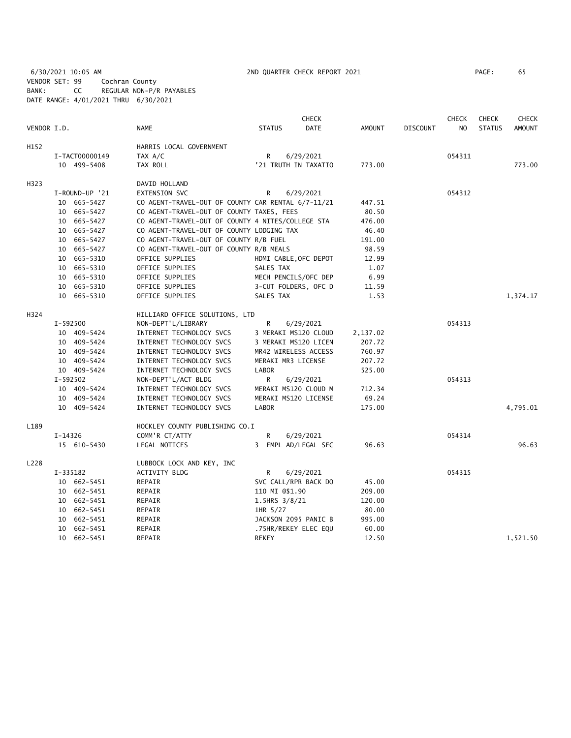6/30/2021 10:05 AM 2ND QUARTER CHECK REPORT 2021 PAGE: 65
VENDOR SET: 99 Cochran County
BANK: CC REGULAR NON-P/R PAYABLES
DATE RANGE: 4/01/2021 THRU 6/30/2021

| VENDOR I.D. | NAME | STATUS | CHECK DATE | AMOUNT | DISCOUNT | CHECK NO | CHECK STATUS | CHECK AMOUNT |
|---|---|---|---|---|---|---|---|---|
| H152 | HARRIS LOCAL GOVERNMENT | | | | | | | |
| I-TACT00000149 | TAX A/C | R | 6/29/2021 | | | 054311 | | |
| 10 499-5408 | TAX ROLL | '21 TRUTH IN TAXATIO | | 773.00 | | | | 773.00 |
| H323 | DAVID HOLLAND | | | | | | | |
| I-ROUND-UP '21 | EXTENSION SVC | R | 6/29/2021 | | | 054312 | | |
| 10 665-5427 | CO AGENT-TRAVEL-OUT OF COUNTY CAR RENTAL 6/7-11/21 | | | 447.51 | | | | |
| 10 665-5427 | CO AGENT-TRAVEL-OUT OF COUNTY TAXES, FEES | | | 80.50 | | | | |
| 10 665-5427 | CO AGENT-TRAVEL-OUT OF COUNTY 4 NITES/COLLEGE STA | | | 476.00 | | | | |
| 10 665-5427 | CO AGENT-TRAVEL-OUT OF COUNTY LODGING TAX | | | 46.40 | | | | |
| 10 665-5427 | CO AGENT-TRAVEL-OUT OF COUNTY R/B FUEL | | | 191.00 | | | | |
| 10 665-5427 | CO AGENT-TRAVEL-OUT OF COUNTY R/B MEALS | | | 98.59 | | | | |
| 10 665-5310 | OFFICE SUPPLIES | HDMI CABLE,OFC DEPOT | | 12.99 | | | | |
| 10 665-5310 | OFFICE SUPPLIES | SALES TAX | | 1.07 | | | | |
| 10 665-5310 | OFFICE SUPPLIES | MECH PENCILS/OFC DEP | | 6.99 | | | | |
| 10 665-5310 | OFFICE SUPPLIES | 3-CUT FOLDERS, OFC D | | 11.59 | | | | |
| 10 665-5310 | OFFICE SUPPLIES | SALES TAX | | 1.53 | | | | 1,374.17 |
| H324 | HILLIARD OFFICE SOLUTIONS, LTD | | | | | | | |
| I-592500 | NON-DEPT'L/LIBRARY | R | 6/29/2021 | | | 054313 | | |
| 10 409-5424 | INTERNET TECHNOLOGY SVCS | 3 MERAKI MS120 CLOUD | | 2,137.02 | | | | |
| 10 409-5424 | INTERNET TECHNOLOGY SVCS | 3 MERAKI MS120 LICEN | | 207.72 | | | | |
| 10 409-5424 | INTERNET TECHNOLOGY SVCS | MR42 WIRELESS ACCESS | | 760.97 | | | | |
| 10 409-5424 | INTERNET TECHNOLOGY SVCS | MERAKI MR3 LICENSE | | 207.72 | | | | |
| 10 409-5424 | INTERNET TECHNOLOGY SVCS | LABOR | | 525.00 | | | | |
| I-592502 | NON-DEPT'L/ACT BLDG | R | 6/29/2021 | | | 054313 | | |
| 10 409-5424 | INTERNET TECHNOLOGY SVCS | MERAKI MS120 CLOUD M | | 712.34 | | | | |
| 10 409-5424 | INTERNET TECHNOLOGY SVCS | MERAKI MS120 LICENSE | | 69.24 | | | | |
| 10 409-5424 | INTERNET TECHNOLOGY SVCS | LABOR | | 175.00 | | | | 4,795.01 |
| L189 | HOCKLEY COUNTY PUBLISHING CO.I | | | | | | | |
| I-14326 | COMM'R CT/ATTY | R | 6/29/2021 | | | 054314 | | |
| 15 610-5430 | LEGAL NOTICES | 3 EMPL AD/LEGAL SEC | | 96.63 | | | | 96.63 |
| L228 | LUBBOCK LOCK AND KEY, INC | | | | | | | |
| I-335182 | ACTIVITY BLDG | R | 6/29/2021 | | | 054315 | | |
| 10 662-5451 | REPAIR | SVC CALL/RPR BACK DO | | 45.00 | | | | |
| 10 662-5451 | REPAIR | 110 MI @$1.90 | | 209.00 | | | | |
| 10 662-5451 | REPAIR | 1.5HRS 3/8/21 | | 120.00 | | | | |
| 10 662-5451 | REPAIR | 1HR 5/27 | | 80.00 | | | | |
| 10 662-5451 | REPAIR | JACKSON 2095 PANIC B | | 995.00 | | | | |
| 10 662-5451 | REPAIR | .75HR/REKEY ELEC EQU | | 60.00 | | | | |
| 10 662-5451 | REPAIR | REKEY | | 12.50 | | | | 1,521.50 |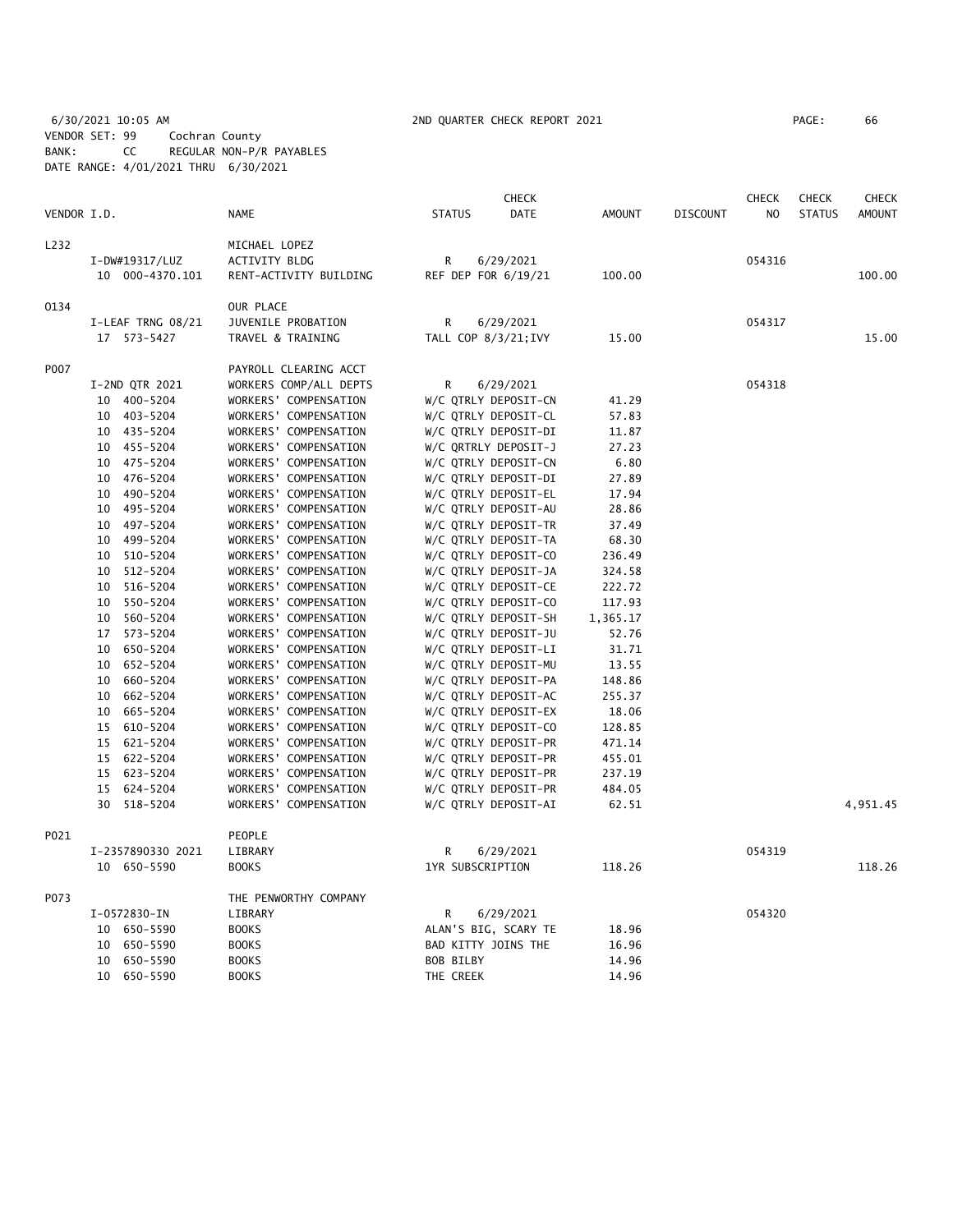6/30/2021 10:05 AM 2ND QUARTER CHECK REPORT 2021

VENDOR SET: 99 Cochran County
BANK: CC REGULAR NON-P/R PAYABLES
DATE RANGE: 4/01/2021 THRU 6/30/2021

| VENDOR I.D. | NAME | STATUS | CHECK DATE | AMOUNT | DISCOUNT | CHECK NO | CHECK STATUS | CHECK AMOUNT |
|---|---|---|---|---|---|---|---|---|
| L232 | MICHAEL LOPEZ | | | | | | | |
| I-DW#19317/LUZ | ACTIVITY BLDG | R | 6/29/2021 | | | 054316 | | |
| 10 000-4370.101 | RENT-ACTIVITY BUILDING | REF DEP FOR 6/19/21 | | 100.00 | | | | 100.00 |
| O134 | OUR PLACE | | | | | | | |
| I-LEAF TRNG 08/21 | JUVENILE PROBATION | R | 6/29/2021 | | | 054317 | | |
| 17 573-5427 | TRAVEL & TRAINING | TALL COP 8/3/21;IVY | | 15.00 | | | | 15.00 |
| P007 | PAYROLL CLEARING ACCT | | | | | | | |
| I-2ND QTR 2021 | WORKERS COMP/ALL DEPTS | R | 6/29/2021 | | | 054318 | | |
| 10 400-5204 | WORKERS' COMPENSATION | W/C QTRLY DEPOSIT-CN | | 41.29 | | | | |
| 10 403-5204 | WORKERS' COMPENSATION | W/C QTRLY DEPOSIT-CL | | 57.83 | | | | |
| 10 435-5204 | WORKERS' COMPENSATION | W/C QTRLY DEPOSIT-DI | | 11.87 | | | | |
| 10 455-5204 | WORKERS' COMPENSATION | W/C QRTRLY DEPOSIT-J | | 27.23 | | | | |
| 10 475-5204 | WORKERS' COMPENSATION | W/C QTRLY DEPOSIT-CN | | 6.80 | | | | |
| 10 476-5204 | WORKERS' COMPENSATION | W/C QTRLY DEPOSIT-DI | | 27.89 | | | | |
| 10 490-5204 | WORKERS' COMPENSATION | W/C QTRLY DEPOSIT-EL | | 17.94 | | | | |
| 10 495-5204 | WORKERS' COMPENSATION | W/C QTRLY DEPOSIT-AU | | 28.86 | | | | |
| 10 497-5204 | WORKERS' COMPENSATION | W/C QTRLY DEPOSIT-TR | | 37.49 | | | | |
| 10 499-5204 | WORKERS' COMPENSATION | W/C QTRLY DEPOSIT-TA | | 68.30 | | | | |
| 10 510-5204 | WORKERS' COMPENSATION | W/C QTRLY DEPOSIT-CO | | 236.49 | | | | |
| 10 512-5204 | WORKERS' COMPENSATION | W/C QTRLY DEPOSIT-JA | | 324.58 | | | | |
| 10 516-5204 | WORKERS' COMPENSATION | W/C QTRLY DEPOSIT-CE | | 222.72 | | | | |
| 10 550-5204 | WORKERS' COMPENSATION | W/C QTRLY DEPOSIT-CO | | 117.93 | | | | |
| 10 560-5204 | WORKERS' COMPENSATION | W/C QTRLY DEPOSIT-SH | | 1,365.17 | | | | |
| 17 573-5204 | WORKERS' COMPENSATION | W/C QTRLY DEPOSIT-JU | | 52.76 | | | | |
| 10 650-5204 | WORKERS' COMPENSATION | W/C QTRLY DEPOSIT-LI | | 31.71 | | | | |
| 10 652-5204 | WORKERS' COMPENSATION | W/C QTRLY DEPOSIT-MU | | 13.55 | | | | |
| 10 660-5204 | WORKERS' COMPENSATION | W/C QTRLY DEPOSIT-PA | | 148.86 | | | | |
| 10 662-5204 | WORKERS' COMPENSATION | W/C QTRLY DEPOSIT-AC | | 255.37 | | | | |
| 10 665-5204 | WORKERS' COMPENSATION | W/C QTRLY DEPOSIT-EX | | 18.06 | | | | |
| 15 610-5204 | WORKERS' COMPENSATION | W/C QTRLY DEPOSIT-CO | | 128.85 | | | | |
| 15 621-5204 | WORKERS' COMPENSATION | W/C QTRLY DEPOSIT-PR | | 471.14 | | | | |
| 15 622-5204 | WORKERS' COMPENSATION | W/C QTRLY DEPOSIT-PR | | 455.01 | | | | |
| 15 623-5204 | WORKERS' COMPENSATION | W/C QTRLY DEPOSIT-PR | | 237.19 | | | | |
| 15 624-5204 | WORKERS' COMPENSATION | W/C QTRLY DEPOSIT-PR | | 484.05 | | | | |
| 30 518-5204 | WORKERS' COMPENSATION | W/C QTRLY DEPOSIT-AI | | 62.51 | | | | 4,951.45 |
| P021 | PEOPLE | | | | | | | |
| I-2357890330 2021 | LIBRARY | R | 6/29/2021 | | | 054319 | | |
| 10 650-5590 | BOOKS | 1YR SUBSCRIPTION | | 118.26 | | | | 118.26 |
| P073 | THE PENWORTHY COMPANY | | | | | | | |
| I-0572830-IN | LIBRARY | R | 6/29/2021 | | | 054320 | | |
| 10 650-5590 | BOOKS | ALAN'S BIG, SCARY TE | | 18.96 | | | | |
| 10 650-5590 | BOOKS | BAD KITTY JOINS THE | | 16.96 | | | | |
| 10 650-5590 | BOOKS | BOB BILBY | | 14.96 | | | | |
| 10 650-5590 | BOOKS | THE CREEK | | 14.96 | | | | |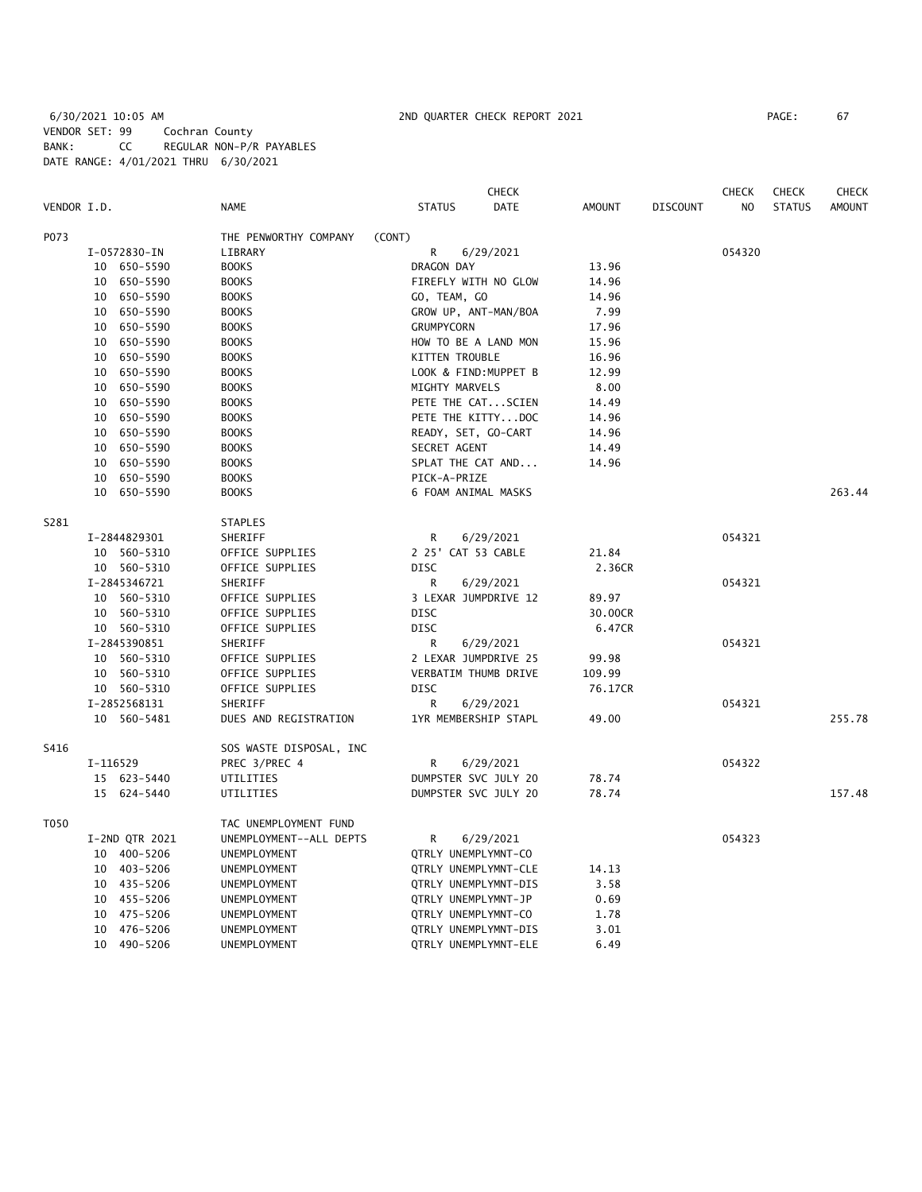6/30/2021 10:05 AM 2ND QUARTER CHECK REPORT 2021
VENDOR SET: 99 Cochran County
BANK: CC REGULAR NON-P/R PAYABLES
DATE RANGE: 4/01/2021 THRU 6/30/2021

| VENDOR I.D. | NAME | STATUS | CHECK DATE | AMOUNT | DISCOUNT | CHECK NO | CHECK STATUS | CHECK AMOUNT |
|---|---|---|---|---|---|---|---|---|
| P073 | THE PENWORTHY COMPANY (CONT) | | | | | | | |
| I-0572830-IN | LIBRARY | R | 6/29/2021 | | | 054320 | | |
| 10 650-5590 | BOOKS | DRAGON DAY | | 13.96 | | | | |
| 10 650-5590 | BOOKS | FIREFLY WITH NO GLOW | | 14.96 | | | | |
| 10 650-5590 | BOOKS | GO, TEAM, GO | | 14.96 | | | | |
| 10 650-5590 | BOOKS | GROW UP, ANT-MAN/BOA | | 7.99 | | | | |
| 10 650-5590 | BOOKS | GRUMPYCORN | | 17.96 | | | | |
| 10 650-5590 | BOOKS | HOW TO BE A LAND MON | | 15.96 | | | | |
| 10 650-5590 | BOOKS | KITTEN TROUBLE | | 16.96 | | | | |
| 10 650-5590 | BOOKS | LOOK & FIND:MUPPET B | | 12.99 | | | | |
| 10 650-5590 | BOOKS | MIGHTY MARVELS | | 8.00 | | | | |
| 10 650-5590 | BOOKS | PETE THE CAT...SCIEN | | 14.49 | | | | |
| 10 650-5590 | BOOKS | PETE THE KITTY...DOC | | 14.96 | | | | |
| 10 650-5590 | BOOKS | READY, SET, GO-CART | | 14.96 | | | | |
| 10 650-5590 | BOOKS | SECRET AGENT | | 14.49 | | | | |
| 10 650-5590 | BOOKS | SPLAT THE CAT AND... | | 14.96 | | | | |
| 10 650-5590 | BOOKS | PICK-A-PRIZE | | | | | | |
| 10 650-5590 | BOOKS | 6 FOAM ANIMAL MASKS | | | | | | 263.44 |
| S281 | STAPLES | | | | | | | |
| I-2844829301 | SHERIFF | R | 6/29/2021 | | | 054321 | | |
| 10 560-5310 | OFFICE SUPPLIES | 2 25' CAT 53 CABLE | | 21.84 | | | | |
| 10 560-5310 | OFFICE SUPPLIES | DISC | | 2.36CR | | | | |
| I-2845346721 | SHERIFF | R | 6/29/2021 | | | 054321 | | |
| 10 560-5310 | OFFICE SUPPLIES | 3 LEXAR JUMPDRIVE 12 | | 89.97 | | | | |
| 10 560-5310 | OFFICE SUPPLIES | DISC | | 30.00CR | | | | |
| 10 560-5310 | OFFICE SUPPLIES | DISC | | 6.47CR | | | | |
| I-2845390851 | SHERIFF | R | 6/29/2021 | | | 054321 | | |
| 10 560-5310 | OFFICE SUPPLIES | 2 LEXAR JUMPDRIVE 25 | | 99.98 | | | | |
| 10 560-5310 | OFFICE SUPPLIES | VERBATIM THUMB DRIVE | | 109.99 | | | | |
| 10 560-5310 | OFFICE SUPPLIES | DISC | | 76.17CR | | | | |
| I-2852568131 | SHERIFF | R | 6/29/2021 | | | 054321 | | |
| 10 560-5481 | DUES AND REGISTRATION | 1YR MEMBERSHIP STAPL | | 49.00 | | | | 255.78 |
| S416 | SOS WASTE DISPOSAL, INC | | | | | | | |
| I-116529 | PREC 3/PREC 4 | R | 6/29/2021 | | | 054322 | | |
| 15 623-5440 | UTILITIES | DUMPSTER SVC JULY 20 | | 78.74 | | | | |
| 15 624-5440 | UTILITIES | DUMPSTER SVC JULY 20 | | 78.74 | | | | 157.48 |
| T050 | TAC UNEMPLOYMENT FUND | | | | | | | |
| I-2ND QTR 2021 | UNEMPLOYMENT--ALL DEPTS | R | 6/29/2021 | | | 054323 | | |
| 10 400-5206 | UNEMPLOYMENT | QTRLY UNEMPLYMNT-CO | | | | | | |
| 10 403-5206 | UNEMPLOYMENT | QTRLY UNEMPLYMNT-CLE | | 14.13 | | | | |
| 10 435-5206 | UNEMPLOYMENT | QTRLY UNEMPLYMNT-DIS | | 3.58 | | | | |
| 10 455-5206 | UNEMPLOYMENT | QTRLY UNEMPLYMNT-JP | | 0.69 | | | | |
| 10 475-5206 | UNEMPLOYMENT | QTRLY UNEMPLYMNT-CO | | 1.78 | | | | |
| 10 476-5206 | UNEMPLOYMENT | QTRLY UNEMPLYMNT-DIS | | 3.01 | | | | |
| 10 490-5206 | UNEMPLOYMENT | QTRLY UNEMPLYMNT-ELE | | 6.49 | | | | |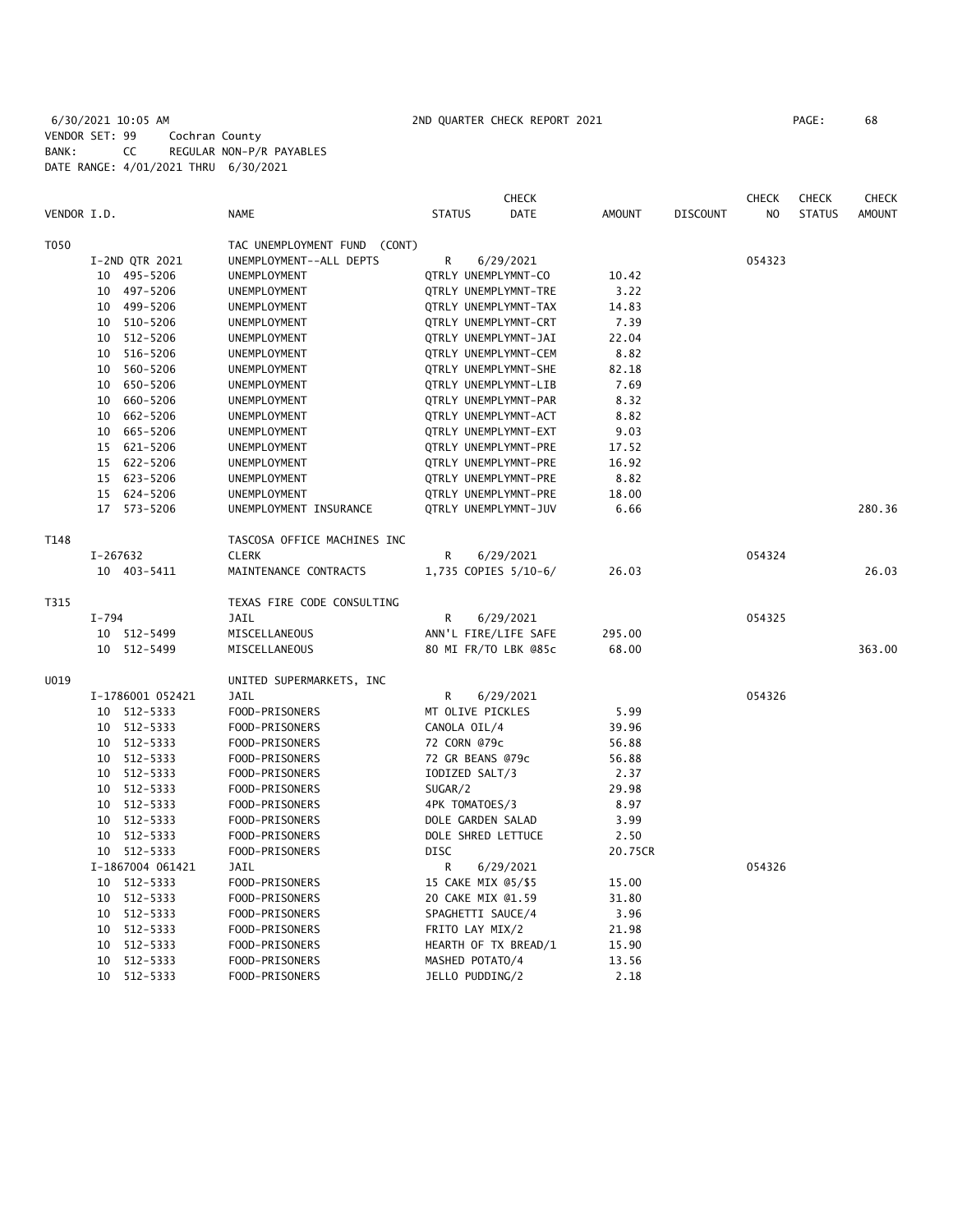6/30/2021 10:05 AM 2ND QUARTER CHECK REPORT 2021
VENDOR SET: 99 Cochran County
BANK: CC REGULAR NON-P/R PAYABLES
DATE RANGE: 4/01/2021 THRU 6/30/2021

| VENDOR I.D. | NAME | STATUS | CHECK DATE | AMOUNT | DISCOUNT | CHECK NO | CHECK STATUS | CHECK AMOUNT |
|---|---|---|---|---|---|---|---|---|
| T050 | TAC UNEMPLOYMENT FUND (CONT) | | | | | | | |
| I-2ND QTR 2021 | UNEMPLOYMENT--ALL DEPTS | R | 6/29/2021 | | | 054323 | | |
| 10 495-5206 | UNEMPLOYMENT | QTRLY UNEMPLYMNT-CO | | 10.42 | | | | |
| 10 497-5206 | UNEMPLOYMENT | QTRLY UNEMPLYMNT-TRE | | 3.22 | | | | |
| 10 499-5206 | UNEMPLOYMENT | QTRLY UNEMPLYMNT-TAX | | 14.83 | | | | |
| 10 510-5206 | UNEMPLOYMENT | QTRLY UNEMPLYMNT-CRT | | 7.39 | | | | |
| 10 512-5206 | UNEMPLOYMENT | QTRLY UNEMPLYMNT-JAI | | 22.04 | | | | |
| 10 516-5206 | UNEMPLOYMENT | QTRLY UNEMPLYMNT-CEM | | 8.82 | | | | |
| 10 560-5206 | UNEMPLOYMENT | QTRLY UNEMPLYMNT-SHE | | 82.18 | | | | |
| 10 650-5206 | UNEMPLOYMENT | QTRLY UNEMPLYMNT-LIB | | 7.69 | | | | |
| 10 660-5206 | UNEMPLOYMENT | QTRLY UNEMPLYMNT-PAR | | 8.32 | | | | |
| 10 662-5206 | UNEMPLOYMENT | QTRLY UNEMPLYMNT-ACT | | 8.82 | | | | |
| 10 665-5206 | UNEMPLOYMENT | QTRLY UNEMPLYMNT-EXT | | 9.03 | | | | |
| 15 621-5206 | UNEMPLOYMENT | QTRLY UNEMPLYMNT-PRE | | 17.52 | | | | |
| 15 622-5206 | UNEMPLOYMENT | QTRLY UNEMPLYMNT-PRE | | 16.92 | | | | |
| 15 623-5206 | UNEMPLOYMENT | QTRLY UNEMPLYMNT-PRE | | 8.82 | | | | |
| 15 624-5206 | UNEMPLOYMENT | QTRLY UNEMPLYMNT-PRE | | 18.00 | | | | |
| 17 573-5206 | UNEMPLOYMENT INSURANCE | QTRLY UNEMPLYMNT-JUV | | 6.66 | | | | 280.36 |
| T148 | TASCOSA OFFICE MACHINES INC | | | | | | | |
| I-267632 | CLERK | R | 6/29/2021 | | | 054324 | | |
| 10 403-5411 | MAINTENANCE CONTRACTS | 1,735 COPIES 5/10-6/ | | 26.03 | | | | 26.03 |
| T315 | TEXAS FIRE CODE CONSULTING | | | | | | | |
| I-794 | JAIL | R | 6/29/2021 | | | 054325 | | |
| 10 512-5499 | MISCELLANEOUS | ANN'L FIRE/LIFE SAFE | | 295.00 | | | | |
| 10 512-5499 | MISCELLANEOUS | 80 MI FR/TO LBK @85c | | 68.00 | | | | 363.00 |
| U019 | UNITED SUPERMARKETS, INC | | | | | | | |
| I-1786001 052421 | JAIL | R | 6/29/2021 | | | 054326 | | |
| 10 512-5333 | FOOD-PRISONERS | MT OLIVE PICKLES | | 5.99 | | | | |
| 10 512-5333 | FOOD-PRISONERS | CANOLA OIL/4 | | 39.96 | | | | |
| 10 512-5333 | FOOD-PRISONERS | 72 CORN @79c | | 56.88 | | | | |
| 10 512-5333 | FOOD-PRISONERS | 72 GR BEANS @79c | | 56.88 | | | | |
| 10 512-5333 | FOOD-PRISONERS | IODIZED SALT/3 | | 2.37 | | | | |
| 10 512-5333 | FOOD-PRISONERS | SUGAR/2 | | 29.98 | | | | |
| 10 512-5333 | FOOD-PRISONERS | 4PK TOMATOES/3 | | 8.97 | | | | |
| 10 512-5333 | FOOD-PRISONERS | DOLE GARDEN SALAD | | 3.99 | | | | |
| 10 512-5333 | FOOD-PRISONERS | DOLE SHRED LETTUCE | | 2.50 | | | | |
| 10 512-5333 | FOOD-PRISONERS | DISC | | 20.75CR | | | | |
| I-1867004 061421 | JAIL | R | 6/29/2021 | | | 054326 | | |
| 10 512-5333 | FOOD-PRISONERS | 15 CAKE MIX @5/$5 | | 15.00 | | | | |
| 10 512-5333 | FOOD-PRISONERS | 20 CAKE MIX @1.59 | | 31.80 | | | | |
| 10 512-5333 | FOOD-PRISONERS | SPAGHETTI SAUCE/4 | | 3.96 | | | | |
| 10 512-5333 | FOOD-PRISONERS | FRITO LAY MIX/2 | | 21.98 | | | | |
| 10 512-5333 | FOOD-PRISONERS | HEARTH OF TX BREAD/1 | | 15.90 | | | | |
| 10 512-5333 | FOOD-PRISONERS | MASHED POTATO/4 | | 13.56 | | | | |
| 10 512-5333 | FOOD-PRISONERS | JELLO PUDDING/2 | | 2.18 | | | | |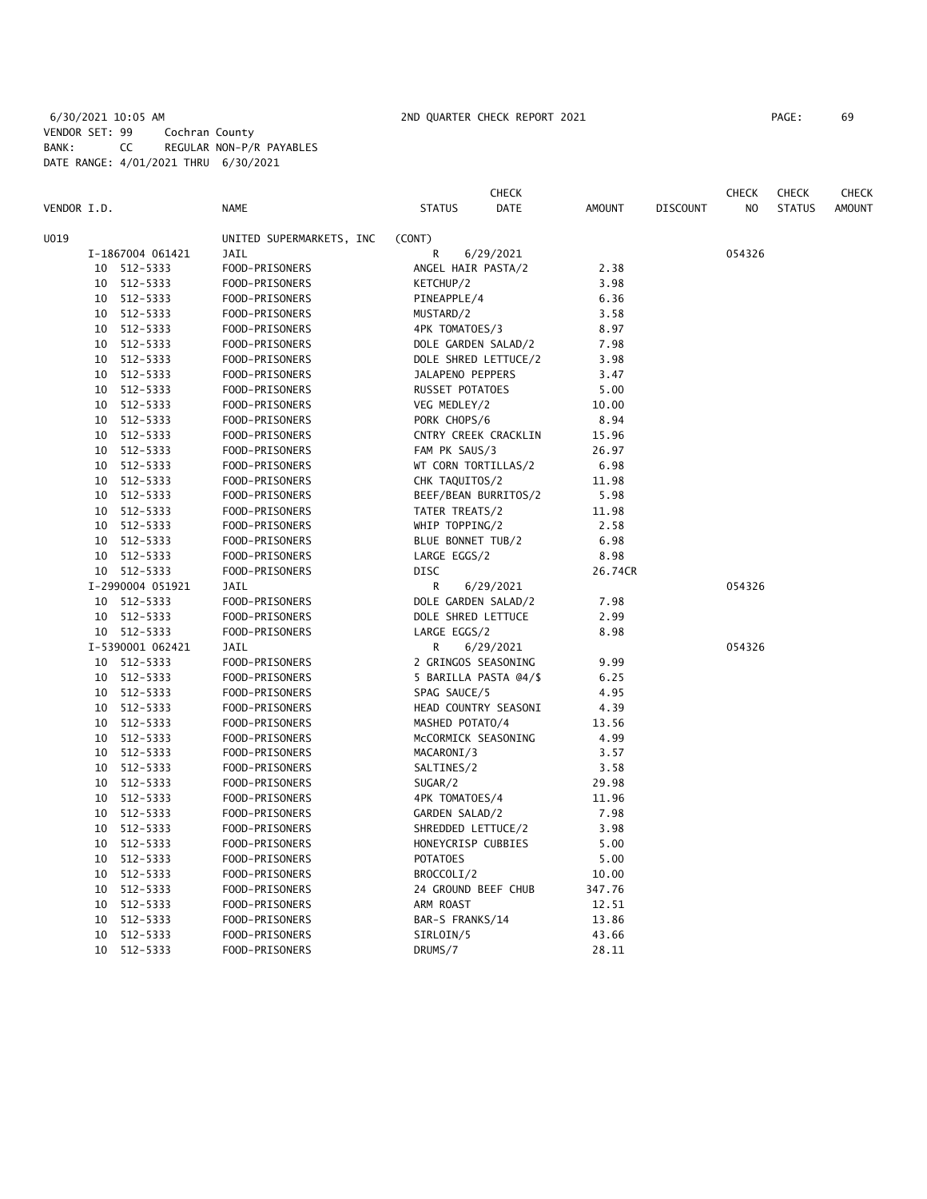6/30/2021 10:05 AM 2ND QUARTER CHECK REPORT 2021
VENDOR SET: 99 Cochran County
BANK: CC REGULAR NON-P/R PAYABLES
DATE RANGE: 4/01/2021 THRU 6/30/2021

| VENDOR I.D. | NAME | STATUS | CHECK DATE | AMOUNT | DISCOUNT | CHECK NO | CHECK STATUS | CHECK AMOUNT |
|---|---|---|---|---|---|---|---|---|
| U019 | UNITED SUPERMARKETS, INC | (CONT) | | | | | | |
| I-1867004 061421 | JAIL | R | 6/29/2021 | | | 054326 | | |
| 10 512-5333 | FOOD-PRISONERS | ANGEL HAIR PASTA/2 | | 2.38 | | | | |
| 10 512-5333 | FOOD-PRISONERS | KETCHUP/2 | | 3.98 | | | | |
| 10 512-5333 | FOOD-PRISONERS | PINEAPPLE/4 | | 6.36 | | | | |
| 10 512-5333 | FOOD-PRISONERS | MUSTARD/2 | | 3.58 | | | | |
| 10 512-5333 | FOOD-PRISONERS | 4PK TOMATOES/3 | | 8.97 | | | | |
| 10 512-5333 | FOOD-PRISONERS | DOLE GARDEN SALAD/2 | | 7.98 | | | | |
| 10 512-5333 | FOOD-PRISONERS | DOLE SHRED LETTUCE/2 | | 3.98 | | | | |
| 10 512-5333 | FOOD-PRISONERS | JALAPENO PEPPERS | | 3.47 | | | | |
| 10 512-5333 | FOOD-PRISONERS | RUSSET POTATOES | | 5.00 | | | | |
| 10 512-5333 | FOOD-PRISONERS | VEG MEDLEY/2 | | 10.00 | | | | |
| 10 512-5333 | FOOD-PRISONERS | PORK CHOPS/6 | | 8.94 | | | | |
| 10 512-5333 | FOOD-PRISONERS | CNTRY CREEK CRACKLIN | | 15.96 | | | | |
| 10 512-5333 | FOOD-PRISONERS | FAM PK SAUS/3 | | 26.97 | | | | |
| 10 512-5333 | FOOD-PRISONERS | WT CORN TORTILLAS/2 | | 6.98 | | | | |
| 10 512-5333 | FOOD-PRISONERS | CHK TAQUITOS/2 | | 11.98 | | | | |
| 10 512-5333 | FOOD-PRISONERS | BEEF/BEAN BURRITOS/2 | | 5.98 | | | | |
| 10 512-5333 | FOOD-PRISONERS | TATER TREATS/2 | | 11.98 | | | | |
| 10 512-5333 | FOOD-PRISONERS | WHIP TOPPING/2 | | 2.58 | | | | |
| 10 512-5333 | FOOD-PRISONERS | BLUE BONNET TUB/2 | | 6.98 | | | | |
| 10 512-5333 | FOOD-PRISONERS | LARGE EGGS/2 | | 8.98 | | | | |
| 10 512-5333 | FOOD-PRISONERS | DISC | | 26.74CR | | | | |
| I-2990004 051921 | JAIL | R | 6/29/2021 | | | 054326 | | |
| 10 512-5333 | FOOD-PRISONERS | DOLE GARDEN SALAD/2 | | 7.98 | | | | |
| 10 512-5333 | FOOD-PRISONERS | DOLE SHRED LETTUCE | | 2.99 | | | | |
| 10 512-5333 | FOOD-PRISONERS | LARGE EGGS/2 | | 8.98 | | | | |
| I-5390001 062421 | JAIL | R | 6/29/2021 | | | 054326 | | |
| 10 512-5333 | FOOD-PRISONERS | 2 GRINGOS SEASONING | | 9.99 | | | | |
| 10 512-5333 | FOOD-PRISONERS | 5 BARILLA PASTA @4/$ | | 6.25 | | | | |
| 10 512-5333 | FOOD-PRISONERS | SPAG SAUCE/5 | | 4.95 | | | | |
| 10 512-5333 | FOOD-PRISONERS | HEAD COUNTRY SEASONI | | 4.39 | | | | |
| 10 512-5333 | FOOD-PRISONERS | MASHED POTATO/4 | | 13.56 | | | | |
| 10 512-5333 | FOOD-PRISONERS | McCORMICK SEASONING | | 4.99 | | | | |
| 10 512-5333 | FOOD-PRISONERS | MACARONI/3 | | 3.57 | | | | |
| 10 512-5333 | FOOD-PRISONERS | SALTINES/2 | | 3.58 | | | | |
| 10 512-5333 | FOOD-PRISONERS | SUGAR/2 | | 29.98 | | | | |
| 10 512-5333 | FOOD-PRISONERS | 4PK TOMATOES/4 | | 11.96 | | | | |
| 10 512-5333 | FOOD-PRISONERS | GARDEN SALAD/2 | | 7.98 | | | | |
| 10 512-5333 | FOOD-PRISONERS | SHREDDED LETTUCE/2 | | 3.98 | | | | |
| 10 512-5333 | FOOD-PRISONERS | HONEYCRISP CUBBIES | | 5.00 | | | | |
| 10 512-5333 | FOOD-PRISONERS | POTATOES | | 5.00 | | | | |
| 10 512-5333 | FOOD-PRISONERS | BROCCOLI/2 | | 10.00 | | | | |
| 10 512-5333 | FOOD-PRISONERS | 24 GROUND BEEF CHUB | | 347.76 | | | | |
| 10 512-5333 | FOOD-PRISONERS | ARM ROAST | | 12.51 | | | | |
| 10 512-5333 | FOOD-PRISONERS | BAR-S FRANKS/14 | | 13.86 | | | | |
| 10 512-5333 | FOOD-PRISONERS | SIRLOIN/5 | | 43.66 | | | | |
| 10 512-5333 | FOOD-PRISONERS | DRUMS/7 | | 28.11 | | | | |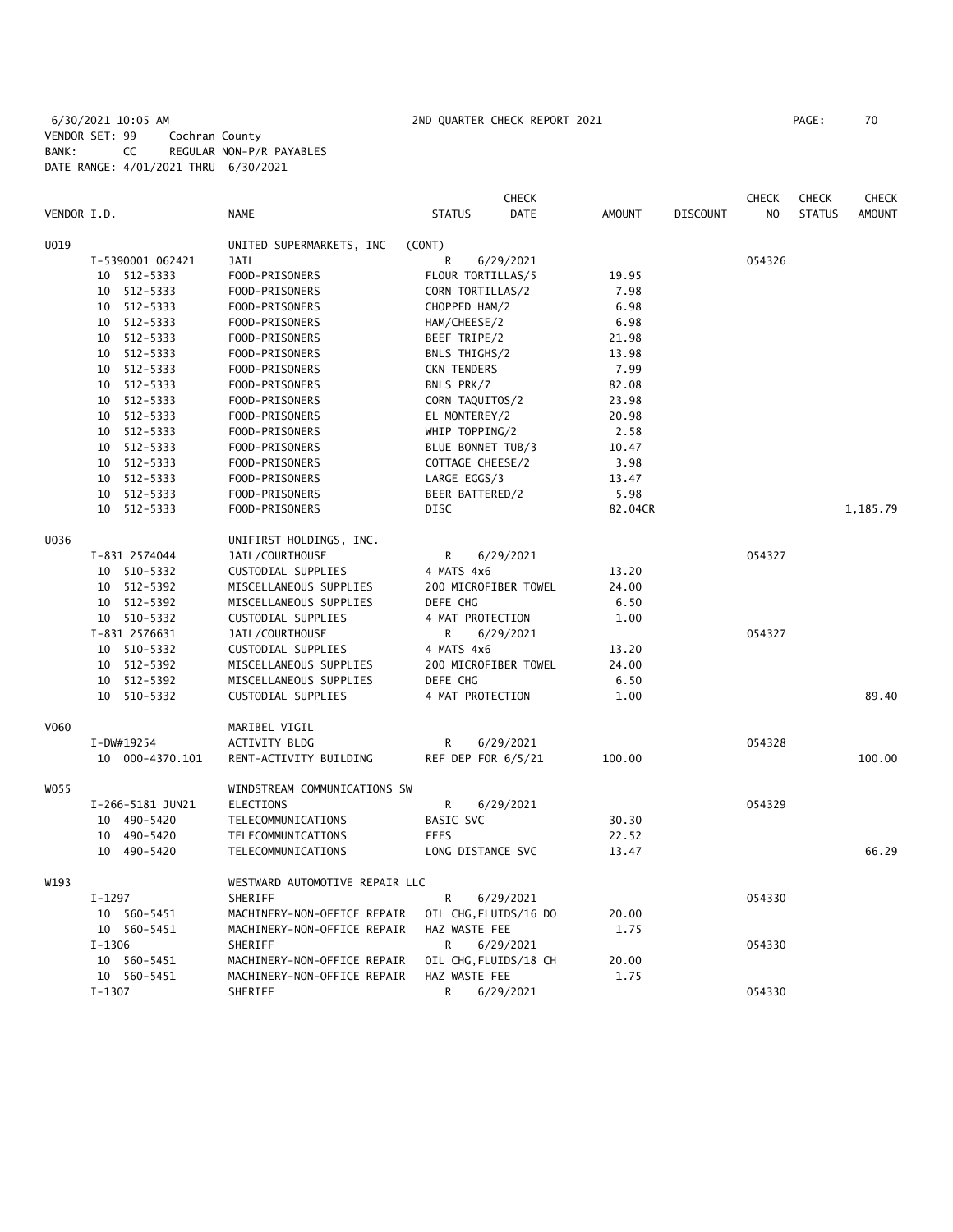6/30/2021 10:05 AM 2ND QUARTER CHECK REPORT 2021 PAGE: 70
VENDOR SET: 99 Cochran County
BANK: CC REGULAR NON-P/R PAYABLES
DATE RANGE: 4/01/2021 THRU 6/30/2021

| VENDOR I.D. | NAME | STATUS | CHECK DATE | AMOUNT | DISCOUNT | CHECK NO | CHECK STATUS | CHECK AMOUNT |
|---|---|---|---|---|---|---|---|---|
| U019 | UNITED SUPERMARKETS, INC | (CONT) | | | | | | |
| I-5390001 062421 | JAIL | R | 6/29/2021 | | | 054326 | | |
| 10 512-5333 | FOOD-PRISONERS | FLOUR TORTILLAS/5 | | 19.95 | | | | |
| 10 512-5333 | FOOD-PRISONERS | CORN TORTILLAS/2 | | 7.98 | | | | |
| 10 512-5333 | FOOD-PRISONERS | CHOPPED HAM/2 | | 6.98 | | | | |
| 10 512-5333 | FOOD-PRISONERS | HAM/CHEESE/2 | | 6.98 | | | | |
| 10 512-5333 | FOOD-PRISONERS | BEEF TRIPE/2 | | 21.98 | | | | |
| 10 512-5333 | FOOD-PRISONERS | BNLS THIGHS/2 | | 13.98 | | | | |
| 10 512-5333 | FOOD-PRISONERS | CKN TENDERS | | 7.99 | | | | |
| 10 512-5333 | FOOD-PRISONERS | BNLS PRK/7 | | 82.08 | | | | |
| 10 512-5333 | FOOD-PRISONERS | CORN TAQUITOS/2 | | 23.98 | | | | |
| 10 512-5333 | FOOD-PRISONERS | EL MONTEREY/2 | | 20.98 | | | | |
| 10 512-5333 | FOOD-PRISONERS | WHIP TOPPING/2 | | 2.58 | | | | |
| 10 512-5333 | FOOD-PRISONERS | BLUE BONNET TUB/3 | | 10.47 | | | | |
| 10 512-5333 | FOOD-PRISONERS | COTTAGE CHEESE/2 | | 3.98 | | | | |
| 10 512-5333 | FOOD-PRISONERS | LARGE EGGS/3 | | 13.47 | | | | |
| 10 512-5333 | FOOD-PRISONERS | BEER BATTERED/2 | | 5.98 | | | | |
| 10 512-5333 | FOOD-PRISONERS | DISC | | 82.04CR | | | | 1,185.79 |
| U036 | UNIFIRST HOLDINGS, INC. | | | | | | | |
| I-831 2574044 | JAIL/COURTHOUSE | R | 6/29/2021 | | | 054327 | | |
| 10 510-5332 | CUSTODIAL SUPPLIES | 4 MATS 4x6 | | 13.20 | | | | |
| 10 512-5392 | MISCELLANEOUS SUPPLIES | 200 MICROFIBER TOWEL | | 24.00 | | | | |
| 10 512-5392 | MISCELLANEOUS SUPPLIES | DEFE CHG | | 6.50 | | | | |
| 10 510-5332 | CUSTODIAL SUPPLIES | 4 MAT PROTECTION | | 1.00 | | | | |
| I-831 2576631 | JAIL/COURTHOUSE | R | 6/29/2021 | | | 054327 | | |
| 10 510-5332 | CUSTODIAL SUPPLIES | 4 MATS 4x6 | | 13.20 | | | | |
| 10 512-5392 | MISCELLANEOUS SUPPLIES | 200 MICROFIBER TOWEL | | 24.00 | | | | |
| 10 512-5392 | MISCELLANEOUS SUPPLIES | DEFE CHG | | 6.50 | | | | |
| 10 510-5332 | CUSTODIAL SUPPLIES | 4 MAT PROTECTION | | 1.00 | | | | 89.40 |
| V060 | MARIBEL VIGIL | | | | | | | |
| I-DW#19254 | ACTIVITY BLDG | R | 6/29/2021 | | | 054328 | | |
| 10 000-4370.101 | RENT-ACTIVITY BUILDING | REF DEP FOR 6/5/21 | | 100.00 | | | | 100.00 |
| W055 | WINDSTREAM COMMUNICATIONS SW | | | | | | | |
| I-266-5181 JUN21 | ELECTIONS | R | 6/29/2021 | | | 054329 | | |
| 10 490-5420 | TELECOMMUNICATIONS | BASIC SVC | | 30.30 | | | | |
| 10 490-5420 | TELECOMMUNICATIONS | FEES | | 22.52 | | | | |
| 10 490-5420 | TELECOMMUNICATIONS | LONG DISTANCE SVC | | 13.47 | | | | 66.29 |
| W193 | WESTWARD AUTOMOTIVE REPAIR LLC | | | | | | | |
| I-1297 | SHERIFF | R | 6/29/2021 | | | 054330 | | |
| 10 560-5451 | MACHINERY-NON-OFFICE REPAIR | OIL CHG,FLUIDS/16 DO | | 20.00 | | | | |
| 10 560-5451 | MACHINERY-NON-OFFICE REPAIR | HAZ WASTE FEE | | 1.75 | | | | |
| I-1306 | SHERIFF | R | 6/29/2021 | | | 054330 | | |
| 10 560-5451 | MACHINERY-NON-OFFICE REPAIR | OIL CHG,FLUIDS/18 CH | | 20.00 | | | | |
| 10 560-5451 | MACHINERY-NON-OFFICE REPAIR | HAZ WASTE FEE | | 1.75 | | | | |
| I-1307 | SHERIFF | R | 6/29/2021 | | | 054330 | | |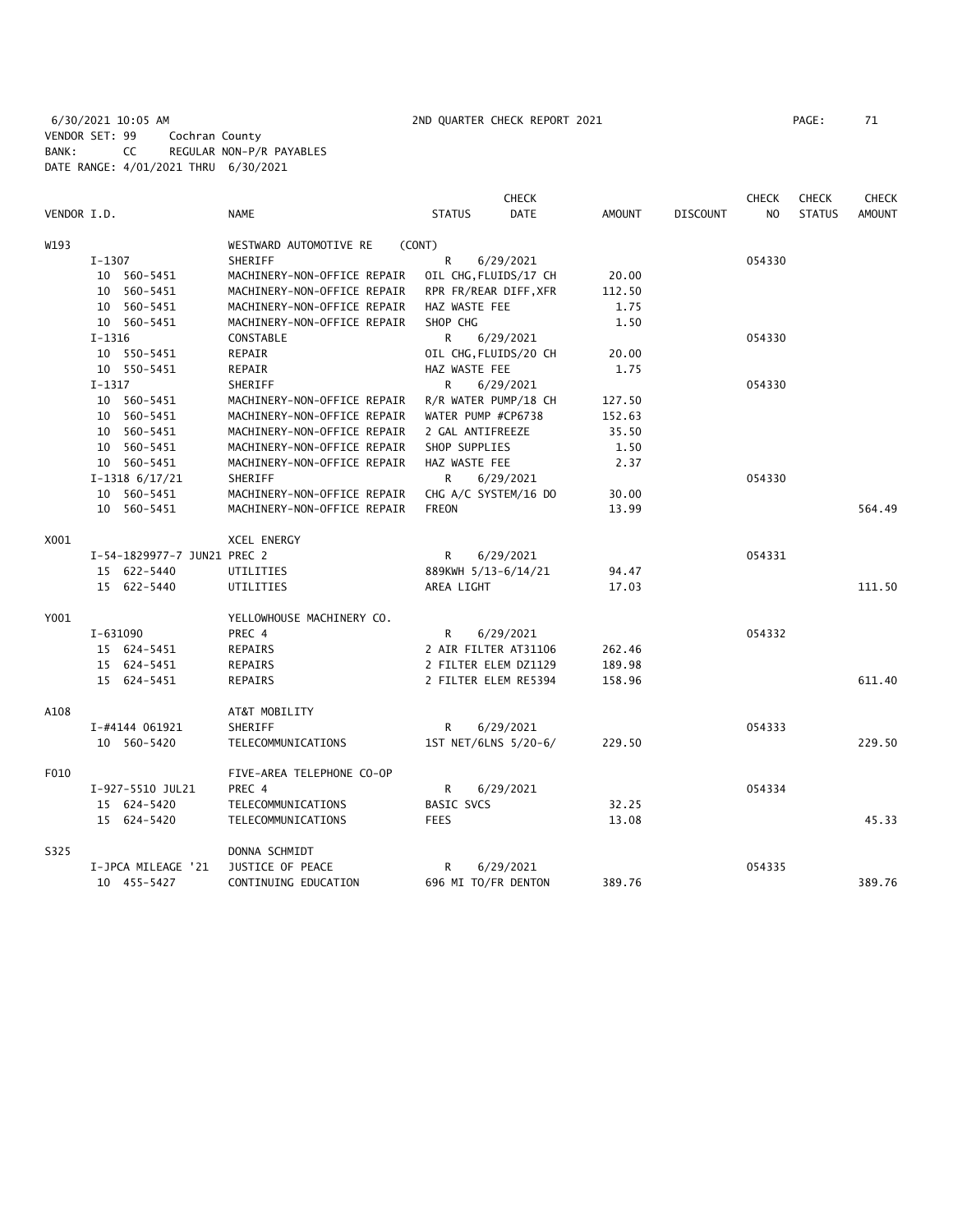6/30/2021 10:05 AM 2ND QUARTER CHECK REPORT 2021

VENDOR SET: 99 Cochran County
BANK: CC REGULAR NON-P/R PAYABLES
DATE RANGE: 4/01/2021 THRU 6/30/2021

| VENDOR I.D. | NAME | STATUS | CHECK DATE | AMOUNT | DISCOUNT | CHECK NO | CHECK STATUS | CHECK AMOUNT |
|---|---|---|---|---|---|---|---|---|
| W193 | WESTWARD AUTOMOTIVE RE (CONT) | | | | | | | |
| I-1307 | SHERIFF | R | 6/29/2021 | | | 054330 | | |
| 10 560-5451 | MACHINERY-NON-OFFICE REPAIR | OIL CHG,FLUIDS/17 CH | | 20.00 | | | | |
| 10 560-5451 | MACHINERY-NON-OFFICE REPAIR | RPR FR/REAR DIFF,XFR | | 112.50 | | | | |
| 10 560-5451 | MACHINERY-NON-OFFICE REPAIR | HAZ WASTE FEE | | 1.75 | | | | |
| 10 560-5451 | MACHINERY-NON-OFFICE REPAIR | SHOP CHG | | 1.50 | | | | |
| I-1316 | CONSTABLE | R | 6/29/2021 | | | 054330 | | |
| 10 550-5451 | REPAIR | OIL CHG,FLUIDS/20 CH | | 20.00 | | | | |
| 10 550-5451 | REPAIR | HAZ WASTE FEE | | 1.75 | | | | |
| I-1317 | SHERIFF | R | 6/29/2021 | | | 054330 | | |
| 10 560-5451 | MACHINERY-NON-OFFICE REPAIR | R/R WATER PUMP/18 CH | | 127.50 | | | | |
| 10 560-5451 | MACHINERY-NON-OFFICE REPAIR | WATER PUMP #CP6738 | | 152.63 | | | | |
| 10 560-5451 | MACHINERY-NON-OFFICE REPAIR | 2 GAL ANTIFREEZE | | 35.50 | | | | |
| 10 560-5451 | MACHINERY-NON-OFFICE REPAIR | SHOP SUPPLIES | | 1.50 | | | | |
| 10 560-5451 | MACHINERY-NON-OFFICE REPAIR | HAZ WASTE FEE | | 2.37 | | | | |
| I-1318 6/17/21 | SHERIFF | R | 6/29/2021 | | | 054330 | | |
| 10 560-5451 | MACHINERY-NON-OFFICE REPAIR | CHG A/C SYSTEM/16 DO | | 30.00 | | | | |
| 10 560-5451 | MACHINERY-NON-OFFICE REPAIR | FREON | | 13.99 | | | | 564.49 |
| X001 | XCEL ENERGY | | | | | | | |
| I-54-1829977-7 JUN21 | PREC 2 | R | 6/29/2021 | | | 054331 | | |
| 15 622-5440 | UTILITIES | 889KWH 5/13-6/14/21 | | 94.47 | | | | |
| 15 622-5440 | UTILITIES | AREA LIGHT | | 17.03 | | | | 111.50 |
| Y001 | YELLOWHOUSE MACHINERY CO. | | | | | | | |
| I-631090 | PREC 4 | R | 6/29/2021 | | | 054332 | | |
| 15 624-5451 | REPAIRS | 2 AIR FILTER AT31106 | | 262.46 | | | | |
| 15 624-5451 | REPAIRS | 2 FILTER ELEM DZ1129 | | 189.98 | | | | |
| 15 624-5451 | REPAIRS | 2 FILTER ELEM RE5394 | | 158.96 | | | | 611.40 |
| A108 | AT&T MOBILITY | | | | | | | |
| I-#4144 061921 | SHERIFF | R | 6/29/2021 | | | 054333 | | |
| 10 560-5420 | TELECOMMUNICATIONS | 1ST NET/6LNS 5/20-6/ | | 229.50 | | | | 229.50 |
| F010 | FIVE-AREA TELEPHONE CO-OP | | | | | | | |
| I-927-5510 JUL21 | PREC 4 | R | 6/29/2021 | | | 054334 | | |
| 15 624-5420 | TELECOMMUNICATIONS | BASIC SVCS | | 32.25 | | | | |
| 15 624-5420 | TELECOMMUNICATIONS | FEES | | 13.08 | | | | 45.33 |
| S325 | DONNA SCHMIDT | | | | | | | |
| I-JPCA MILEAGE '21 | JUSTICE OF PEACE | R | 6/29/2021 | | | 054335 | | |
| 10 455-5427 | CONTINUING EDUCATION | 696 MI TO/FR DENTON | | 389.76 | | | | 389.76 |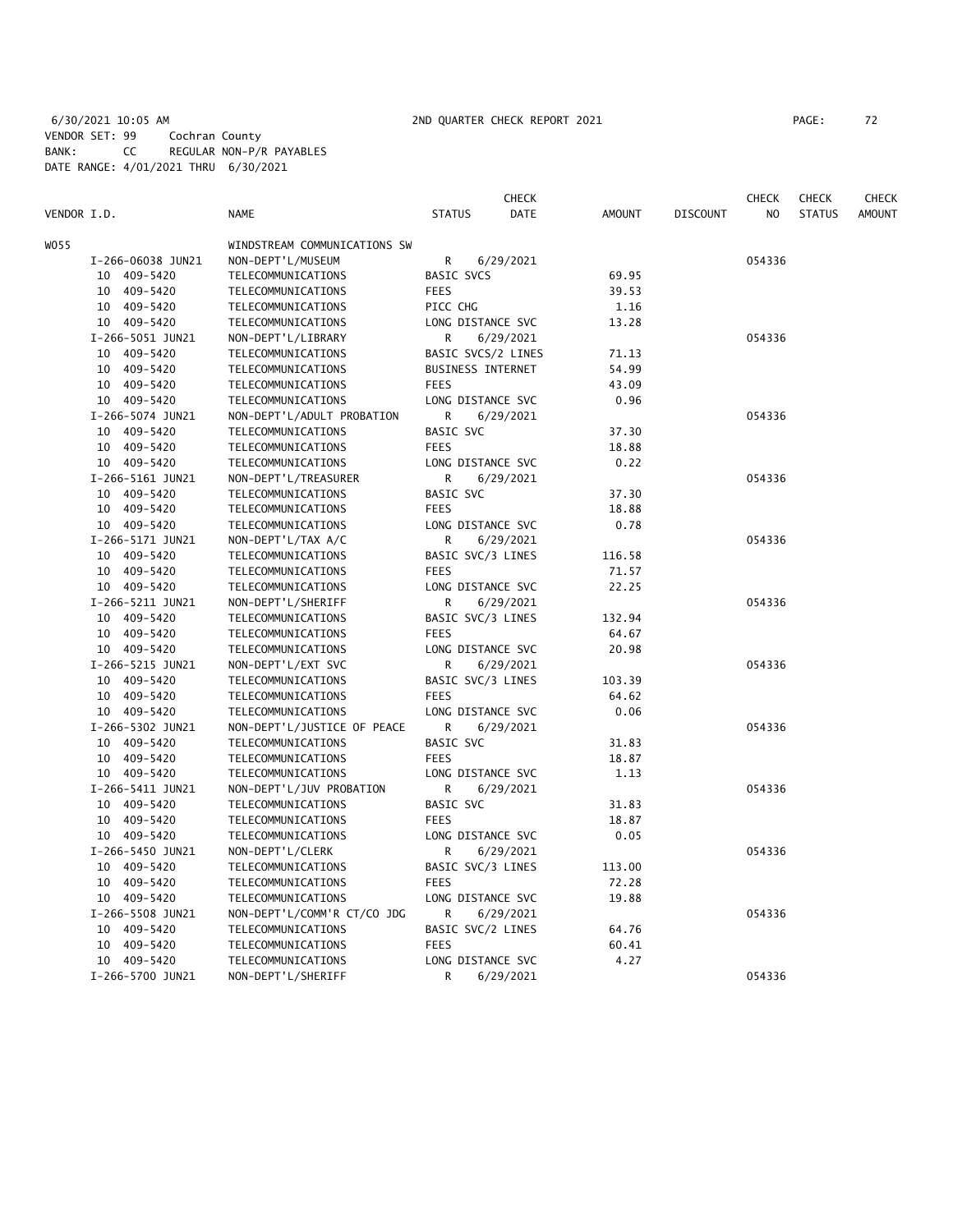6/30/2021 10:05 AM 2ND QUARTER CHECK REPORT 2021

VENDOR SET: 99 Cochran County
BANK: CC REGULAR NON-P/R PAYABLES
DATE RANGE: 4/01/2021 THRU 6/30/2021

| VENDOR I.D. | NAME | STATUS | CHECK DATE | AMOUNT | DISCOUNT | CHECK NO | CHECK STATUS | CHECK AMOUNT |
|---|---|---|---|---|---|---|---|---|
| W055 | WINDSTREAM COMMUNICATIONS SW | | | | | | | |
| I-266-06038 JUN21 | NON-DEPT'L/MUSEUM | R | 6/29/2021 | | | 054336 | | |
| 10 409-5420 | TELECOMMUNICATIONS | BASIC SVCS | | 69.95 | | | | |
| 10 409-5420 | TELECOMMUNICATIONS | FEES | | 39.53 | | | | |
| 10 409-5420 | TELECOMMUNICATIONS | PICC CHG | | 1.16 | | | | |
| 10 409-5420 | TELECOMMUNICATIONS | LONG DISTANCE SVC | | 13.28 | | | | |
| I-266-5051 JUN21 | NON-DEPT'L/LIBRARY | R | 6/29/2021 | | | 054336 | | |
| 10 409-5420 | TELECOMMUNICATIONS | BASIC SVCS/2 LINES | | 71.13 | | | | |
| 10 409-5420 | TELECOMMUNICATIONS | BUSINESS INTERNET | | 54.99 | | | | |
| 10 409-5420 | TELECOMMUNICATIONS | FEES | | 43.09 | | | | |
| 10 409-5420 | TELECOMMUNICATIONS | LONG DISTANCE SVC | | 0.96 | | | | |
| I-266-5074 JUN21 | NON-DEPT'L/ADULT PROBATION | R | 6/29/2021 | | | 054336 | | |
| 10 409-5420 | TELECOMMUNICATIONS | BASIC SVC | | 37.30 | | | | |
| 10 409-5420 | TELECOMMUNICATIONS | FEES | | 18.88 | | | | |
| 10 409-5420 | TELECOMMUNICATIONS | LONG DISTANCE SVC | | 0.22 | | | | |
| I-266-5161 JUN21 | NON-DEPT'L/TREASURER | R | 6/29/2021 | | | 054336 | | |
| 10 409-5420 | TELECOMMUNICATIONS | BASIC SVC | | 37.30 | | | | |
| 10 409-5420 | TELECOMMUNICATIONS | FEES | | 18.88 | | | | |
| 10 409-5420 | TELECOMMUNICATIONS | LONG DISTANCE SVC | | 0.78 | | | | |
| I-266-5171 JUN21 | NON-DEPT'L/TAX A/C | R | 6/29/2021 | | | 054336 | | |
| 10 409-5420 | TELECOMMUNICATIONS | BASIC SVC/3 LINES | | 116.58 | | | | |
| 10 409-5420 | TELECOMMUNICATIONS | FEES | | 71.57 | | | | |
| 10 409-5420 | TELECOMMUNICATIONS | LONG DISTANCE SVC | | 22.25 | | | | |
| I-266-5211 JUN21 | NON-DEPT'L/SHERIFF | R | 6/29/2021 | | | 054336 | | |
| 10 409-5420 | TELECOMMUNICATIONS | BASIC SVC/3 LINES | | 132.94 | | | | |
| 10 409-5420 | TELECOMMUNICATIONS | FEES | | 64.67 | | | | |
| 10 409-5420 | TELECOMMUNICATIONS | LONG DISTANCE SVC | | 20.98 | | | | |
| I-266-5215 JUN21 | NON-DEPT'L/EXT SVC | R | 6/29/2021 | | | 054336 | | |
| 10 409-5420 | TELECOMMUNICATIONS | BASIC SVC/3 LINES | | 103.39 | | | | |
| 10 409-5420 | TELECOMMUNICATIONS | FEES | | 64.62 | | | | |
| 10 409-5420 | TELECOMMUNICATIONS | LONG DISTANCE SVC | | 0.06 | | | | |
| I-266-5302 JUN21 | NON-DEPT'L/JUSTICE OF PEACE | R | 6/29/2021 | | | 054336 | | |
| 10 409-5420 | TELECOMMUNICATIONS | BASIC SVC | | 31.83 | | | | |
| 10 409-5420 | TELECOMMUNICATIONS | FEES | | 18.87 | | | | |
| 10 409-5420 | TELECOMMUNICATIONS | LONG DISTANCE SVC | | 1.13 | | | | |
| I-266-5411 JUN21 | NON-DEPT'L/JUV PROBATION | R | 6/29/2021 | | | 054336 | | |
| 10 409-5420 | TELECOMMUNICATIONS | BASIC SVC | | 31.83 | | | | |
| 10 409-5420 | TELECOMMUNICATIONS | FEES | | 18.87 | | | | |
| 10 409-5420 | TELECOMMUNICATIONS | LONG DISTANCE SVC | | 0.05 | | | | |
| I-266-5450 JUN21 | NON-DEPT'L/CLERK | R | 6/29/2021 | | | 054336 | | |
| 10 409-5420 | TELECOMMUNICATIONS | BASIC SVC/3 LINES | | 113.00 | | | | |
| 10 409-5420 | TELECOMMUNICATIONS | FEES | | 72.28 | | | | |
| 10 409-5420 | TELECOMMUNICATIONS | LONG DISTANCE SVC | | 19.88 | | | | |
| I-266-5508 JUN21 | NON-DEPT'L/COMM'R CT/CO JDG | R | 6/29/2021 | | | 054336 | | |
| 10 409-5420 | TELECOMMUNICATIONS | BASIC SVC/2 LINES | | 64.76 | | | | |
| 10 409-5420 | TELECOMMUNICATIONS | FEES | | 60.41 | | | | |
| 10 409-5420 | TELECOMMUNICATIONS | LONG DISTANCE SVC | | 4.27 | | | | |
| I-266-5700 JUN21 | NON-DEPT'L/SHERIFF | R | 6/29/2021 | | | 054336 | | |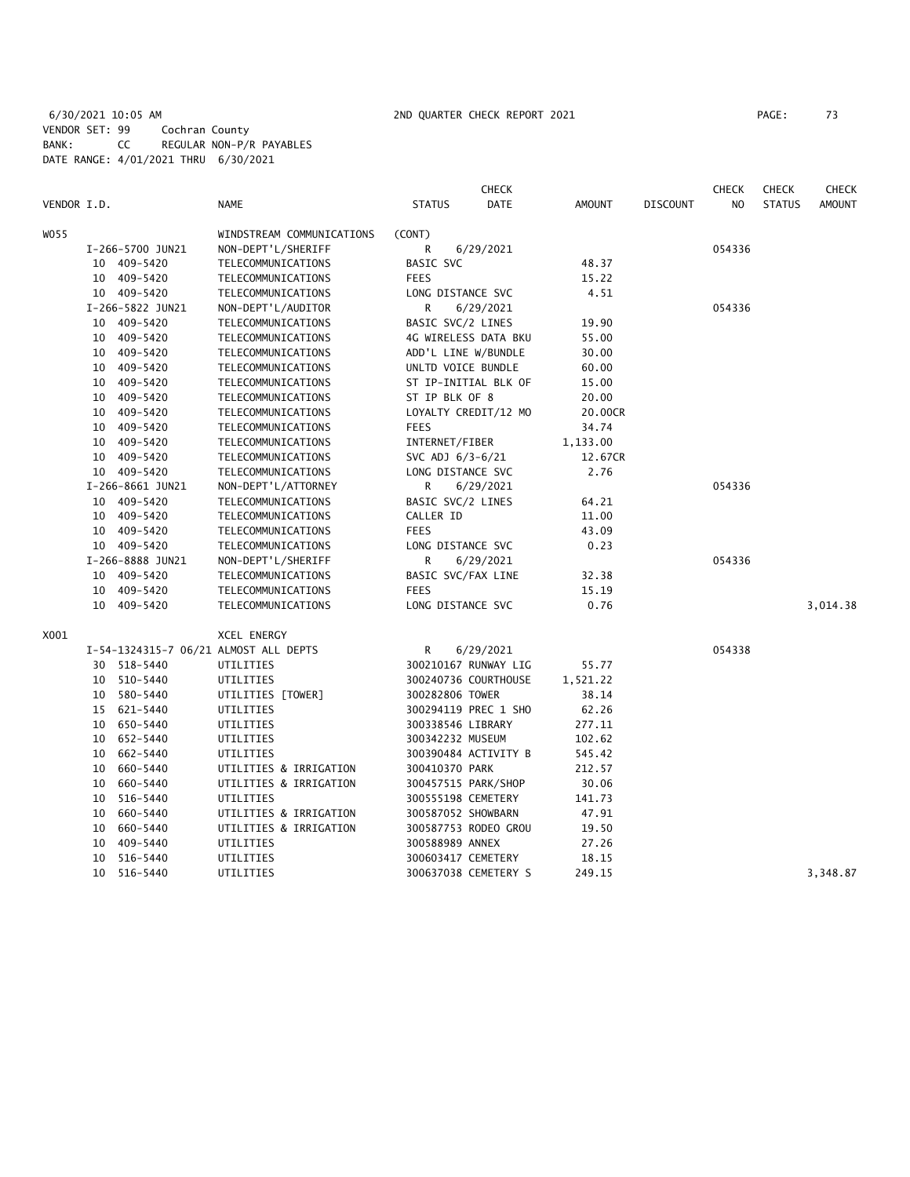6/30/2021 10:05 AM 2ND QUARTER CHECK REPORT 2021

VENDOR SET: 99 Cochran County
BANK: CC REGULAR NON-P/R PAYABLES
DATE RANGE: 4/01/2021 THRU 6/30/2021

| VENDOR I.D. | NAME | STATUS | CHECK DATE | AMOUNT | DISCOUNT | CHECK NO | CHECK STATUS | CHECK AMOUNT |
|---|---|---|---|---|---|---|---|---|
| W055 | WINDSTREAM COMMUNICATIONS | (CONT) | | | | | | |
| I-266-5700 JUN21 | NON-DEPT'L/SHERIFF | R | 6/29/2021 | | | 054336 | | |
| 10 409-5420 | TELECOMMUNICATIONS | BASIC SVC | | 48.37 | | | | |
| 10 409-5420 | TELECOMMUNICATIONS | FEES | | 15.22 | | | | |
| 10 409-5420 | TELECOMMUNICATIONS | LONG DISTANCE SVC | | 4.51 | | | | |
| I-266-5822 JUN21 | NON-DEPT'L/AUDITOR | R | 6/29/2021 | | | 054336 | | |
| 10 409-5420 | TELECOMMUNICATIONS | BASIC SVC/2 LINES | | 19.90 | | | | |
| 10 409-5420 | TELECOMMUNICATIONS | 4G WIRELESS DATA BKU | | 55.00 | | | | |
| 10 409-5420 | TELECOMMUNICATIONS | ADD'L LINE W/BUNDLE | | 30.00 | | | | |
| 10 409-5420 | TELECOMMUNICATIONS | UNLTD VOICE BUNDLE | | 60.00 | | | | |
| 10 409-5420 | TELECOMMUNICATIONS | ST IP-INITIAL BLK OF | | 15.00 | | | | |
| 10 409-5420 | TELECOMMUNICATIONS | ST IP BLK OF 8 | | 20.00 | | | | |
| 10 409-5420 | TELECOMMUNICATIONS | LOYALTY CREDIT/12 MO | | 20.00CR | | | | |
| 10 409-5420 | TELECOMMUNICATIONS | FEES | | 34.74 | | | | |
| 10 409-5420 | TELECOMMUNICATIONS | INTERNET/FIBER | | 1,133.00 | | | | |
| 10 409-5420 | TELECOMMUNICATIONS | SVC ADJ 6/3-6/21 | | 12.67CR | | | | |
| 10 409-5420 | TELECOMMUNICATIONS | LONG DISTANCE SVC | | 2.76 | | | | |
| I-266-8661 JUN21 | NON-DEPT'L/ATTORNEY | R | 6/29/2021 | | | 054336 | | |
| 10 409-5420 | TELECOMMUNICATIONS | BASIC SVC/2 LINES | | 64.21 | | | | |
| 10 409-5420 | TELECOMMUNICATIONS | CALLER ID | | 11.00 | | | | |
| 10 409-5420 | TELECOMMUNICATIONS | FEES | | 43.09 | | | | |
| 10 409-5420 | TELECOMMUNICATIONS | LONG DISTANCE SVC | | 0.23 | | | | |
| I-266-8888 JUN21 | NON-DEPT'L/SHERIFF | R | 6/29/2021 | | | 054336 | | |
| 10 409-5420 | TELECOMMUNICATIONS | BASIC SVC/FAX LINE | | 32.38 | | | | |
| 10 409-5420 | TELECOMMUNICATIONS | FEES | | 15.19 | | | | |
| 10 409-5420 | TELECOMMUNICATIONS | LONG DISTANCE SVC | | 0.76 | | | | 3,014.38 |
| X001 | XCEL ENERGY | | | | | | | |
| I-54-1324315-7 06/21 | ALMOST ALL DEPTS | R | 6/29/2021 | | | 054338 | | |
| 30 518-5440 | UTILITIES | 300210167 RUNWAY LIG | | 55.77 | | | | |
| 10 510-5440 | UTILITIES | 300240736 COURTHOUSE | | 1,521.22 | | | | |
| 10 580-5440 | UTILITIES [TOWER] | 300282806 TOWER | | 38.14 | | | | |
| 15 621-5440 | UTILITIES | 300294119 PREC 1 SHO | | 62.26 | | | | |
| 10 650-5440 | UTILITIES | 300338546 LIBRARY | | 277.11 | | | | |
| 10 652-5440 | UTILITIES | 300342232 MUSEUM | | 102.62 | | | | |
| 10 662-5440 | UTILITIES | 300390484 ACTIVITY B | | 545.42 | | | | |
| 10 660-5440 | UTILITIES & IRRIGATION | 300410370 PARK | | 212.57 | | | | |
| 10 660-5440 | UTILITIES & IRRIGATION | 300457515 PARK/SHOP | | 30.06 | | | | |
| 10 516-5440 | UTILITIES | 300555198 CEMETERY | | 141.73 | | | | |
| 10 660-5440 | UTILITIES & IRRIGATION | 300587052 SHOWBARN | | 47.91 | | | | |
| 10 660-5440 | UTILITIES & IRRIGATION | 300587753 RODEO GROU | | 19.50 | | | | |
| 10 409-5440 | UTILITIES | 300588989 ANNEX | | 27.26 | | | | |
| 10 516-5440 | UTILITIES | 300603417 CEMETERY | | 18.15 | | | | |
| 10 516-5440 | UTILITIES | 300637038 CEMETERY S | | 249.15 | | | | 3,348.87 |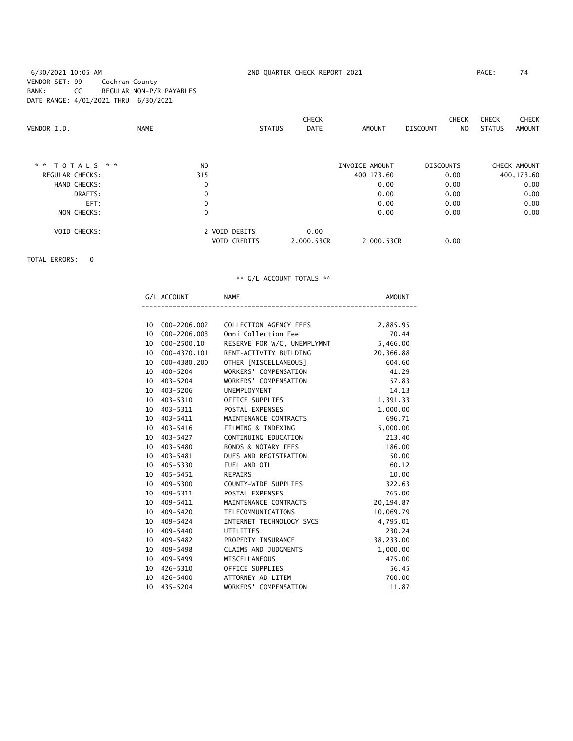6/30/2021 10:05 AM — 2ND QUARTER CHECK REPORT 2021

VENDOR SET: 99 Cochran County
BANK: CC REGULAR NON-P/R PAYABLES
DATE RANGE: 4/01/2021 THRU 6/30/2021

| VENDOR I.D. | NAME | STATUS | CHECK DATE | AMOUNT | DISCOUNT | CHECK NO | CHECK STATUS | CHECK AMOUNT |
|---|---|---|---|---|---|---|---|---|

| * * T O T A L S * * | NO | | | INVOICE AMOUNT | DISCOUNTS | CHECK AMOUNT |
|---|---|---|---|---|---|---|
| REGULAR CHECKS: | 315 | | | 400,173.60 | 0.00 | 400,173.60 |
| HAND CHECKS: | 0 | | | 0.00 | 0.00 | 0.00 |
| DRAFTS: | 0 | | | 0.00 | 0.00 | 0.00 |
| EFT: | 0 | | | 0.00 | 0.00 | 0.00 |
| NON CHECKS: | 0 | | | 0.00 | 0.00 | 0.00 |
| VOID CHECKS: | 2 | VOID DEBITS | 0.00 | | | |
| | | VOID CREDITS | 2,000.53CR | 2,000.53CR | 0.00 | |

TOTAL ERRORS: 0

** G/L ACCOUNT TOTALS **

| | G/L ACCOUNT | NAME | AMOUNT |
|---|---|---|---|
| 10 | 000-2206.002 | COLLECTION AGENCY FEES | 2,885.95 |
| 10 | 000-2206.003 | Omni Collection Fee | 70.44 |
| 10 | 000-2500.10 | RESERVE FOR W/C, UNEMPLYMNT | 5,466.00 |
| 10 | 000-4370.101 | RENT-ACTIVITY BUILDING | 20,366.88 |
| 10 | 000-4380.200 | OTHER [MISCELLANEOUS] | 604.60 |
| 10 | 400-5204 | WORKERS' COMPENSATION | 41.29 |
| 10 | 403-5204 | WORKERS' COMPENSATION | 57.83 |
| 10 | 403-5206 | UNEMPLOYMENT | 14.13 |
| 10 | 403-5310 | OFFICE SUPPLIES | 1,391.33 |
| 10 | 403-5311 | POSTAL EXPENSES | 1,000.00 |
| 10 | 403-5411 | MAINTENANCE CONTRACTS | 696.71 |
| 10 | 403-5416 | FILMING & INDEXING | 5,000.00 |
| 10 | 403-5427 | CONTINUING EDUCATION | 213.40 |
| 10 | 403-5480 | BONDS & NOTARY FEES | 186.00 |
| 10 | 403-5481 | DUES AND REGISTRATION | 50.00 |
| 10 | 405-5330 | FUEL AND OIL | 60.12 |
| 10 | 405-5451 | REPAIRS | 10.00 |
| 10 | 409-5300 | COUNTY-WIDE SUPPLIES | 322.63 |
| 10 | 409-5311 | POSTAL EXPENSES | 765.00 |
| 10 | 409-5411 | MAINTENANCE CONTRACTS | 20,194.87 |
| 10 | 409-5420 | TELECOMMUNICATIONS | 10,069.79 |
| 10 | 409-5424 | INTERNET TECHNOLOGY SVCS | 4,795.01 |
| 10 | 409-5440 | UTILITIES | 230.24 |
| 10 | 409-5482 | PROPERTY INSURANCE | 38,233.00 |
| 10 | 409-5498 | CLAIMS AND JUDGMENTS | 1,000.00 |
| 10 | 409-5499 | MISCELLANEOUS | 475.00 |
| 10 | 426-5310 | OFFICE SUPPLIES | 56.45 |
| 10 | 426-5400 | ATTORNEY AD LITEM | 700.00 |
| 10 | 435-5204 | WORKERS' COMPENSATION | 11.87 |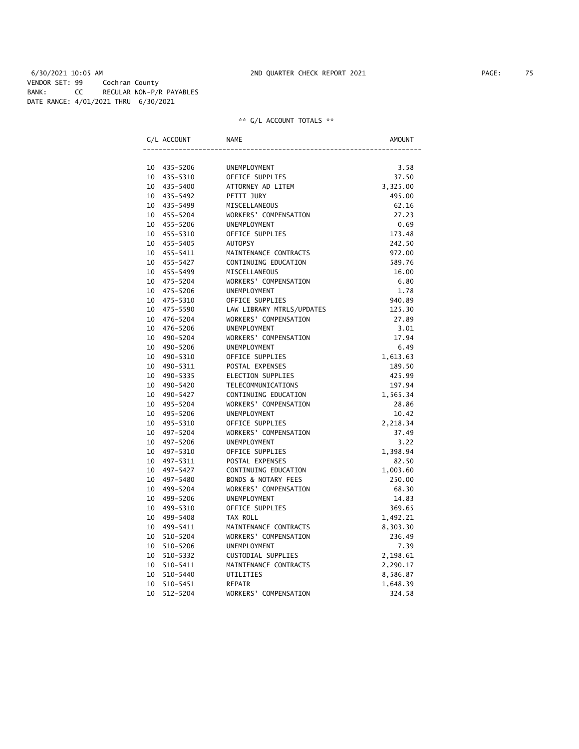6/30/2021 10:05 AM 2ND QUARTER CHECK REPORT 2021

VENDOR SET: 99 Cochran County
BANK: CC REGULAR NON-P/R PAYABLES
DATE RANGE: 4/01/2021 THRU 6/30/2021

** G/L ACCOUNT TOTALS **

| G/L ACCOUNT | NAME | AMOUNT |
|---|---|---|
| 10 435-5206 | UNEMPLOYMENT | 3.58 |
| 10 435-5310 | OFFICE SUPPLIES | 37.50 |
| 10 435-5400 | ATTORNEY AD LITEM | 3,325.00 |
| 10 435-5492 | PETIT JURY | 495.00 |
| 10 435-5499 | MISCELLANEOUS | 62.16 |
| 10 455-5204 | WORKERS' COMPENSATION | 27.23 |
| 10 455-5206 | UNEMPLOYMENT | 0.69 |
| 10 455-5310 | OFFICE SUPPLIES | 173.48 |
| 10 455-5405 | AUTOPSY | 242.50 |
| 10 455-5411 | MAINTENANCE CONTRACTS | 972.00 |
| 10 455-5427 | CONTINUING EDUCATION | 589.76 |
| 10 455-5499 | MISCELLANEOUS | 16.00 |
| 10 475-5204 | WORKERS' COMPENSATION | 6.80 |
| 10 475-5206 | UNEMPLOYMENT | 1.78 |
| 10 475-5310 | OFFICE SUPPLIES | 940.89 |
| 10 475-5590 | LAW LIBRARY MTRLS/UPDATES | 125.30 |
| 10 476-5204 | WORKERS' COMPENSATION | 27.89 |
| 10 476-5206 | UNEMPLOYMENT | 3.01 |
| 10 490-5204 | WORKERS' COMPENSATION | 17.94 |
| 10 490-5206 | UNEMPLOYMENT | 6.49 |
| 10 490-5310 | OFFICE SUPPLIES | 1,613.63 |
| 10 490-5311 | POSTAL EXPENSES | 189.50 |
| 10 490-5335 | ELECTION SUPPLIES | 425.99 |
| 10 490-5420 | TELECOMMUNICATIONS | 197.94 |
| 10 490-5427 | CONTINUING EDUCATION | 1,565.34 |
| 10 495-5204 | WORKERS' COMPENSATION | 28.86 |
| 10 495-5206 | UNEMPLOYMENT | 10.42 |
| 10 495-5310 | OFFICE SUPPLIES | 2,218.34 |
| 10 497-5204 | WORKERS' COMPENSATION | 37.49 |
| 10 497-5206 | UNEMPLOYMENT | 3.22 |
| 10 497-5310 | OFFICE SUPPLIES | 1,398.94 |
| 10 497-5311 | POSTAL EXPENSES | 82.50 |
| 10 497-5427 | CONTINUING EDUCATION | 1,003.60 |
| 10 497-5480 | BONDS & NOTARY FEES | 250.00 |
| 10 499-5204 | WORKERS' COMPENSATION | 68.30 |
| 10 499-5206 | UNEMPLOYMENT | 14.83 |
| 10 499-5310 | OFFICE SUPPLIES | 369.65 |
| 10 499-5408 | TAX ROLL | 1,492.21 |
| 10 499-5411 | MAINTENANCE CONTRACTS | 8,303.30 |
| 10 510-5204 | WORKERS' COMPENSATION | 236.49 |
| 10 510-5206 | UNEMPLOYMENT | 7.39 |
| 10 510-5332 | CUSTODIAL SUPPLIES | 2,198.61 |
| 10 510-5411 | MAINTENANCE CONTRACTS | 2,290.17 |
| 10 510-5440 | UTILITIES | 8,586.87 |
| 10 510-5451 | REPAIR | 1,648.39 |
| 10 512-5204 | WORKERS' COMPENSATION | 324.58 |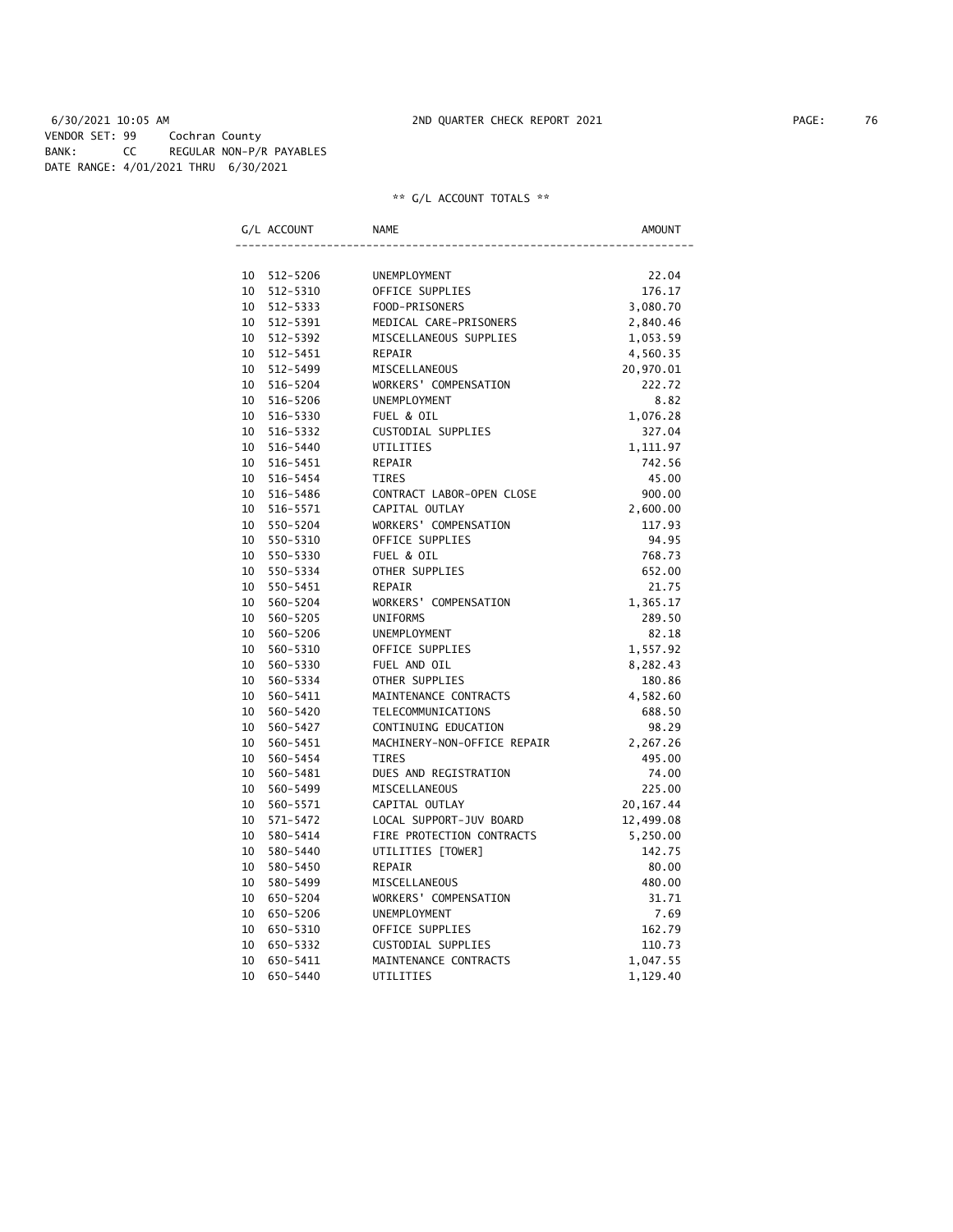6/30/2021 10:05 AM 2ND QUARTER CHECK REPORT 2021

VENDOR SET: 99 Cochran County
BANK: CC REGULAR NON-P/R PAYABLES
DATE RANGE: 4/01/2021 THRU 6/30/2021

** G/L ACCOUNT TOTALS **

| G/L ACCOUNT | | NAME | AMOUNT |
|---|---|---|---|
| 10 | 512-5206 | UNEMPLOYMENT | 22.04 |
| 10 | 512-5310 | OFFICE SUPPLIES | 176.17 |
| 10 | 512-5333 | FOOD-PRISONERS | 3,080.70 |
| 10 | 512-5391 | MEDICAL CARE-PRISONERS | 2,840.46 |
| 10 | 512-5392 | MISCELLANEOUS SUPPLIES | 1,053.59 |
| 10 | 512-5451 | REPAIR | 4,560.35 |
| 10 | 512-5499 | MISCELLANEOUS | 20,970.01 |
| 10 | 516-5204 | WORKERS' COMPENSATION | 222.72 |
| 10 | 516-5206 | UNEMPLOYMENT | 8.82 |
| 10 | 516-5330 | FUEL & OIL | 1,076.28 |
| 10 | 516-5332 | CUSTODIAL SUPPLIES | 327.04 |
| 10 | 516-5440 | UTILITIES | 1,111.97 |
| 10 | 516-5451 | REPAIR | 742.56 |
| 10 | 516-5454 | TIRES | 45.00 |
| 10 | 516-5486 | CONTRACT LABOR-OPEN CLOSE | 900.00 |
| 10 | 516-5571 | CAPITAL OUTLAY | 2,600.00 |
| 10 | 550-5204 | WORKERS' COMPENSATION | 117.93 |
| 10 | 550-5310 | OFFICE SUPPLIES | 94.95 |
| 10 | 550-5330 | FUEL & OIL | 768.73 |
| 10 | 550-5334 | OTHER SUPPLIES | 652.00 |
| 10 | 550-5451 | REPAIR | 21.75 |
| 10 | 560-5204 | WORKERS' COMPENSATION | 1,365.17 |
| 10 | 560-5205 | UNIFORMS | 289.50 |
| 10 | 560-5206 | UNEMPLOYMENT | 82.18 |
| 10 | 560-5310 | OFFICE SUPPLIES | 1,557.92 |
| 10 | 560-5330 | FUEL AND OIL | 8,282.43 |
| 10 | 560-5334 | OTHER SUPPLIES | 180.86 |
| 10 | 560-5411 | MAINTENANCE CONTRACTS | 4,582.60 |
| 10 | 560-5420 | TELECOMMUNICATIONS | 688.50 |
| 10 | 560-5427 | CONTINUING EDUCATION | 98.29 |
| 10 | 560-5451 | MACHINERY-NON-OFFICE REPAIR | 2,267.26 |
| 10 | 560-5454 | TIRES | 495.00 |
| 10 | 560-5481 | DUES AND REGISTRATION | 74.00 |
| 10 | 560-5499 | MISCELLANEOUS | 225.00 |
| 10 | 560-5571 | CAPITAL OUTLAY | 20,167.44 |
| 10 | 571-5472 | LOCAL SUPPORT-JUV BOARD | 12,499.08 |
| 10 | 580-5414 | FIRE PROTECTION CONTRACTS | 5,250.00 |
| 10 | 580-5440 | UTILITIES [TOWER] | 142.75 |
| 10 | 580-5450 | REPAIR | 80.00 |
| 10 | 580-5499 | MISCELLANEOUS | 480.00 |
| 10 | 650-5204 | WORKERS' COMPENSATION | 31.71 |
| 10 | 650-5206 | UNEMPLOYMENT | 7.69 |
| 10 | 650-5310 | OFFICE SUPPLIES | 162.79 |
| 10 | 650-5332 | CUSTODIAL SUPPLIES | 110.73 |
| 10 | 650-5411 | MAINTENANCE CONTRACTS | 1,047.55 |
| 10 | 650-5440 | UTILITIES | 1,129.40 |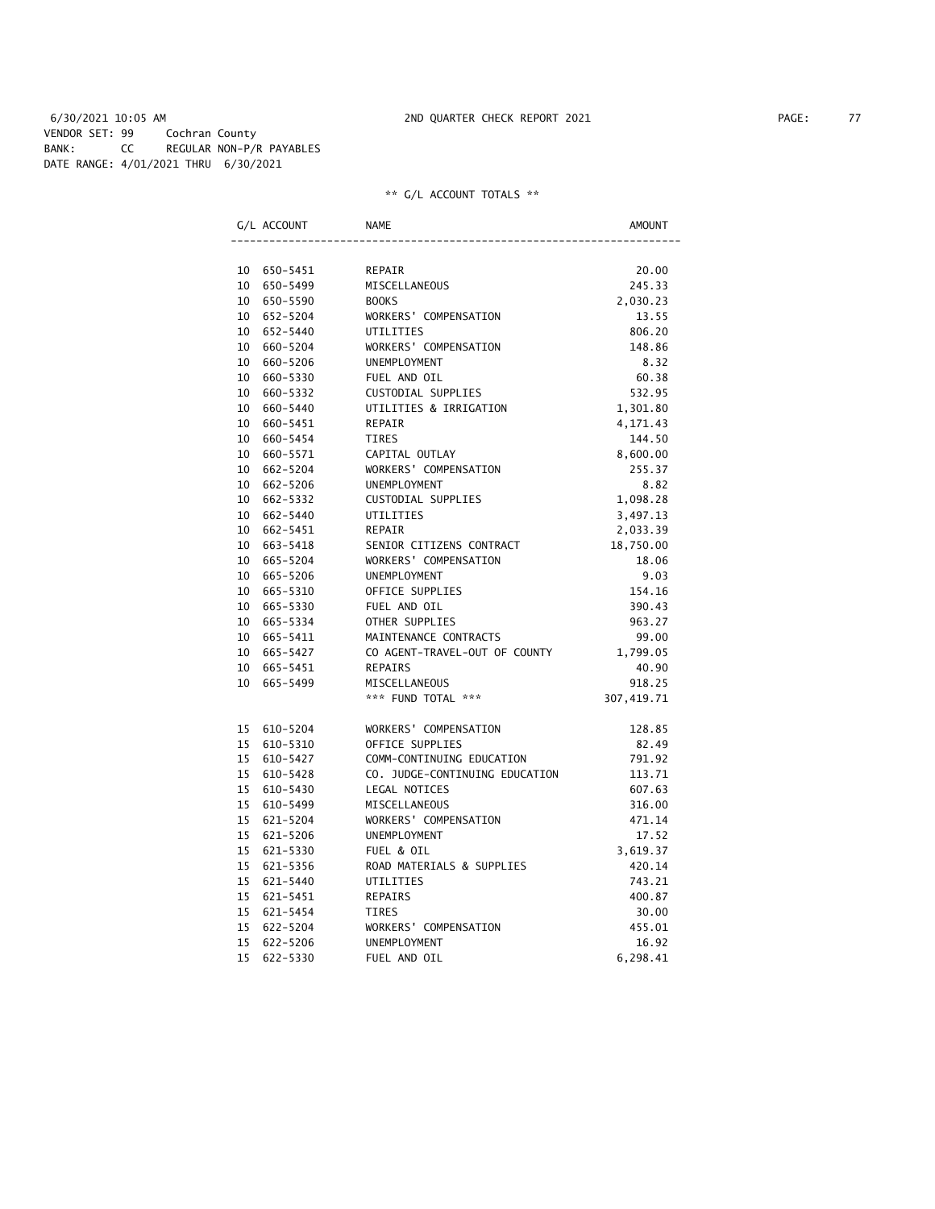6/30/2021 10:05 AM 2ND QUARTER CHECK REPORT 2021

VENDOR SET: 99 Cochran County
BANK: CC REGULAR NON-P/R PAYABLES
DATE RANGE: 4/01/2021 THRU 6/30/2021

** G/L ACCOUNT TOTALS **

| G/L ACCOUNT | NAME | AMOUNT |
|---|---|---|
| 10 650-5451 | REPAIR | 20.00 |
| 10 650-5499 | MISCELLANEOUS | 245.33 |
| 10 650-5590 | BOOKS | 2,030.23 |
| 10 652-5204 | WORKERS' COMPENSATION | 13.55 |
| 10 652-5440 | UTILITIES | 806.20 |
| 10 660-5204 | WORKERS' COMPENSATION | 148.86 |
| 10 660-5206 | UNEMPLOYMENT | 8.32 |
| 10 660-5330 | FUEL AND OIL | 60.38 |
| 10 660-5332 | CUSTODIAL SUPPLIES | 532.95 |
| 10 660-5440 | UTILITIES & IRRIGATION | 1,301.80 |
| 10 660-5451 | REPAIR | 4,171.43 |
| 10 660-5454 | TIRES | 144.50 |
| 10 660-5571 | CAPITAL OUTLAY | 8,600.00 |
| 10 662-5204 | WORKERS' COMPENSATION | 255.37 |
| 10 662-5206 | UNEMPLOYMENT | 8.82 |
| 10 662-5332 | CUSTODIAL SUPPLIES | 1,098.28 |
| 10 662-5440 | UTILITIES | 3,497.13 |
| 10 662-5451 | REPAIR | 2,033.39 |
| 10 663-5418 | SENIOR CITIZENS CONTRACT | 18,750.00 |
| 10 665-5204 | WORKERS' COMPENSATION | 18.06 |
| 10 665-5206 | UNEMPLOYMENT | 9.03 |
| 10 665-5310 | OFFICE SUPPLIES | 154.16 |
| 10 665-5330 | FUEL AND OIL | 390.43 |
| 10 665-5334 | OTHER SUPPLIES | 963.27 |
| 10 665-5411 | MAINTENANCE CONTRACTS | 99.00 |
| 10 665-5427 | CO AGENT-TRAVEL-OUT OF COUNTY | 1,799.05 |
| 10 665-5451 | REPAIRS | 40.90 |
| 10 665-5499 | MISCELLANEOUS | 918.25 |
| | *** FUND TOTAL *** | 307,419.71 |
| 15 610-5204 | WORKERS' COMPENSATION | 128.85 |
| 15 610-5310 | OFFICE SUPPLIES | 82.49 |
| 15 610-5427 | COMM-CONTINUING EDUCATION | 791.92 |
| 15 610-5428 | CO. JUDGE-CONTINUING EDUCATION | 113.71 |
| 15 610-5430 | LEGAL NOTICES | 607.63 |
| 15 610-5499 | MISCELLANEOUS | 316.00 |
| 15 621-5204 | WORKERS' COMPENSATION | 471.14 |
| 15 621-5206 | UNEMPLOYMENT | 17.52 |
| 15 621-5330 | FUEL & OIL | 3,619.37 |
| 15 621-5356 | ROAD MATERIALS & SUPPLIES | 420.14 |
| 15 621-5440 | UTILITIES | 743.21 |
| 15 621-5451 | REPAIRS | 400.87 |
| 15 621-5454 | TIRES | 30.00 |
| 15 622-5204 | WORKERS' COMPENSATION | 455.01 |
| 15 622-5206 | UNEMPLOYMENT | 16.92 |
| 15 622-5330 | FUEL AND OIL | 6,298.41 |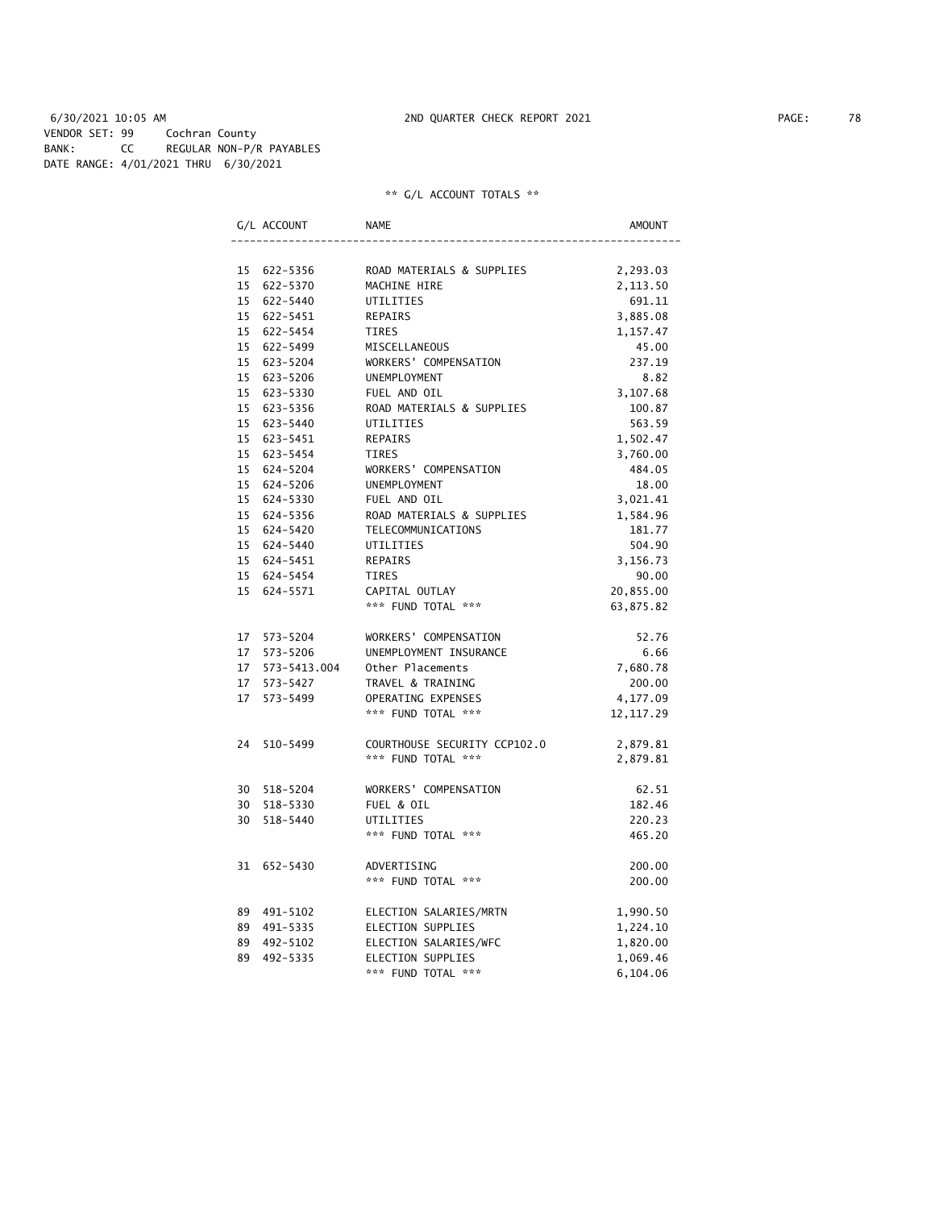6/30/2021 10:05 AM 2ND QUARTER CHECK REPORT 2021

VENDOR SET: 99 Cochran County
BANK: CC REGULAR NON-P/R PAYABLES
DATE RANGE: 4/01/2021 THRU 6/30/2021

** G/L ACCOUNT TOTALS **

| G/L ACCOUNT | NAME | AMOUNT |
|---|---|---|
| 15 622-5356 | ROAD MATERIALS & SUPPLIES | 2,293.03 |
| 15 622-5370 | MACHINE HIRE | 2,113.50 |
| 15 622-5440 | UTILITIES | 691.11 |
| 15 622-5451 | REPAIRS | 3,885.08 |
| 15 622-5454 | TIRES | 1,157.47 |
| 15 622-5499 | MISCELLANEOUS | 45.00 |
| 15 623-5204 | WORKERS' COMPENSATION | 237.19 |
| 15 623-5206 | UNEMPLOYMENT | 8.82 |
| 15 623-5330 | FUEL AND OIL | 3,107.68 |
| 15 623-5356 | ROAD MATERIALS & SUPPLIES | 100.87 |
| 15 623-5440 | UTILITIES | 563.59 |
| 15 623-5451 | REPAIRS | 1,502.47 |
| 15 623-5454 | TIRES | 3,760.00 |
| 15 624-5204 | WORKERS' COMPENSATION | 484.05 |
| 15 624-5206 | UNEMPLOYMENT | 18.00 |
| 15 624-5330 | FUEL AND OIL | 3,021.41 |
| 15 624-5356 | ROAD MATERIALS & SUPPLIES | 1,584.96 |
| 15 624-5420 | TELECOMMUNICATIONS | 181.77 |
| 15 624-5440 | UTILITIES | 504.90 |
| 15 624-5451 | REPAIRS | 3,156.73 |
| 15 624-5454 | TIRES | 90.00 |
| 15 624-5571 | CAPITAL OUTLAY | 20,855.00 |
| | *** FUND TOTAL *** | 63,875.82 |
| 17 573-5204 | WORKERS' COMPENSATION | 52.76 |
| 17 573-5206 | UNEMPLOYMENT INSURANCE | 6.66 |
| 17 573-5413.004 | Other Placements | 7,680.78 |
| 17 573-5427 | TRAVEL & TRAINING | 200.00 |
| 17 573-5499 | OPERATING EXPENSES | 4,177.09 |
| | *** FUND TOTAL *** | 12,117.29 |
| 24 510-5499 | COURTHOUSE SECURITY CCP102.0 | 2,879.81 |
| | *** FUND TOTAL *** | 2,879.81 |
| 30 518-5204 | WORKERS' COMPENSATION | 62.51 |
| 30 518-5330 | FUEL & OIL | 182.46 |
| 30 518-5440 | UTILITIES | 220.23 |
| | *** FUND TOTAL *** | 465.20 |
| 31 652-5430 | ADVERTISING | 200.00 |
| | *** FUND TOTAL *** | 200.00 |
| 89 491-5102 | ELECTION SALARIES/MRTN | 1,990.50 |
| 89 491-5335 | ELECTION SUPPLIES | 1,224.10 |
| 89 492-5102 | ELECTION SALARIES/WFC | 1,820.00 |
| 89 492-5335 | ELECTION SUPPLIES | 1,069.46 |
| | *** FUND TOTAL *** | 6,104.06 |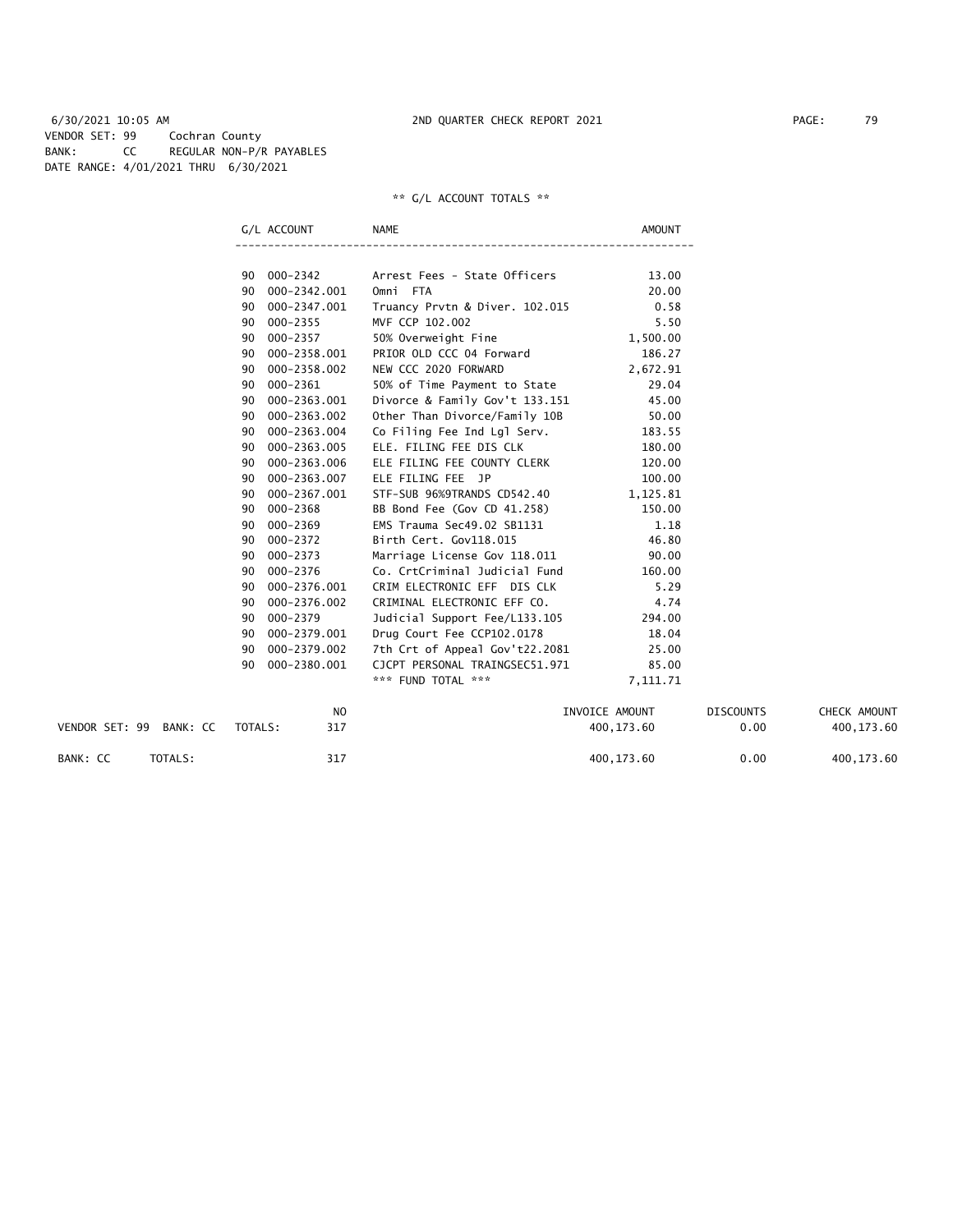6/30/2021 10:05 AM 2ND QUARTER CHECK REPORT 2021

VENDOR SET: 99 Cochran County
BANK: CC REGULAR NON-P/R PAYABLES
DATE RANGE: 4/01/2021 THRU 6/30/2021

** G/L ACCOUNT TOTALS **

| G/L ACCOUNT | | NAME | AMOUNT |
|---|---|---|---|
| 90 | 000-2342 | Arrest Fees - State Officers | 13.00 |
| 90 | 000-2342.001 | Omni FTA | 20.00 |
| 90 | 000-2347.001 | Truancy Prvtn & Diver. 102.015 | 0.58 |
| 90 | 000-2355 | MVF CCP 102.002 | 5.50 |
| 90 | 000-2357 | 50% Overweight Fine | 1,500.00 |
| 90 | 000-2358.001 | PRIOR OLD CCC 04 Forward | 186.27 |
| 90 | 000-2358.002 | NEW CCC 2020 FORWARD | 2,672.91 |
| 90 | 000-2361 | 50% of Time Payment to State | 29.04 |
| 90 | 000-2363.001 | Divorce & Family Gov't 133.151 | 45.00 |
| 90 | 000-2363.002 | Other Than Divorce/Family 10B | 50.00 |
| 90 | 000-2363.004 | Co Filing Fee Ind Lgl Serv. | 183.55 |
| 90 | 000-2363.005 | ELE. FILING FEE DIS CLK | 180.00 |
| 90 | 000-2363.006 | ELE FILING FEE COUNTY CLERK | 120.00 |
| 90 | 000-2363.007 | ELE FILING FEE JP | 100.00 |
| 90 | 000-2367.001 | STF-SUB 96%9TRANDS CD542.40 | 1,125.81 |
| 90 | 000-2368 | BB Bond Fee (Gov CD 41.258) | 150.00 |
| 90 | 000-2369 | EMS Trauma Sec49.02 SB1131 | 1.18 |
| 90 | 000-2372 | Birth Cert. Gov118.015 | 46.80 |
| 90 | 000-2373 | Marriage License Gov 118.011 | 90.00 |
| 90 | 000-2376 | Co. CrtCriminal Judicial Fund | 160.00 |
| 90 | 000-2376.001 | CRIM ELECTRONIC EFF DIS CLK | 5.29 |
| 90 | 000-2376.002 | CRIMINAL ELECTRONIC EFF CO. | 4.74 |
| 90 | 000-2379 | Judicial Support Fee/L133.105 | 294.00 |
| 90 | 000-2379.001 | Drug Court Fee CCP102.0178 | 18.04 |
| 90 | 000-2379.002 | 7th Crt of Appeal Gov't22.2081 | 25.00 |
| 90 | 000-2380.001 | CJCPT PERSONAL TRAINGSEC51.971 | 85.00 |
| | | *** FUND TOTAL *** | 7,111.71 |

| | NO | INVOICE AMOUNT | DISCOUNTS | CHECK AMOUNT |
|---|---|---|---|---|
| VENDOR SET: 99 BANK: CC TOTALS: | 317 | 400,173.60 | 0.00 | 400,173.60 |
| BANK: CC TOTALS: | 317 | 400,173.60 | 0.00 | 400,173.60 |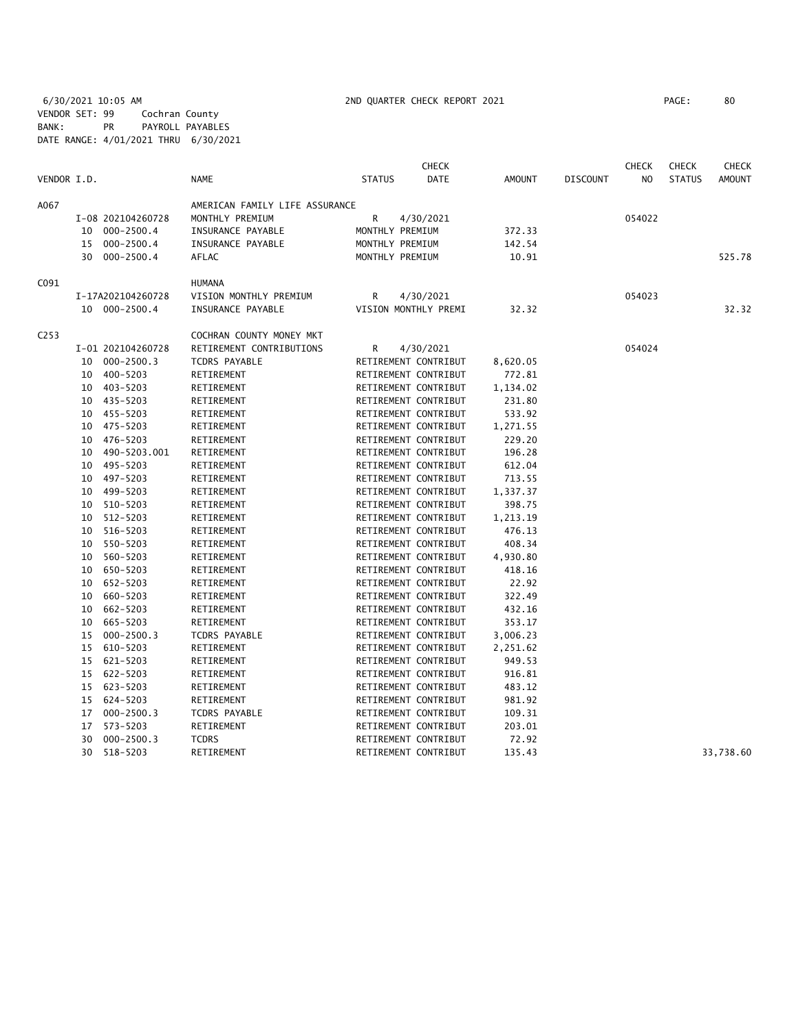6/30/2021 10:05 AM 2ND QUARTER CHECK REPORT 2021
VENDOR SET: 99 Cochran County
BANK: PR PAYROLL PAYABLES
DATE RANGE: 4/01/2021 THRU 6/30/2021

| VENDOR I.D. | | NAME | STATUS | CHECK DATE | AMOUNT | DISCOUNT | CHECK NO | CHECK STATUS | CHECK AMOUNT |
|---|---|---|---|---|---|---|---|---|---|
| A067 | | AMERICAN FAMILY LIFE ASSURANCE | | | | | | | |
| | I-08 202104260728 | MONTHLY PREMIUM | R | 4/30/2021 | | | 054022 | | |
| | 10 000-2500.4 | INSURANCE PAYABLE | MONTHLY PREMIUM | | 372.33 | | | | |
| | 15 000-2500.4 | INSURANCE PAYABLE | MONTHLY PREMIUM | | 142.54 | | | | |
| | 30 000-2500.4 | AFLAC | MONTHLY PREMIUM | | 10.91 | | | | 525.78 |
| C091 | | HUMANA | | | | | | | |
| | I-17A202104260728 | VISION MONTHLY PREMIUM | R | 4/30/2021 | | | 054023 | | |
| | 10 000-2500.4 | INSURANCE PAYABLE | VISION MONTHLY PREMI | | 32.32 | | | | 32.32 |
| C253 | | COCHRAN COUNTY MONEY MKT | | | | | | | |
| | I-01 202104260728 | RETIREMENT CONTRIBUTIONS | R | 4/30/2021 | | | 054024 | | |
| | 10 000-2500.3 | TCDRS PAYABLE | RETIREMENT CONTRIBUT | | 8,620.05 | | | | |
| | 10 400-5203 | RETIREMENT | RETIREMENT CONTRIBUT | | 772.81 | | | | |
| | 10 403-5203 | RETIREMENT | RETIREMENT CONTRIBUT | | 1,134.02 | | | | |
| | 10 435-5203 | RETIREMENT | RETIREMENT CONTRIBUT | | 231.80 | | | | |
| | 10 455-5203 | RETIREMENT | RETIREMENT CONTRIBUT | | 533.92 | | | | |
| | 10 475-5203 | RETIREMENT | RETIREMENT CONTRIBUT | | 1,271.55 | | | | |
| | 10 476-5203 | RETIREMENT | RETIREMENT CONTRIBUT | | 229.20 | | | | |
| | 10 490-5203.001 | RETIREMENT | RETIREMENT CONTRIBUT | | 196.28 | | | | |
| | 10 495-5203 | RETIREMENT | RETIREMENT CONTRIBUT | | 612.04 | | | | |
| | 10 497-5203 | RETIREMENT | RETIREMENT CONTRIBUT | | 713.55 | | | | |
| | 10 499-5203 | RETIREMENT | RETIREMENT CONTRIBUT | | 1,337.37 | | | | |
| | 10 510-5203 | RETIREMENT | RETIREMENT CONTRIBUT | | 398.75 | | | | |
| | 10 512-5203 | RETIREMENT | RETIREMENT CONTRIBUT | | 1,213.19 | | | | |
| | 10 516-5203 | RETIREMENT | RETIREMENT CONTRIBUT | | 476.13 | | | | |
| | 10 550-5203 | RETIREMENT | RETIREMENT CONTRIBUT | | 408.34 | | | | |
| | 10 560-5203 | RETIREMENT | RETIREMENT CONTRIBUT | | 4,930.80 | | | | |
| | 10 650-5203 | RETIREMENT | RETIREMENT CONTRIBUT | | 418.16 | | | | |
| | 10 652-5203 | RETIREMENT | RETIREMENT CONTRIBUT | | 22.92 | | | | |
| | 10 660-5203 | RETIREMENT | RETIREMENT CONTRIBUT | | 322.49 | | | | |
| | 10 662-5203 | RETIREMENT | RETIREMENT CONTRIBUT | | 432.16 | | | | |
| | 10 665-5203 | RETIREMENT | RETIREMENT CONTRIBUT | | 353.17 | | | | |
| | 15 000-2500.3 | TCDRS PAYABLE | RETIREMENT CONTRIBUT | | 3,006.23 | | | | |
| | 15 610-5203 | RETIREMENT | RETIREMENT CONTRIBUT | | 2,251.62 | | | | |
| | 15 621-5203 | RETIREMENT | RETIREMENT CONTRIBUT | | 949.53 | | | | |
| | 15 622-5203 | RETIREMENT | RETIREMENT CONTRIBUT | | 916.81 | | | | |
| | 15 623-5203 | RETIREMENT | RETIREMENT CONTRIBUT | | 483.12 | | | | |
| | 15 624-5203 | RETIREMENT | RETIREMENT CONTRIBUT | | 981.92 | | | | |
| | 17 000-2500.3 | TCDRS PAYABLE | RETIREMENT CONTRIBUT | | 109.31 | | | | |
| | 17 573-5203 | RETIREMENT | RETIREMENT CONTRIBUT | | 203.01 | | | | |
| | 30 000-2500.3 | TCDRS | RETIREMENT CONTRIBUT | | 72.92 | | | | |
| | 30 518-5203 | RETIREMENT | RETIREMENT CONTRIBUT | | 135.43 | | | | 33,738.60 |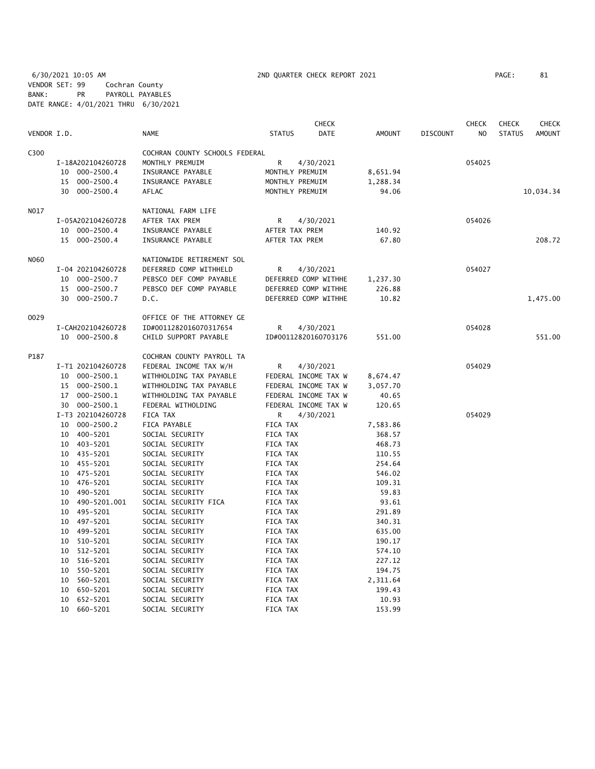6/30/2021 10:05 AM 2ND QUARTER CHECK REPORT 2021

VENDOR SET: 99 Cochran County
BANK: PR PAYROLL PAYABLES
DATE RANGE: 4/01/2021 THRU 6/30/2021

| VENDOR I.D. | NAME | STATUS | CHECK DATE | AMOUNT | DISCOUNT | CHECK NO | CHECK STATUS | CHECK AMOUNT |
|---|---|---|---|---|---|---|---|---|
| C300 | COCHRAN COUNTY SCHOOLS FEDERAL | | | | | | | |
| I-18A202104260728 | MONTHLY PREMUIM | R | 4/30/2021 | | | 054025 | | |
| 10 000-2500.4 | INSURANCE PAYABLE | MONTHLY PREMUIM | | 8,651.94 | | | | |
| 15 000-2500.4 | INSURANCE PAYABLE | MONTHLY PREMUIM | | 1,288.34 | | | | |
| 30 000-2500.4 | AFLAC | MONTHLY PREMUIM | | 94.06 | | | | 10,034.34 |
| N017 | NATIONAL FARM LIFE | | | | | | | |
| I-05A202104260728 | AFTER TAX PREM | R | 4/30/2021 | | | 054026 | | |
| 10 000-2500.4 | INSURANCE PAYABLE | AFTER TAX PREM | | 140.92 | | | | |
| 15 000-2500.4 | INSURANCE PAYABLE | AFTER TAX PREM | | 67.80 | | | | 208.72 |
| N060 | NATIONWIDE RETIREMENT SOL | | | | | | | |
| I-04 202104260728 | DEFERRED COMP WITHHELD | R | 4/30/2021 | | | 054027 | | |
| 10 000-2500.7 | PEBSCO DEF COMP PAYABLE | DEFERRED COMP WITHHE | | 1,237.30 | | | | |
| 15 000-2500.7 | PEBSCO DEF COMP PAYABLE | DEFERRED COMP WITHHE | | 226.88 | | | | |
| 30 000-2500.7 | D.C. | DEFERRED COMP WITHHE | | 10.82 | | | | 1,475.00 |
| O029 | OFFICE OF THE ATTORNEY GE | | | | | | | |
| I-CAH202104260728 | ID#0011282016070317654 | R | 4/30/2021 | | | 054028 | | |
| 10 000-2500.8 | CHILD SUPPORT PAYABLE | ID#00112820160703176 | | 551.00 | | | | 551.00 |
| P187 | COCHRAN COUNTY PAYROLL TA | | | | | | | |
| I-T1 202104260728 | FEDERAL INCOME TAX W/H | R | 4/30/2021 | | | 054029 | | |
| 10 000-2500.1 | WITHHOLDING TAX PAYABLE | FEDERAL INCOME TAX W | | 8,674.47 | | | | |
| 15 000-2500.1 | WITHHOLDING TAX PAYABLE | FEDERAL INCOME TAX W | | 3,057.70 | | | | |
| 17 000-2500.1 | WITHHOLDING TAX PAYABLE | FEDERAL INCOME TAX W | | 40.65 | | | | |
| 30 000-2500.1 | FEDERAL WITHOLDING | FEDERAL INCOME TAX W | | 120.65 | | | | |
| I-T3 202104260728 | FICA TAX | R | 4/30/2021 | | | 054029 | | |
| 10 000-2500.2 | FICA PAYABLE | FICA TAX | | 7,583.86 | | | | |
| 10 400-5201 | SOCIAL SECURITY | FICA TAX | | 368.57 | | | | |
| 10 403-5201 | SOCIAL SECURITY | FICA TAX | | 468.73 | | | | |
| 10 435-5201 | SOCIAL SECURITY | FICA TAX | | 110.55 | | | | |
| 10 455-5201 | SOCIAL SECURITY | FICA TAX | | 254.64 | | | | |
| 10 475-5201 | SOCIAL SECURITY | FICA TAX | | 546.02 | | | | |
| 10 476-5201 | SOCIAL SECURITY | FICA TAX | | 109.31 | | | | |
| 10 490-5201 | SOCIAL SECURITY | FICA TAX | | 59.83 | | | | |
| 10 490-5201.001 | SOCIAL SECURITY FICA | FICA TAX | | 93.61 | | | | |
| 10 495-5201 | SOCIAL SECURITY | FICA TAX | | 291.89 | | | | |
| 10 497-5201 | SOCIAL SECURITY | FICA TAX | | 340.31 | | | | |
| 10 499-5201 | SOCIAL SECURITY | FICA TAX | | 635.00 | | | | |
| 10 510-5201 | SOCIAL SECURITY | FICA TAX | | 190.17 | | | | |
| 10 512-5201 | SOCIAL SECURITY | FICA TAX | | 574.10 | | | | |
| 10 516-5201 | SOCIAL SECURITY | FICA TAX | | 227.12 | | | | |
| 10 550-5201 | SOCIAL SECURITY | FICA TAX | | 194.75 | | | | |
| 10 560-5201 | SOCIAL SECURITY | FICA TAX | | 2,311.64 | | | | |
| 10 650-5201 | SOCIAL SECURITY | FICA TAX | | 199.43 | | | | |
| 10 652-5201 | SOCIAL SECURITY | FICA TAX | | 10.93 | | | | |
| 10 660-5201 | SOCIAL SECURITY | FICA TAX | | 153.99 | | | | |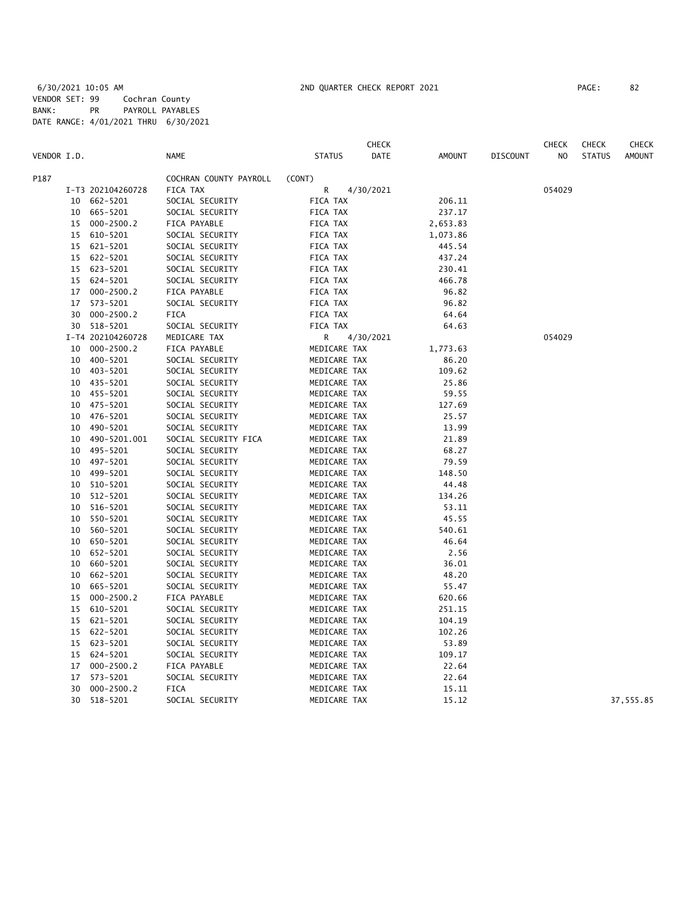6/30/2021 10:05 AM 2ND QUARTER CHECK REPORT 2021

VENDOR SET: 99 Cochran County
BANK: PR PAYROLL PAYABLES
DATE RANGE: 4/01/2021 THRU 6/30/2021

| VENDOR I.D. | NAME | STATUS | CHECK DATE | AMOUNT | DISCOUNT | CHECK NO | CHECK STATUS | CHECK AMOUNT |
|---|---|---|---|---|---|---|---|---|
| P187 | COCHRAN COUNTY PAYROLL | (CONT) | | | | | | |
| I-T3 202104260728 | FICA TAX | R | 4/30/2021 | | | 054029 | | |
| 10 662-5201 | SOCIAL SECURITY | FICA TAX | | 206.11 | | | | |
| 10 665-5201 | SOCIAL SECURITY | FICA TAX | | 237.17 | | | | |
| 15 000-2500.2 | FICA PAYABLE | FICA TAX | | 2,653.83 | | | | |
| 15 610-5201 | SOCIAL SECURITY | FICA TAX | | 1,073.86 | | | | |
| 15 621-5201 | SOCIAL SECURITY | FICA TAX | | 445.54 | | | | |
| 15 622-5201 | SOCIAL SECURITY | FICA TAX | | 437.24 | | | | |
| 15 623-5201 | SOCIAL SECURITY | FICA TAX | | 230.41 | | | | |
| 15 624-5201 | SOCIAL SECURITY | FICA TAX | | 466.78 | | | | |
| 17 000-2500.2 | FICA PAYABLE | FICA TAX | | 96.82 | | | | |
| 17 573-5201 | SOCIAL SECURITY | FICA TAX | | 96.82 | | | | |
| 30 000-2500.2 | FICA | FICA TAX | | 64.64 | | | | |
| 30 518-5201 | SOCIAL SECURITY | FICA TAX | | 64.63 | | | | |
| I-T4 202104260728 | MEDICARE TAX | R | 4/30/2021 | | | 054029 | | |
| 10 000-2500.2 | FICA PAYABLE | MEDICARE TAX | | 1,773.63 | | | | |
| 10 400-5201 | SOCIAL SECURITY | MEDICARE TAX | | 86.20 | | | | |
| 10 403-5201 | SOCIAL SECURITY | MEDICARE TAX | | 109.62 | | | | |
| 10 435-5201 | SOCIAL SECURITY | MEDICARE TAX | | 25.86 | | | | |
| 10 455-5201 | SOCIAL SECURITY | MEDICARE TAX | | 59.55 | | | | |
| 10 475-5201 | SOCIAL SECURITY | MEDICARE TAX | | 127.69 | | | | |
| 10 476-5201 | SOCIAL SECURITY | MEDICARE TAX | | 25.57 | | | | |
| 10 490-5201 | SOCIAL SECURITY | MEDICARE TAX | | 13.99 | | | | |
| 10 490-5201.001 | SOCIAL SECURITY FICA | MEDICARE TAX | | 21.89 | | | | |
| 10 495-5201 | SOCIAL SECURITY | MEDICARE TAX | | 68.27 | | | | |
| 10 497-5201 | SOCIAL SECURITY | MEDICARE TAX | | 79.59 | | | | |
| 10 499-5201 | SOCIAL SECURITY | MEDICARE TAX | | 148.50 | | | | |
| 10 510-5201 | SOCIAL SECURITY | MEDICARE TAX | | 44.48 | | | | |
| 10 512-5201 | SOCIAL SECURITY | MEDICARE TAX | | 134.26 | | | | |
| 10 516-5201 | SOCIAL SECURITY | MEDICARE TAX | | 53.11 | | | | |
| 10 550-5201 | SOCIAL SECURITY | MEDICARE TAX | | 45.55 | | | | |
| 10 560-5201 | SOCIAL SECURITY | MEDICARE TAX | | 540.61 | | | | |
| 10 650-5201 | SOCIAL SECURITY | MEDICARE TAX | | 46.64 | | | | |
| 10 652-5201 | SOCIAL SECURITY | MEDICARE TAX | | 2.56 | | | | |
| 10 660-5201 | SOCIAL SECURITY | MEDICARE TAX | | 36.01 | | | | |
| 10 662-5201 | SOCIAL SECURITY | MEDICARE TAX | | 48.20 | | | | |
| 10 665-5201 | SOCIAL SECURITY | MEDICARE TAX | | 55.47 | | | | |
| 15 000-2500.2 | FICA PAYABLE | MEDICARE TAX | | 620.66 | | | | |
| 15 610-5201 | SOCIAL SECURITY | MEDICARE TAX | | 251.15 | | | | |
| 15 621-5201 | SOCIAL SECURITY | MEDICARE TAX | | 104.19 | | | | |
| 15 622-5201 | SOCIAL SECURITY | MEDICARE TAX | | 102.26 | | | | |
| 15 623-5201 | SOCIAL SECURITY | MEDICARE TAX | | 53.89 | | | | |
| 15 624-5201 | SOCIAL SECURITY | MEDICARE TAX | | 109.17 | | | | |
| 17 000-2500.2 | FICA PAYABLE | MEDICARE TAX | | 22.64 | | | | |
| 17 573-5201 | SOCIAL SECURITY | MEDICARE TAX | | 22.64 | | | | |
| 30 000-2500.2 | FICA | MEDICARE TAX | | 15.11 | | | | |
| 30 518-5201 | SOCIAL SECURITY | MEDICARE TAX | | 15.12 | | | | 37,555.85 |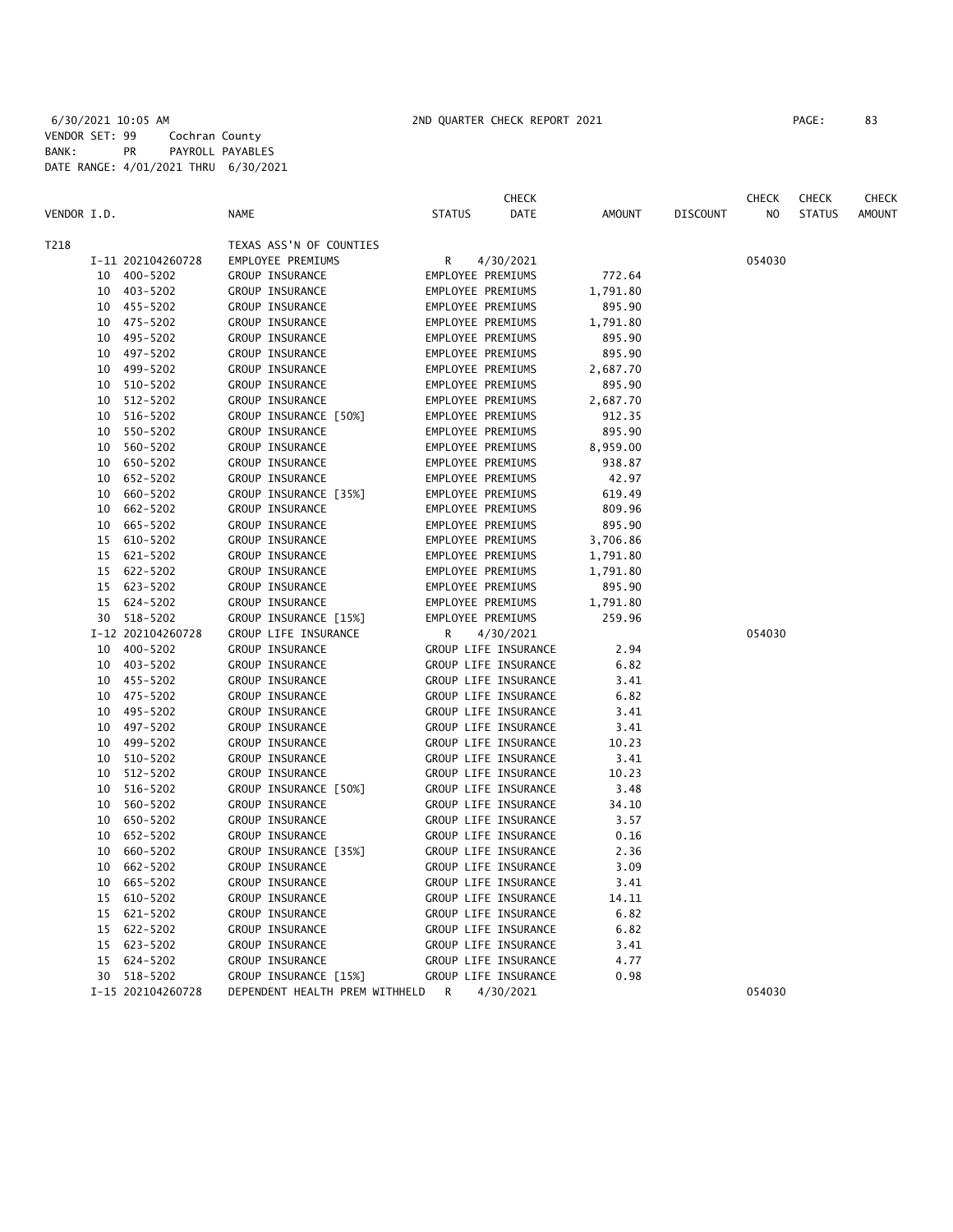6/30/2021 10:05 AM 2ND QUARTER CHECK REPORT 2021

VENDOR SET: 99 Cochran County
BANK: PR PAYROLL PAYABLES
DATE RANGE: 4/01/2021 THRU 6/30/2021

| VENDOR I.D. | | NAME | STATUS | CHECK DATE | AMOUNT | DISCOUNT | CHECK NO | CHECK STATUS | CHECK AMOUNT |
|---|---|---|---|---|---|---|---|---|---|
| T218 | | TEXAS ASS'N OF COUNTIES | | | | | | | |
| | I-11 202104260728 | EMPLOYEE PREMIUMS | R | 4/30/2021 | | | 054030 | | |
| | 10 400-5202 | GROUP INSURANCE | EMPLOYEE PREMIUMS | | 772.64 | | | | |
| | 10 403-5202 | GROUP INSURANCE | EMPLOYEE PREMIUMS | | 1,791.80 | | | | |
| | 10 455-5202 | GROUP INSURANCE | EMPLOYEE PREMIUMS | | 895.90 | | | | |
| | 10 475-5202 | GROUP INSURANCE | EMPLOYEE PREMIUMS | | 1,791.80 | | | | |
| | 10 495-5202 | GROUP INSURANCE | EMPLOYEE PREMIUMS | | 895.90 | | | | |
| | 10 497-5202 | GROUP INSURANCE | EMPLOYEE PREMIUMS | | 895.90 | | | | |
| | 10 499-5202 | GROUP INSURANCE | EMPLOYEE PREMIUMS | | 2,687.70 | | | | |
| | 10 510-5202 | GROUP INSURANCE | EMPLOYEE PREMIUMS | | 895.90 | | | | |
| | 10 512-5202 | GROUP INSURANCE | EMPLOYEE PREMIUMS | | 2,687.70 | | | | |
| | 10 516-5202 | GROUP INSURANCE [50%] | EMPLOYEE PREMIUMS | | 912.35 | | | | |
| | 10 550-5202 | GROUP INSURANCE | EMPLOYEE PREMIUMS | | 895.90 | | | | |
| | 10 560-5202 | GROUP INSURANCE | EMPLOYEE PREMIUMS | | 8,959.00 | | | | |
| | 10 650-5202 | GROUP INSURANCE | EMPLOYEE PREMIUMS | | 938.87 | | | | |
| | 10 652-5202 | GROUP INSURANCE | EMPLOYEE PREMIUMS | | 42.97 | | | | |
| | 10 660-5202 | GROUP INSURANCE [35%] | EMPLOYEE PREMIUMS | | 619.49 | | | | |
| | 10 662-5202 | GROUP INSURANCE | EMPLOYEE PREMIUMS | | 809.96 | | | | |
| | 10 665-5202 | GROUP INSURANCE | EMPLOYEE PREMIUMS | | 895.90 | | | | |
| | 15 610-5202 | GROUP INSURANCE | EMPLOYEE PREMIUMS | | 3,706.86 | | | | |
| | 15 621-5202 | GROUP INSURANCE | EMPLOYEE PREMIUMS | | 1,791.80 | | | | |
| | 15 622-5202 | GROUP INSURANCE | EMPLOYEE PREMIUMS | | 1,791.80 | | | | |
| | 15 623-5202 | GROUP INSURANCE | EMPLOYEE PREMIUMS | | 895.90 | | | | |
| | 15 624-5202 | GROUP INSURANCE | EMPLOYEE PREMIUMS | | 1,791.80 | | | | |
| | 30 518-5202 | GROUP INSURANCE [15%] | EMPLOYEE PREMIUMS | | 259.96 | | | | |
| | I-12 202104260728 | GROUP LIFE INSURANCE | R | 4/30/2021 | | | 054030 | | |
| | 10 400-5202 | GROUP INSURANCE | GROUP LIFE INSURANCE | | 2.94 | | | | |
| | 10 403-5202 | GROUP INSURANCE | GROUP LIFE INSURANCE | | 6.82 | | | | |
| | 10 455-5202 | GROUP INSURANCE | GROUP LIFE INSURANCE | | 3.41 | | | | |
| | 10 475-5202 | GROUP INSURANCE | GROUP LIFE INSURANCE | | 6.82 | | | | |
| | 10 495-5202 | GROUP INSURANCE | GROUP LIFE INSURANCE | | 3.41 | | | | |
| | 10 497-5202 | GROUP INSURANCE | GROUP LIFE INSURANCE | | 3.41 | | | | |
| | 10 499-5202 | GROUP INSURANCE | GROUP LIFE INSURANCE | | 10.23 | | | | |
| | 10 510-5202 | GROUP INSURANCE | GROUP LIFE INSURANCE | | 3.41 | | | | |
| | 10 512-5202 | GROUP INSURANCE | GROUP LIFE INSURANCE | | 10.23 | | | | |
| | 10 516-5202 | GROUP INSURANCE [50%] | GROUP LIFE INSURANCE | | 3.48 | | | | |
| | 10 560-5202 | GROUP INSURANCE | GROUP LIFE INSURANCE | | 34.10 | | | | |
| | 10 650-5202 | GROUP INSURANCE | GROUP LIFE INSURANCE | | 3.57 | | | | |
| | 10 652-5202 | GROUP INSURANCE | GROUP LIFE INSURANCE | | 0.16 | | | | |
| | 10 660-5202 | GROUP INSURANCE [35%] | GROUP LIFE INSURANCE | | 2.36 | | | | |
| | 10 662-5202 | GROUP INSURANCE | GROUP LIFE INSURANCE | | 3.09 | | | | |
| | 10 665-5202 | GROUP INSURANCE | GROUP LIFE INSURANCE | | 3.41 | | | | |
| | 15 610-5202 | GROUP INSURANCE | GROUP LIFE INSURANCE | | 14.11 | | | | |
| | 15 621-5202 | GROUP INSURANCE | GROUP LIFE INSURANCE | | 6.82 | | | | |
| | 15 622-5202 | GROUP INSURANCE | GROUP LIFE INSURANCE | | 6.82 | | | | |
| | 15 623-5202 | GROUP INSURANCE | GROUP LIFE INSURANCE | | 3.41 | | | | |
| | 15 624-5202 | GROUP INSURANCE | GROUP LIFE INSURANCE | | 4.77 | | | | |
| | 30 518-5202 | GROUP INSURANCE [15%] | GROUP LIFE INSURANCE | | 0.98 | | | | |
| | I-15 202104260728 | DEPENDENT HEALTH PREM WITHHELD | R | 4/30/2021 | | | 054030 | | |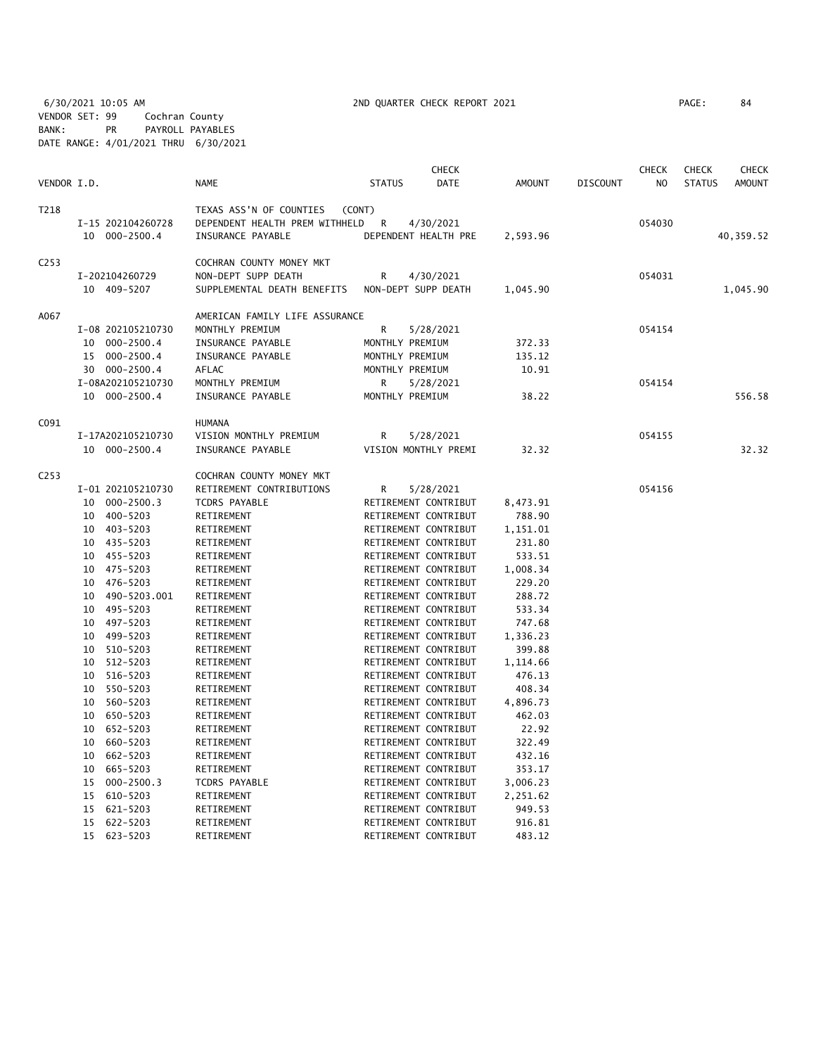6/30/2021 10:05 AM 2ND QUARTER CHECK REPORT 2021 PAGE: 84
VENDOR SET: 99 Cochran County
BANK: PR PAYROLL PAYABLES
DATE RANGE: 4/01/2021 THRU 6/30/2021

| VENDOR I.D. | | NAME | STATUS | CHECK DATE | AMOUNT | DISCOUNT | CHECK NO | CHECK STATUS | CHECK AMOUNT |
|---|---|---|---|---|---|---|---|---|---|
| T218 | | TEXAS ASS'N OF COUNTIES (CONT) | | | | | | | |
| | I-15 202104260728 | DEPENDENT HEALTH PREM WITHHELD | R | 4/30/2021 | | | 054030 | | |
| | 10 000-2500.4 | INSURANCE PAYABLE | DEPENDENT HEALTH PRE | | 2,593.96 | | | | 40,359.52 |
| C253 | | COCHRAN COUNTY MONEY MKT | | | | | | | |
| | I-202104260729 | NON-DEPT SUPP DEATH | R | 4/30/2021 | | | 054031 | | |
| | 10 409-5207 | SUPPLEMENTAL DEATH BENEFITS | NON-DEPT SUPP DEATH | | 1,045.90 | | | | 1,045.90 |
| A067 | | AMERICAN FAMILY LIFE ASSURANCE | | | | | | | |
| | I-08 202105210730 | MONTHLY PREMIUM | R | 5/28/2021 | | | 054154 | | |
| | 10 000-2500.4 | INSURANCE PAYABLE | MONTHLY PREMIUM | | 372.33 | | | | |
| | 15 000-2500.4 | INSURANCE PAYABLE | MONTHLY PREMIUM | | 135.12 | | | | |
| | 30 000-2500.4 | AFLAC | MONTHLY PREMIUM | | 10.91 | | | | |
| | I-08A202105210730 | MONTHLY PREMIUM | R | 5/28/2021 | | | 054154 | | |
| | 10 000-2500.4 | INSURANCE PAYABLE | MONTHLY PREMIUM | | 38.22 | | | | 556.58 |
| C091 | | HUMANA | | | | | | | |
| | I-17A202105210730 | VISION MONTHLY PREMIUM | R | 5/28/2021 | | | 054155 | | |
| | 10 000-2500.4 | INSURANCE PAYABLE | VISION MONTHLY PREMI | | 32.32 | | | | 32.32 |
| C253 | | COCHRAN COUNTY MONEY MKT | | | | | | | |
| | I-01 202105210730 | RETIREMENT CONTRIBUTIONS | R | 5/28/2021 | | | 054156 | | |
| | 10 000-2500.3 | TCDRS PAYABLE | RETIREMENT CONTRIBUT | | 8,473.91 | | | | |
| | 10 400-5203 | RETIREMENT | RETIREMENT CONTRIBUT | | 788.90 | | | | |
| | 10 403-5203 | RETIREMENT | RETIREMENT CONTRIBUT | | 1,151.01 | | | | |
| | 10 435-5203 | RETIREMENT | RETIREMENT CONTRIBUT | | 231.80 | | | | |
| | 10 455-5203 | RETIREMENT | RETIREMENT CONTRIBUT | | 533.51 | | | | |
| | 10 475-5203 | RETIREMENT | RETIREMENT CONTRIBUT | | 1,008.34 | | | | |
| | 10 476-5203 | RETIREMENT | RETIREMENT CONTRIBUT | | 229.20 | | | | |
| | 10 490-5203.001 | RETIREMENT | RETIREMENT CONTRIBUT | | 288.72 | | | | |
| | 10 495-5203 | RETIREMENT | RETIREMENT CONTRIBUT | | 533.34 | | | | |
| | 10 497-5203 | RETIREMENT | RETIREMENT CONTRIBUT | | 747.68 | | | | |
| | 10 499-5203 | RETIREMENT | RETIREMENT CONTRIBUT | | 1,336.23 | | | | |
| | 10 510-5203 | RETIREMENT | RETIREMENT CONTRIBUT | | 399.88 | | | | |
| | 10 512-5203 | RETIREMENT | RETIREMENT CONTRIBUT | | 1,114.66 | | | | |
| | 10 516-5203 | RETIREMENT | RETIREMENT CONTRIBUT | | 476.13 | | | | |
| | 10 550-5203 | RETIREMENT | RETIREMENT CONTRIBUT | | 408.34 | | | | |
| | 10 560-5203 | RETIREMENT | RETIREMENT CONTRIBUT | | 4,896.73 | | | | |
| | 10 650-5203 | RETIREMENT | RETIREMENT CONTRIBUT | | 462.03 | | | | |
| | 10 652-5203 | RETIREMENT | RETIREMENT CONTRIBUT | | 22.92 | | | | |
| | 10 660-5203 | RETIREMENT | RETIREMENT CONTRIBUT | | 322.49 | | | | |
| | 10 662-5203 | RETIREMENT | RETIREMENT CONTRIBUT | | 432.16 | | | | |
| | 10 665-5203 | RETIREMENT | RETIREMENT CONTRIBUT | | 353.17 | | | | |
| | 15 000-2500.3 | TCDRS PAYABLE | RETIREMENT CONTRIBUT | | 3,006.23 | | | | |
| | 15 610-5203 | RETIREMENT | RETIREMENT CONTRIBUT | | 2,251.62 | | | | |
| | 15 621-5203 | RETIREMENT | RETIREMENT CONTRIBUT | | 949.53 | | | | |
| | 15 622-5203 | RETIREMENT | RETIREMENT CONTRIBUT | | 916.81 | | | | |
| | 15 623-5203 | RETIREMENT | RETIREMENT CONTRIBUT | | 483.12 | | | | |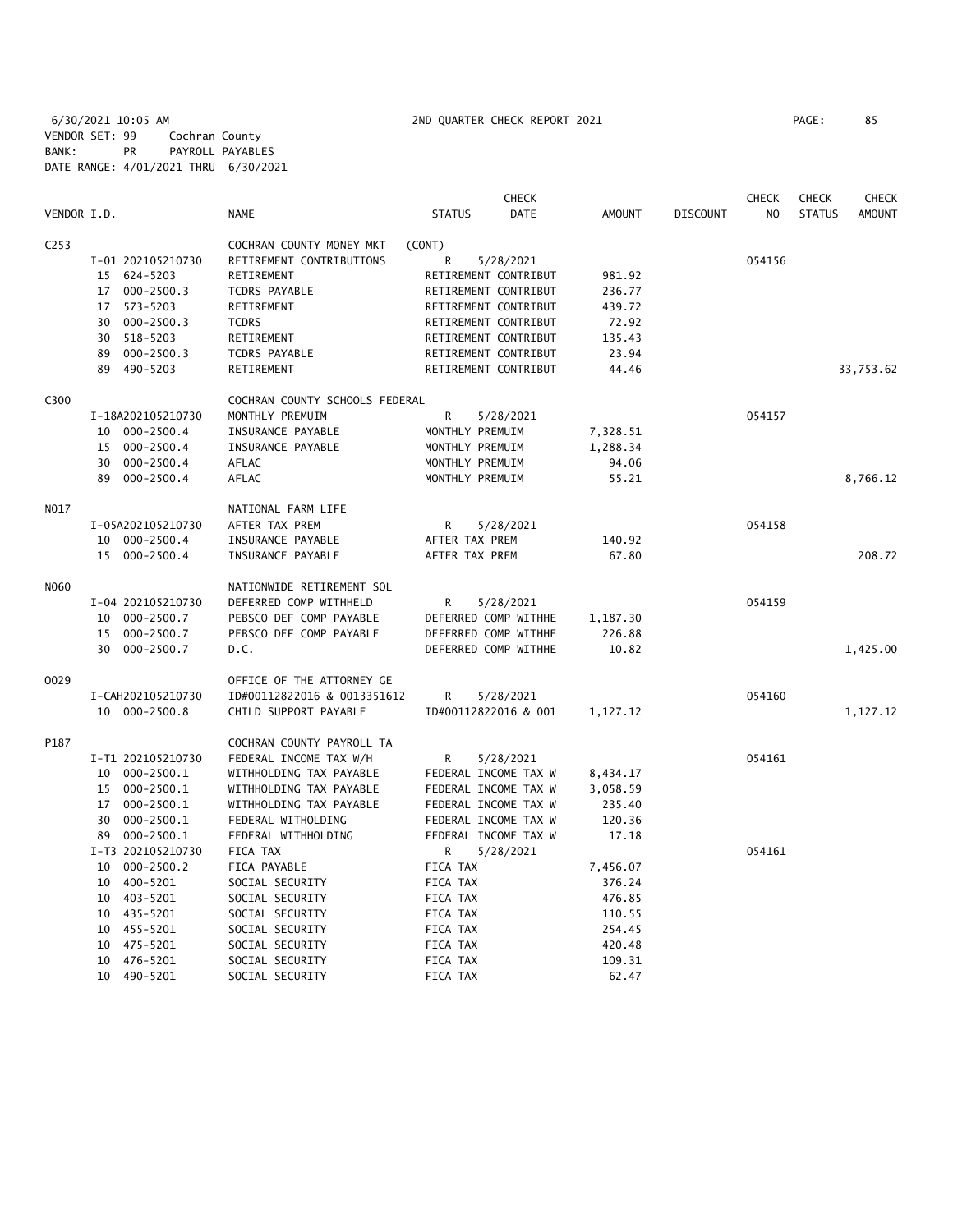6/30/2021 10:05 AM 2ND QUARTER CHECK REPORT 2021
VENDOR SET: 99 Cochran County
BANK: PR PAYROLL PAYABLES
DATE RANGE: 4/01/2021 THRU 6/30/2021

| VENDOR I.D. | NAME | STATUS | CHECK DATE | AMOUNT | DISCOUNT | CHECK NO | CHECK STATUS | CHECK AMOUNT |
|---|---|---|---|---|---|---|---|---|
| C253 | COCHRAN COUNTY MONEY MKT | (CONT) | | | | | | |
| I-01 202105210730 | RETIREMENT CONTRIBUTIONS | R | 5/28/2021 | | | 054156 | | |
| 15 624-5203 | RETIREMENT | RETIREMENT CONTRIBUT | | 981.92 | | | | |
| 17 000-2500.3 | TCDRS PAYABLE | RETIREMENT CONTRIBUT | | 236.77 | | | | |
| 17 573-5203 | RETIREMENT | RETIREMENT CONTRIBUT | | 439.72 | | | | |
| 30 000-2500.3 | TCDRS | RETIREMENT CONTRIBUT | | 72.92 | | | | |
| 30 518-5203 | RETIREMENT | RETIREMENT CONTRIBUT | | 135.43 | | | | |
| 89 000-2500.3 | TCDRS PAYABLE | RETIREMENT CONTRIBUT | | 23.94 | | | | |
| 89 490-5203 | RETIREMENT | RETIREMENT CONTRIBUT | | 44.46 | | | | 33,753.62 |
| C300 | COCHRAN COUNTY SCHOOLS FEDERAL | | | | | | | |
| I-18A202105210730 | MONTHLY PREMUIM | R | 5/28/2021 | | | 054157 | | |
| 10 000-2500.4 | INSURANCE PAYABLE | MONTHLY PREMUIM | | 7,328.51 | | | | |
| 15 000-2500.4 | INSURANCE PAYABLE | MONTHLY PREMUIM | | 1,288.34 | | | | |
| 30 000-2500.4 | AFLAC | MONTHLY PREMUIM | | 94.06 | | | | |
| 89 000-2500.4 | AFLAC | MONTHLY PREMUIM | | 55.21 | | | | 8,766.12 |
| N017 | NATIONAL FARM LIFE | | | | | | | |
| I-05A202105210730 | AFTER TAX PREM | R | 5/28/2021 | | | 054158 | | |
| 10 000-2500.4 | INSURANCE PAYABLE | AFTER TAX PREM | | 140.92 | | | | |
| 15 000-2500.4 | INSURANCE PAYABLE | AFTER TAX PREM | | 67.80 | | | | 208.72 |
| N060 | NATIONWIDE RETIREMENT SOL | | | | | | | |
| I-04 202105210730 | DEFERRED COMP WITHHELD | R | 5/28/2021 | | | 054159 | | |
| 10 000-2500.7 | PEBSCO DEF COMP PAYABLE | DEFERRED COMP WITHHE | | 1,187.30 | | | | |
| 15 000-2500.7 | PEBSCO DEF COMP PAYABLE | DEFERRED COMP WITHHE | | 226.88 | | | | |
| 30 000-2500.7 | D.C. | DEFERRED COMP WITHHE | | 10.82 | | | | 1,425.00 |
| O029 | OFFICE OF THE ATTORNEY GE | | | | | | | |
| I-CAH202105210730 | ID#00112822016 & 0013351612 | R | 5/28/2021 | | | 054160 | | |
| 10 000-2500.8 | CHILD SUPPORT PAYABLE | ID#00112822016 & 001 | | 1,127.12 | | | | 1,127.12 |
| P187 | COCHRAN COUNTY PAYROLL TA | | | | | | | |
| I-T1 202105210730 | FEDERAL INCOME TAX W/H | R | 5/28/2021 | | | 054161 | | |
| 10 000-2500.1 | WITHHOLDING TAX PAYABLE | FEDERAL INCOME TAX W | | 8,434.17 | | | | |
| 15 000-2500.1 | WITHHOLDING TAX PAYABLE | FEDERAL INCOME TAX W | | 3,058.59 | | | | |
| 17 000-2500.1 | WITHHOLDING TAX PAYABLE | FEDERAL INCOME TAX W | | 235.40 | | | | |
| 30 000-2500.1 | FEDERAL WITHOLDING | FEDERAL INCOME TAX W | | 120.36 | | | | |
| 89 000-2500.1 | FEDERAL WITHHOLDING | FEDERAL INCOME TAX W | | 17.18 | | | | |
| I-T3 202105210730 | FICA TAX | R | 5/28/2021 | | | 054161 | | |
| 10 000-2500.2 | FICA PAYABLE | FICA TAX | | 7,456.07 | | | | |
| 10 400-5201 | SOCIAL SECURITY | FICA TAX | | 376.24 | | | | |
| 10 403-5201 | SOCIAL SECURITY | FICA TAX | | 476.85 | | | | |
| 10 435-5201 | SOCIAL SECURITY | FICA TAX | | 110.55 | | | | |
| 10 455-5201 | SOCIAL SECURITY | FICA TAX | | 254.45 | | | | |
| 10 475-5201 | SOCIAL SECURITY | FICA TAX | | 420.48 | | | | |
| 10 476-5201 | SOCIAL SECURITY | FICA TAX | | 109.31 | | | | |
| 10 490-5201 | SOCIAL SECURITY | FICA TAX | | 62.47 | | | | |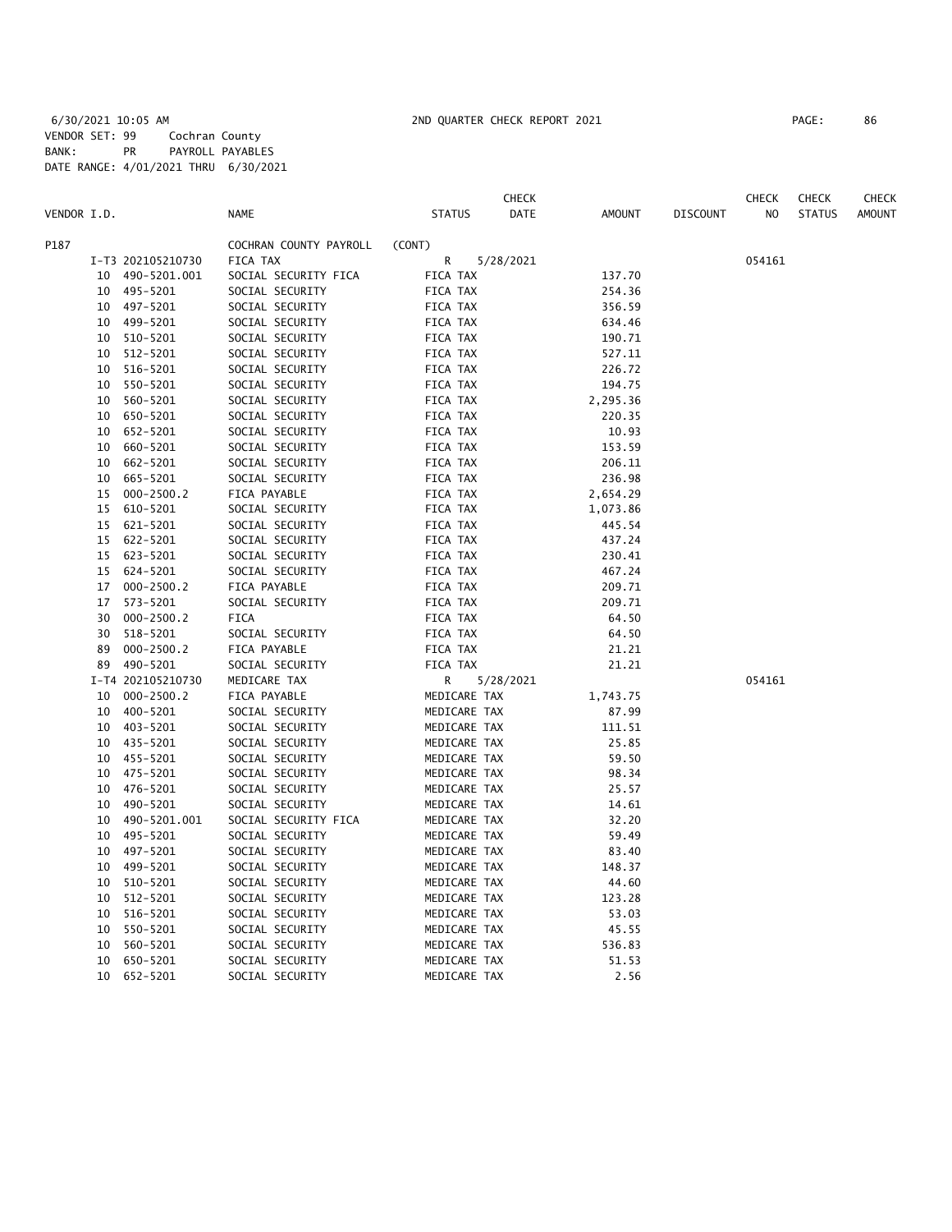6/30/2021 10:05 AM 2ND QUARTER CHECK REPORT 2021

VENDOR SET: 99 Cochran County
BANK: PR PAYROLL PAYABLES
DATE RANGE: 4/01/2021 THRU 6/30/2021

| VENDOR I.D. | | NAME | STATUS | CHECK DATE | AMOUNT | DISCOUNT | CHECK NO | CHECK STATUS | CHECK AMOUNT |
|---|---|---|---|---|---|---|---|---|---|
| P187 | | COCHRAN COUNTY PAYROLL | (CONT) | | | | | | |
| | I-T3 202105210730 | FICA TAX | R | 5/28/2021 | | | 054161 | | |
| | 10 490-5201.001 | SOCIAL SECURITY FICA | FICA TAX | | 137.70 | | | | |
| | 10 495-5201 | SOCIAL SECURITY | FICA TAX | | 254.36 | | | | |
| | 10 497-5201 | SOCIAL SECURITY | FICA TAX | | 356.59 | | | | |
| | 10 499-5201 | SOCIAL SECURITY | FICA TAX | | 634.46 | | | | |
| | 10 510-5201 | SOCIAL SECURITY | FICA TAX | | 190.71 | | | | |
| | 10 512-5201 | SOCIAL SECURITY | FICA TAX | | 527.11 | | | | |
| | 10 516-5201 | SOCIAL SECURITY | FICA TAX | | 226.72 | | | | |
| | 10 550-5201 | SOCIAL SECURITY | FICA TAX | | 194.75 | | | | |
| | 10 560-5201 | SOCIAL SECURITY | FICA TAX | | 2,295.36 | | | | |
| | 10 650-5201 | SOCIAL SECURITY | FICA TAX | | 220.35 | | | | |
| | 10 652-5201 | SOCIAL SECURITY | FICA TAX | | 10.93 | | | | |
| | 10 660-5201 | SOCIAL SECURITY | FICA TAX | | 153.59 | | | | |
| | 10 662-5201 | SOCIAL SECURITY | FICA TAX | | 206.11 | | | | |
| | 10 665-5201 | SOCIAL SECURITY | FICA TAX | | 236.98 | | | | |
| | 15 000-2500.2 | FICA PAYABLE | FICA TAX | | 2,654.29 | | | | |
| | 15 610-5201 | SOCIAL SECURITY | FICA TAX | | 1,073.86 | | | | |
| | 15 621-5201 | SOCIAL SECURITY | FICA TAX | | 445.54 | | | | |
| | 15 622-5201 | SOCIAL SECURITY | FICA TAX | | 437.24 | | | | |
| | 15 623-5201 | SOCIAL SECURITY | FICA TAX | | 230.41 | | | | |
| | 15 624-5201 | SOCIAL SECURITY | FICA TAX | | 467.24 | | | | |
| | 17 000-2500.2 | FICA PAYABLE | FICA TAX | | 209.71 | | | | |
| | 17 573-5201 | SOCIAL SECURITY | FICA TAX | | 209.71 | | | | |
| | 30 000-2500.2 | FICA | FICA TAX | | 64.50 | | | | |
| | 30 518-5201 | SOCIAL SECURITY | FICA TAX | | 64.50 | | | | |
| | 89 000-2500.2 | FICA PAYABLE | FICA TAX | | 21.21 | | | | |
| | 89 490-5201 | SOCIAL SECURITY | FICA TAX | | 21.21 | | | | |
| | I-T4 202105210730 | MEDICARE TAX | R | 5/28/2021 | | | 054161 | | |
| | 10 000-2500.2 | FICA PAYABLE | MEDICARE TAX | | 1,743.75 | | | | |
| | 10 400-5201 | SOCIAL SECURITY | MEDICARE TAX | | 87.99 | | | | |
| | 10 403-5201 | SOCIAL SECURITY | MEDICARE TAX | | 111.51 | | | | |
| | 10 435-5201 | SOCIAL SECURITY | MEDICARE TAX | | 25.85 | | | | |
| | 10 455-5201 | SOCIAL SECURITY | MEDICARE TAX | | 59.50 | | | | |
| | 10 475-5201 | SOCIAL SECURITY | MEDICARE TAX | | 98.34 | | | | |
| | 10 476-5201 | SOCIAL SECURITY | MEDICARE TAX | | 25.57 | | | | |
| | 10 490-5201 | SOCIAL SECURITY | MEDICARE TAX | | 14.61 | | | | |
| | 10 490-5201.001 | SOCIAL SECURITY FICA | MEDICARE TAX | | 32.20 | | | | |
| | 10 495-5201 | SOCIAL SECURITY | MEDICARE TAX | | 59.49 | | | | |
| | 10 497-5201 | SOCIAL SECURITY | MEDICARE TAX | | 83.40 | | | | |
| | 10 499-5201 | SOCIAL SECURITY | MEDICARE TAX | | 148.37 | | | | |
| | 10 510-5201 | SOCIAL SECURITY | MEDICARE TAX | | 44.60 | | | | |
| | 10 512-5201 | SOCIAL SECURITY | MEDICARE TAX | | 123.28 | | | | |
| | 10 516-5201 | SOCIAL SECURITY | MEDICARE TAX | | 53.03 | | | | |
| | 10 550-5201 | SOCIAL SECURITY | MEDICARE TAX | | 45.55 | | | | |
| | 10 560-5201 | SOCIAL SECURITY | MEDICARE TAX | | 536.83 | | | | |
| | 10 650-5201 | SOCIAL SECURITY | MEDICARE TAX | | 51.53 | | | | |
| | 10 652-5201 | SOCIAL SECURITY | MEDICARE TAX | | 2.56 | | | | |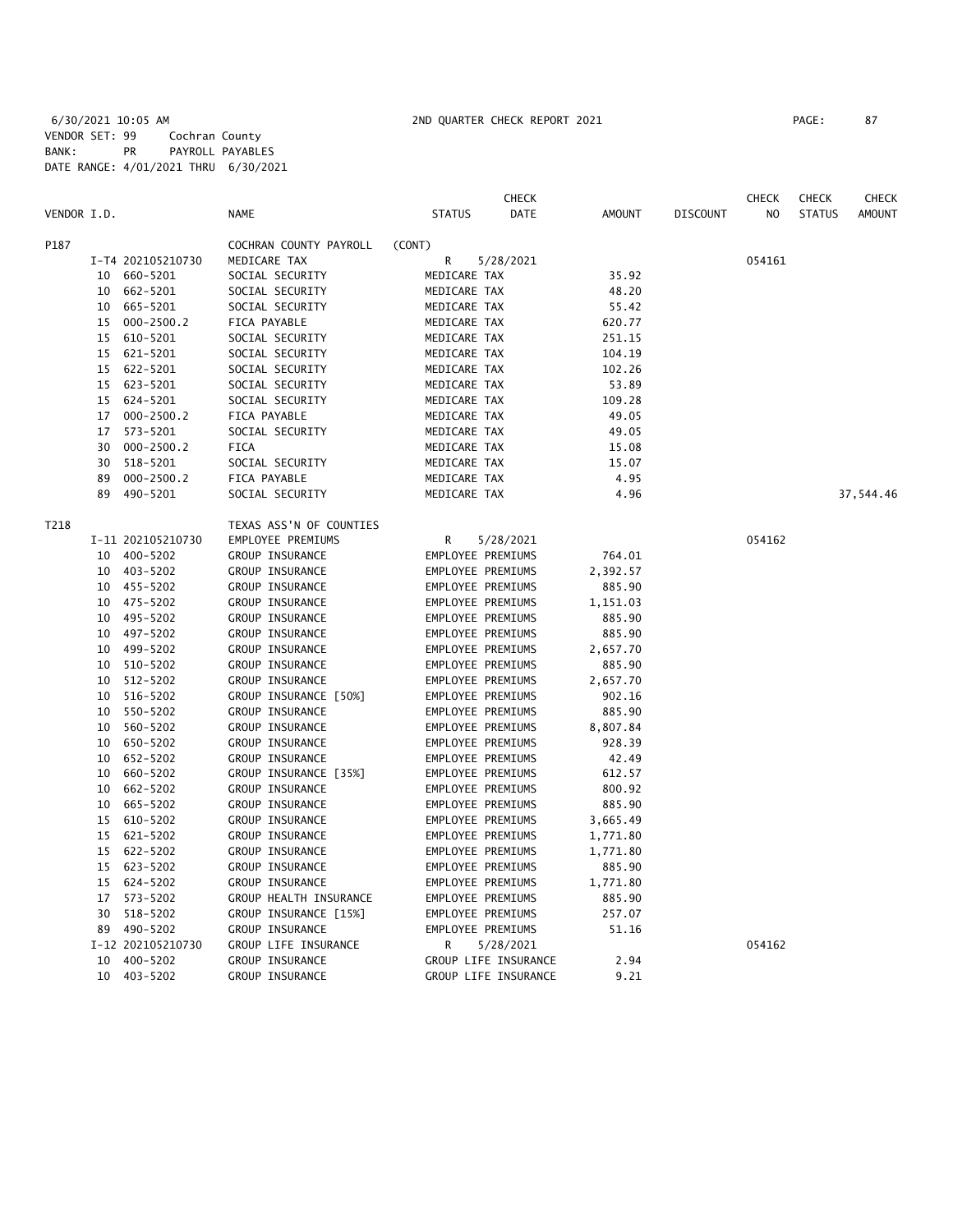6/30/2021 10:05 AM 2ND QUARTER CHECK REPORT 2021

VENDOR SET: 99 Cochran County
BANK: PR PAYROLL PAYABLES
DATE RANGE: 4/01/2021 THRU 6/30/2021

| VENDOR I.D. | | NAME | STATUS | CHECK DATE | AMOUNT | DISCOUNT | CHECK NO | CHECK STATUS | CHECK AMOUNT |
|---|---|---|---|---|---|---|---|---|---|
| P187 | | COCHRAN COUNTY PAYROLL | (CONT) | | | | | | |
| | I-T4 202105210730 | MEDICARE TAX | R | 5/28/2021 | | | 054161 | | |
| | 10 660-5201 | SOCIAL SECURITY | MEDICARE TAX | | 35.92 | | | | |
| | 10 662-5201 | SOCIAL SECURITY | MEDICARE TAX | | 48.20 | | | | |
| | 10 665-5201 | SOCIAL SECURITY | MEDICARE TAX | | 55.42 | | | | |
| | 15 000-2500.2 | FICA PAYABLE | MEDICARE TAX | | 620.77 | | | | |
| | 15 610-5201 | SOCIAL SECURITY | MEDICARE TAX | | 251.15 | | | | |
| | 15 621-5201 | SOCIAL SECURITY | MEDICARE TAX | | 104.19 | | | | |
| | 15 622-5201 | SOCIAL SECURITY | MEDICARE TAX | | 102.26 | | | | |
| | 15 623-5201 | SOCIAL SECURITY | MEDICARE TAX | | 53.89 | | | | |
| | 15 624-5201 | SOCIAL SECURITY | MEDICARE TAX | | 109.28 | | | | |
| | 17 000-2500.2 | FICA PAYABLE | MEDICARE TAX | | 49.05 | | | | |
| | 17 573-5201 | SOCIAL SECURITY | MEDICARE TAX | | 49.05 | | | | |
| | 30 000-2500.2 | FICA | MEDICARE TAX | | 15.08 | | | | |
| | 30 518-5201 | SOCIAL SECURITY | MEDICARE TAX | | 15.07 | | | | |
| | 89 000-2500.2 | FICA PAYABLE | MEDICARE TAX | | 4.95 | | | | |
| | 89 490-5201 | SOCIAL SECURITY | MEDICARE TAX | | 4.96 | | | | 37,544.46 |
| T218 | | TEXAS ASS'N OF COUNTIES | | | | | | | |
| | I-11 202105210730 | EMPLOYEE PREMIUMS | R | 5/28/2021 | | | 054162 | | |
| | 10 400-5202 | GROUP INSURANCE | EMPLOYEE PREMIUMS | | 764.01 | | | | |
| | 10 403-5202 | GROUP INSURANCE | EMPLOYEE PREMIUMS | | 2,392.57 | | | | |
| | 10 455-5202 | GROUP INSURANCE | EMPLOYEE PREMIUMS | | 885.90 | | | | |
| | 10 475-5202 | GROUP INSURANCE | EMPLOYEE PREMIUMS | | 1,151.03 | | | | |
| | 10 495-5202 | GROUP INSURANCE | EMPLOYEE PREMIUMS | | 885.90 | | | | |
| | 10 497-5202 | GROUP INSURANCE | EMPLOYEE PREMIUMS | | 885.90 | | | | |
| | 10 499-5202 | GROUP INSURANCE | EMPLOYEE PREMIUMS | | 2,657.70 | | | | |
| | 10 510-5202 | GROUP INSURANCE | EMPLOYEE PREMIUMS | | 885.90 | | | | |
| | 10 512-5202 | GROUP INSURANCE | EMPLOYEE PREMIUMS | | 2,657.70 | | | | |
| | 10 516-5202 | GROUP INSURANCE [50%] | EMPLOYEE PREMIUMS | | 902.16 | | | | |
| | 10 550-5202 | GROUP INSURANCE | EMPLOYEE PREMIUMS | | 885.90 | | | | |
| | 10 560-5202 | GROUP INSURANCE | EMPLOYEE PREMIUMS | | 8,807.84 | | | | |
| | 10 650-5202 | GROUP INSURANCE | EMPLOYEE PREMIUMS | | 928.39 | | | | |
| | 10 652-5202 | GROUP INSURANCE | EMPLOYEE PREMIUMS | | 42.49 | | | | |
| | 10 660-5202 | GROUP INSURANCE [35%] | EMPLOYEE PREMIUMS | | 612.57 | | | | |
| | 10 662-5202 | GROUP INSURANCE | EMPLOYEE PREMIUMS | | 800.92 | | | | |
| | 10 665-5202 | GROUP INSURANCE | EMPLOYEE PREMIUMS | | 885.90 | | | | |
| | 15 610-5202 | GROUP INSURANCE | EMPLOYEE PREMIUMS | | 3,665.49 | | | | |
| | 15 621-5202 | GROUP INSURANCE | EMPLOYEE PREMIUMS | | 1,771.80 | | | | |
| | 15 622-5202 | GROUP INSURANCE | EMPLOYEE PREMIUMS | | 1,771.80 | | | | |
| | 15 623-5202 | GROUP INSURANCE | EMPLOYEE PREMIUMS | | 885.90 | | | | |
| | 15 624-5202 | GROUP INSURANCE | EMPLOYEE PREMIUMS | | 1,771.80 | | | | |
| | 17 573-5202 | GROUP HEALTH INSURANCE | EMPLOYEE PREMIUMS | | 885.90 | | | | |
| | 30 518-5202 | GROUP INSURANCE [15%] | EMPLOYEE PREMIUMS | | 257.07 | | | | |
| | 89 490-5202 | GROUP INSURANCE | EMPLOYEE PREMIUMS | | 51.16 | | | | |
| | I-12 202105210730 | GROUP LIFE INSURANCE | R | 5/28/2021 | | | 054162 | | |
| | 10 400-5202 | GROUP INSURANCE | GROUP LIFE INSURANCE | | 2.94 | | | | |
| | 10 403-5202 | GROUP INSURANCE | GROUP LIFE INSURANCE | | 9.21 | | | | |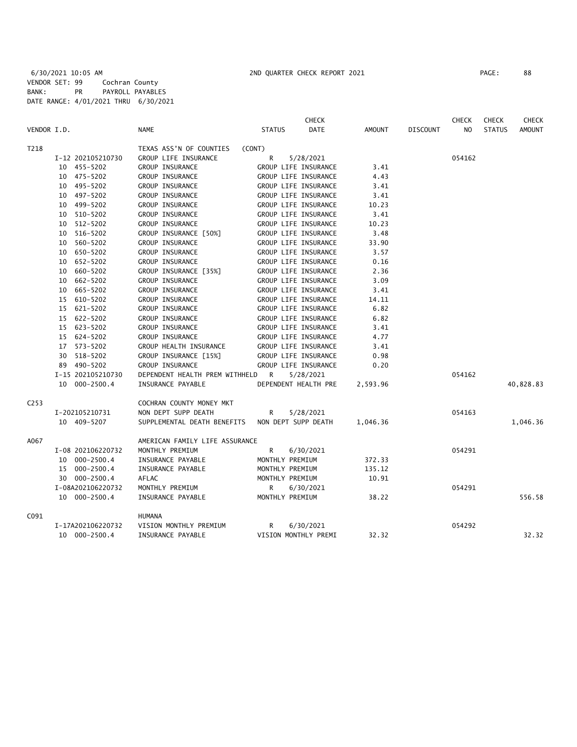6/30/2021 10:05 AM 2ND QUARTER CHECK REPORT 2021

VENDOR SET: 99 Cochran County
BANK: PR PAYROLL PAYABLES
DATE RANGE: 4/01/2021 THRU 6/30/2021

| VENDOR I.D. | NAME | STATUS | CHECK DATE | AMOUNT | DISCOUNT | CHECK NO | CHECK STATUS | CHECK AMOUNT |
|---|---|---|---|---|---|---|---|---|
| T218 | TEXAS ASS'N OF COUNTIES (CONT) | | | | | | | |
| I-12 202105210730 | GROUP LIFE INSURANCE | R | 5/28/2021 | | | 054162 | | |
| 10 455-5202 | GROUP INSURANCE | GROUP LIFE INSURANCE | | 3.41 | | | | |
| 10 475-5202 | GROUP INSURANCE | GROUP LIFE INSURANCE | | 4.43 | | | | |
| 10 495-5202 | GROUP INSURANCE | GROUP LIFE INSURANCE | | 3.41 | | | | |
| 10 497-5202 | GROUP INSURANCE | GROUP LIFE INSURANCE | | 3.41 | | | | |
| 10 499-5202 | GROUP INSURANCE | GROUP LIFE INSURANCE | | 10.23 | | | | |
| 10 510-5202 | GROUP INSURANCE | GROUP LIFE INSURANCE | | 3.41 | | | | |
| 10 512-5202 | GROUP INSURANCE | GROUP LIFE INSURANCE | | 10.23 | | | | |
| 10 516-5202 | GROUP INSURANCE [50%] | GROUP LIFE INSURANCE | | 3.48 | | | | |
| 10 560-5202 | GROUP INSURANCE | GROUP LIFE INSURANCE | | 33.90 | | | | |
| 10 650-5202 | GROUP INSURANCE | GROUP LIFE INSURANCE | | 3.57 | | | | |
| 10 652-5202 | GROUP INSURANCE | GROUP LIFE INSURANCE | | 0.16 | | | | |
| 10 660-5202 | GROUP INSURANCE [35%] | GROUP LIFE INSURANCE | | 2.36 | | | | |
| 10 662-5202 | GROUP INSURANCE | GROUP LIFE INSURANCE | | 3.09 | | | | |
| 10 665-5202 | GROUP INSURANCE | GROUP LIFE INSURANCE | | 3.41 | | | | |
| 15 610-5202 | GROUP INSURANCE | GROUP LIFE INSURANCE | | 14.11 | | | | |
| 15 621-5202 | GROUP INSURANCE | GROUP LIFE INSURANCE | | 6.82 | | | | |
| 15 622-5202 | GROUP INSURANCE | GROUP LIFE INSURANCE | | 6.82 | | | | |
| 15 623-5202 | GROUP INSURANCE | GROUP LIFE INSURANCE | | 3.41 | | | | |
| 15 624-5202 | GROUP INSURANCE | GROUP LIFE INSURANCE | | 4.77 | | | | |
| 17 573-5202 | GROUP HEALTH INSURANCE | GROUP LIFE INSURANCE | | 3.41 | | | | |
| 30 518-5202 | GROUP INSURANCE [15%] | GROUP LIFE INSURANCE | | 0.98 | | | | |
| 89 490-5202 | GROUP INSURANCE | GROUP LIFE INSURANCE | | 0.20 | | | | |
| I-15 202105210730 | DEPENDENT HEALTH PREM WITHHELD | R | 5/28/2021 | | | 054162 | | |
| 10 000-2500.4 | INSURANCE PAYABLE | DEPENDENT HEALTH PRE | | 2,593.96 | | | | 40,828.83 |
| C253 | COCHRAN COUNTY MONEY MKT | | | | | | | |
| I-202105210731 | NON DEPT SUPP DEATH | R | 5/28/2021 | | | 054163 | | |
| 10 409-5207 | SUPPLEMENTAL DEATH BENEFITS | NON DEPT SUPP DEATH | | 1,046.36 | | | | 1,046.36 |
| A067 | AMERICAN FAMILY LIFE ASSURANCE | | | | | | | |
| I-08 202106220732 | MONTHLY PREMIUM | R | 6/30/2021 | | | 054291 | | |
| 10 000-2500.4 | INSURANCE PAYABLE | MONTHLY PREMIUM | | 372.33 | | | | |
| 15 000-2500.4 | INSURANCE PAYABLE | MONTHLY PREMIUM | | 135.12 | | | | |
| 30 000-2500.4 | AFLAC | MONTHLY PREMIUM | | 10.91 | | | | |
| I-08A202106220732 | MONTHLY PREMIUM | R | 6/30/2021 | | | 054291 | | |
| 10 000-2500.4 | INSURANCE PAYABLE | MONTHLY PREMIUM | | 38.22 | | | | 556.58 |
| C091 | HUMANA | | | | | | | |
| I-17A202106220732 | VISION MONTHLY PREMIUM | R | 6/30/2021 | | | 054292 | | |
| 10 000-2500.4 | INSURANCE PAYABLE | VISION MONTHLY PREMI | | 32.32 | | | | 32.32 |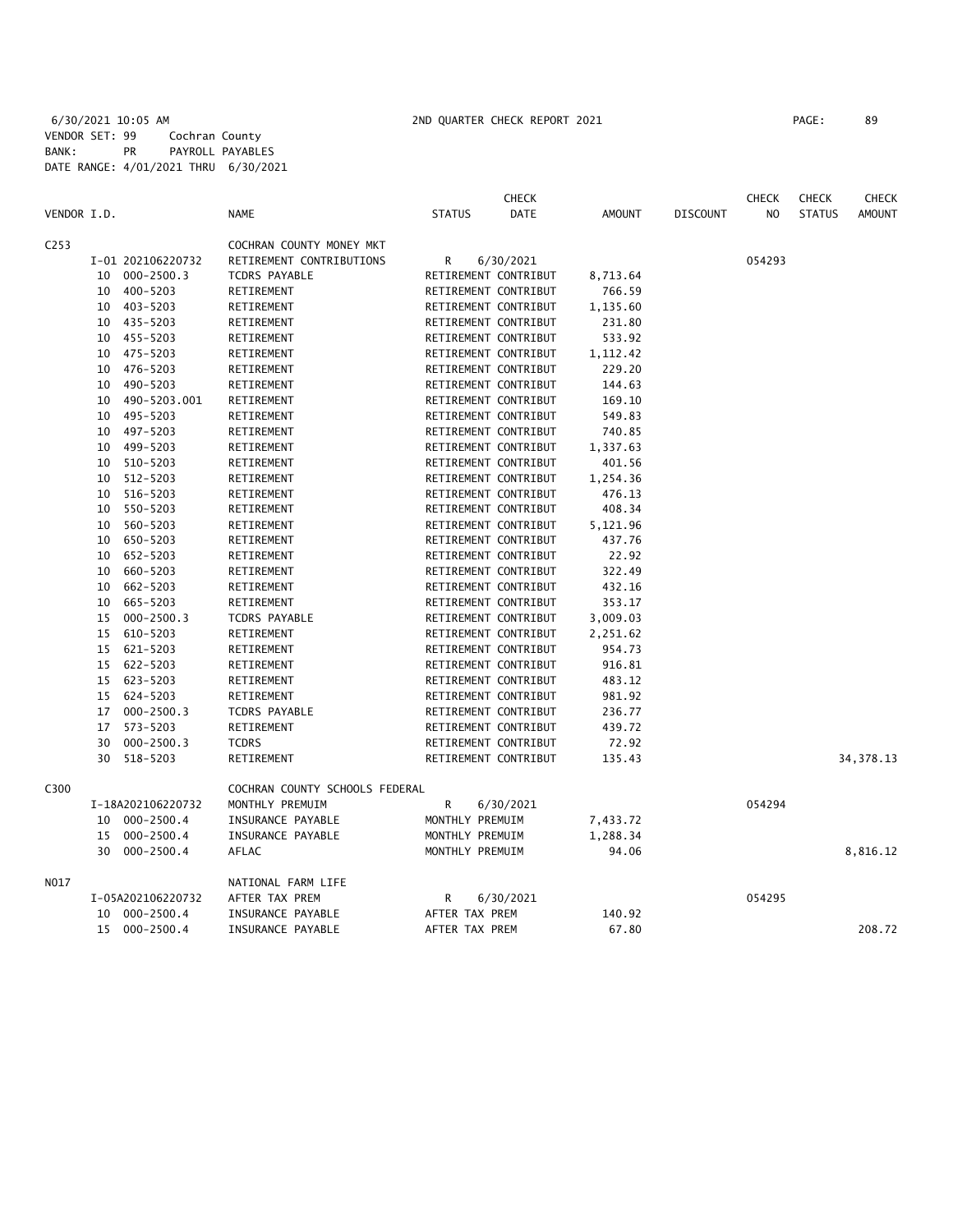6/30/2021 10:05 AM 2ND QUARTER CHECK REPORT 2021
VENDOR SET: 99 Cochran County
BANK: PR PAYROLL PAYABLES
DATE RANGE: 4/01/2021 THRU 6/30/2021

| VENDOR I.D. | | NAME | STATUS | CHECK DATE | AMOUNT | DISCOUNT | CHECK NO | CHECK STATUS | CHECK AMOUNT |
|---|---|---|---|---|---|---|---|---|---|
| C253 | | COCHRAN COUNTY MONEY MKT | | | | | | | |
| | I-01 202106220732 | RETIREMENT CONTRIBUTIONS | R | 6/30/2021 | | | 054293 | | |
| | 10 000-2500.3 | TCDRS PAYABLE | RETIREMENT CONTRIBUT | | 8,713.64 | | | | |
| | 10 400-5203 | RETIREMENT | RETIREMENT CONTRIBUT | | 766.59 | | | | |
| | 10 403-5203 | RETIREMENT | RETIREMENT CONTRIBUT | | 1,135.60 | | | | |
| | 10 435-5203 | RETIREMENT | RETIREMENT CONTRIBUT | | 231.80 | | | | |
| | 10 455-5203 | RETIREMENT | RETIREMENT CONTRIBUT | | 533.92 | | | | |
| | 10 475-5203 | RETIREMENT | RETIREMENT CONTRIBUT | | 1,112.42 | | | | |
| | 10 476-5203 | RETIREMENT | RETIREMENT CONTRIBUT | | 229.20 | | | | |
| | 10 490-5203 | RETIREMENT | RETIREMENT CONTRIBUT | | 144.63 | | | | |
| | 10 490-5203.001 | RETIREMENT | RETIREMENT CONTRIBUT | | 169.10 | | | | |
| | 10 495-5203 | RETIREMENT | RETIREMENT CONTRIBUT | | 549.83 | | | | |
| | 10 497-5203 | RETIREMENT | RETIREMENT CONTRIBUT | | 740.85 | | | | |
| | 10 499-5203 | RETIREMENT | RETIREMENT CONTRIBUT | | 1,337.63 | | | | |
| | 10 510-5203 | RETIREMENT | RETIREMENT CONTRIBUT | | 401.56 | | | | |
| | 10 512-5203 | RETIREMENT | RETIREMENT CONTRIBUT | | 1,254.36 | | | | |
| | 10 516-5203 | RETIREMENT | RETIREMENT CONTRIBUT | | 476.13 | | | | |
| | 10 550-5203 | RETIREMENT | RETIREMENT CONTRIBUT | | 408.34 | | | | |
| | 10 560-5203 | RETIREMENT | RETIREMENT CONTRIBUT | | 5,121.96 | | | | |
| | 10 650-5203 | RETIREMENT | RETIREMENT CONTRIBUT | | 437.76 | | | | |
| | 10 652-5203 | RETIREMENT | RETIREMENT CONTRIBUT | | 22.92 | | | | |
| | 10 660-5203 | RETIREMENT | RETIREMENT CONTRIBUT | | 322.49 | | | | |
| | 10 662-5203 | RETIREMENT | RETIREMENT CONTRIBUT | | 432.16 | | | | |
| | 10 665-5203 | RETIREMENT | RETIREMENT CONTRIBUT | | 353.17 | | | | |
| | 15 000-2500.3 | TCDRS PAYABLE | RETIREMENT CONTRIBUT | | 3,009.03 | | | | |
| | 15 610-5203 | RETIREMENT | RETIREMENT CONTRIBUT | | 2,251.62 | | | | |
| | 15 621-5203 | RETIREMENT | RETIREMENT CONTRIBUT | | 954.73 | | | | |
| | 15 622-5203 | RETIREMENT | RETIREMENT CONTRIBUT | | 916.81 | | | | |
| | 15 623-5203 | RETIREMENT | RETIREMENT CONTRIBUT | | 483.12 | | | | |
| | 15 624-5203 | RETIREMENT | RETIREMENT CONTRIBUT | | 981.92 | | | | |
| | 17 000-2500.3 | TCDRS PAYABLE | RETIREMENT CONTRIBUT | | 236.77 | | | | |
| | 17 573-5203 | RETIREMENT | RETIREMENT CONTRIBUT | | 439.72 | | | | |
| | 30 000-2500.3 | TCDRS | RETIREMENT CONTRIBUT | | 72.92 | | | | |
| | 30 518-5203 | RETIREMENT | RETIREMENT CONTRIBUT | | 135.43 | | | | 34,378.13 |
| C300 | | COCHRAN COUNTY SCHOOLS FEDERAL | | | | | | | |
| | I-18A202106220732 | MONTHLY PREMUIM | R | 6/30/2021 | | | 054294 | | |
| | 10 000-2500.4 | INSURANCE PAYABLE | MONTHLY PREMUIM | | 7,433.72 | | | | |
| | 15 000-2500.4 | INSURANCE PAYABLE | MONTHLY PREMUIM | | 1,288.34 | | | | |
| | 30 000-2500.4 | AFLAC | MONTHLY PREMUIM | | 94.06 | | | | 8,816.12 |
| N017 | | NATIONAL FARM LIFE | | | | | | | |
| | I-05A202106220732 | AFTER TAX PREM | R | 6/30/2021 | | | 054295 | | |
| | 10 000-2500.4 | INSURANCE PAYABLE | AFTER TAX PREM | | 140.92 | | | | |
| | 15 000-2500.4 | INSURANCE PAYABLE | AFTER TAX PREM | | 67.80 | | | | 208.72 |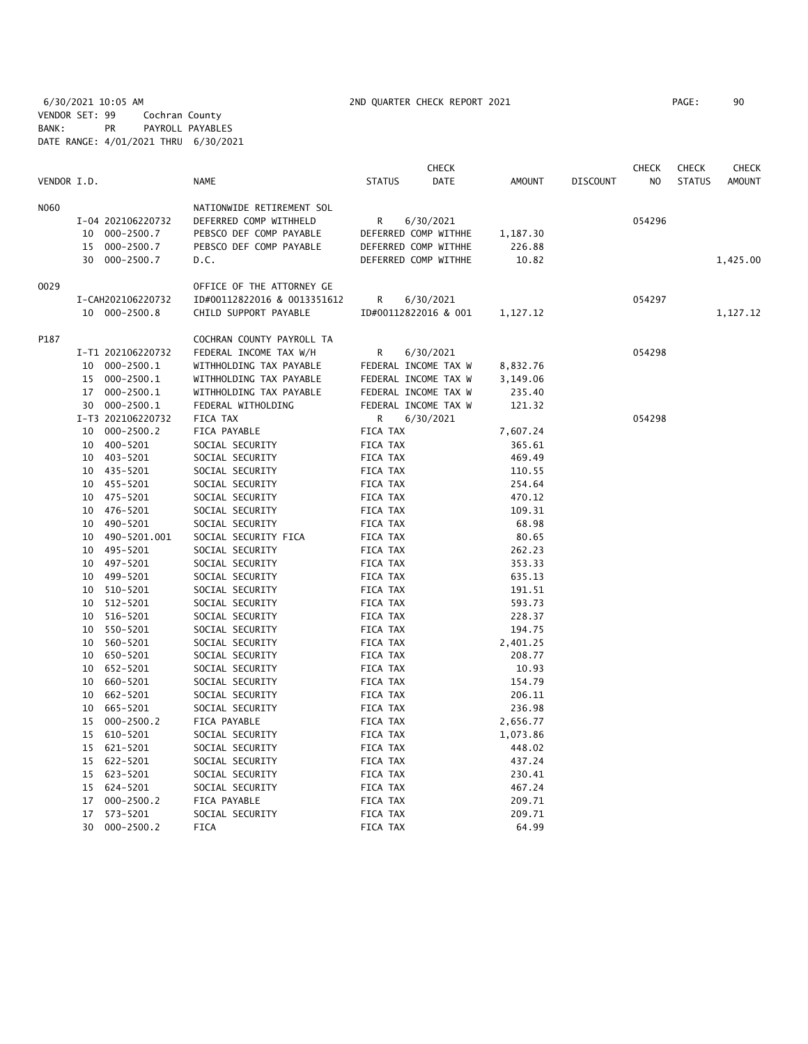6/30/2021 10:05 AM 2ND QUARTER CHECK REPORT 2021
VENDOR SET: 99 Cochran County
BANK: PR PAYROLL PAYABLES
DATE RANGE: 4/01/2021 THRU 6/30/2021

| VENDOR I.D. | | NAME | STATUS | CHECK DATE | AMOUNT | DISCOUNT | CHECK NO | CHECK STATUS | CHECK AMOUNT |
|---|---|---|---|---|---|---|---|---|---|
| N060 | | NATIONWIDE RETIREMENT SOL | | | | | | | |
| | I-04 202106220732 | DEFERRED COMP WITHHELD | R | 6/30/2021 | | | 054296 | | |
| | 10 000-2500.7 | PEBSCO DEF COMP PAYABLE | DEFERRED COMP WITHHE | | 1,187.30 | | | | |
| | 15 000-2500.7 | PEBSCO DEF COMP PAYABLE | DEFERRED COMP WITHHE | | 226.88 | | | | |
| | 30 000-2500.7 | D.C. | DEFERRED COMP WITHHE | | 10.82 | | | | 1,425.00 |
| O029 | | OFFICE OF THE ATTORNEY GE | | | | | | | |
| | I-CAH202106220732 | ID#00112822016 & 0013351612 | R | 6/30/2021 | | | 054297 | | |
| | 10 000-2500.8 | CHILD SUPPORT PAYABLE | ID#00112822016 & 001 | | 1,127.12 | | | | 1,127.12 |
| P187 | | COCHRAN COUNTY PAYROLL TA | | | | | | | |
| | I-T1 202106220732 | FEDERAL INCOME TAX W/H | R | 6/30/2021 | | | 054298 | | |
| | 10 000-2500.1 | WITHHOLDING TAX PAYABLE | FEDERAL INCOME TAX W | | 8,832.76 | | | | |
| | 15 000-2500.1 | WITHHOLDING TAX PAYABLE | FEDERAL INCOME TAX W | | 3,149.06 | | | | |
| | 17 000-2500.1 | WITHHOLDING TAX PAYABLE | FEDERAL INCOME TAX W | | 235.40 | | | | |
| | 30 000-2500.1 | FEDERAL WITHOLDING | FEDERAL INCOME TAX W | | 121.32 | | | | |
| | I-T3 202106220732 | FICA TAX | R | 6/30/2021 | | | 054298 | | |
| | 10 000-2500.2 | FICA PAYABLE | FICA TAX | | 7,607.24 | | | | |
| | 10 400-5201 | SOCIAL SECURITY | FICA TAX | | 365.61 | | | | |
| | 10 403-5201 | SOCIAL SECURITY | FICA TAX | | 469.49 | | | | |
| | 10 435-5201 | SOCIAL SECURITY | FICA TAX | | 110.55 | | | | |
| | 10 455-5201 | SOCIAL SECURITY | FICA TAX | | 254.64 | | | | |
| | 10 475-5201 | SOCIAL SECURITY | FICA TAX | | 470.12 | | | | |
| | 10 476-5201 | SOCIAL SECURITY | FICA TAX | | 109.31 | | | | |
| | 10 490-5201 | SOCIAL SECURITY | FICA TAX | | 68.98 | | | | |
| | 10 490-5201.001 | SOCIAL SECURITY FICA | FICA TAX | | 80.65 | | | | |
| | 10 495-5201 | SOCIAL SECURITY | FICA TAX | | 262.23 | | | | |
| | 10 497-5201 | SOCIAL SECURITY | FICA TAX | | 353.33 | | | | |
| | 10 499-5201 | SOCIAL SECURITY | FICA TAX | | 635.13 | | | | |
| | 10 510-5201 | SOCIAL SECURITY | FICA TAX | | 191.51 | | | | |
| | 10 512-5201 | SOCIAL SECURITY | FICA TAX | | 593.73 | | | | |
| | 10 516-5201 | SOCIAL SECURITY | FICA TAX | | 228.37 | | | | |
| | 10 550-5201 | SOCIAL SECURITY | FICA TAX | | 194.75 | | | | |
| | 10 560-5201 | SOCIAL SECURITY | FICA TAX | | 2,401.25 | | | | |
| | 10 650-5201 | SOCIAL SECURITY | FICA TAX | | 208.77 | | | | |
| | 10 652-5201 | SOCIAL SECURITY | FICA TAX | | 10.93 | | | | |
| | 10 660-5201 | SOCIAL SECURITY | FICA TAX | | 154.79 | | | | |
| | 10 662-5201 | SOCIAL SECURITY | FICA TAX | | 206.11 | | | | |
| | 10 665-5201 | SOCIAL SECURITY | FICA TAX | | 236.98 | | | | |
| | 15 000-2500.2 | FICA PAYABLE | FICA TAX | | 2,656.77 | | | | |
| | 15 610-5201 | SOCIAL SECURITY | FICA TAX | | 1,073.86 | | | | |
| | 15 621-5201 | SOCIAL SECURITY | FICA TAX | | 448.02 | | | | |
| | 15 622-5201 | SOCIAL SECURITY | FICA TAX | | 437.24 | | | | |
| | 15 623-5201 | SOCIAL SECURITY | FICA TAX | | 230.41 | | | | |
| | 15 624-5201 | SOCIAL SECURITY | FICA TAX | | 467.24 | | | | |
| | 17 000-2500.2 | FICA PAYABLE | FICA TAX | | 209.71 | | | | |
| | 17 573-5201 | SOCIAL SECURITY | FICA TAX | | 209.71 | | | | |
| | 30 000-2500.2 | FICA | FICA TAX | | 64.99 | | | | |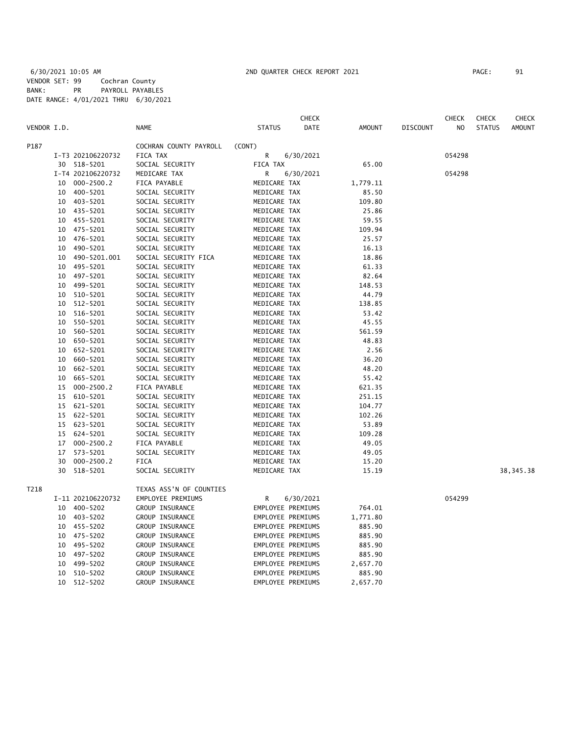6/30/2021 10:05 AM 2ND QUARTER CHECK REPORT 2021
VENDOR SET: 99 Cochran County
BANK: PR PAYROLL PAYABLES
DATE RANGE: 4/01/2021 THRU 6/30/2021

| VENDOR I.D. | | NAME | STATUS | CHECK DATE | AMOUNT | DISCOUNT | CHECK NO | CHECK STATUS | CHECK AMOUNT |
|---|---|---|---|---|---|---|---|---|---|
| P187 | | COCHRAN COUNTY PAYROLL | (CONT) | | | | | | |
| | I-T3 202106220732 | FICA TAX | R | 6/30/2021 | | | 054298 | | |
| | 30 518-5201 | SOCIAL SECURITY | FICA TAX | | 65.00 | | | | |
| | I-T4 202106220732 | MEDICARE TAX | R | 6/30/2021 | | | 054298 | | |
| | 10 000-2500.2 | FICA PAYABLE | MEDICARE TAX | | 1,779.11 | | | | |
| | 10 400-5201 | SOCIAL SECURITY | MEDICARE TAX | | 85.50 | | | | |
| | 10 403-5201 | SOCIAL SECURITY | MEDICARE TAX | | 109.80 | | | | |
| | 10 435-5201 | SOCIAL SECURITY | MEDICARE TAX | | 25.86 | | | | |
| | 10 455-5201 | SOCIAL SECURITY | MEDICARE TAX | | 59.55 | | | | |
| | 10 475-5201 | SOCIAL SECURITY | MEDICARE TAX | | 109.94 | | | | |
| | 10 476-5201 | SOCIAL SECURITY | MEDICARE TAX | | 25.57 | | | | |
| | 10 490-5201 | SOCIAL SECURITY | MEDICARE TAX | | 16.13 | | | | |
| | 10 490-5201.001 | SOCIAL SECURITY FICA | MEDICARE TAX | | 18.86 | | | | |
| | 10 495-5201 | SOCIAL SECURITY | MEDICARE TAX | | 61.33 | | | | |
| | 10 497-5201 | SOCIAL SECURITY | MEDICARE TAX | | 82.64 | | | | |
| | 10 499-5201 | SOCIAL SECURITY | MEDICARE TAX | | 148.53 | | | | |
| | 10 510-5201 | SOCIAL SECURITY | MEDICARE TAX | | 44.79 | | | | |
| | 10 512-5201 | SOCIAL SECURITY | MEDICARE TAX | | 138.85 | | | | |
| | 10 516-5201 | SOCIAL SECURITY | MEDICARE TAX | | 53.42 | | | | |
| | 10 550-5201 | SOCIAL SECURITY | MEDICARE TAX | | 45.55 | | | | |
| | 10 560-5201 | SOCIAL SECURITY | MEDICARE TAX | | 561.59 | | | | |
| | 10 650-5201 | SOCIAL SECURITY | MEDICARE TAX | | 48.83 | | | | |
| | 10 652-5201 | SOCIAL SECURITY | MEDICARE TAX | | 2.56 | | | | |
| | 10 660-5201 | SOCIAL SECURITY | MEDICARE TAX | | 36.20 | | | | |
| | 10 662-5201 | SOCIAL SECURITY | MEDICARE TAX | | 48.20 | | | | |
| | 10 665-5201 | SOCIAL SECURITY | MEDICARE TAX | | 55.42 | | | | |
| | 15 000-2500.2 | FICA PAYABLE | MEDICARE TAX | | 621.35 | | | | |
| | 15 610-5201 | SOCIAL SECURITY | MEDICARE TAX | | 251.15 | | | | |
| | 15 621-5201 | SOCIAL SECURITY | MEDICARE TAX | | 104.77 | | | | |
| | 15 622-5201 | SOCIAL SECURITY | MEDICARE TAX | | 102.26 | | | | |
| | 15 623-5201 | SOCIAL SECURITY | MEDICARE TAX | | 53.89 | | | | |
| | 15 624-5201 | SOCIAL SECURITY | MEDICARE TAX | | 109.28 | | | | |
| | 17 000-2500.2 | FICA PAYABLE | MEDICARE TAX | | 49.05 | | | | |
| | 17 573-5201 | SOCIAL SECURITY | MEDICARE TAX | | 49.05 | | | | |
| | 30 000-2500.2 | FICA | MEDICARE TAX | | 15.20 | | | | |
| | 30 518-5201 | SOCIAL SECURITY | MEDICARE TAX | | 15.19 | | | | 38,345.38 |
| T218 | | TEXAS ASS'N OF COUNTIES | | | | | | | |
| | I-11 202106220732 | EMPLOYEE PREMIUMS | R | 6/30/2021 | | | 054299 | | |
| | 10 400-5202 | GROUP INSURANCE | EMPLOYEE PREMIUMS | | 764.01 | | | | |
| | 10 403-5202 | GROUP INSURANCE | EMPLOYEE PREMIUMS | | 1,771.80 | | | | |
| | 10 455-5202 | GROUP INSURANCE | EMPLOYEE PREMIUMS | | 885.90 | | | | |
| | 10 475-5202 | GROUP INSURANCE | EMPLOYEE PREMIUMS | | 885.90 | | | | |
| | 10 495-5202 | GROUP INSURANCE | EMPLOYEE PREMIUMS | | 885.90 | | | | |
| | 10 497-5202 | GROUP INSURANCE | EMPLOYEE PREMIUMS | | 885.90 | | | | |
| | 10 499-5202 | GROUP INSURANCE | EMPLOYEE PREMIUMS | | 2,657.70 | | | | |
| | 10 510-5202 | GROUP INSURANCE | EMPLOYEE PREMIUMS | | 885.90 | | | | |
| | 10 512-5202 | GROUP INSURANCE | EMPLOYEE PREMIUMS | | 2,657.70 | | | | |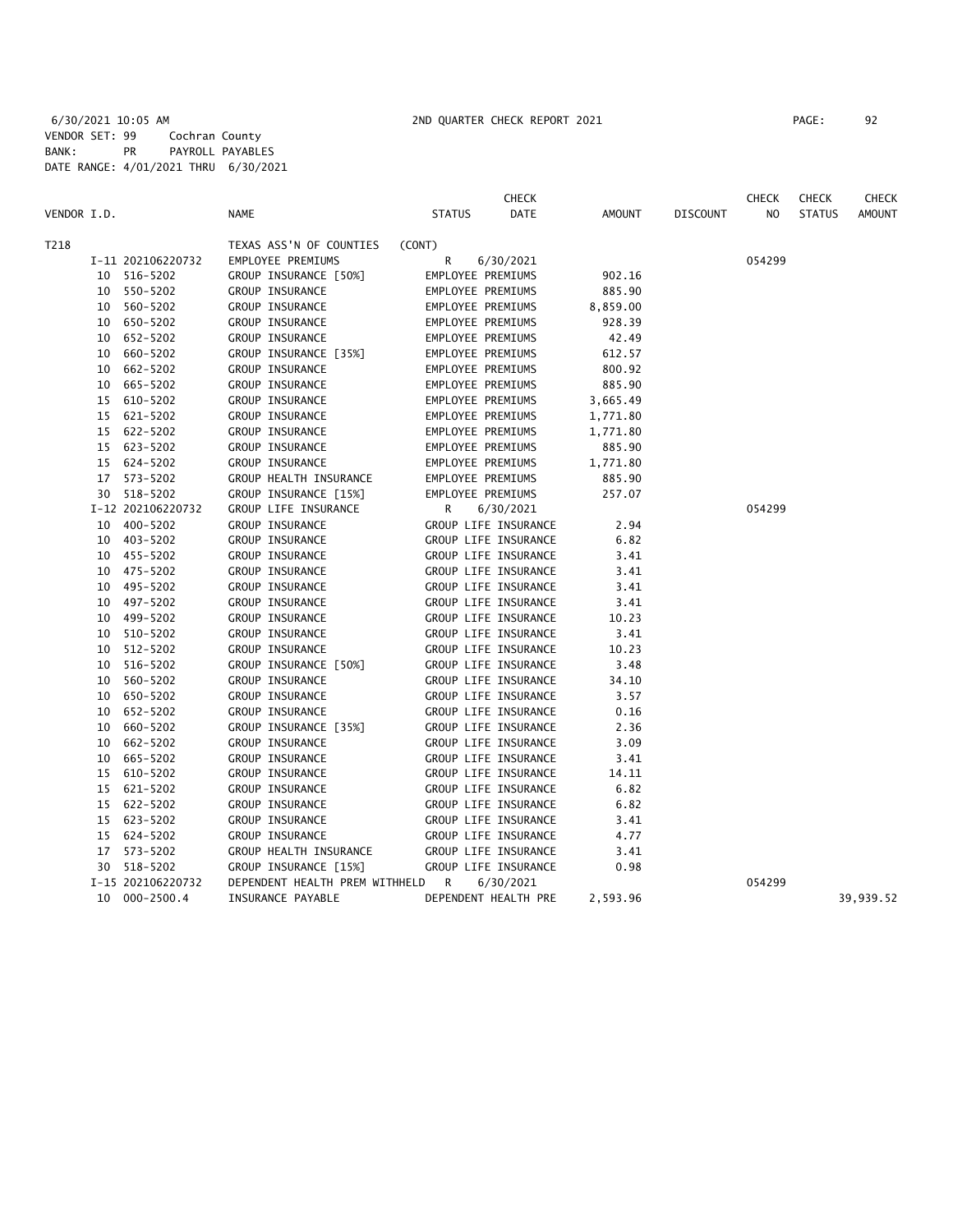6/30/2021 10:05 AM 2ND QUARTER CHECK REPORT 2021
VENDOR SET: 99 Cochran County
BANK: PR PAYROLL PAYABLES
DATE RANGE: 4/01/2021 THRU 6/30/2021

| VENDOR I.D. | NAME | STATUS | CHECK DATE | AMOUNT | DISCOUNT | CHECK NO | CHECK STATUS | CHECK AMOUNT |
|---|---|---|---|---|---|---|---|---|
| T218 | TEXAS ASS'N OF COUNTIES | (CONT) | | | | | | |
| I-11 202106220732 | EMPLOYEE PREMIUMS | R | 6/30/2021 | | | 054299 | | |
| 10 516-5202 | GROUP INSURANCE [50%] | EMPLOYEE PREMIUMS | | 902.16 | | | | |
| 10 550-5202 | GROUP INSURANCE | EMPLOYEE PREMIUMS | | 885.90 | | | | |
| 10 560-5202 | GROUP INSURANCE | EMPLOYEE PREMIUMS | | 8,859.00 | | | | |
| 10 650-5202 | GROUP INSURANCE | EMPLOYEE PREMIUMS | | 928.39 | | | | |
| 10 652-5202 | GROUP INSURANCE | EMPLOYEE PREMIUMS | | 42.49 | | | | |
| 10 660-5202 | GROUP INSURANCE [35%] | EMPLOYEE PREMIUMS | | 612.57 | | | | |
| 10 662-5202 | GROUP INSURANCE | EMPLOYEE PREMIUMS | | 800.92 | | | | |
| 10 665-5202 | GROUP INSURANCE | EMPLOYEE PREMIUMS | | 885.90 | | | | |
| 15 610-5202 | GROUP INSURANCE | EMPLOYEE PREMIUMS | | 3,665.49 | | | | |
| 15 621-5202 | GROUP INSURANCE | EMPLOYEE PREMIUMS | | 1,771.80 | | | | |
| 15 622-5202 | GROUP INSURANCE | EMPLOYEE PREMIUMS | | 1,771.80 | | | | |
| 15 623-5202 | GROUP INSURANCE | EMPLOYEE PREMIUMS | | 885.90 | | | | |
| 15 624-5202 | GROUP INSURANCE | EMPLOYEE PREMIUMS | | 1,771.80 | | | | |
| 17 573-5202 | GROUP HEALTH INSURANCE | EMPLOYEE PREMIUMS | | 885.90 | | | | |
| 30 518-5202 | GROUP INSURANCE [15%] | EMPLOYEE PREMIUMS | | 257.07 | | | | |
| I-12 202106220732 | GROUP LIFE INSURANCE | R | 6/30/2021 | | | 054299 | | |
| 10 400-5202 | GROUP INSURANCE | GROUP LIFE INSURANCE | | 2.94 | | | | |
| 10 403-5202 | GROUP INSURANCE | GROUP LIFE INSURANCE | | 6.82 | | | | |
| 10 455-5202 | GROUP INSURANCE | GROUP LIFE INSURANCE | | 3.41 | | | | |
| 10 475-5202 | GROUP INSURANCE | GROUP LIFE INSURANCE | | 3.41 | | | | |
| 10 495-5202 | GROUP INSURANCE | GROUP LIFE INSURANCE | | 3.41 | | | | |
| 10 497-5202 | GROUP INSURANCE | GROUP LIFE INSURANCE | | 3.41 | | | | |
| 10 499-5202 | GROUP INSURANCE | GROUP LIFE INSURANCE | | 10.23 | | | | |
| 10 510-5202 | GROUP INSURANCE | GROUP LIFE INSURANCE | | 3.41 | | | | |
| 10 512-5202 | GROUP INSURANCE | GROUP LIFE INSURANCE | | 10.23 | | | | |
| 10 516-5202 | GROUP INSURANCE [50%] | GROUP LIFE INSURANCE | | 3.48 | | | | |
| 10 560-5202 | GROUP INSURANCE | GROUP LIFE INSURANCE | | 34.10 | | | | |
| 10 650-5202 | GROUP INSURANCE | GROUP LIFE INSURANCE | | 3.57 | | | | |
| 10 652-5202 | GROUP INSURANCE | GROUP LIFE INSURANCE | | 0.16 | | | | |
| 10 660-5202 | GROUP INSURANCE [35%] | GROUP LIFE INSURANCE | | 2.36 | | | | |
| 10 662-5202 | GROUP INSURANCE | GROUP LIFE INSURANCE | | 3.09 | | | | |
| 10 665-5202 | GROUP INSURANCE | GROUP LIFE INSURANCE | | 3.41 | | | | |
| 15 610-5202 | GROUP INSURANCE | GROUP LIFE INSURANCE | | 14.11 | | | | |
| 15 621-5202 | GROUP INSURANCE | GROUP LIFE INSURANCE | | 6.82 | | | | |
| 15 622-5202 | GROUP INSURANCE | GROUP LIFE INSURANCE | | 6.82 | | | | |
| 15 623-5202 | GROUP INSURANCE | GROUP LIFE INSURANCE | | 3.41 | | | | |
| 15 624-5202 | GROUP INSURANCE | GROUP LIFE INSURANCE | | 4.77 | | | | |
| 17 573-5202 | GROUP HEALTH INSURANCE | GROUP LIFE INSURANCE | | 3.41 | | | | |
| 30 518-5202 | GROUP INSURANCE [15%] | GROUP LIFE INSURANCE | | 0.98 | | | | |
| I-15 202106220732 | DEPENDENT HEALTH PREM WITHHELD | R | 6/30/2021 | | | 054299 | | |
| 10 000-2500.4 | INSURANCE PAYABLE | DEPENDENT HEALTH PRE | | 2,593.96 | | | | 39,939.52 |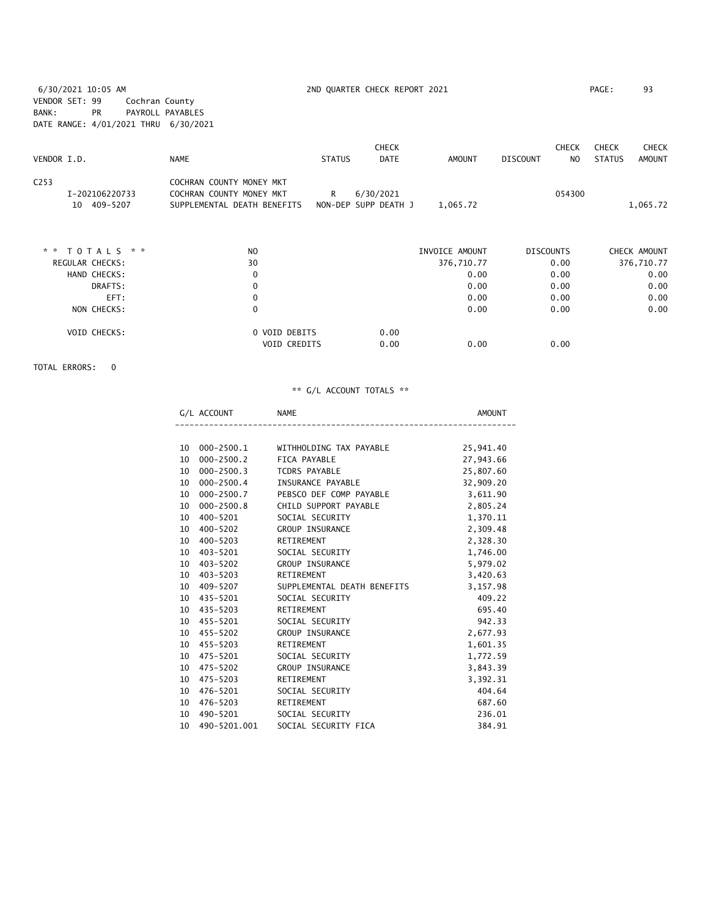6/30/2021 10:05 AM — 2ND QUARTER CHECK REPORT 2021

VENDOR SET: 99 Cochran County
BANK: PR PAYROLL PAYABLES
DATE RANGE: 4/01/2021 THRU 6/30/2021

| VENDOR I.D. | NAME | STATUS | CHECK DATE | AMOUNT | DISCOUNT | CHECK NO | CHECK STATUS | CHECK AMOUNT |
|---|---|---|---|---|---|---|---|---|
| C253 | COCHRAN COUNTY MONEY MKT | | | | | | | |
| I-202106220733 | COCHRAN COUNTY MONEY MKT | R | 6/30/2021 | | | 054300 | | |
| 10 409-5207 | SUPPLEMENTAL DEATH BENEFITS | NON-DEP SUPP DEATH J | | 1,065.72 | | | | 1,065.72 |

| * * TOTALS * * | NO | | INVOICE AMOUNT | DISCOUNTS | CHECK AMOUNT |
|---|---|---|---|---|---|
| REGULAR CHECKS: | 30 | | 376,710.77 | 0.00 | 376,710.77 |
| HAND CHECKS: | 0 | | 0.00 | 0.00 | 0.00 |
| DRAFTS: | 0 | | 0.00 | 0.00 | 0.00 |
| EFT: | 0 | | 0.00 | 0.00 | 0.00 |
| NON CHECKS: | 0 | | 0.00 | 0.00 | 0.00 |
| VOID CHECKS: | 0 VOID DEBITS | 0.00 | | | |
| | VOID CREDITS | 0.00 | 0.00 | 0.00 | |

TOTAL ERRORS: 0

** G/L ACCOUNT TOTALS **

| G/L ACCOUNT | NAME | AMOUNT |
|---|---|---|
| 10 000-2500.1 | WITHHOLDING TAX PAYABLE | 25,941.40 |
| 10 000-2500.2 | FICA PAYABLE | 27,943.66 |
| 10 000-2500.3 | TCDRS PAYABLE | 25,807.60 |
| 10 000-2500.4 | INSURANCE PAYABLE | 32,909.20 |
| 10 000-2500.7 | PEBSCO DEF COMP PAYABLE | 3,611.90 |
| 10 000-2500.8 | CHILD SUPPORT PAYABLE | 2,805.24 |
| 10 400-5201 | SOCIAL SECURITY | 1,370.11 |
| 10 400-5202 | GROUP INSURANCE | 2,309.48 |
| 10 400-5203 | RETIREMENT | 2,328.30 |
| 10 403-5201 | SOCIAL SECURITY | 1,746.00 |
| 10 403-5202 | GROUP INSURANCE | 5,979.02 |
| 10 403-5203 | RETIREMENT | 3,420.63 |
| 10 409-5207 | SUPPLEMENTAL DEATH BENEFITS | 3,157.98 |
| 10 435-5201 | SOCIAL SECURITY | 409.22 |
| 10 435-5203 | RETIREMENT | 695.40 |
| 10 455-5201 | SOCIAL SECURITY | 942.33 |
| 10 455-5202 | GROUP INSURANCE | 2,677.93 |
| 10 455-5203 | RETIREMENT | 1,601.35 |
| 10 475-5201 | SOCIAL SECURITY | 1,772.59 |
| 10 475-5202 | GROUP INSURANCE | 3,843.39 |
| 10 475-5203 | RETIREMENT | 3,392.31 |
| 10 476-5201 | SOCIAL SECURITY | 404.64 |
| 10 476-5203 | RETIREMENT | 687.60 |
| 10 490-5201 | SOCIAL SECURITY | 236.01 |
| 10 490-5201.001 | SOCIAL SECURITY FICA | 384.91 |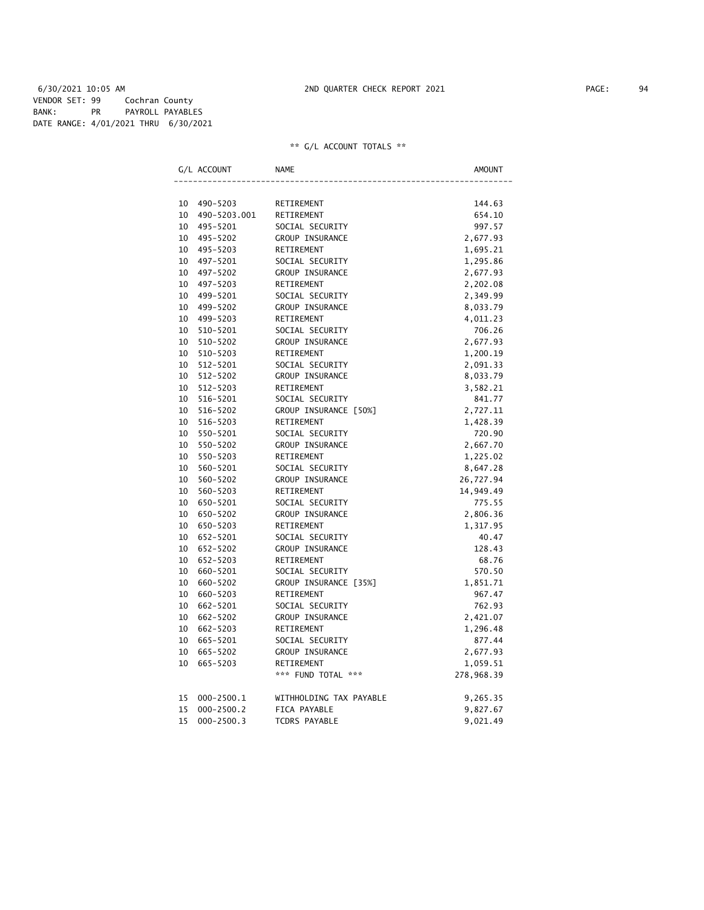6/30/2021 10:05 AM 2ND QUARTER CHECK REPORT 2021

VENDOR SET: 99 Cochran County
BANK: PR PAYROLL PAYABLES
DATE RANGE: 4/01/2021 THRU 6/30/2021

** G/L ACCOUNT TOTALS **

| G/L ACCOUNT | | NAME | AMOUNT |
|---|---|---|---|
| 10 | 490-5203 | RETIREMENT | 144.63 |
| 10 | 490-5203.001 | RETIREMENT | 654.10 |
| 10 | 495-5201 | SOCIAL SECURITY | 997.57 |
| 10 | 495-5202 | GROUP INSURANCE | 2,677.93 |
| 10 | 495-5203 | RETIREMENT | 1,695.21 |
| 10 | 497-5201 | SOCIAL SECURITY | 1,295.86 |
| 10 | 497-5202 | GROUP INSURANCE | 2,677.93 |
| 10 | 497-5203 | RETIREMENT | 2,202.08 |
| 10 | 499-5201 | SOCIAL SECURITY | 2,349.99 |
| 10 | 499-5202 | GROUP INSURANCE | 8,033.79 |
| 10 | 499-5203 | RETIREMENT | 4,011.23 |
| 10 | 510-5201 | SOCIAL SECURITY | 706.26 |
| 10 | 510-5202 | GROUP INSURANCE | 2,677.93 |
| 10 | 510-5203 | RETIREMENT | 1,200.19 |
| 10 | 512-5201 | SOCIAL SECURITY | 2,091.33 |
| 10 | 512-5202 | GROUP INSURANCE | 8,033.79 |
| 10 | 512-5203 | RETIREMENT | 3,582.21 |
| 10 | 516-5201 | SOCIAL SECURITY | 841.77 |
| 10 | 516-5202 | GROUP INSURANCE [50%] | 2,727.11 |
| 10 | 516-5203 | RETIREMENT | 1,428.39 |
| 10 | 550-5201 | SOCIAL SECURITY | 720.90 |
| 10 | 550-5202 | GROUP INSURANCE | 2,667.70 |
| 10 | 550-5203 | RETIREMENT | 1,225.02 |
| 10 | 560-5201 | SOCIAL SECURITY | 8,647.28 |
| 10 | 560-5202 | GROUP INSURANCE | 26,727.94 |
| 10 | 560-5203 | RETIREMENT | 14,949.49 |
| 10 | 650-5201 | SOCIAL SECURITY | 775.55 |
| 10 | 650-5202 | GROUP INSURANCE | 2,806.36 |
| 10 | 650-5203 | RETIREMENT | 1,317.95 |
| 10 | 652-5201 | SOCIAL SECURITY | 40.47 |
| 10 | 652-5202 | GROUP INSURANCE | 128.43 |
| 10 | 652-5203 | RETIREMENT | 68.76 |
| 10 | 660-5201 | SOCIAL SECURITY | 570.50 |
| 10 | 660-5202 | GROUP INSURANCE [35%] | 1,851.71 |
| 10 | 660-5203 | RETIREMENT | 967.47 |
| 10 | 662-5201 | SOCIAL SECURITY | 762.93 |
| 10 | 662-5202 | GROUP INSURANCE | 2,421.07 |
| 10 | 662-5203 | RETIREMENT | 1,296.48 |
| 10 | 665-5201 | SOCIAL SECURITY | 877.44 |
| 10 | 665-5202 | GROUP INSURANCE | 2,677.93 |
| 10 | 665-5203 | RETIREMENT | 1,059.51 |
| | | *** FUND TOTAL *** | 278,968.39 |
| 15 | 000-2500.1 | WITHHOLDING TAX PAYABLE | 9,265.35 |
| 15 | 000-2500.2 | FICA PAYABLE | 9,827.67 |
| 15 | 000-2500.3 | TCDRS PAYABLE | 9,021.49 |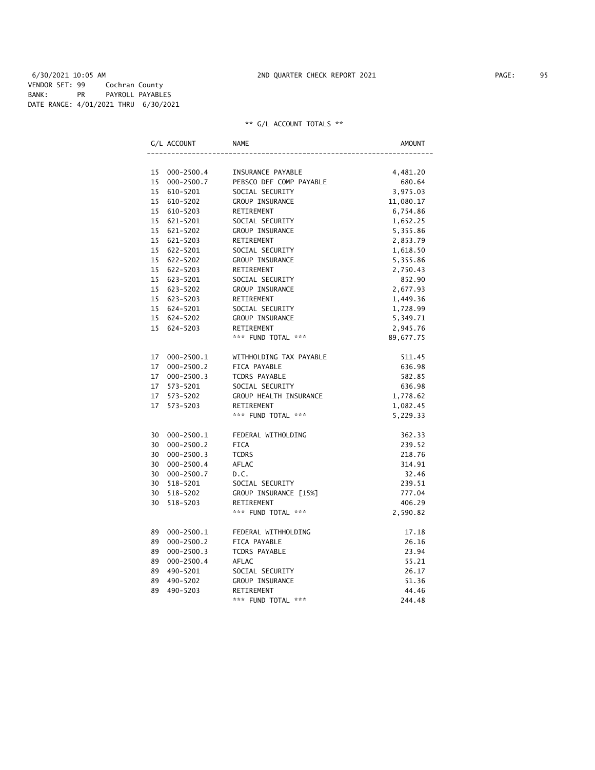6/30/2021 10:05 AM 2ND QUARTER CHECK REPORT 2021

VENDOR SET: 99 Cochran County
BANK: PR PAYROLL PAYABLES
DATE RANGE: 4/01/2021 THRU 6/30/2021

** G/L ACCOUNT TOTALS **

| G/L ACCOUNT | NAME | AMOUNT |
|---|---|---|
| 15 000-2500.4 | INSURANCE PAYABLE | 4,481.20 |
| 15 000-2500.7 | PEBSCO DEF COMP PAYABLE | 680.64 |
| 15 610-5201 | SOCIAL SECURITY | 3,975.03 |
| 15 610-5202 | GROUP INSURANCE | 11,080.17 |
| 15 610-5203 | RETIREMENT | 6,754.86 |
| 15 621-5201 | SOCIAL SECURITY | 1,652.25 |
| 15 621-5202 | GROUP INSURANCE | 5,355.86 |
| 15 621-5203 | RETIREMENT | 2,853.79 |
| 15 622-5201 | SOCIAL SECURITY | 1,618.50 |
| 15 622-5202 | GROUP INSURANCE | 5,355.86 |
| 15 622-5203 | RETIREMENT | 2,750.43 |
| 15 623-5201 | SOCIAL SECURITY | 852.90 |
| 15 623-5202 | GROUP INSURANCE | 2,677.93 |
| 15 623-5203 | RETIREMENT | 1,449.36 |
| 15 624-5201 | SOCIAL SECURITY | 1,728.99 |
| 15 624-5202 | GROUP INSURANCE | 5,349.71 |
| 15 624-5203 | RETIREMENT | 2,945.76 |
| | *** FUND TOTAL *** | 89,677.75 |
| 17 000-2500.1 | WITHHOLDING TAX PAYABLE | 511.45 |
| 17 000-2500.2 | FICA PAYABLE | 636.98 |
| 17 000-2500.3 | TCDRS PAYABLE | 582.85 |
| 17 573-5201 | SOCIAL SECURITY | 636.98 |
| 17 573-5202 | GROUP HEALTH INSURANCE | 1,778.62 |
| 17 573-5203 | RETIREMENT | 1,082.45 |
| | *** FUND TOTAL *** | 5,229.33 |
| 30 000-2500.1 | FEDERAL WITHOLDING | 362.33 |
| 30 000-2500.2 | FICA | 239.52 |
| 30 000-2500.3 | TCDRS | 218.76 |
| 30 000-2500.4 | AFLAC | 314.91 |
| 30 000-2500.7 | D.C. | 32.46 |
| 30 518-5201 | SOCIAL SECURITY | 239.51 |
| 30 518-5202 | GROUP INSURANCE [15%] | 777.04 |
| 30 518-5203 | RETIREMENT | 406.29 |
| | *** FUND TOTAL *** | 2,590.82 |
| 89 000-2500.1 | FEDERAL WITHHOLDING | 17.18 |
| 89 000-2500.2 | FICA PAYABLE | 26.16 |
| 89 000-2500.3 | TCDRS PAYABLE | 23.94 |
| 89 000-2500.4 | AFLAC | 55.21 |
| 89 490-5201 | SOCIAL SECURITY | 26.17 |
| 89 490-5202 | GROUP INSURANCE | 51.36 |
| 89 490-5203 | RETIREMENT | 44.46 |
| | *** FUND TOTAL *** | 244.48 |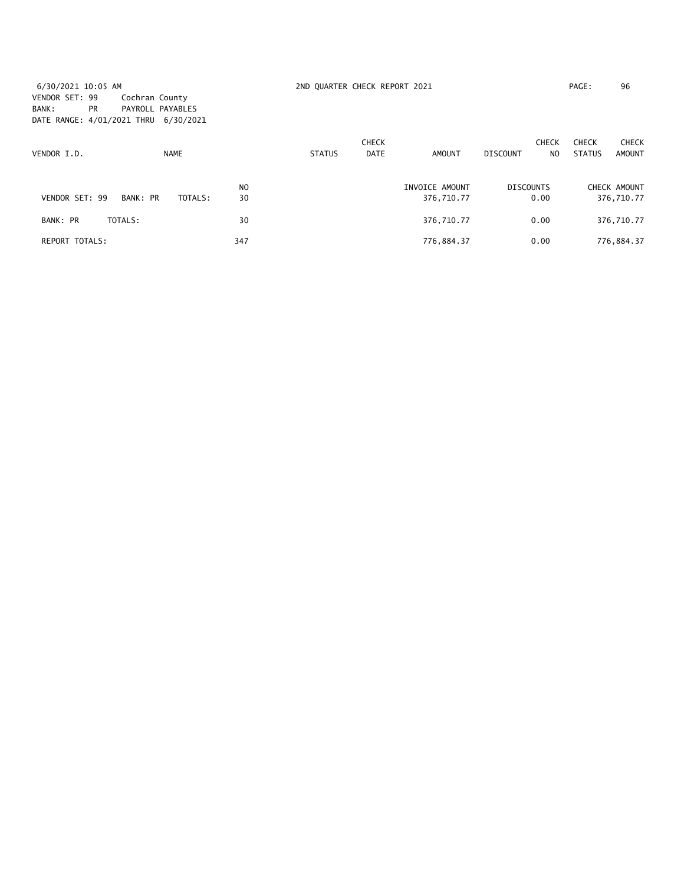6/30/2021 10:05 AM — 2ND QUARTER CHECK REPORT 2021

VENDOR SET: 99 Cochran County
BANK: PR PAYROLL PAYABLES
DATE RANGE: 4/01/2021 THRU 6/30/2021

| VENDOR I.D. | NAME | STATUS | CHECK DATE | AMOUNT | DISCOUNT | CHECK NO | CHECK STATUS | CHECK AMOUNT |
|---|---|---|---|---|---|---|---|---|

| | NO | INVOICE AMOUNT | DISCOUNTS | CHECK AMOUNT |
|---|---|---|---|---|
| VENDOR SET: 99 BANK: PR TOTALS: | 30 | 376,710.77 | 0.00 | 376,710.77 |
| BANK: PR TOTALS: | 30 | 376,710.77 | 0.00 | 376,710.77 |
| REPORT TOTALS: | 347 | 776,884.37 | 0.00 | 776,884.37 |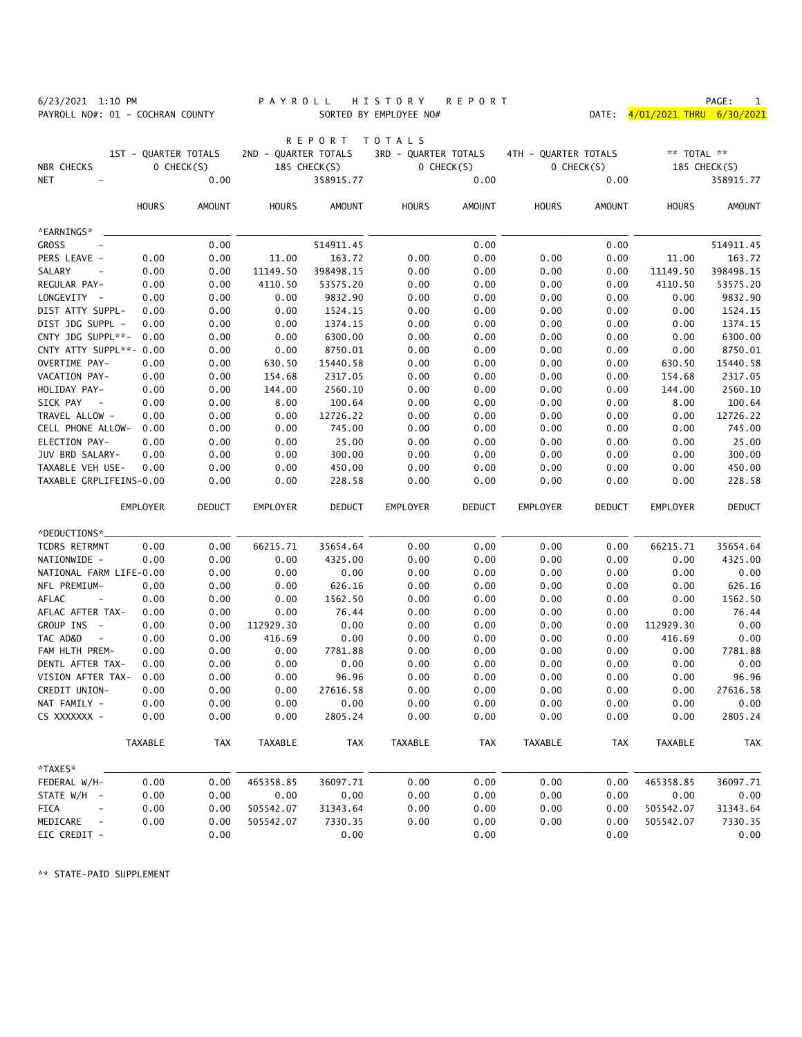6/23/2021 1:10 PM — PAYROLL HISTORY REPORT — PAGE: 1

PAYROLL NO#: 01 - COCHRAN COUNTY — SORTED BY EMPLOYEE NO# — DATE: 4/01/2021 THRU 6/30/2021

# REPORT TOTALS

| | 1ST - QUARTER TOTALS | | 2ND - QUARTER TOTALS | | 3RD - QUARTER TOTALS | | 4TH - QUARTER TOTALS | | ** TOTAL ** | |
|---|---|---|---|---|---|---|---|---|---|---|
| NBR CHECKS | 0 CHECK(S) | | 185 CHECK(S) | | 0 CHECK(S) | | 0 CHECK(S) | | 185 CHECK(S) | |
| NET - | | 0.00 | | 358915.77 | | 0.00 | | 0.00 | | 358915.77 |
| | HOURS | AMOUNT | HOURS | AMOUNT | HOURS | AMOUNT | HOURS | AMOUNT | HOURS | AMOUNT |
| *EARNINGS* | | | | | | | | | | |
| GROSS - | | 0.00 | | 514911.45 | | 0.00 | | 0.00 | | 514911.45 |
| PERS LEAVE - | 0.00 | 0.00 | 11.00 | 163.72 | 0.00 | 0.00 | 0.00 | 0.00 | 11.00 | 163.72 |
| SALARY - | 0.00 | 0.00 | 11149.50 | 398498.15 | 0.00 | 0.00 | 0.00 | 0.00 | 11149.50 | 398498.15 |
| REGULAR PAY- | 0.00 | 0.00 | 4110.50 | 53575.20 | 0.00 | 0.00 | 0.00 | 0.00 | 4110.50 | 53575.20 |
| LONGEVITY - | 0.00 | 0.00 | 0.00 | 9832.90 | 0.00 | 0.00 | 0.00 | 0.00 | 0.00 | 9832.90 |
| DIST ATTY SUPPL- | 0.00 | 0.00 | 0.00 | 1524.15 | 0.00 | 0.00 | 0.00 | 0.00 | 0.00 | 1524.15 |
| DIST JDG SUPPL - | 0.00 | 0.00 | 0.00 | 1374.15 | 0.00 | 0.00 | 0.00 | 0.00 | 0.00 | 1374.15 |
| CNTY JDG SUPPL**- | 0.00 | 0.00 | 0.00 | 6300.00 | 0.00 | 0.00 | 0.00 | 0.00 | 0.00 | 6300.00 |
| CNTY ATTY SUPPL**- | 0.00 | 0.00 | 0.00 | 8750.01 | 0.00 | 0.00 | 0.00 | 0.00 | 0.00 | 8750.01 |
| OVERTIME PAY- | 0.00 | 0.00 | 630.50 | 15440.58 | 0.00 | 0.00 | 0.00 | 0.00 | 630.50 | 15440.58 |
| VACATION PAY- | 0.00 | 0.00 | 154.68 | 2317.05 | 0.00 | 0.00 | 0.00 | 0.00 | 154.68 | 2317.05 |
| HOLIDAY PAY- | 0.00 | 0.00 | 144.00 | 2560.10 | 0.00 | 0.00 | 0.00 | 0.00 | 144.00 | 2560.10 |
| SICK PAY - | 0.00 | 0.00 | 8.00 | 100.64 | 0.00 | 0.00 | 0.00 | 0.00 | 8.00 | 100.64 |
| TRAVEL ALLOW - | 0.00 | 0.00 | 0.00 | 12726.22 | 0.00 | 0.00 | 0.00 | 0.00 | 0.00 | 12726.22 |
| CELL PHONE ALLOW- | 0.00 | 0.00 | 0.00 | 745.00 | 0.00 | 0.00 | 0.00 | 0.00 | 0.00 | 745.00 |
| ELECTION PAY- | 0.00 | 0.00 | 0.00 | 25.00 | 0.00 | 0.00 | 0.00 | 0.00 | 0.00 | 25.00 |
| JUV BRD SALARY- | 0.00 | 0.00 | 0.00 | 300.00 | 0.00 | 0.00 | 0.00 | 0.00 | 0.00 | 300.00 |
| TAXABLE VEH USE- | 0.00 | 0.00 | 0.00 | 450.00 | 0.00 | 0.00 | 0.00 | 0.00 | 0.00 | 450.00 |
| TAXABLE GRPLIFEINS- | 0.00 | 0.00 | 0.00 | 228.58 | 0.00 | 0.00 | 0.00 | 0.00 | 0.00 | 228.58 |
| | EMPLOYER | DEDUCT | EMPLOYER | DEDUCT | EMPLOYER | DEDUCT | EMPLOYER | DEDUCT | EMPLOYER | DEDUCT |
| *DEDUCTIONS* | | | | | | | | | | |
| TCDRS RETRMNT | 0.00 | 0.00 | 66215.71 | 35654.64 | 0.00 | 0.00 | 0.00 | 0.00 | 66215.71 | 35654.64 |
| NATIONWIDE - | 0.00 | 0.00 | 0.00 | 4325.00 | 0.00 | 0.00 | 0.00 | 0.00 | 0.00 | 4325.00 |
| NATIONAL FARM LIFE- | 0.00 | 0.00 | 0.00 | 0.00 | 0.00 | 0.00 | 0.00 | 0.00 | 0.00 | 0.00 |
| NFL PREMIUM- | 0.00 | 0.00 | 0.00 | 626.16 | 0.00 | 0.00 | 0.00 | 0.00 | 0.00 | 626.16 |
| AFLAC - | 0.00 | 0.00 | 0.00 | 1562.50 | 0.00 | 0.00 | 0.00 | 0.00 | 0.00 | 1562.50 |
| AFLAC AFTER TAX- | 0.00 | 0.00 | 0.00 | 76.44 | 0.00 | 0.00 | 0.00 | 0.00 | 0.00 | 76.44 |
| GROUP INS - | 0.00 | 0.00 | 112929.30 | 0.00 | 0.00 | 0.00 | 0.00 | 0.00 | 112929.30 | 0.00 |
| TAC AD&D - | 0.00 | 0.00 | 416.69 | 0.00 | 0.00 | 0.00 | 0.00 | 0.00 | 416.69 | 0.00 |
| FAM HLTH PREM- | 0.00 | 0.00 | 0.00 | 7781.88 | 0.00 | 0.00 | 0.00 | 0.00 | 0.00 | 7781.88 |
| DENTL AFTER TAX- | 0.00 | 0.00 | 0.00 | 0.00 | 0.00 | 0.00 | 0.00 | 0.00 | 0.00 | 0.00 |
| VISION AFTER TAX- | 0.00 | 0.00 | 0.00 | 96.96 | 0.00 | 0.00 | 0.00 | 0.00 | 0.00 | 96.96 |
| CREDIT UNION- | 0.00 | 0.00 | 0.00 | 27616.58 | 0.00 | 0.00 | 0.00 | 0.00 | 0.00 | 27616.58 |
| NAT FAMILY - | 0.00 | 0.00 | 0.00 | 0.00 | 0.00 | 0.00 | 0.00 | 0.00 | 0.00 | 0.00 |
| CS XXXXXXX - | 0.00 | 0.00 | 0.00 | 2805.24 | 0.00 | 0.00 | 0.00 | 0.00 | 0.00 | 2805.24 |
| | TAXABLE | TAX | TAXABLE | TAX | TAXABLE | TAX | TAXABLE | TAX | TAXABLE | TAX |
| *TAXES* | | | | | | | | | | |
| FEDERAL W/H- | 0.00 | 0.00 | 465358.85 | 36097.71 | 0.00 | 0.00 | 0.00 | 0.00 | 465358.85 | 36097.71 |
| STATE W/H - | 0.00 | 0.00 | 0.00 | 0.00 | 0.00 | 0.00 | 0.00 | 0.00 | 0.00 | 0.00 |
| FICA - | 0.00 | 0.00 | 505542.07 | 31343.64 | 0.00 | 0.00 | 0.00 | 0.00 | 505542.07 | 31343.64 |
| MEDICARE - | 0.00 | 0.00 | 505542.07 | 7330.35 | 0.00 | 0.00 | 0.00 | 0.00 | 505542.07 | 7330.35 |
| EIC CREDIT - | | 0.00 | | 0.00 | | 0.00 | | 0.00 | | 0.00 |

** STATE-PAID SUPPLEMENT